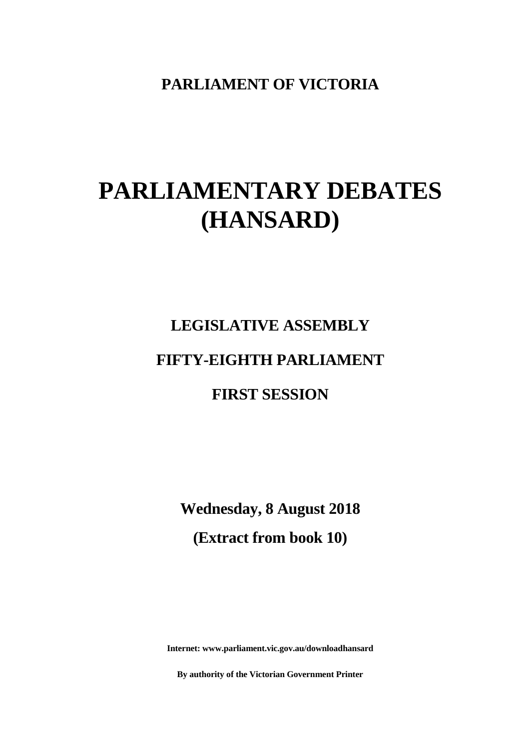**PARLIAMENT OF VICTORIA**

# PARLIAMENTARY DEBATES (HANSARD)

## LEGISLATIVE ASSEMBLY

## FIFTY-EIGHTH PARLIAMENT

## FIRST SESSION

**Wednesday, 8 August 2018**

**(Extract from book 10)**

**Internet: www.parliament.vic.gov.au/downloadhansard**

**By authority of the Victorian Government Printer**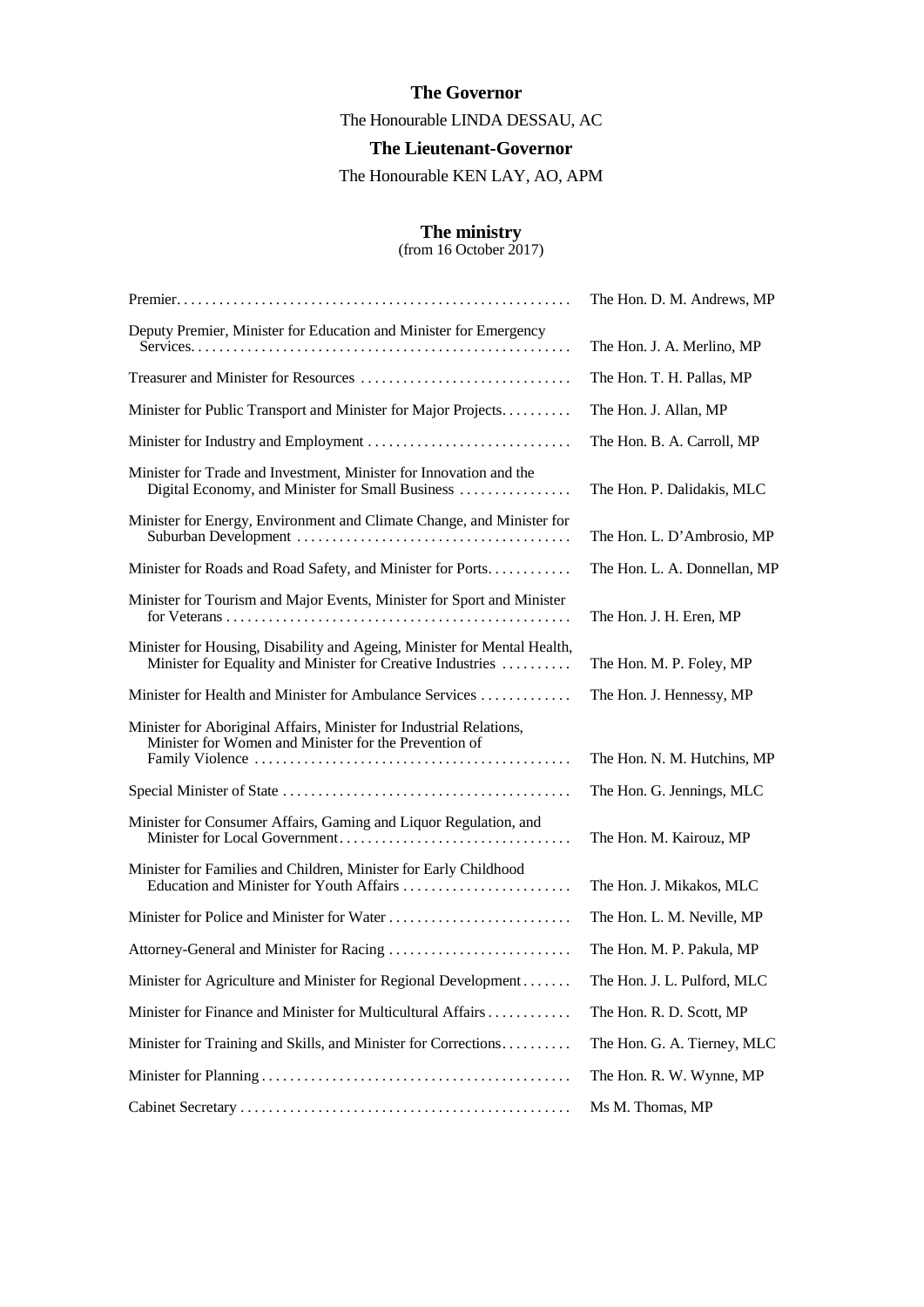**The Governor**

The Honourable LINDA DESSAU, AC

**The Lieutenant-Governor**

The Honourable KEN LAY, AO, APM

**The ministry**
(from 16 October 2017)

| Portfolio | Minister |
|---|---|
| Premier | The Hon. D. M. Andrews, MP |
| Deputy Premier, Minister for Education and Minister for Emergency Services | The Hon. J. A. Merlino, MP |
| Treasurer and Minister for Resources | The Hon. T. H. Pallas, MP |
| Minister for Public Transport and Minister for Major Projects | The Hon. J. Allan, MP |
| Minister for Industry and Employment | The Hon. B. A. Carroll, MP |
| Minister for Trade and Investment, Minister for Innovation and the Digital Economy, and Minister for Small Business | The Hon. P. Dalidakis, MLC |
| Minister for Energy, Environment and Climate Change, and Minister for Suburban Development | The Hon. L. D'Ambrosio, MP |
| Minister for Roads and Road Safety, and Minister for Ports | The Hon. L. A. Donnellan, MP |
| Minister for Tourism and Major Events, Minister for Sport and Minister for Veterans | The Hon. J. H. Eren, MP |
| Minister for Housing, Disability and Ageing, Minister for Mental Health, Minister for Equality and Minister for Creative Industries | The Hon. M. P. Foley, MP |
| Minister for Health and Minister for Ambulance Services | The Hon. J. Hennessy, MP |
| Minister for Aboriginal Affairs, Minister for Industrial Relations, Minister for Women and Minister for the Prevention of Family Violence | The Hon. N. M. Hutchins, MP |
| Special Minister of State | The Hon. G. Jennings, MLC |
| Minister for Consumer Affairs, Gaming and Liquor Regulation, and Minister for Local Government | The Hon. M. Kairouz, MP |
| Minister for Families and Children, Minister for Early Childhood Education and Minister for Youth Affairs | The Hon. J. Mikakos, MLC |
| Minister for Police and Minister for Water | The Hon. L. M. Neville, MP |
| Attorney-General and Minister for Racing | The Hon. M. P. Pakula, MP |
| Minister for Agriculture and Minister for Regional Development | The Hon. J. L. Pulford, MLC |
| Minister for Finance and Minister for Multicultural Affairs | The Hon. R. D. Scott, MP |
| Minister for Training and Skills, and Minister for Corrections | The Hon. G. A. Tierney, MLC |
| Minister for Planning | The Hon. R. W. Wynne, MP |
| Cabinet Secretary | Ms M. Thomas, MP |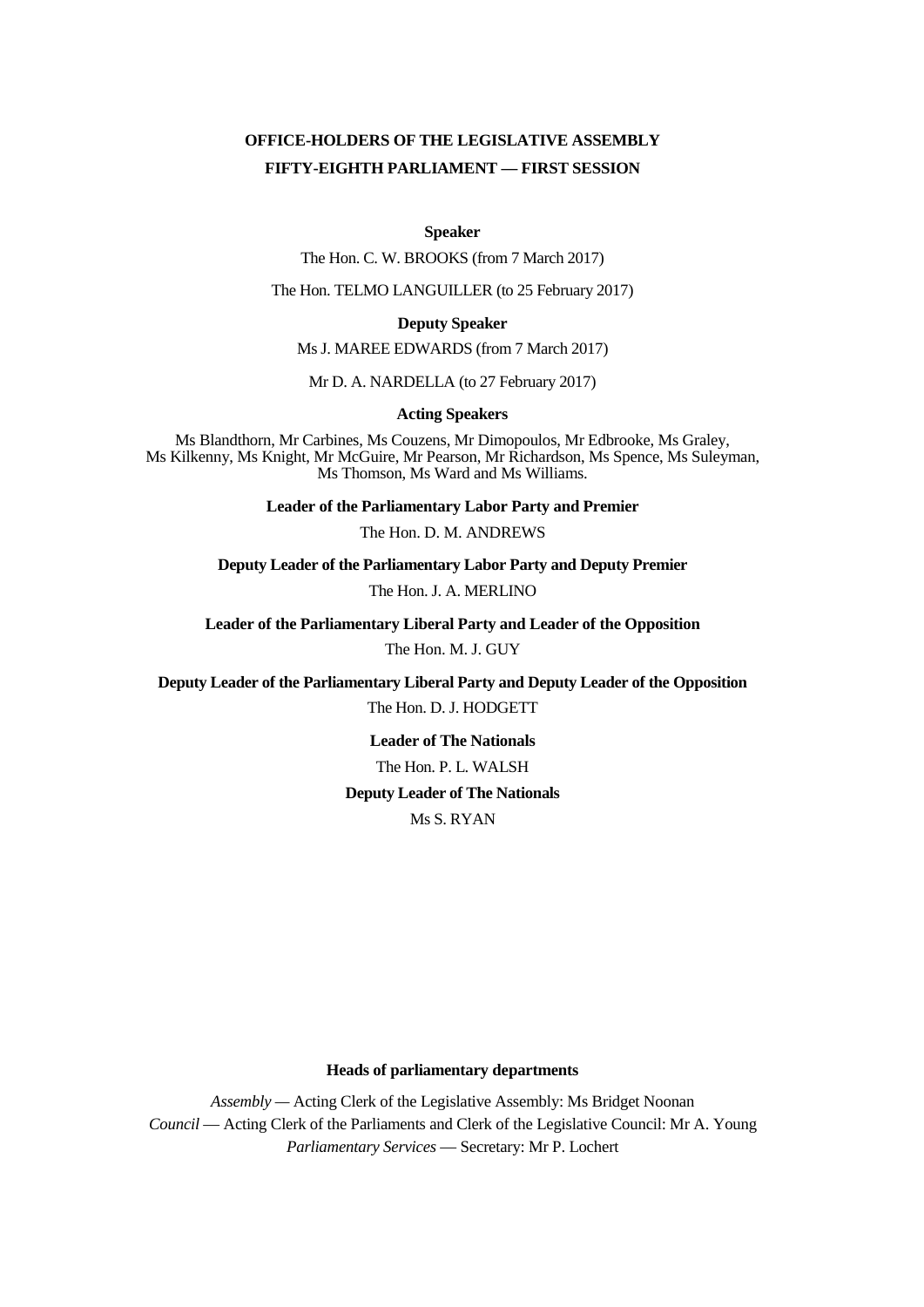# OFFICE-HOLDERS OF THE LEGISLATIVE ASSEMBLY
## FIFTY-EIGHTH PARLIAMENT — FIRST SESSION

**Speaker**

The Hon. C. W. BROOKS (from 7 March 2017)

The Hon. TELMO LANGUILLER (to 25 February 2017)

**Deputy Speaker**

Ms J. MAREE EDWARDS (from 7 March 2017)

Mr D. A. NARDELLA (to 27 February 2017)

**Acting Speakers**

Ms Blandthorn, Mr Carbines, Ms Couzens, Mr Dimopoulos, Mr Edbrooke, Ms Graley, Ms Kilkenny, Ms Knight, Mr McGuire, Mr Pearson, Mr Richardson, Ms Spence, Ms Suleyman, Ms Thomson, Ms Ward and Ms Williams.

**Leader of the Parliamentary Labor Party and Premier**

The Hon. D. M. ANDREWS

**Deputy Leader of the Parliamentary Labor Party and Deputy Premier**

The Hon. J. A. MERLINO

**Leader of the Parliamentary Liberal Party and Leader of the Opposition**

The Hon. M. J. GUY

**Deputy Leader of the Parliamentary Liberal Party and Deputy Leader of the Opposition**

The Hon. D. J. HODGETT

**Leader of The Nationals**

The Hon. P. L. WALSH

**Deputy Leader of The Nationals**

Ms S. RYAN

**Heads of parliamentary departments**

*Assembly* — Acting Clerk of the Legislative Assembly: Ms Bridget Noonan

*Council* — Acting Clerk of the Parliaments and Clerk of the Legislative Council: Mr A. Young

*Parliamentary Services* — Secretary: Mr P. Lochert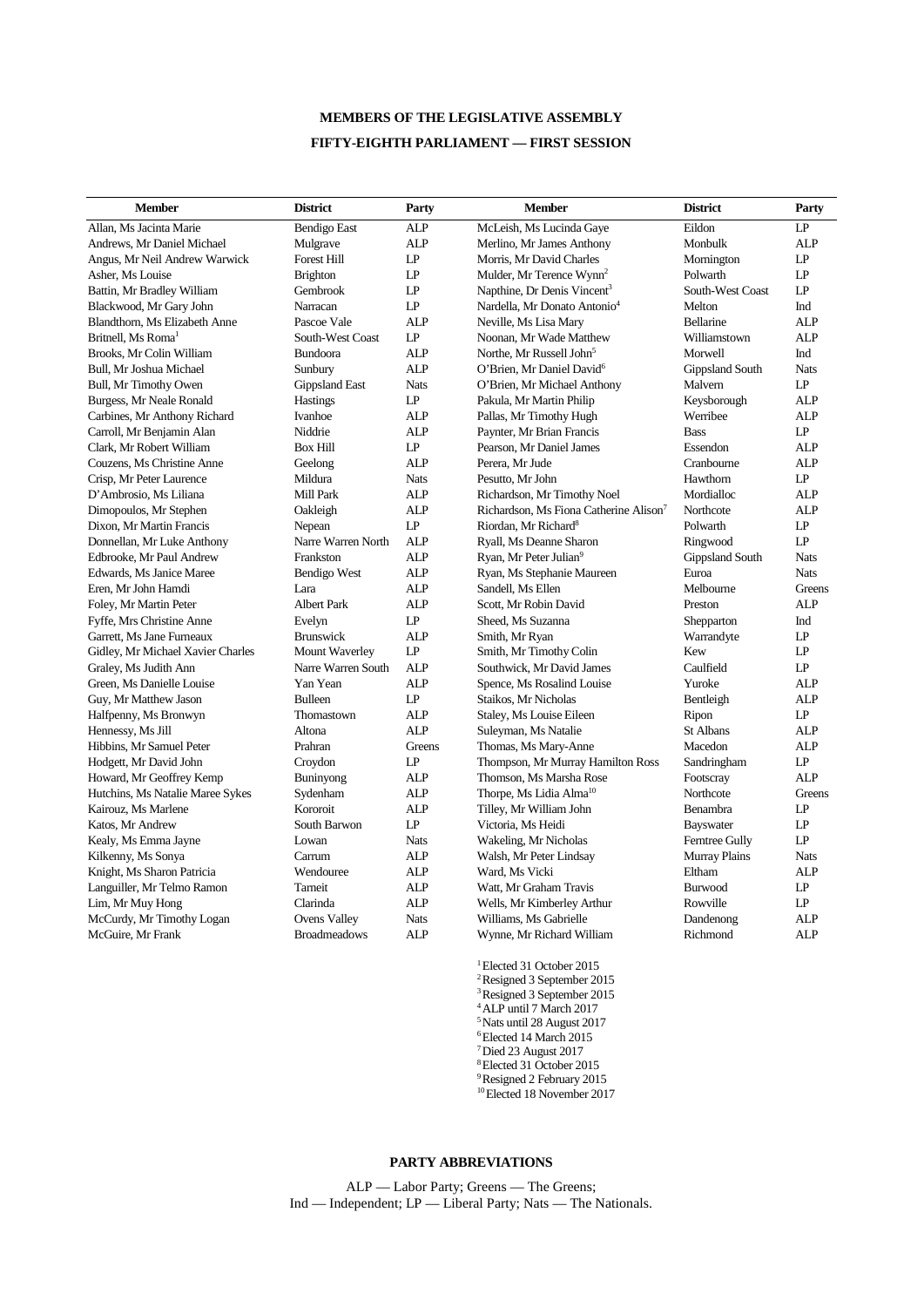**MEMBERS OF THE LEGISLATIVE ASSEMBLY**

**FIFTY-EIGHTH PARLIAMENT — FIRST SESSION**

| Member | District | Party | Member | District | Party |
|---|---|---|---|---|---|
| Allan, Ms Jacinta Marie | Bendigo East | ALP | McLeish, Ms Lucinda Gaye | Eildon | LP |
| Andrews, Mr Daniel Michael | Mulgrave | ALP | Merlino, Mr James Anthony | Monbulk | ALP |
| Angus, Mr Neil Andrew Warwick | Forest Hill | LP | Morris, Mr David Charles | Mornington | LP |
| Asher, Ms Louise | Brighton | LP | Mulder, Mr Terence Wynn[2] | Polwarth | LP |
| Battin, Mr Bradley William | Gembrook | LP | Napthine, Dr Denis Vincent[3] | South-West Coast | LP |
| Blackwood, Mr Gary John | Narracan | LP | Nardella, Mr Donato Antonio[4] | Melton | Ind |
| Blandthorn, Ms Elizabeth Anne | Pascoe Vale | ALP | Neville, Ms Lisa Mary | Bellarine | ALP |
| Britnell, Ms Roma[1] | South-West Coast | LP | Noonan, Mr Wade Matthew | Williamstown | ALP |
| Brooks, Mr Colin William | Bundoora | ALP | Northe, Mr Russell John[5] | Morwell | Ind |
| Bull, Mr Joshua Michael | Sunbury | ALP | O'Brien, Mr Daniel David[6] | Gippsland South | Nats |
| Bull, Mr Timothy Owen | Gippsland East | Nats | O'Brien, Mr Michael Anthony | Malvern | LP |
| Burgess, Mr Neale Ronald | Hastings | LP | Pakula, Mr Martin Philip | Keysborough | ALP |
| Carbines, Mr Anthony Richard | Ivanhoe | ALP | Pallas, Mr Timothy Hugh | Werribee | ALP |
| Carroll, Mr Benjamin Alan | Niddrie | ALP | Paynter, Mr Brian Francis | Bass | LP |
| Clark, Mr Robert William | Box Hill | LP | Pearson, Mr Daniel James | Essendon | ALP |
| Couzens, Ms Christine Anne | Geelong | ALP | Perera, Mr Jude | Cranbourne | ALP |
| Crisp, Mr Peter Laurence | Mildura | Nats | Pesutto, Mr John | Hawthorn | LP |
| D'Ambrosio, Ms Liliana | Mill Park | ALP | Richardson, Mr Timothy Noel | Mordialloc | ALP |
| Dimopoulos, Mr Stephen | Oakleigh | ALP | Richardson, Ms Fiona Catherine Alison[7] | Northcote | ALP |
| Dixon, Mr Martin Francis | Nepean | LP | Riordan, Mr Richard[8] | Polwarth | LP |
| Donnellan, Mr Luke Anthony | Narre Warren North | ALP | Ryall, Ms Deanne Sharon | Ringwood | LP |
| Edbrooke, Mr Paul Andrew | Frankston | ALP | Ryan, Mr Peter Julian[9] | Gippsland South | Nats |
| Edwards, Ms Janice Maree | Bendigo West | ALP | Ryan, Ms Stephanie Maureen | Euroa | Nats |
| Eren, Mr John Hamdi | Lara | ALP | Sandell, Ms Ellen | Melbourne | Greens |
| Foley, Mr Martin Peter | Albert Park | ALP | Scott, Mr Robin David | Preston | ALP |
| Fyffe, Mrs Christine Anne | Evelyn | LP | Sheed, Ms Suzanna | Shepparton | Ind |
| Garrett, Ms Jane Furneaux | Brunswick | ALP | Smith, Mr Ryan | Warrandyte | LP |
| Gidley, Mr Michael Xavier Charles | Mount Waverley | LP | Smith, Mr Timothy Colin | Kew | LP |
| Graley, Ms Judith Ann | Narre Warren South | ALP | Southwick, Mr David James | Caulfield | LP |
| Green, Ms Danielle Louise | Yan Yean | ALP | Spence, Ms Rosalind Louise | Yuroke | ALP |
| Guy, Mr Matthew Jason | Bulleen | LP | Staikos, Mr Nicholas | Bentleigh | ALP |
| Halfpenny, Ms Bronwyn | Thomastown | ALP | Staley, Ms Louise Eileen | Ripon | LP |
| Hennessy, Ms Jill | Altona | ALP | Suleyman, Ms Natalie | St Albans | ALP |
| Hibbins, Mr Samuel Peter | Prahran | Greens | Thomas, Ms Mary-Anne | Macedon | ALP |
| Hodgett, Mr David John | Croydon | LP | Thompson, Mr Murray Hamilton Ross | Sandringham | LP |
| Howard, Mr Geoffrey Kemp | Buninyong | ALP | Thomson, Ms Marsha Rose | Footscray | ALP |
| Hutchins, Ms Natalie Maree Sykes | Sydenham | ALP | Thorpe, Ms Lidia Alma[10] | Northcote | Greens |
| Kairouz, Ms Marlene | Kororoit | ALP | Tilley, Mr William John | Benambra | LP |
| Katos, Mr Andrew | South Barwon | LP | Victoria, Ms Heidi | Bayswater | LP |
| Kealy, Ms Emma Jayne | Lowan | Nats | Wakeling, Mr Nicholas | Ferntree Gully | LP |
| Kilkenny, Ms Sonya | Carrum | ALP | Walsh, Mr Peter Lindsay | Murray Plains | Nats |
| Knight, Ms Sharon Patricia | Wendouree | ALP | Ward, Ms Vicki | Eltham | ALP |
| Languiller, Mr Telmo Ramon | Tarneit | ALP | Watt, Mr Graham Travis | Burwood | LP |
| Lim, Mr Muy Hong | Clarinda | ALP | Wells, Mr Kimberley Arthur | Rowville | LP |
| McCurdy, Mr Timothy Logan | Ovens Valley | Nats | Williams, Ms Gabrielle | Dandenong | ALP |
| McGuire, Mr Frank | Broadmeadows | ALP | Wynne, Mr Richard William | Richmond | ALP |

[1] Elected 31 October 2015
[2] Resigned 3 September 2015
[3] Resigned 3 September 2015
[4] ALP until 7 March 2017
[5] Nats until 28 August 2017
[6] Elected 14 March 2015
[7] Died 23 August 2017
[8] Elected 31 October 2015
[9] Resigned 2 February 2015
[10] Elected 18 November 2017

**PARTY ABBREVIATIONS**

ALP — Labor Party; Greens — The Greens;
Ind — Independent; LP — Liberal Party; Nats — The Nationals.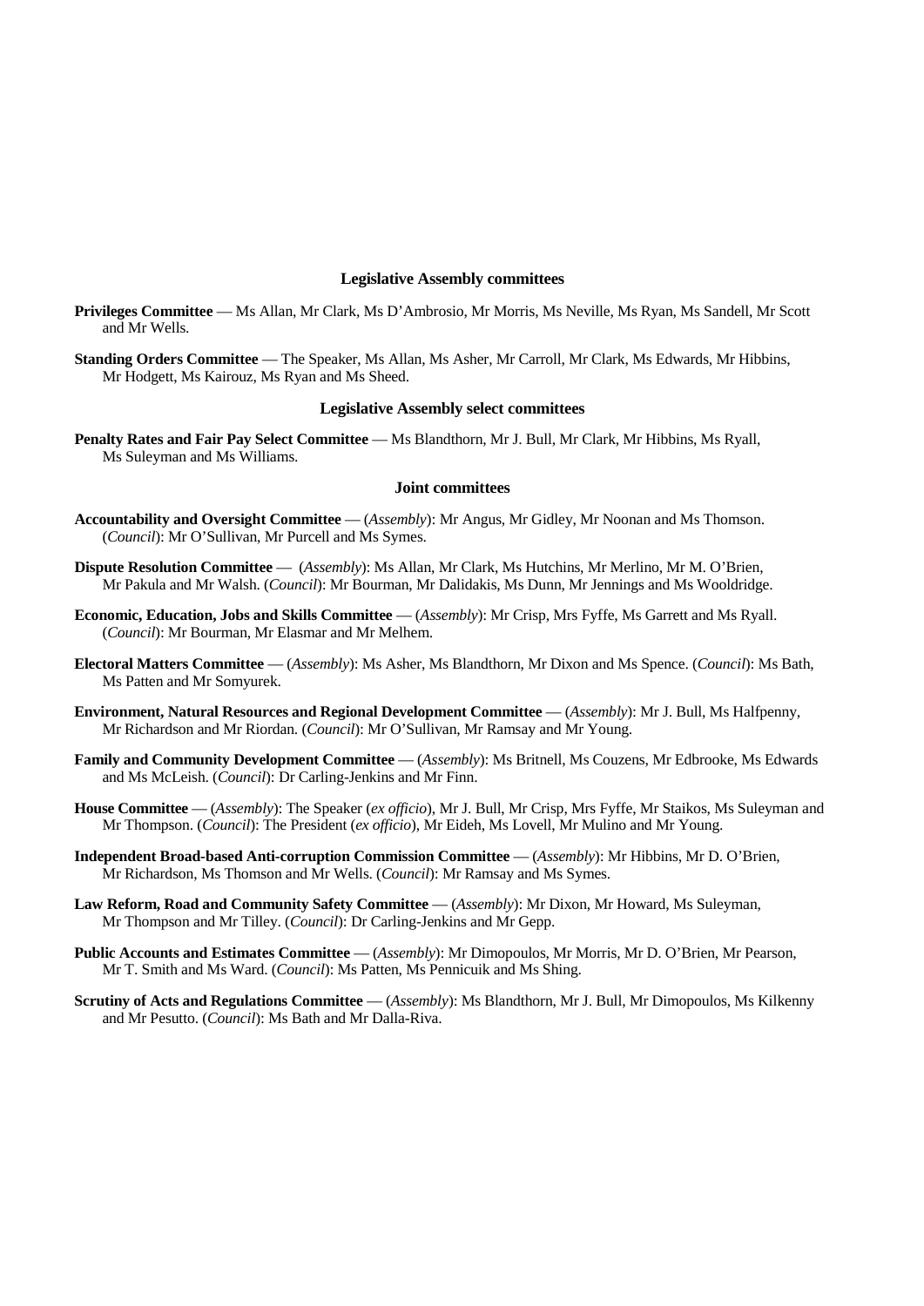### Legislative Assembly committees

**Privileges Committee** — Ms Allan, Mr Clark, Ms D'Ambrosio, Mr Morris, Ms Neville, Ms Ryan, Ms Sandell, Mr Scott and Mr Wells.

**Standing Orders Committee** — The Speaker, Ms Allan, Ms Asher, Mr Carroll, Mr Clark, Ms Edwards, Mr Hibbins, Mr Hodgett, Ms Kairouz, Ms Ryan and Ms Sheed.

### Legislative Assembly select committees

**Penalty Rates and Fair Pay Select Committee** — Ms Blandthorn, Mr J. Bull, Mr Clark, Mr Hibbins, Ms Ryall, Ms Suleyman and Ms Williams.

### Joint committees

**Accountability and Oversight Committee** — (*Assembly*): Mr Angus, Mr Gidley, Mr Noonan and Ms Thomson. (*Council*): Mr O'Sullivan, Mr Purcell and Ms Symes.

**Dispute Resolution Committee** — (*Assembly*): Ms Allan, Mr Clark, Ms Hutchins, Mr Merlino, Mr M. O'Brien, Mr Pakula and Mr Walsh. (*Council*): Mr Bourman, Mr Dalidakis, Ms Dunn, Mr Jennings and Ms Wooldridge.

**Economic, Education, Jobs and Skills Committee** — (*Assembly*): Mr Crisp, Mrs Fyffe, Ms Garrett and Ms Ryall. (*Council*): Mr Bourman, Mr Elasmar and Mr Melhem.

**Electoral Matters Committee** — (*Assembly*): Ms Asher, Ms Blandthorn, Mr Dixon and Ms Spence. (*Council*): Ms Bath, Ms Patten and Mr Somyurek.

**Environment, Natural Resources and Regional Development Committee** — (*Assembly*): Mr J. Bull, Ms Halfpenny, Mr Richardson and Mr Riordan. (*Council*): Mr O'Sullivan, Mr Ramsay and Mr Young.

**Family and Community Development Committee** — (*Assembly*): Ms Britnell, Ms Couzens, Mr Edbrooke, Ms Edwards and Ms McLeish. (*Council*): Dr Carling-Jenkins and Mr Finn.

**House Committee** — (*Assembly*): The Speaker (*ex officio*), Mr J. Bull, Mr Crisp, Mrs Fyffe, Mr Staikos, Ms Suleyman and Mr Thompson. (*Council*): The President (*ex officio*), Mr Eideh, Ms Lovell, Mr Mulino and Mr Young.

**Independent Broad-based Anti-corruption Commission Committee** — (*Assembly*): Mr Hibbins, Mr D. O'Brien, Mr Richardson, Ms Thomson and Mr Wells. (*Council*): Mr Ramsay and Ms Symes.

**Law Reform, Road and Community Safety Committee** — (*Assembly*): Mr Dixon, Mr Howard, Ms Suleyman, Mr Thompson and Mr Tilley. (*Council*): Dr Carling-Jenkins and Mr Gepp.

**Public Accounts and Estimates Committee** — (*Assembly*): Mr Dimopoulos, Mr Morris, Mr D. O'Brien, Mr Pearson, Mr T. Smith and Ms Ward. (*Council*): Ms Patten, Ms Pennicuik and Ms Shing.

**Scrutiny of Acts and Regulations Committee** — (*Assembly*): Ms Blandthorn, Mr J. Bull, Mr Dimopoulos, Ms Kilkenny and Mr Pesutto. (*Council*): Ms Bath and Mr Dalla-Riva.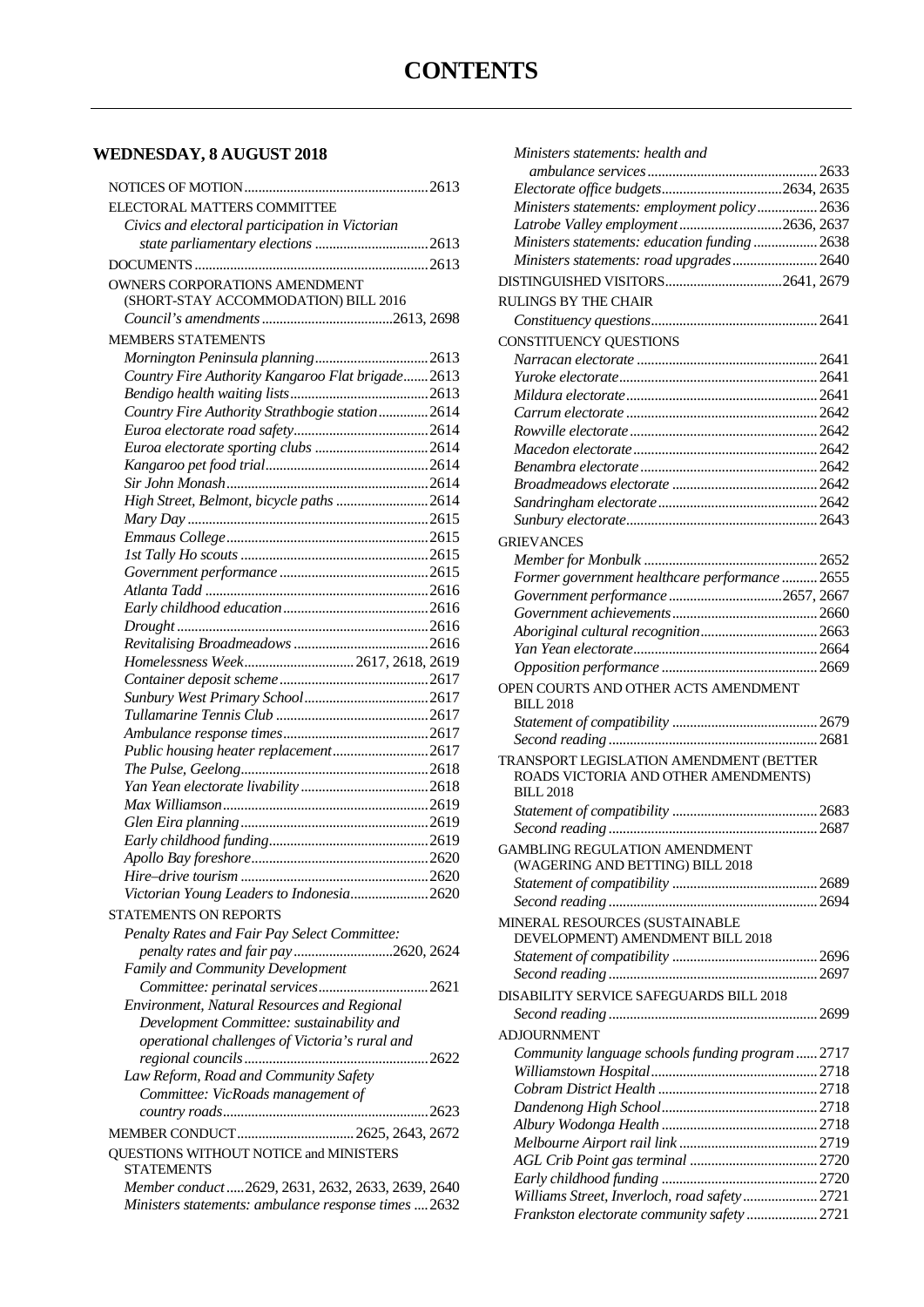# CONTENTS

## WEDNESDAY, 8 AUGUST 2018

NOTICES OF MOTION ... 2613

ELECTORAL MATTERS COMMITTEE

*Civics and electoral participation in Victorian state parliamentary elections* ... 2613

DOCUMENTS ... 2613

OWNERS CORPORATIONS AMENDMENT (SHORT-STAY ACCOMMODATION) BILL 2016

*Council's amendments* ... 2613, 2698

MEMBERS STATEMENTS

*Mornington Peninsula planning* ... 2613
*Country Fire Authority Kangaroo Flat brigade* ... 2613
*Bendigo health waiting lists* ... 2613
*Country Fire Authority Strathbogie station* ... 2614
*Euroa electorate road safety* ... 2614
*Euroa electorate sporting clubs* ... 2614
*Kangaroo pet food trial* ... 2614
*Sir John Monash* ... 2614
*High Street, Belmont, bicycle paths* ... 2614
*Mary Day* ... 2615
*Emmaus College* ... 2615
*1st Tally Ho scouts* ... 2615
*Government performance* ... 2615
*Atlanta Tadd* ... 2616
*Early childhood education* ... 2616
*Drought* ... 2616
*Revitalising Broadmeadows* ... 2616
*Homelessness Week* ... 2617, 2618, 2619
*Container deposit scheme* ... 2617
*Sunbury West Primary School* ... 2617
*Tullamarine Tennis Club* ... 2617
*Ambulance response times* ... 2617
*Public housing heater replacement* ... 2617
*The Pulse, Geelong* ... 2618
*Yan Yean electorate livability* ... 2618
*Max Williamson* ... 2619
*Glen Eira planning* ... 2619
*Early childhood funding* ... 2619
*Apollo Bay foreshore* ... 2620
*Hire–drive tourism* ... 2620
*Victorian Young Leaders to Indonesia* ... 2620

STATEMENTS ON REPORTS

*Penalty Rates and Fair Pay Select Committee: penalty rates and fair pay* ... 2620, 2624
*Family and Community Development Committee: perinatal services* ... 2621
*Environment, Natural Resources and Regional Development Committee: sustainability and operational challenges of Victoria's rural and regional councils* ... 2622
*Law Reform, Road and Community Safety Committee: VicRoads management of country roads* ... 2623

MEMBER CONDUCT ... 2625, 2643, 2672

QUESTIONS WITHOUT NOTICE and MINISTERS STATEMENTS

*Member conduct* ... 2629, 2631, 2632, 2633, 2639, 2640
*Ministers statements: ambulance response times* ... 2632
*Ministers statements: health and ambulance services* ... 2633
*Electorate office budgets* ... 2634, 2635
*Ministers statements: employment policy* ... 2636
*Latrobe Valley employment* ... 2636, 2637
*Ministers statements: education funding* ... 2638
*Ministers statements: road upgrades* ... 2640

DISTINGUISHED VISITORS ... 2641, 2679

RULINGS BY THE CHAIR

*Constituency questions* ... 2641

CONSTITUENCY QUESTIONS

*Narracan electorate* ... 2641
*Yuroke electorate* ... 2641
*Mildura electorate* ... 2641
*Carrum electorate* ... 2642
*Rowville electorate* ... 2642
*Macedon electorate* ... 2642
*Benambra electorate* ... 2642
*Broadmeadows electorate* ... 2642
*Sandringham electorate* ... 2642
*Sunbury electorate* ... 2643

GRIEVANCES

*Member for Monbulk* ... 2652
*Former government healthcare performance* ... 2655
*Government performance* ... 2657, 2667
*Government achievements* ... 2660
*Aboriginal cultural recognition* ... 2663
*Yan Yean electorate* ... 2664
*Opposition performance* ... 2669

OPEN COURTS AND OTHER ACTS AMENDMENT BILL 2018

*Statement of compatibility* ... 2679
*Second reading* ... 2681

TRANSPORT LEGISLATION AMENDMENT (BETTER ROADS VICTORIA AND OTHER AMENDMENTS) BILL 2018

*Statement of compatibility* ... 2683
*Second reading* ... 2687

GAMBLING REGULATION AMENDMENT (WAGERING AND BETTING) BILL 2018

*Statement of compatibility* ... 2689
*Second reading* ... 2694

MINERAL RESOURCES (SUSTAINABLE DEVELOPMENT) AMENDMENT BILL 2018

*Statement of compatibility* ... 2696
*Second reading* ... 2697

DISABILITY SERVICE SAFEGUARDS BILL 2018

*Second reading* ... 2699

ADJOURNMENT

*Community language schools funding program* ... 2717
*Williamstown Hospital* ... 2718
*Cobram District Health* ... 2718
*Dandenong High School* ... 2718
*Albury Wodonga Health* ... 2718
*Melbourne Airport rail link* ... 2719
*AGL Crib Point gas terminal* ... 2720
*Early childhood funding* ... 2720
*Williams Street, Inverloch, road safety* ... 2721
*Frankston electorate community safety* ... 2721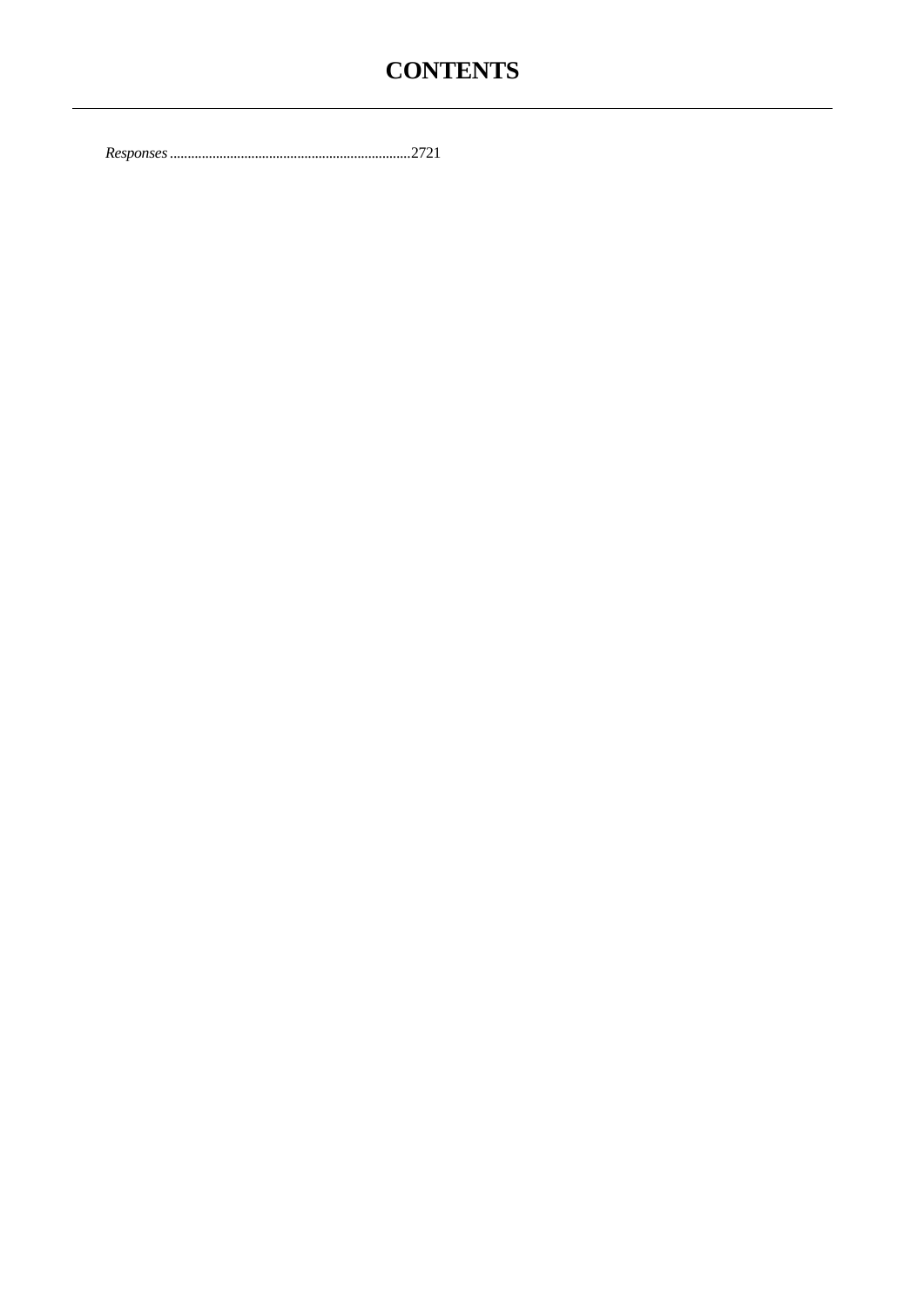# CONTENTS

*Responses*....................................................................2721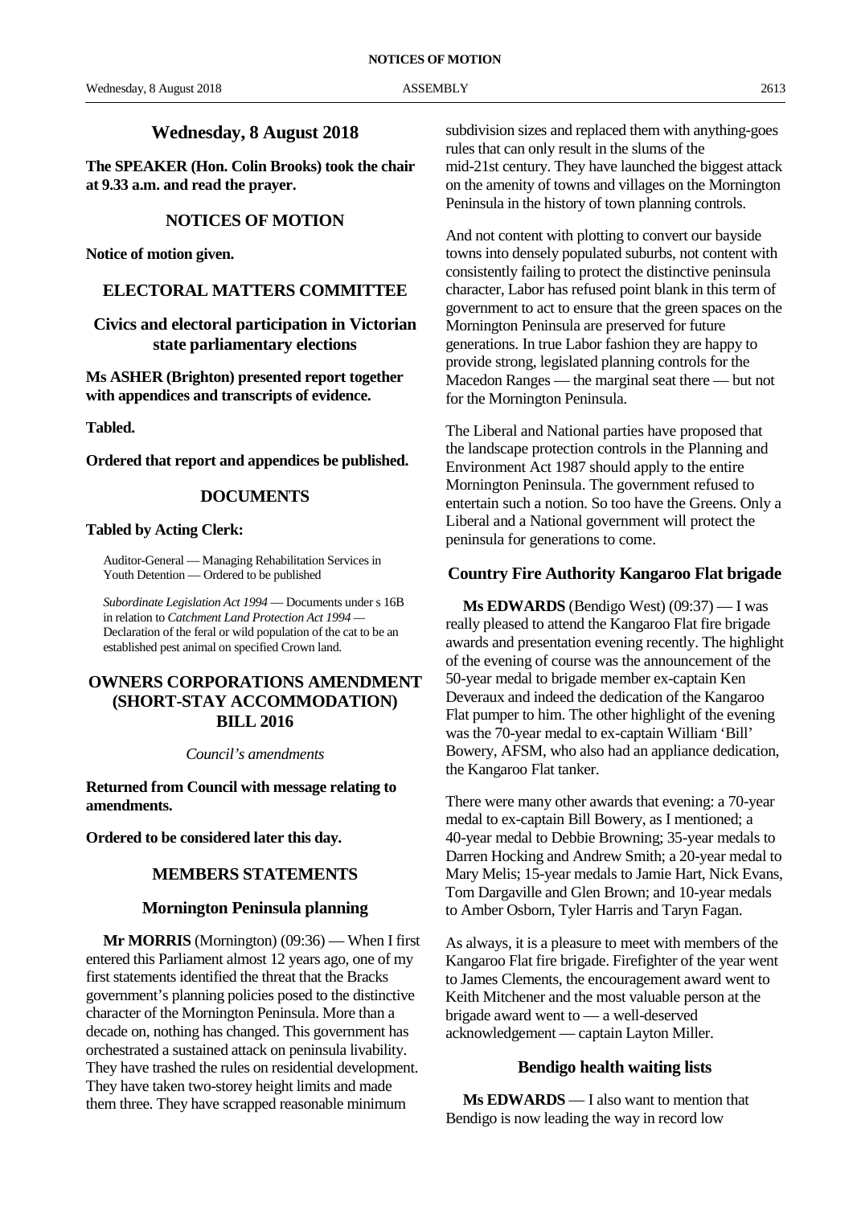## Wednesday, 8 August 2018

**The SPEAKER (Hon. Colin Brooks) took the chair at 9.33 a.m. and read the prayer.**

## NOTICES OF MOTION

**Notice of motion given.**

## ELECTORAL MATTERS COMMITTEE

### Civics and electoral participation in Victorian state parliamentary elections

**Ms ASHER (Brighton) presented report together with appendices and transcripts of evidence.**

**Tabled.**

**Ordered that report and appendices be published.**

## DOCUMENTS

**Tabled by Acting Clerk:**

Auditor-General — Managing Rehabilitation Services in Youth Detention — Ordered to be published

*Subordinate Legislation Act 1994* — Documents under s 16B in relation to *Catchment Land Protection Act 1994* — Declaration of the feral or wild population of the cat to be an established pest animal on specified Crown land.

## OWNERS CORPORATIONS AMENDMENT (SHORT-STAY ACCOMMODATION) BILL 2016

*Council's amendments*

**Returned from Council with message relating to amendments.**

**Ordered to be considered later this day.**

## MEMBERS STATEMENTS

### Mornington Peninsula planning

**Mr MORRIS** (Mornington) (09:36) — When I first entered this Parliament almost 12 years ago, one of my first statements identified the threat that the Bracks government's planning policies posed to the distinctive character of the Mornington Peninsula. More than a decade on, nothing has changed. This government has orchestrated a sustained attack on peninsula livability. They have trashed the rules on residential development. They have taken two-storey height limits and made them three. They have scrapped reasonable minimum subdivision sizes and replaced them with anything-goes rules that can only result in the slums of the mid-21st century. They have launched the biggest attack on the amenity of towns and villages on the Mornington Peninsula in the history of town planning controls.

And not content with plotting to convert our bayside towns into densely populated suburbs, not content with consistently failing to protect the distinctive peninsula character, Labor has refused point blank in this term of government to act to ensure that the green spaces on the Mornington Peninsula are preserved for future generations. In true Labor fashion they are happy to provide strong, legislated planning controls for the Macedon Ranges — the marginal seat there — but not for the Mornington Peninsula.

The Liberal and National parties have proposed that the landscape protection controls in the Planning and Environment Act 1987 should apply to the entire Mornington Peninsula. The government refused to entertain such a notion. So too have the Greens. Only a Liberal and a National government will protect the peninsula for generations to come.

### Country Fire Authority Kangaroo Flat brigade

**Ms EDWARDS** (Bendigo West) (09:37) — I was really pleased to attend the Kangaroo Flat fire brigade awards and presentation evening recently. The highlight of the evening of course was the announcement of the 50-year medal to brigade member ex-captain Ken Deveraux and indeed the dedication of the Kangaroo Flat pumper to him. The other highlight of the evening was the 70-year medal to ex-captain William 'Bill' Bowery, AFSM, who also had an appliance dedication, the Kangaroo Flat tanker.

There were many other awards that evening: a 70-year medal to ex-captain Bill Bowery, as I mentioned; a 40-year medal to Debbie Browning; 35-year medals to Darren Hocking and Andrew Smith; a 20-year medal to Mary Melis; 15-year medals to Jamie Hart, Nick Evans, Tom Dargaville and Glen Brown; and 10-year medals to Amber Osborn, Tyler Harris and Taryn Fagan.

As always, it is a pleasure to meet with members of the Kangaroo Flat fire brigade. Firefighter of the year went to James Clements, the encouragement award went to Keith Mitchener and the most valuable person at the brigade award went to — a well-deserved acknowledgement — captain Layton Miller.

### Bendigo health waiting lists

**Ms EDWARDS** — I also want to mention that Bendigo is now leading the way in record low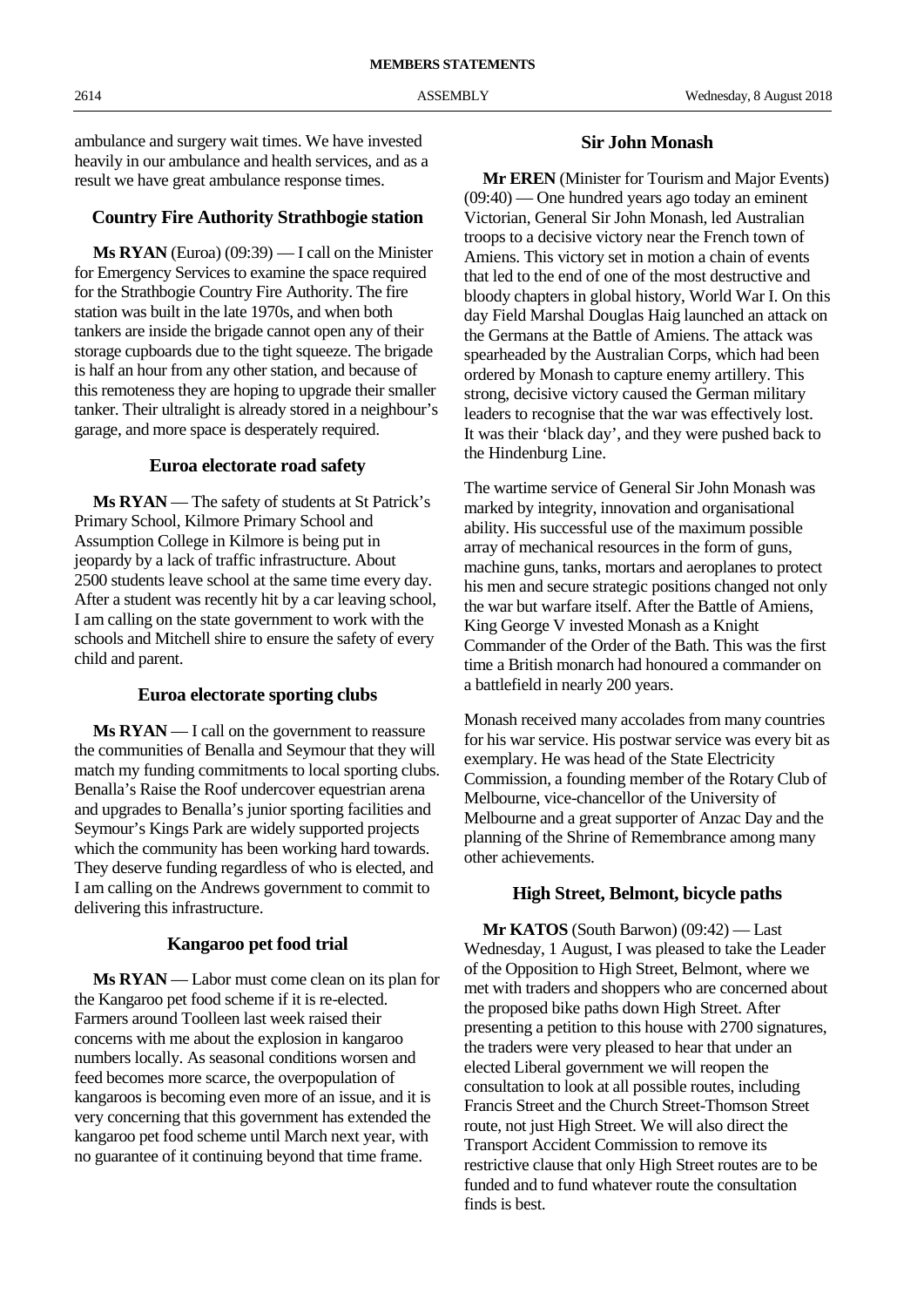ambulance and surgery wait times. We have invested heavily in our ambulance and health services, and as a result we have great ambulance response times.

## Country Fire Authority Strathbogie station

**Ms RYAN** (Euroa) (09:39) — I call on the Minister for Emergency Services to examine the space required for the Strathbogie Country Fire Authority. The fire station was built in the late 1970s, and when both tankers are inside the brigade cannot open any of their storage cupboards due to the tight squeeze. The brigade is half an hour from any other station, and because of this remoteness they are hoping to upgrade their smaller tanker. Their ultralight is already stored in a neighbour's garage, and more space is desperately required.

## Euroa electorate road safety

**Ms RYAN** — The safety of students at St Patrick's Primary School, Kilmore Primary School and Assumption College in Kilmore is being put in jeopardy by a lack of traffic infrastructure. About 2500 students leave school at the same time every day. After a student was recently hit by a car leaving school, I am calling on the state government to work with the schools and Mitchell shire to ensure the safety of every child and parent.

## Euroa electorate sporting clubs

**Ms RYAN** — I call on the government to reassure the communities of Benalla and Seymour that they will match my funding commitments to local sporting clubs. Benalla's Raise the Roof undercover equestrian arena and upgrades to Benalla's junior sporting facilities and Seymour's Kings Park are widely supported projects which the community has been working hard towards. They deserve funding regardless of who is elected, and I am calling on the Andrews government to commit to delivering this infrastructure.

## Kangaroo pet food trial

**Ms RYAN** — Labor must come clean on its plan for the Kangaroo pet food scheme if it is re-elected. Farmers around Toolleen last week raised their concerns with me about the explosion in kangaroo numbers locally. As seasonal conditions worsen and feed becomes more scarce, the overpopulation of kangaroos is becoming even more of an issue, and it is very concerning that this government has extended the kangaroo pet food scheme until March next year, with no guarantee of it continuing beyond that time frame.

## Sir John Monash

**Mr EREN** (Minister for Tourism and Major Events) (09:40) — One hundred years ago today an eminent Victorian, General Sir John Monash, led Australian troops to a decisive victory near the French town of Amiens. This victory set in motion a chain of events that led to the end of one of the most destructive and bloody chapters in global history, World War I. On this day Field Marshal Douglas Haig launched an attack on the Germans at the Battle of Amiens. The attack was spearheaded by the Australian Corps, which had been ordered by Monash to capture enemy artillery. This strong, decisive victory caused the German military leaders to recognise that the war was effectively lost. It was their 'black day', and they were pushed back to the Hindenburg Line.

The wartime service of General Sir John Monash was marked by integrity, innovation and organisational ability. His successful use of the maximum possible array of mechanical resources in the form of guns, machine guns, tanks, mortars and aeroplanes to protect his men and secure strategic positions changed not only the war but warfare itself. After the Battle of Amiens, King George V invested Monash as a Knight Commander of the Order of the Bath. This was the first time a British monarch had honoured a commander on a battlefield in nearly 200 years.

Monash received many accolades from many countries for his war service. His postwar service was every bit as exemplary. He was head of the State Electricity Commission, a founding member of the Rotary Club of Melbourne, vice-chancellor of the University of Melbourne and a great supporter of Anzac Day and the planning of the Shrine of Remembrance among many other achievements.

## High Street, Belmont, bicycle paths

**Mr KATOS** (South Barwon) (09:42) — Last Wednesday, 1 August, I was pleased to take the Leader of the Opposition to High Street, Belmont, where we met with traders and shoppers who are concerned about the proposed bike paths down High Street. After presenting a petition to this house with 2700 signatures, the traders were very pleased to hear that under an elected Liberal government we will reopen the consultation to look at all possible routes, including Francis Street and the Church Street-Thomson Street route, not just High Street. We will also direct the Transport Accident Commission to remove its restrictive clause that only High Street routes are to be funded and to fund whatever route the consultation finds is best.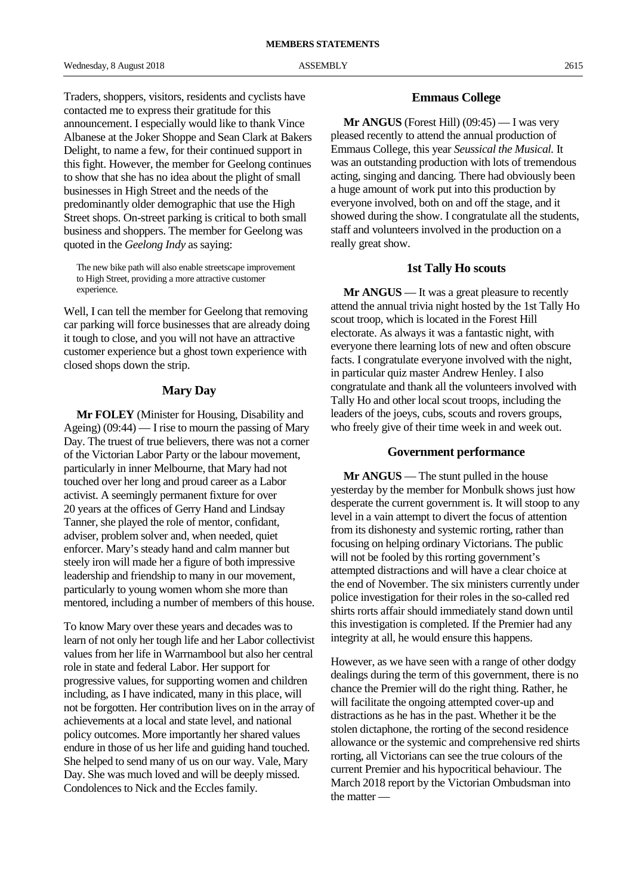Traders, shoppers, visitors, residents and cyclists have contacted me to express their gratitude for this announcement. I especially would like to thank Vince Albanese at the Joker Shoppe and Sean Clark at Bakers Delight, to name a few, for their continued support in this fight. However, the member for Geelong continues to show that she has no idea about the plight of small businesses in High Street and the needs of the predominantly older demographic that use the High Street shops. On-street parking is critical to both small business and shoppers. The member for Geelong was quoted in the *Geelong Indy* as saying:

> The new bike path will also enable streetscape improvement to High Street, providing a more attractive customer experience.

Well, I can tell the member for Geelong that removing car parking will force businesses that are already doing it tough to close, and you will not have an attractive customer experience but a ghost town experience with closed shops down the strip.

## Mary Day

**Mr FOLEY** (Minister for Housing, Disability and Ageing) (09:44) — I rise to mourn the passing of Mary Day. The truest of true believers, there was not a corner of the Victorian Labor Party or the labour movement, particularly in inner Melbourne, that Mary had not touched over her long and proud career as a Labor activist. A seemingly permanent fixture for over 20 years at the offices of Gerry Hand and Lindsay Tanner, she played the role of mentor, confidant, adviser, problem solver and, when needed, quiet enforcer. Mary's steady hand and calm manner but steely iron will made her a figure of both impressive leadership and friendship to many in our movement, particularly to young women whom she more than mentored, including a number of members of this house.

To know Mary over these years and decades was to learn of not only her tough life and her Labor collectivist values from her life in Warrnambool but also her central role in state and federal Labor. Her support for progressive values, for supporting women and children including, as I have indicated, many in this place, will not be forgotten. Her contribution lives on in the array of achievements at a local and state level, and national policy outcomes. More importantly her shared values endure in those of us her life and guiding hand touched. She helped to send many of us on our way. Vale, Mary Day. She was much loved and will be deeply missed. Condolences to Nick and the Eccles family.

## Emmaus College

**Mr ANGUS** (Forest Hill) (09:45) — I was very pleased recently to attend the annual production of Emmaus College, this year *Seussical the Musical.* It was an outstanding production with lots of tremendous acting, singing and dancing. There had obviously been a huge amount of work put into this production by everyone involved, both on and off the stage, and it showed during the show. I congratulate all the students, staff and volunteers involved in the production on a really great show.

## 1st Tally Ho scouts

**Mr ANGUS** — It was a great pleasure to recently attend the annual trivia night hosted by the 1st Tally Ho scout troop, which is located in the Forest Hill electorate. As always it was a fantastic night, with everyone there learning lots of new and often obscure facts. I congratulate everyone involved with the night, in particular quiz master Andrew Henley. I also congratulate and thank all the volunteers involved with Tally Ho and other local scout troops, including the leaders of the joeys, cubs, scouts and rovers groups, who freely give of their time week in and week out.

## Government performance

**Mr ANGUS** — The stunt pulled in the house yesterday by the member for Monbulk shows just how desperate the current government is. It will stoop to any level in a vain attempt to divert the focus of attention from its dishonesty and systemic rorting, rather than focusing on helping ordinary Victorians. The public will not be fooled by this rorting government's attempted distractions and will have a clear choice at the end of November. The six ministers currently under police investigation for their roles in the so-called red shirts rorts affair should immediately stand down until this investigation is completed. If the Premier had any integrity at all, he would ensure this happens.

However, as we have seen with a range of other dodgy dealings during the term of this government, there is no chance the Premier will do the right thing. Rather, he will facilitate the ongoing attempted cover-up and distractions as he has in the past. Whether it be the stolen dictaphone, the rorting of the second residence allowance or the systemic and comprehensive red shirts rorting, all Victorians can see the true colours of the current Premier and his hypocritical behaviour. The March 2018 report by the Victorian Ombudsman into the matter —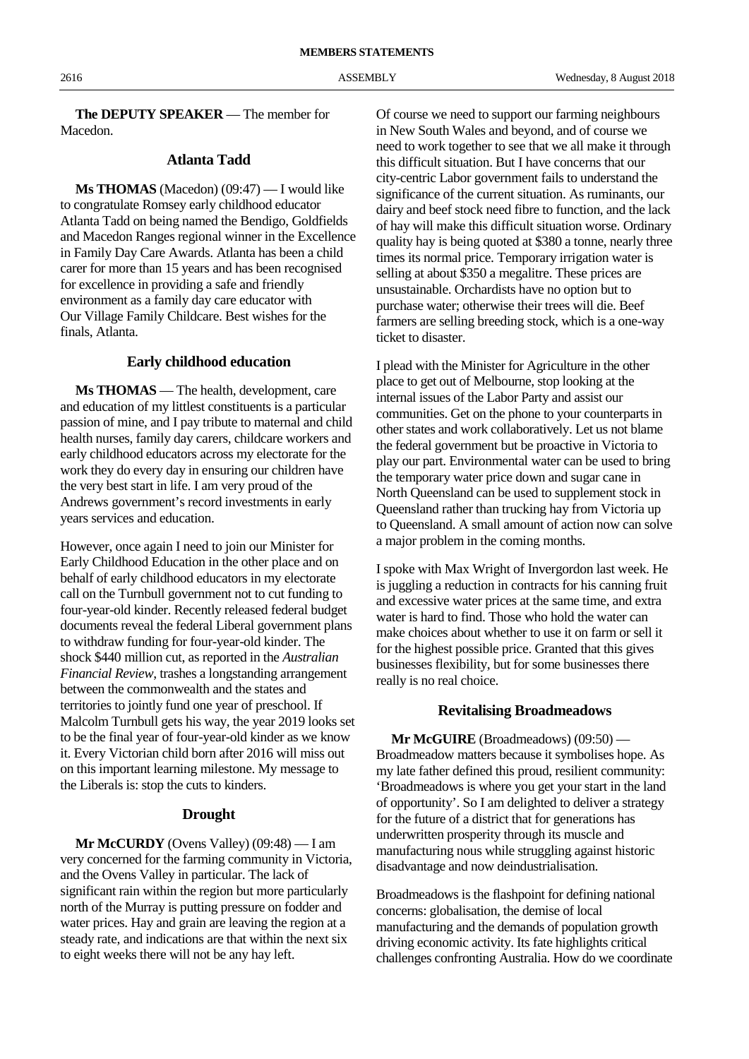**The DEPUTY SPEAKER** — The member for Macedon.

## Atlanta Tadd

**Ms THOMAS** (Macedon) (09:47) — I would like to congratulate Romsey early childhood educator Atlanta Tadd on being named the Bendigo, Goldfields and Macedon Ranges regional winner in the Excellence in Family Day Care Awards. Atlanta has been a child carer for more than 15 years and has been recognised for excellence in providing a safe and friendly environment as a family day care educator with Our Village Family Childcare. Best wishes for the finals, Atlanta.

## Early childhood education

**Ms THOMAS** — The health, development, care and education of my littlest constituents is a particular passion of mine, and I pay tribute to maternal and child health nurses, family day carers, childcare workers and early childhood educators across my electorate for the work they do every day in ensuring our children have the very best start in life. I am very proud of the Andrews government's record investments in early years services and education.

However, once again I need to join our Minister for Early Childhood Education in the other place and on behalf of early childhood educators in my electorate call on the Turnbull government not to cut funding to four-year-old kinder. Recently released federal budget documents reveal the federal Liberal government plans to withdraw funding for four-year-old kinder. The shock $440 million cut, as reported in the *Australian Financial Review*, trashes a longstanding arrangement between the commonwealth and the states and territories to jointly fund one year of preschool. If Malcolm Turnbull gets his way, the year 2019 looks set to be the final year of four-year-old kinder as we know it. Every Victorian child born after 2016 will miss out on this important learning milestone. My message to the Liberals is: stop the cuts to kinders.

## Drought

**Mr McCURDY** (Ovens Valley) (09:48) — I am very concerned for the farming community in Victoria, and the Ovens Valley in particular. The lack of significant rain within the region but more particularly north of the Murray is putting pressure on fodder and water prices. Hay and grain are leaving the region at a steady rate, and indications are that within the next six to eight weeks there will not be any hay left.

Of course we need to support our farming neighbours in New South Wales and beyond, and of course we need to work together to see that we all make it through this difficult situation. But I have concerns that our city-centric Labor government fails to understand the significance of the current situation. As ruminants, our dairy and beef stock need fibre to function, and the lack of hay will make this difficult situation worse. Ordinary quality hay is being quoted at $380 a tonne, nearly three times its normal price. Temporary irrigation water is selling at about $350 a megalitre. These prices are unsustainable. Orchardists have no option but to purchase water; otherwise their trees will die. Beef farmers are selling breeding stock, which is a one-way ticket to disaster.

I plead with the Minister for Agriculture in the other place to get out of Melbourne, stop looking at the internal issues of the Labor Party and assist our communities. Get on the phone to your counterparts in other states and work collaboratively. Let us not blame the federal government but be proactive in Victoria to play our part. Environmental water can be used to bring the temporary water price down and sugar cane in North Queensland can be used to supplement stock in Queensland rather than trucking hay from Victoria up to Queensland. A small amount of action now can solve a major problem in the coming months.

I spoke with Max Wright of Invergordon last week. He is juggling a reduction in contracts for his canning fruit and excessive water prices at the same time, and extra water is hard to find. Those who hold the water can make choices about whether to use it on farm or sell it for the highest possible price. Granted that this gives businesses flexibility, but for some businesses there really is no real choice.

## Revitalising Broadmeadows

**Mr McGUIRE** (Broadmeadows) (09:50) — Broadmeadow matters because it symbolises hope. As my late father defined this proud, resilient community: 'Broadmeadows is where you get your start in the land of opportunity'. So I am delighted to deliver a strategy for the future of a district that for generations has underwritten prosperity through its muscle and manufacturing nous while struggling against historic disadvantage and now deindustrialisation.

Broadmeadows is the flashpoint for defining national concerns: globalisation, the demise of local manufacturing and the demands of population growth driving economic activity. Its fate highlights critical challenges confronting Australia. How do we coordinate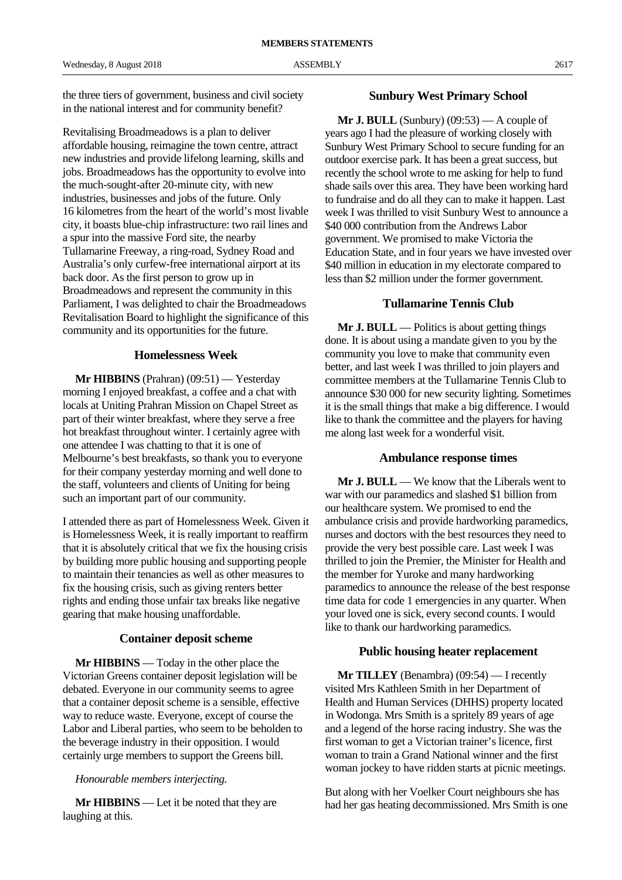the three tiers of government, business and civil society in the national interest and for community benefit?

Revitalising Broadmeadows is a plan to deliver affordable housing, reimagine the town centre, attract new industries and provide lifelong learning, skills and jobs. Broadmeadows has the opportunity to evolve into the much-sought-after 20-minute city, with new industries, businesses and jobs of the future. Only 16 kilometres from the heart of the world's most livable city, it boasts blue-chip infrastructure: two rail lines and a spur into the massive Ford site, the nearby Tullamarine Freeway, a ring-road, Sydney Road and Australia's only curfew-free international airport at its back door. As the first person to grow up in Broadmeadows and represent the community in this Parliament, I was delighted to chair the Broadmeadows Revitalisation Board to highlight the significance of this community and its opportunities for the future.

## Homelessness Week

**Mr HIBBINS** (Prahran) (09:51) — Yesterday morning I enjoyed breakfast, a coffee and a chat with locals at Uniting Prahran Mission on Chapel Street as part of their winter breakfast, where they serve a free hot breakfast throughout winter. I certainly agree with one attendee I was chatting to that it is one of Melbourne's best breakfasts, so thank you to everyone for their company yesterday morning and well done to the staff, volunteers and clients of Uniting for being such an important part of our community.

I attended there as part of Homelessness Week. Given it is Homelessness Week, it is really important to reaffirm that it is absolutely critical that we fix the housing crisis by building more public housing and supporting people to maintain their tenancies as well as other measures to fix the housing crisis, such as giving renters better rights and ending those unfair tax breaks like negative gearing that make housing unaffordable.

## Container deposit scheme

**Mr HIBBINS** — Today in the other place the Victorian Greens container deposit legislation will be debated. Everyone in our community seems to agree that a container deposit scheme is a sensible, effective way to reduce waste. Everyone, except of course the Labor and Liberal parties, who seem to be beholden to the beverage industry in their opposition. I would certainly urge members to support the Greens bill.

*Honourable members interjecting.*

**Mr HIBBINS** — Let it be noted that they are laughing at this.

## Sunbury West Primary School

**Mr J. BULL** (Sunbury) (09:53) — A couple of years ago I had the pleasure of working closely with Sunbury West Primary School to secure funding for an outdoor exercise park. It has been a great success, but recently the school wrote to me asking for help to fund shade sails over this area. They have been working hard to fundraise and do all they can to make it happen. Last week I was thrilled to visit Sunbury West to announce a $40 000 contribution from the Andrews Labor government. We promised to make Victoria the Education State, and in four years we have invested over $40 million in education in my electorate compared to less than $2 million under the former government.

## Tullamarine Tennis Club

**Mr J. BULL** — Politics is about getting things done. It is about using a mandate given to you by the community you love to make that community even better, and last week I was thrilled to join players and committee members at the Tullamarine Tennis Club to announce $30 000 for new security lighting. Sometimes it is the small things that make a big difference. I would like to thank the committee and the players for having me along last week for a wonderful visit.

## Ambulance response times

**Mr J. BULL** — We know that the Liberals went to war with our paramedics and slashed $1 billion from our healthcare system. We promised to end the ambulance crisis and provide hardworking paramedics, nurses and doctors with the best resources they need to provide the very best possible care. Last week I was thrilled to join the Premier, the Minister for Health and the member for Yuroke and many hardworking paramedics to announce the release of the best response time data for code 1 emergencies in any quarter. When your loved one is sick, every second counts. I would like to thank our hardworking paramedics.

## Public housing heater replacement

**Mr TILLEY** (Benambra) (09:54) — I recently visited Mrs Kathleen Smith in her Department of Health and Human Services (DHHS) property located in Wodonga. Mrs Smith is a spritely 89 years of age and a legend of the horse racing industry. She was the first woman to get a Victorian trainer's licence, first woman to train a Grand National winner and the first woman jockey to have ridden starts at picnic meetings.

But along with her Voelker Court neighbours she has had her gas heating decommissioned. Mrs Smith is one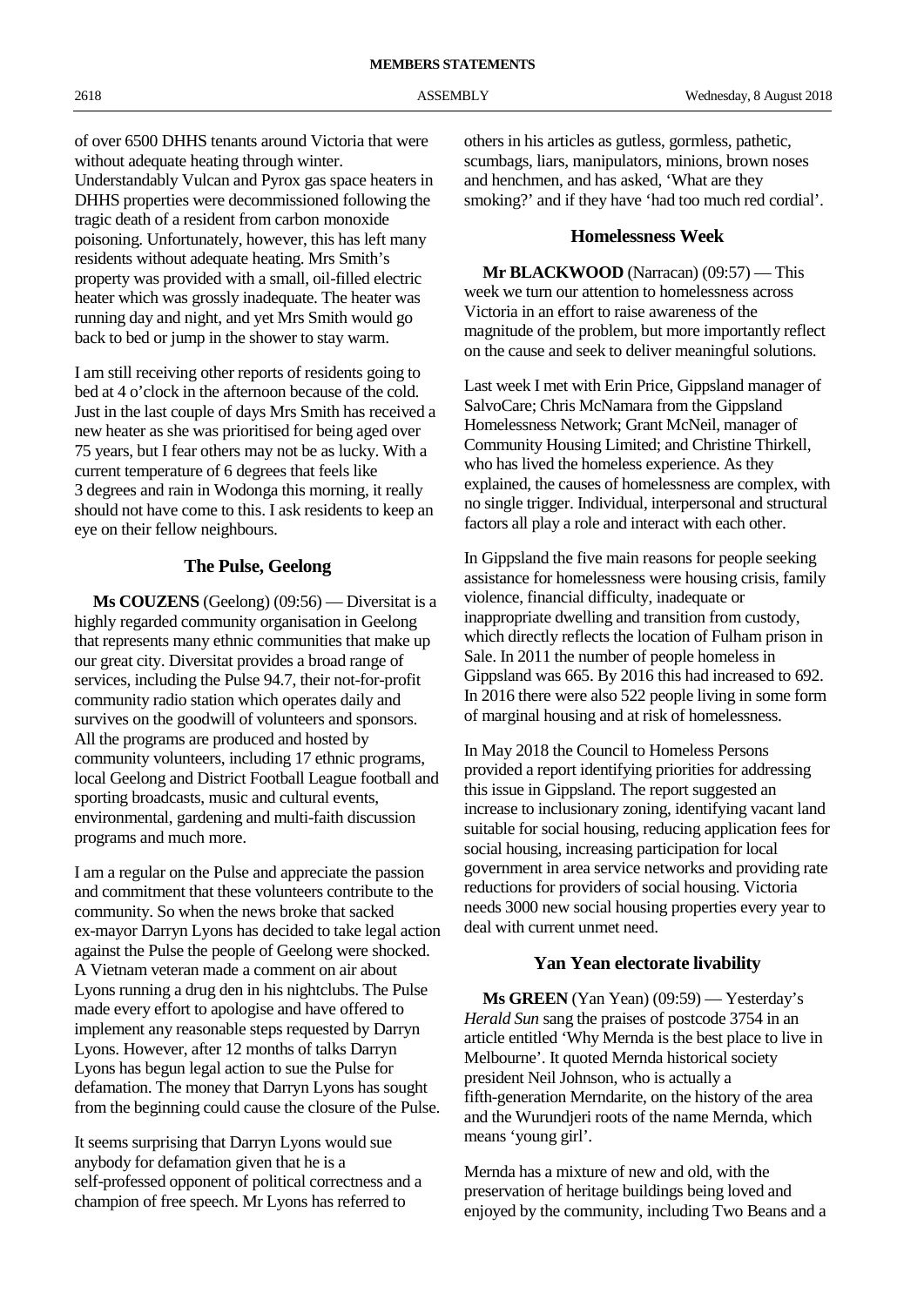of over 6500 DHHS tenants around Victoria that were without adequate heating through winter. Understandably Vulcan and Pyrox gas space heaters in DHHS properties were decommissioned following the tragic death of a resident from carbon monoxide poisoning. Unfortunately, however, this has left many residents without adequate heating. Mrs Smith's property was provided with a small, oil-filled electric heater which was grossly inadequate. The heater was running day and night, and yet Mrs Smith would go back to bed or jump in the shower to stay warm.

I am still receiving other reports of residents going to bed at 4 o'clock in the afternoon because of the cold. Just in the last couple of days Mrs Smith has received a new heater as she was prioritised for being aged over 75 years, but I fear others may not be as lucky. With a current temperature of 6 degrees that feels like 3 degrees and rain in Wodonga this morning, it really should not have come to this. I ask residents to keep an eye on their fellow neighbours.

## The Pulse, Geelong

**Ms COUZENS** (Geelong) (09:56) — Diversitat is a highly regarded community organisation in Geelong that represents many ethnic communities that make up our great city. Diversitat provides a broad range of services, including the Pulse 94.7, their not-for-profit community radio station which operates daily and survives on the goodwill of volunteers and sponsors. All the programs are produced and hosted by community volunteers, including 17 ethnic programs, local Geelong and District Football League football and sporting broadcasts, music and cultural events, environmental, gardening and multi-faith discussion programs and much more.

I am a regular on the Pulse and appreciate the passion and commitment that these volunteers contribute to the community. So when the news broke that sacked ex-mayor Darryn Lyons has decided to take legal action against the Pulse the people of Geelong were shocked. A Vietnam veteran made a comment on air about Lyons running a drug den in his nightclubs. The Pulse made every effort to apologise and have offered to implement any reasonable steps requested by Darryn Lyons. However, after 12 months of talks Darryn Lyons has begun legal action to sue the Pulse for defamation. The money that Darryn Lyons has sought from the beginning could cause the closure of the Pulse.

It seems surprising that Darryn Lyons would sue anybody for defamation given that he is a self-professed opponent of political correctness and a champion of free speech. Mr Lyons has referred to others in his articles as gutless, gormless, pathetic, scumbags, liars, manipulators, minions, brown noses and henchmen, and has asked, 'What are they smoking?' and if they have 'had too much red cordial'.

## Homelessness Week

**Mr BLACKWOOD** (Narracan) (09:57) — This week we turn our attention to homelessness across Victoria in an effort to raise awareness of the magnitude of the problem, but more importantly reflect on the cause and seek to deliver meaningful solutions.

Last week I met with Erin Price, Gippsland manager of SalvoCare; Chris McNamara from the Gippsland Homelessness Network; Grant McNeil, manager of Community Housing Limited; and Christine Thirkell, who has lived the homeless experience. As they explained, the causes of homelessness are complex, with no single trigger. Individual, interpersonal and structural factors all play a role and interact with each other.

In Gippsland the five main reasons for people seeking assistance for homelessness were housing crisis, family violence, financial difficulty, inadequate or inappropriate dwelling and transition from custody, which directly reflects the location of Fulham prison in Sale. In 2011 the number of people homeless in Gippsland was 665. By 2016 this had increased to 692. In 2016 there were also 522 people living in some form of marginal housing and at risk of homelessness.

In May 2018 the Council to Homeless Persons provided a report identifying priorities for addressing this issue in Gippsland. The report suggested an increase to inclusionary zoning, identifying vacant land suitable for social housing, reducing application fees for social housing, increasing participation for local government in area service networks and providing rate reductions for providers of social housing. Victoria needs 3000 new social housing properties every year to deal with current unmet need.

## Yan Yean electorate livability

**Ms GREEN** (Yan Yean) (09:59) — Yesterday's *Herald Sun* sang the praises of postcode 3754 in an article entitled 'Why Mernda is the best place to live in Melbourne'. It quoted Mernda historical society president Neil Johnson, who is actually a fifth-generation Merndarite, on the history of the area and the Wurundjeri roots of the name Mernda, which means 'young girl'.

Mernda has a mixture of new and old, with the preservation of heritage buildings being loved and enjoyed by the community, including Two Beans and a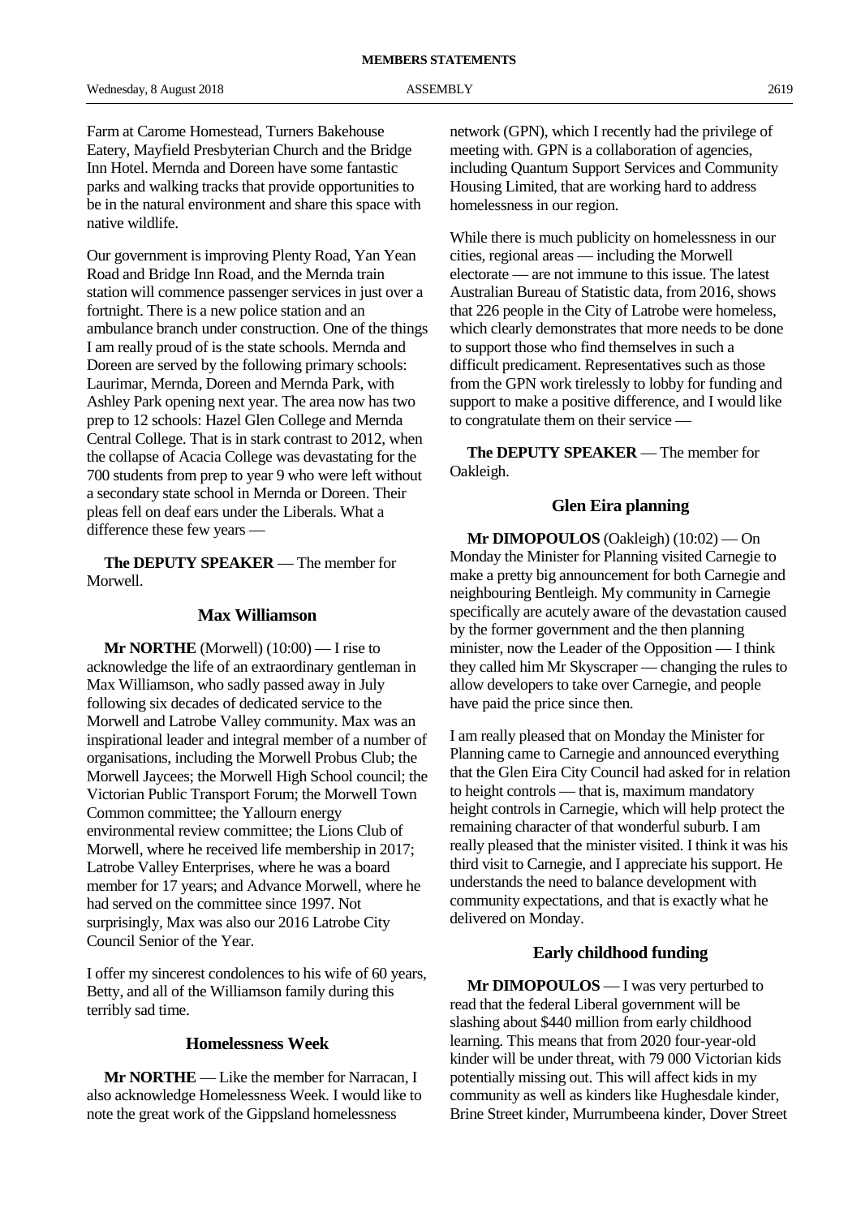Farm at Carome Homestead, Turners Bakehouse Eatery, Mayfield Presbyterian Church and the Bridge Inn Hotel. Mernda and Doreen have some fantastic parks and walking tracks that provide opportunities to be in the natural environment and share this space with native wildlife.

Our government is improving Plenty Road, Yan Yean Road and Bridge Inn Road, and the Mernda train station will commence passenger services in just over a fortnight. There is a new police station and an ambulance branch under construction. One of the things I am really proud of is the state schools. Mernda and Doreen are served by the following primary schools: Laurimar, Mernda, Doreen and Mernda Park, with Ashley Park opening next year. The area now has two prep to 12 schools: Hazel Glen College and Mernda Central College. That is in stark contrast to 2012, when the collapse of Acacia College was devastating for the 700 students from prep to year 9 who were left without a secondary state school in Mernda or Doreen. Their pleas fell on deaf ears under the Liberals. What a difference these few years —

**The DEPUTY SPEAKER** — The member for Morwell.

### Max Williamson

**Mr NORTHE** (Morwell) (10:00) — I rise to acknowledge the life of an extraordinary gentleman in Max Williamson, who sadly passed away in July following six decades of dedicated service to the Morwell and Latrobe Valley community. Max was an inspirational leader and integral member of a number of organisations, including the Morwell Probus Club; the Morwell Jaycees; the Morwell High School council; the Victorian Public Transport Forum; the Morwell Town Common committee; the Yallourn energy environmental review committee; the Lions Club of Morwell, where he received life membership in 2017; Latrobe Valley Enterprises, where he was a board member for 17 years; and Advance Morwell, where he had served on the committee since 1997. Not surprisingly, Max was also our 2016 Latrobe City Council Senior of the Year.

I offer my sincerest condolences to his wife of 60 years, Betty, and all of the Williamson family during this terribly sad time.

### Homelessness Week

**Mr NORTHE** — Like the member for Narracan, I also acknowledge Homelessness Week. I would like to note the great work of the Gippsland homelessness network (GPN), which I recently had the privilege of meeting with. GPN is a collaboration of agencies, including Quantum Support Services and Community Housing Limited, that are working hard to address homelessness in our region.

While there is much publicity on homelessness in our cities, regional areas — including the Morwell electorate — are not immune to this issue. The latest Australian Bureau of Statistic data, from 2016, shows that 226 people in the City of Latrobe were homeless, which clearly demonstrates that more needs to be done to support those who find themselves in such a difficult predicament. Representatives such as those from the GPN work tirelessly to lobby for funding and support to make a positive difference, and I would like to congratulate them on their service —

**The DEPUTY SPEAKER** — The member for Oakleigh.

### Glen Eira planning

**Mr DIMOPOULOS** (Oakleigh) (10:02) — On Monday the Minister for Planning visited Carnegie to make a pretty big announcement for both Carnegie and neighbouring Bentleigh. My community in Carnegie specifically are acutely aware of the devastation caused by the former government and the then planning minister, now the Leader of the Opposition — I think they called him Mr Skyscraper — changing the rules to allow developers to take over Carnegie, and people have paid the price since then.

I am really pleased that on Monday the Minister for Planning came to Carnegie and announced everything that the Glen Eira City Council had asked for in relation to height controls — that is, maximum mandatory height controls in Carnegie, which will help protect the remaining character of that wonderful suburb. I am really pleased that the minister visited. I think it was his third visit to Carnegie, and I appreciate his support. He understands the need to balance development with community expectations, and that is exactly what he delivered on Monday.

### Early childhood funding

**Mr DIMOPOULOS** — I was very perturbed to read that the federal Liberal government will be slashing about $440 million from early childhood learning. This means that from 2020 four-year-old kinder will be under threat, with 79 000 Victorian kids potentially missing out. This will affect kids in my community as well as kinders like Hughesdale kinder, Brine Street kinder, Murrumbeena kinder, Dover Street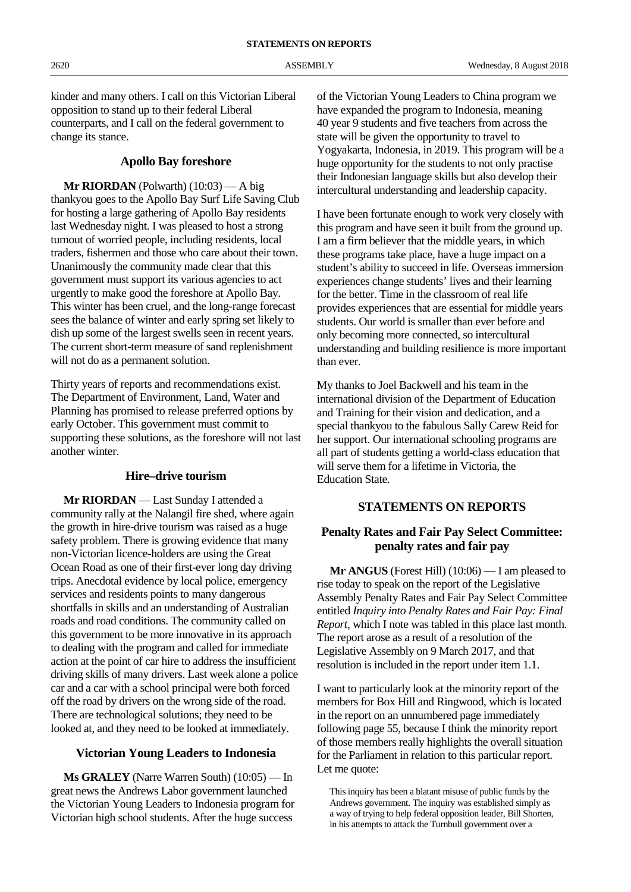kinder and many others. I call on this Victorian Liberal opposition to stand up to their federal Liberal counterparts, and I call on the federal government to change its stance.

### Apollo Bay foreshore

**Mr RIORDAN** (Polwarth) (10:03) — A big thankyou goes to the Apollo Bay Surf Life Saving Club for hosting a large gathering of Apollo Bay residents last Wednesday night. I was pleased to host a strong turnout of worried people, including residents, local traders, fishermen and those who care about their town. Unanimously the community made clear that this government must support its various agencies to act urgently to make good the foreshore at Apollo Bay. This winter has been cruel, and the long-range forecast sees the balance of winter and early spring set likely to dish up some of the largest swells seen in recent years. The current short-term measure of sand replenishment will not do as a permanent solution.

Thirty years of reports and recommendations exist. The Department of Environment, Land, Water and Planning has promised to release preferred options by early October. This government must commit to supporting these solutions, as the foreshore will not last another winter.

### Hire–drive tourism

**Mr RIORDAN** — Last Sunday I attended a community rally at the Nalangil fire shed, where again the growth in hire-drive tourism was raised as a huge safety problem. There is growing evidence that many non-Victorian licence-holders are using the Great Ocean Road as one of their first-ever long day driving trips. Anecdotal evidence by local police, emergency services and residents points to many dangerous shortfalls in skills and an understanding of Australian roads and road conditions. The community called on this government to be more innovative in its approach to dealing with the program and called for immediate action at the point of car hire to address the insufficient driving skills of many drivers. Last week alone a police car and a car with a school principal were both forced off the road by drivers on the wrong side of the road. There are technological solutions; they need to be looked at, and they need to be looked at immediately.

### Victorian Young Leaders to Indonesia

**Ms GRALEY** (Narre Warren South) (10:05) — In great news the Andrews Labor government launched the Victorian Young Leaders to Indonesia program for Victorian high school students. After the huge success of the Victorian Young Leaders to China program we have expanded the program to Indonesia, meaning 40 year 9 students and five teachers from across the state will be given the opportunity to travel to Yogyakarta, Indonesia, in 2019. This program will be a huge opportunity for the students to not only practise their Indonesian language skills but also develop their intercultural understanding and leadership capacity.

I have been fortunate enough to work very closely with this program and have seen it built from the ground up. I am a firm believer that the middle years, in which these programs take place, have a huge impact on a student's ability to succeed in life. Overseas immersion experiences change students' lives and their learning for the better. Time in the classroom of real life provides experiences that are essential for middle years students. Our world is smaller than ever before and only becoming more connected, so intercultural understanding and building resilience is more important than ever.

My thanks to Joel Backwell and his team in the international division of the Department of Education and Training for their vision and dedication, and a special thankyou to the fabulous Sally Carew Reid for her support. Our international schooling programs are all part of students getting a world-class education that will serve them for a lifetime in Victoria, the Education State.

## STATEMENTS ON REPORTS

### Penalty Rates and Fair Pay Select Committee: penalty rates and fair pay

**Mr ANGUS** (Forest Hill) (10:06) — I am pleased to rise today to speak on the report of the Legislative Assembly Penalty Rates and Fair Pay Select Committee entitled *Inquiry into Penalty Rates and Fair Pay: Final Report*, which I note was tabled in this place last month. The report arose as a result of a resolution of the Legislative Assembly on 9 March 2017, and that resolution is included in the report under item 1.1.

I want to particularly look at the minority report of the members for Box Hill and Ringwood, which is located in the report on an unnumbered page immediately following page 55, because I think the minority report of those members really highlights the overall situation for the Parliament in relation to this particular report. Let me quote:

> This inquiry has been a blatant misuse of public funds by the Andrews government. The inquiry was established simply as a way of trying to help federal opposition leader, Bill Shorten, in his attempts to attack the Turnbull government over a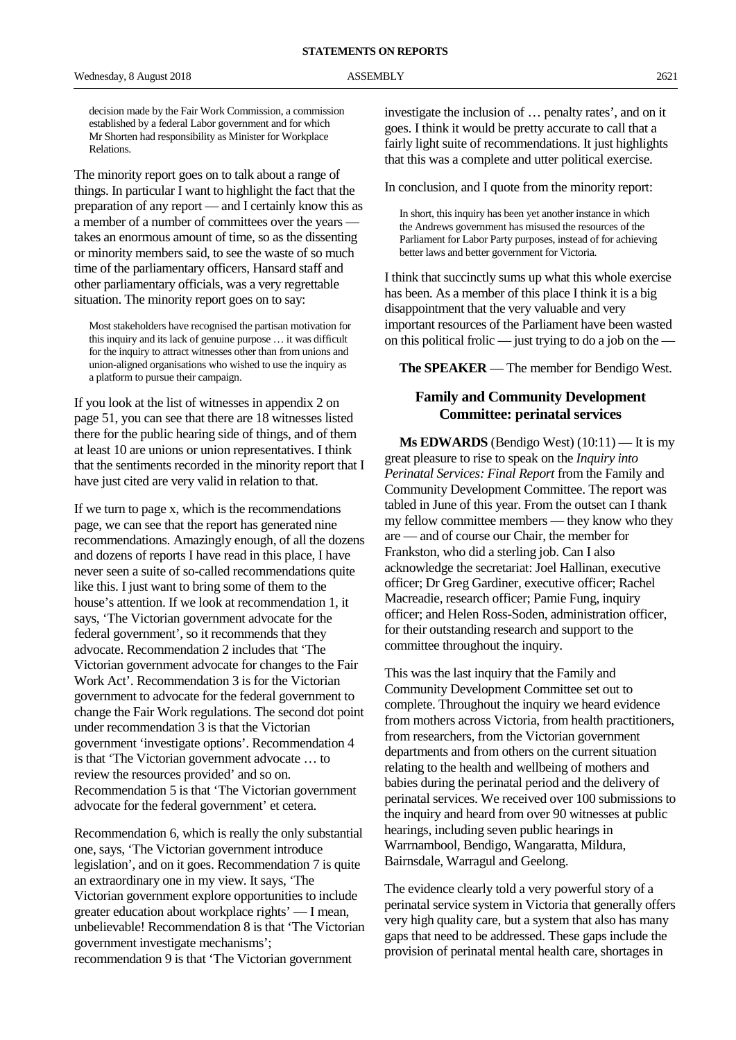decision made by the Fair Work Commission, a commission established by a federal Labor government and for which Mr Shorten had responsibility as Minister for Workplace Relations.

The minority report goes on to talk about a range of things. In particular I want to highlight the fact that the preparation of any report — and I certainly know this as a member of a number of committees over the years — takes an enormous amount of time, so as the dissenting or minority members said, to see the waste of so much time of the parliamentary officers, Hansard staff and other parliamentary officials, was a very regrettable situation. The minority report goes on to say:

> Most stakeholders have recognised the partisan motivation for this inquiry and its lack of genuine purpose … it was difficult for the inquiry to attract witnesses other than from unions and union-aligned organisations who wished to use the inquiry as a platform to pursue their campaign.

If you look at the list of witnesses in appendix 2 on page 51, you can see that there are 18 witnesses listed there for the public hearing side of things, and of them at least 10 are unions or union representatives. I think that the sentiments recorded in the minority report that I have just cited are very valid in relation to that.

If we turn to page x, which is the recommendations page, we can see that the report has generated nine recommendations. Amazingly enough, of all the dozens and dozens of reports I have read in this place, I have never seen a suite of so-called recommendations quite like this. I just want to bring some of them to the house's attention. If we look at recommendation 1, it says, 'The Victorian government advocate for the federal government', so it recommends that they advocate. Recommendation 2 includes that 'The Victorian government advocate for changes to the Fair Work Act'. Recommendation 3 is for the Victorian government to advocate for the federal government to change the Fair Work regulations. The second dot point under recommendation 3 is that the Victorian government 'investigate options'. Recommendation 4 is that 'The Victorian government advocate … to review the resources provided' and so on. Recommendation 5 is that 'The Victorian government advocate for the federal government' et cetera.

Recommendation 6, which is really the only substantial one, says, 'The Victorian government introduce legislation', and on it goes. Recommendation 7 is quite an extraordinary one in my view. It says, 'The Victorian government explore opportunities to include greater education about workplace rights' — I mean, unbelievable! Recommendation 8 is that 'The Victorian government investigate mechanisms'; recommendation 9 is that 'The Victorian government investigate the inclusion of … penalty rates', and on it goes. I think it would be pretty accurate to call that a fairly light suite of recommendations. It just highlights that this was a complete and utter political exercise.

In conclusion, and I quote from the minority report:

> In short, this inquiry has been yet another instance in which the Andrews government has misused the resources of the Parliament for Labor Party purposes, instead of for achieving better laws and better government for Victoria.

I think that succinctly sums up what this whole exercise has been. As a member of this place I think it is a big disappointment that the very valuable and very important resources of the Parliament have been wasted on this political frolic — just trying to do a job on the —

**The SPEAKER** — The member for Bendigo West.

## Family and Community Development Committee: perinatal services

**Ms EDWARDS** (Bendigo West) (10:11) — It is my great pleasure to rise to speak on the *Inquiry into Perinatal Services: Final Report* from the Family and Community Development Committee. The report was tabled in June of this year. From the outset can I thank my fellow committee members — they know who they are — and of course our Chair, the member for Frankston, who did a sterling job. Can I also acknowledge the secretariat: Joel Hallinan, executive officer; Dr Greg Gardiner, executive officer; Rachel Macreadie, research officer; Pamie Fung, inquiry officer; and Helen Ross-Soden, administration officer, for their outstanding research and support to the committee throughout the inquiry.

This was the last inquiry that the Family and Community Development Committee set out to complete. Throughout the inquiry we heard evidence from mothers across Victoria, from health practitioners, from researchers, from the Victorian government departments and from others on the current situation relating to the health and wellbeing of mothers and babies during the perinatal period and the delivery of perinatal services. We received over 100 submissions to the inquiry and heard from over 90 witnesses at public hearings, including seven public hearings in Warrnambool, Bendigo, Wangaratta, Mildura, Bairnsdale, Warragul and Geelong.

The evidence clearly told a very powerful story of a perinatal service system in Victoria that generally offers very high quality care, but a system that also has many gaps that need to be addressed. These gaps include the provision of perinatal mental health care, shortages in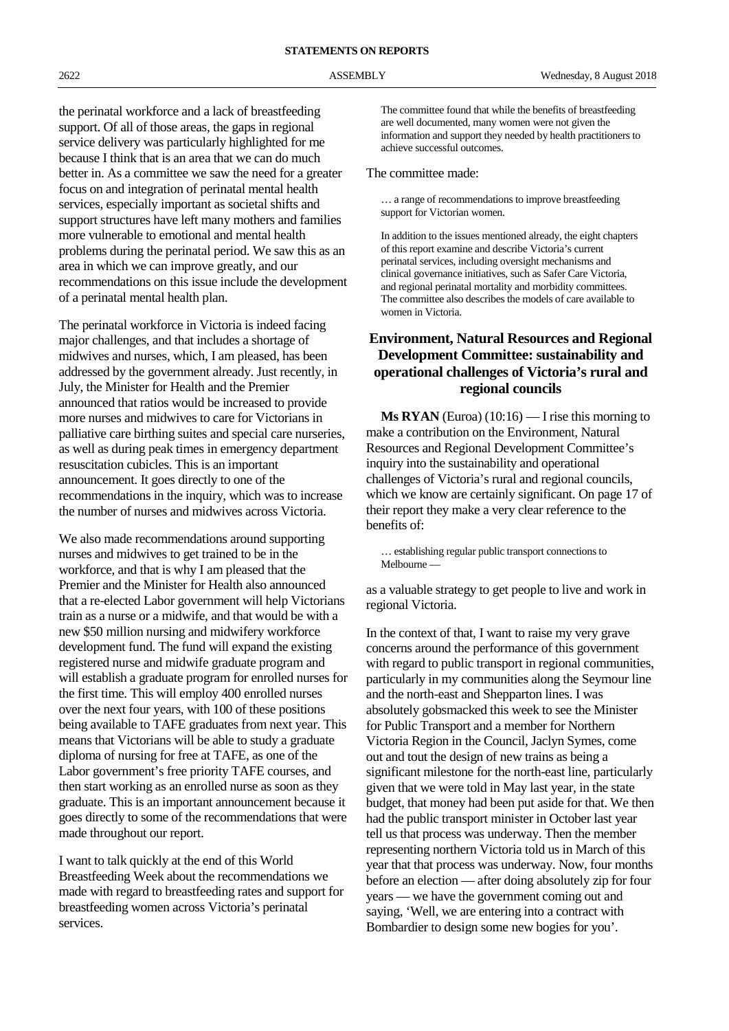the perinatal workforce and a lack of breastfeeding support. Of all of those areas, the gaps in regional service delivery was particularly highlighted for me because I think that is an area that we can do much better in. As a committee we saw the need for a greater focus on and integration of perinatal mental health services, especially important as societal shifts and support structures have left many mothers and families more vulnerable to emotional and mental health problems during the perinatal period. We saw this as an area in which we can improve greatly, and our recommendations on this issue include the development of a perinatal mental health plan.

The perinatal workforce in Victoria is indeed facing major challenges, and that includes a shortage of midwives and nurses, which, I am pleased, has been addressed by the government already. Just recently, in July, the Minister for Health and the Premier announced that ratios would be increased to provide more nurses and midwives to care for Victorians in palliative care birthing suites and special care nurseries, as well as during peak times in emergency department resuscitation cubicles. This is an important announcement. It goes directly to one of the recommendations in the inquiry, which was to increase the number of nurses and midwives across Victoria.

We also made recommendations around supporting nurses and midwives to get trained to be in the workforce, and that is why I am pleased that the Premier and the Minister for Health also announced that a re-elected Labor government will help Victorians train as a nurse or a midwife, and that would be with a new $50 million nursing and midwifery workforce development fund. The fund will expand the existing registered nurse and midwife graduate program and will establish a graduate program for enrolled nurses for the first time. This will employ 400 enrolled nurses over the next four years, with 100 of these positions being available to TAFE graduates from next year. This means that Victorians will be able to study a graduate diploma of nursing for free at TAFE, as one of the Labor government's free priority TAFE courses, and then start working as an enrolled nurse as soon as they graduate. This is an important announcement because it goes directly to some of the recommendations that were made throughout our report.

I want to talk quickly at the end of this World Breastfeeding Week about the recommendations we made with regard to breastfeeding rates and support for breastfeeding women across Victoria's perinatal services.

> The committee found that while the benefits of breastfeeding are well documented, many women were not given the information and support they needed by health practitioners to achieve successful outcomes.

The committee made:

> … a range of recommendations to improve breastfeeding support for Victorian women.
>
> In addition to the issues mentioned already, the eight chapters of this report examine and describe Victoria's current perinatal services, including oversight mechanisms and clinical governance initiatives, such as Safer Care Victoria, and regional perinatal mortality and morbidity committees. The committee also describes the models of care available to women in Victoria.

## Environment, Natural Resources and Regional Development Committee: sustainability and operational challenges of Victoria's rural and regional councils

**Ms RYAN** (Euroa) (10:16) — I rise this morning to make a contribution on the Environment, Natural Resources and Regional Development Committee's inquiry into the sustainability and operational challenges of Victoria's rural and regional councils, which we know are certainly significant. On page 17 of their report they make a very clear reference to the benefits of:

> … establishing regular public transport connections to Melbourne —

as a valuable strategy to get people to live and work in regional Victoria.

In the context of that, I want to raise my very grave concerns around the performance of this government with regard to public transport in regional communities, particularly in my communities along the Seymour line and the north-east and Shepparton lines. I was absolutely gobsmacked this week to see the Minister for Public Transport and a member for Northern Victoria Region in the Council, Jaclyn Symes, come out and tout the design of new trains as being a significant milestone for the north-east line, particularly given that we were told in May last year, in the state budget, that money had been put aside for that. We then had the public transport minister in October last year tell us that process was underway. Then the member representing northern Victoria told us in March of this year that that process was underway. Now, four months before an election — after doing absolutely zip for four years — we have the government coming out and saying, 'Well, we are entering into a contract with Bombardier to design some new bogies for you'.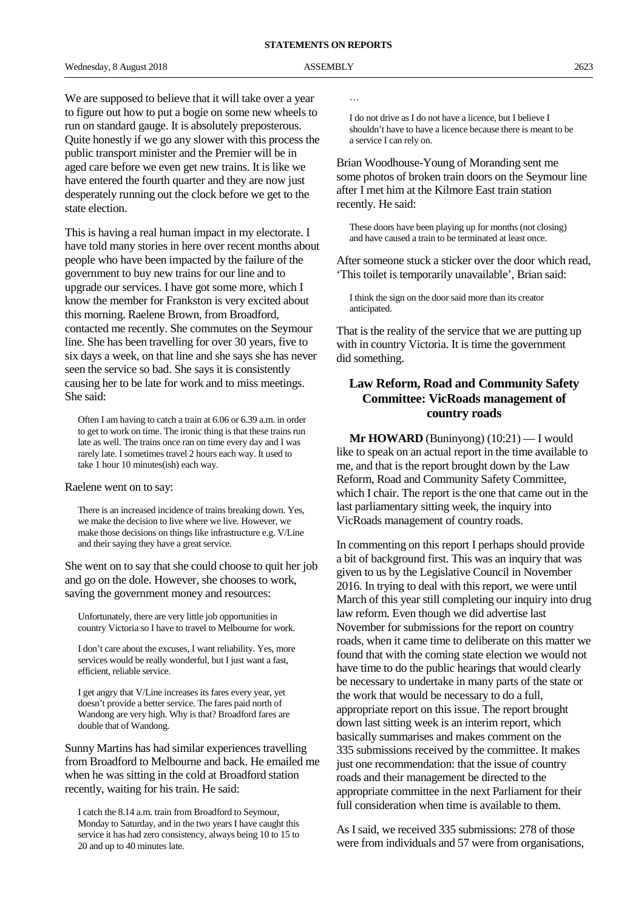We are supposed to believe that it will take over a year to figure out how to put a bogie on some new wheels to run on standard gauge. It is absolutely preposterous. Quite honestly if we go any slower with this process the public transport minister and the Premier will be in aged care before we even get new trains. It is like we have entered the fourth quarter and they are now just desperately running out the clock before we get to the state election.

This is having a real human impact in my electorate. I have told many stories in here over recent months about people who have been impacted by the failure of the government to buy new trains for our line and to upgrade our services. I have got some more, which I know the member for Frankston is very excited about this morning. Raelene Brown, from Broadford, contacted me recently. She commutes on the Seymour line. She has been travelling for over 30 years, five to six days a week, on that line and she says she has never seen the service so bad. She says it is consistently causing her to be late for work and to miss meetings. She said:

> Often I am having to catch a train at 6.06 or 6.39 a.m. in order to get to work on time. The ironic thing is that these trains run late as well. The trains once ran on time every day and I was rarely late. I sometimes travel 2 hours each way. It used to take 1 hour 10 minutes(ish) each way.

Raelene went on to say:

> There is an increased incidence of trains breaking down. Yes, we make the decision to live where we live. However, we make those decisions on things like infrastructure e.g. V/Line and their saying they have a great service.

She went on to say that she could choose to quit her job and go on the dole. However, she chooses to work, saving the government money and resources:

> Unfortunately, there are very little job opportunities in country Victoria so I have to travel to Melbourne for work.
>
> I don't care about the excuses, I want reliability. Yes, more services would be really wonderful, but I just want a fast, efficient, reliable service.
>
> I get angry that V/Line increases its fares every year, yet doesn't provide a better service. The fares paid north of Wandong are very high. Why is that? Broadford fares are double that of Wandong.

Sunny Martins has had similar experiences travelling from Broadford to Melbourne and back. He emailed me when he was sitting in the cold at Broadford station recently, waiting for his train. He said:

> I catch the 8.14 a.m. train from Broadford to Seymour, Monday to Saturday, and in the two years I have caught this service it has had zero consistency, always being 10 to 15 to 20 and up to 40 minutes late.
>
> …
>
> I do not drive as I do not have a licence, but I believe I shouldn't have to have a licence because there is meant to be a service I can rely on.

Brian Woodhouse-Young of Moranding sent me some photos of broken train doors on the Seymour line after I met him at the Kilmore East train station recently. He said:

> These doors have been playing up for months (not closing) and have caused a train to be terminated at least once.

After someone stuck a sticker over the door which read, 'This toilet is temporarily unavailable', Brian said:

> I think the sign on the door said more than its creator anticipated.

That is the reality of the service that we are putting up with in country Victoria. It is time the government did something.

## Law Reform, Road and Community Safety Committee: VicRoads management of country roads

**Mr HOWARD** (Buninyong) (10:21) — I would like to speak on an actual report in the time available to me, and that is the report brought down by the Law Reform, Road and Community Safety Committee, which I chair. The report is the one that came out in the last parliamentary sitting week, the inquiry into VicRoads management of country roads.

In commenting on this report I perhaps should provide a bit of background first. This was an inquiry that was given to us by the Legislative Council in November 2016. In trying to deal with this report, we were until March of this year still completing our inquiry into drug law reform. Even though we did advertise last November for submissions for the report on country roads, when it came time to deliberate on this matter we found that with the coming state election we would not have time to do the public hearings that would clearly be necessary to undertake in many parts of the state or the work that would be necessary to do a full, appropriate report on this issue. The report brought down last sitting week is an interim report, which basically summarises and makes comment on the 335 submissions received by the committee. It makes just one recommendation: that the issue of country roads and their management be directed to the appropriate committee in the next Parliament for their full consideration when time is available to them.

As I said, we received 335 submissions: 278 of those were from individuals and 57 were from organisations,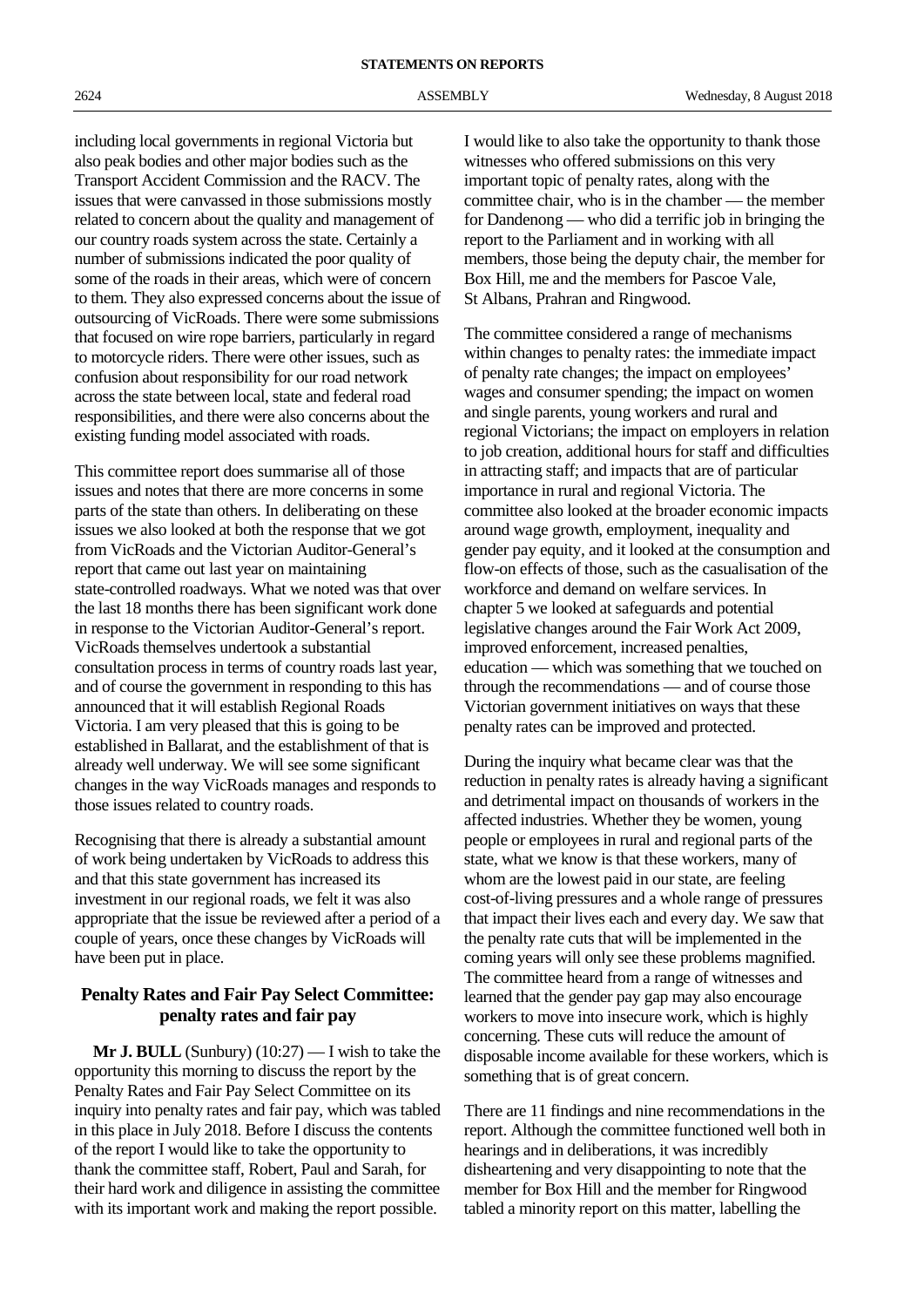including local governments in regional Victoria but also peak bodies and other major bodies such as the Transport Accident Commission and the RACV. The issues that were canvassed in those submissions mostly related to concern about the quality and management of our country roads system across the state. Certainly a number of submissions indicated the poor quality of some of the roads in their areas, which were of concern to them. They also expressed concerns about the issue of outsourcing of VicRoads. There were some submissions that focused on wire rope barriers, particularly in regard to motorcycle riders. There were other issues, such as confusion about responsibility for our road network across the state between local, state and federal road responsibilities, and there were also concerns about the existing funding model associated with roads.

This committee report does summarise all of those issues and notes that there are more concerns in some parts of the state than others. In deliberating on these issues we also looked at both the response that we got from VicRoads and the Victorian Auditor-General's report that came out last year on maintaining state-controlled roadways. What we noted was that over the last 18 months there has been significant work done in response to the Victorian Auditor-General's report. VicRoads themselves undertook a substantial consultation process in terms of country roads last year, and of course the government in responding to this has announced that it will establish Regional Roads Victoria. I am very pleased that this is going to be established in Ballarat, and the establishment of that is already well underway. We will see some significant changes in the way VicRoads manages and responds to those issues related to country roads.

Recognising that there is already a substantial amount of work being undertaken by VicRoads to address this and that this state government has increased its investment in our regional roads, we felt it was also appropriate that the issue be reviewed after a period of a couple of years, once these changes by VicRoads will have been put in place.

## Penalty Rates and Fair Pay Select Committee: penalty rates and fair pay

**Mr J. BULL** (Sunbury) (10:27) — I wish to take the opportunity this morning to discuss the report by the Penalty Rates and Fair Pay Select Committee on its inquiry into penalty rates and fair pay, which was tabled in this place in July 2018. Before I discuss the contents of the report I would like to take the opportunity to thank the committee staff, Robert, Paul and Sarah, for their hard work and diligence in assisting the committee with its important work and making the report possible.

I would like to also take the opportunity to thank those witnesses who offered submissions on this very important topic of penalty rates, along with the committee chair, who is in the chamber — the member for Dandenong — who did a terrific job in bringing the report to the Parliament and in working with all members, those being the deputy chair, the member for Box Hill, me and the members for Pascoe Vale, St Albans, Prahran and Ringwood.

The committee considered a range of mechanisms within changes to penalty rates: the immediate impact of penalty rate changes; the impact on employees' wages and consumer spending; the impact on women and single parents, young workers and rural and regional Victorians; the impact on employers in relation to job creation, additional hours for staff and difficulties in attracting staff; and impacts that are of particular importance in rural and regional Victoria. The committee also looked at the broader economic impacts around wage growth, employment, inequality and gender pay equity, and it looked at the consumption and flow-on effects of those, such as the casualisation of the workforce and demand on welfare services. In chapter 5 we looked at safeguards and potential legislative changes around the Fair Work Act 2009, improved enforcement, increased penalties, education — which was something that we touched on through the recommendations — and of course those Victorian government initiatives on ways that these penalty rates can be improved and protected.

During the inquiry what became clear was that the reduction in penalty rates is already having a significant and detrimental impact on thousands of workers in the affected industries. Whether they be women, young people or employees in rural and regional parts of the state, what we know is that these workers, many of whom are the lowest paid in our state, are feeling cost-of-living pressures and a whole range of pressures that impact their lives each and every day. We saw that the penalty rate cuts that will be implemented in the coming years will only see these problems magnified. The committee heard from a range of witnesses and learned that the gender pay gap may also encourage workers to move into insecure work, which is highly concerning. These cuts will reduce the amount of disposable income available for these workers, which is something that is of great concern.

There are 11 findings and nine recommendations in the report. Although the committee functioned well both in hearings and in deliberations, it was incredibly disheartening and very disappointing to note that the member for Box Hill and the member for Ringwood tabled a minority report on this matter, labelling the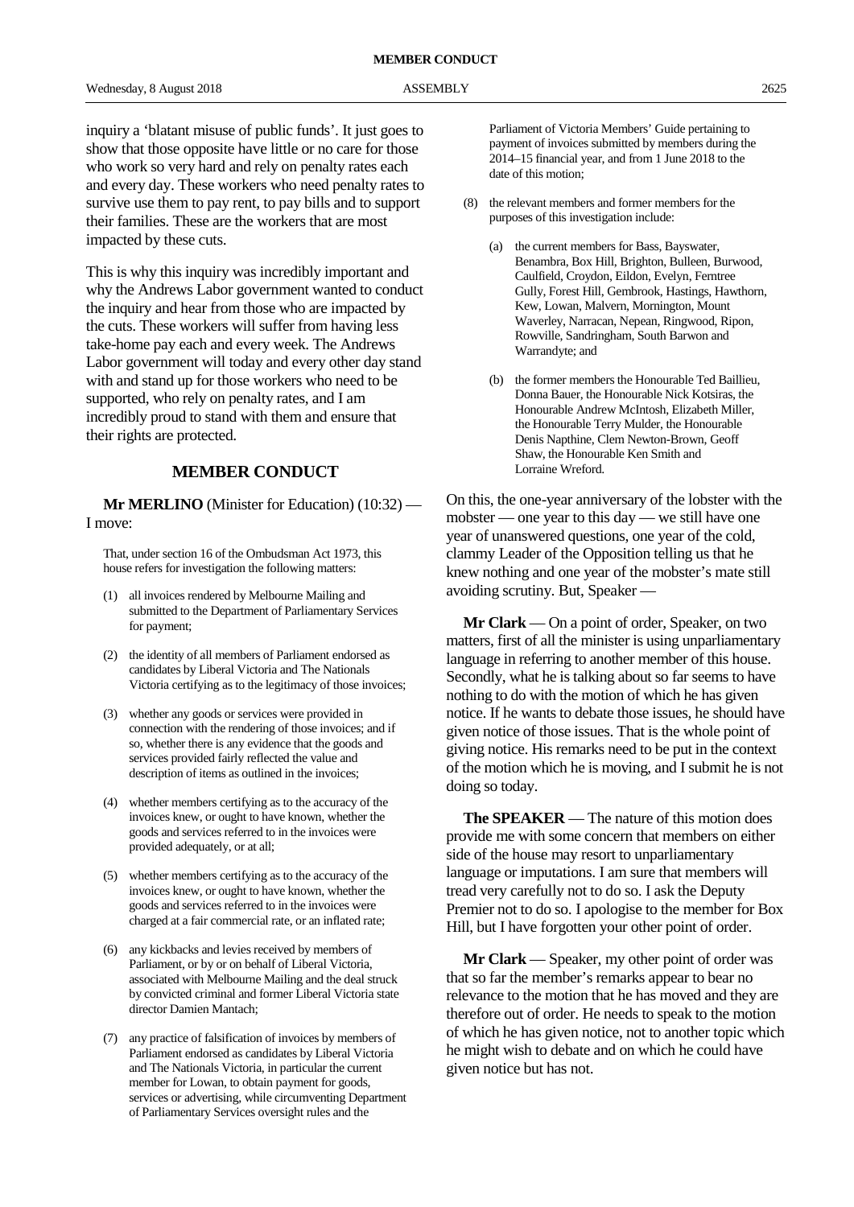inquiry a 'blatant misuse of public funds'. It just goes to show that those opposite have little or no care for those who work so very hard and rely on penalty rates each and every day. These workers who need penalty rates to survive use them to pay rent, to pay bills and to support their families. These are the workers that are most impacted by these cuts.

This is why this inquiry was incredibly important and why the Andrews Labor government wanted to conduct the inquiry and hear from those who are impacted by the cuts. These workers will suffer from having less take-home pay each and every week. The Andrews Labor government will today and every other day stand with and stand up for those workers who need to be supported, who rely on penalty rates, and I am incredibly proud to stand with them and ensure that their rights are protected.

## MEMBER CONDUCT

**Mr MERLINO** (Minister for Education) (10:32) — I move:

> That, under section 16 of the Ombudsman Act 1973, this house refers for investigation the following matters:
>
> (1) all invoices rendered by Melbourne Mailing and submitted to the Department of Parliamentary Services for payment;
>
> (2) the identity of all members of Parliament endorsed as candidates by Liberal Victoria and The Nationals Victoria certifying as to the legitimacy of those invoices;
>
> (3) whether any goods or services were provided in connection with the rendering of those invoices; and if so, whether there is any evidence that the goods and services provided fairly reflected the value and description of items as outlined in the invoices;
>
> (4) whether members certifying as to the accuracy of the invoices knew, or ought to have known, whether the goods and services referred to in the invoices were provided adequately, or at all;
>
> (5) whether members certifying as to the accuracy of the invoices knew, or ought to have known, whether the goods and services referred to in the invoices were charged at a fair commercial rate, or an inflated rate;
>
> (6) any kickbacks and levies received by members of Parliament, or by or on behalf of Liberal Victoria, associated with Melbourne Mailing and the deal struck by convicted criminal and former Liberal Victoria state director Damien Mantach;
>
> (7) any practice of falsification of invoices by members of Parliament endorsed as candidates by Liberal Victoria and The Nationals Victoria, in particular the current member for Lowan, to obtain payment for goods, services or advertising, while circumventing Department of Parliamentary Services oversight rules and the Parliament of Victoria Members' Guide pertaining to payment of invoices submitted by members during the 2014–15 financial year, and from 1 June 2018 to the date of this motion;
>
> (8) the relevant members and former members for the purposes of this investigation include:
>
> (a) the current members for Bass, Bayswater, Benambra, Box Hill, Brighton, Bulleen, Burwood, Caulfield, Croydon, Eildon, Evelyn, Ferntree Gully, Forest Hill, Gembrook, Hastings, Hawthorn, Kew, Lowan, Malvern, Mornington, Mount Waverley, Narracan, Nepean, Ringwood, Ripon, Rowville, Sandringham, South Barwon and Warrandyte; and
>
> (b) the former members the Honourable Ted Baillieu, Donna Bauer, the Honourable Nick Kotsiras, the Honourable Andrew McIntosh, Elizabeth Miller, the Honourable Terry Mulder, the Honourable Denis Napthine, Clem Newton-Brown, Geoff Shaw, the Honourable Ken Smith and Lorraine Wreford.

On this, the one-year anniversary of the lobster with the mobster — one year to this day — we still have one year of unanswered questions, one year of the cold, clammy Leader of the Opposition telling us that he knew nothing and one year of the mobster's mate still avoiding scrutiny. But, Speaker —

**Mr Clark** — On a point of order, Speaker, on two matters, first of all the minister is using unparliamentary language in referring to another member of this house. Secondly, what he is talking about so far seems to have nothing to do with the motion of which he has given notice. If he wants to debate those issues, he should have given notice of those issues. That is the whole point of giving notice. His remarks need to be put in the context of the motion which he is moving, and I submit he is not doing so today.

**The SPEAKER** — The nature of this motion does provide me with some concern that members on either side of the house may resort to unparliamentary language or imputations. I am sure that members will tread very carefully not to do so. I ask the Deputy Premier not to do so. I apologise to the member for Box Hill, but I have forgotten your other point of order.

**Mr Clark** — Speaker, my other point of order was that so far the member's remarks appear to bear no relevance to the motion that he has moved and they are therefore out of order. He needs to speak to the motion of which he has given notice, not to another topic which he might wish to debate and on which he could have given notice but has not.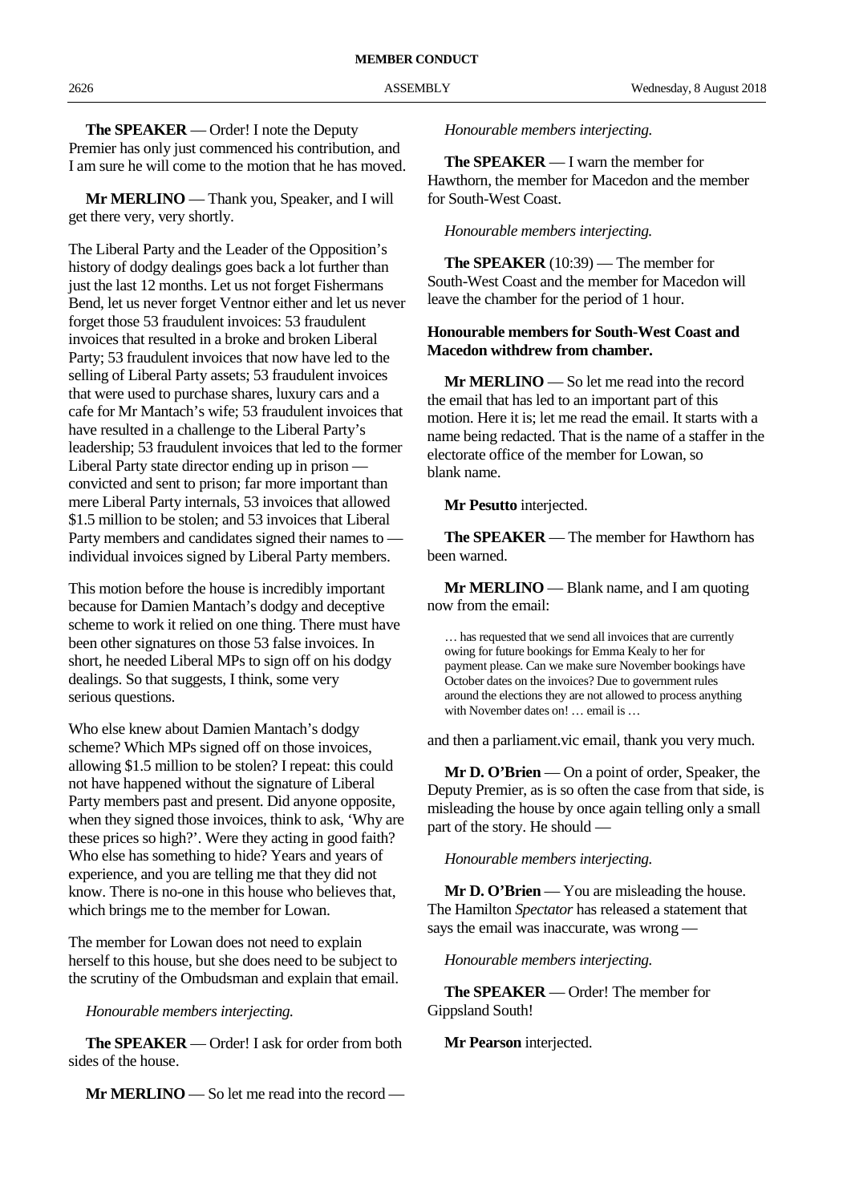**The SPEAKER** — Order! I note the Deputy Premier has only just commenced his contribution, and I am sure he will come to the motion that he has moved.

**Mr MERLINO** — Thank you, Speaker, and I will get there very, very shortly.

The Liberal Party and the Leader of the Opposition's history of dodgy dealings goes back a lot further than just the last 12 months. Let us not forget Fishermans Bend, let us never forget Ventnor either and let us never forget those 53 fraudulent invoices: 53 fraudulent invoices that resulted in a broke and broken Liberal Party; 53 fraudulent invoices that now have led to the selling of Liberal Party assets; 53 fraudulent invoices that were used to purchase shares, luxury cars and a cafe for Mr Mantach's wife; 53 fraudulent invoices that have resulted in a challenge to the Liberal Party's leadership; 53 fraudulent invoices that led to the former Liberal Party state director ending up in prison — convicted and sent to prison; far more important than mere Liberal Party internals, 53 invoices that allowed $1.5 million to be stolen; and 53 invoices that Liberal Party members and candidates signed their names to — individual invoices signed by Liberal Party members.

This motion before the house is incredibly important because for Damien Mantach's dodgy and deceptive scheme to work it relied on one thing. There must have been other signatures on those 53 false invoices. In short, he needed Liberal MPs to sign off on his dodgy dealings. So that suggests, I think, some very serious questions.

Who else knew about Damien Mantach's dodgy scheme? Which MPs signed off on those invoices, allowing $1.5 million to be stolen? I repeat: this could not have happened without the signature of Liberal Party members past and present. Did anyone opposite, when they signed those invoices, think to ask, 'Why are these prices so high?'. Were they acting in good faith? Who else has something to hide? Years and years of experience, and you are telling me that they did not know. There is no-one in this house who believes that, which brings me to the member for Lowan.

The member for Lowan does not need to explain herself to this house, but she does need to be subject to the scrutiny of the Ombudsman and explain that email.

*Honourable members interjecting.*

**The SPEAKER** — Order! I ask for order from both sides of the house.

**Mr MERLINO** — So let me read into the record —

*Honourable members interjecting.*

**The SPEAKER** — I warn the member for Hawthorn, the member for Macedon and the member for South-West Coast.

*Honourable members interjecting.*

**The SPEAKER** (10:39) — The member for South-West Coast and the member for Macedon will leave the chamber for the period of 1 hour.

**Honourable members for South-West Coast and Macedon withdrew from chamber.**

**Mr MERLINO** — So let me read into the record the email that has led to an important part of this motion. Here it is; let me read the email. It starts with a name being redacted. That is the name of a staffer in the electorate office of the member for Lowan, so blank name.

**Mr Pesutto** interjected.

**The SPEAKER** — The member for Hawthorn has been warned.

**Mr MERLINO** — Blank name, and I am quoting now from the email:

> … has requested that we send all invoices that are currently owing for future bookings for Emma Kealy to her for payment please. Can we make sure November bookings have October dates on the invoices? Due to government rules around the elections they are not allowed to process anything with November dates on! … email is …

and then a parliament.vic email, thank you very much.

**Mr D. O'Brien** — On a point of order, Speaker, the Deputy Premier, as is so often the case from that side, is misleading the house by once again telling only a small part of the story. He should —

*Honourable members interjecting.*

**Mr D. O'Brien** — You are misleading the house. The Hamilton *Spectator* has released a statement that says the email was inaccurate, was wrong —

*Honourable members interjecting.*

**The SPEAKER** — Order! The member for Gippsland South!

**Mr Pearson** interjected.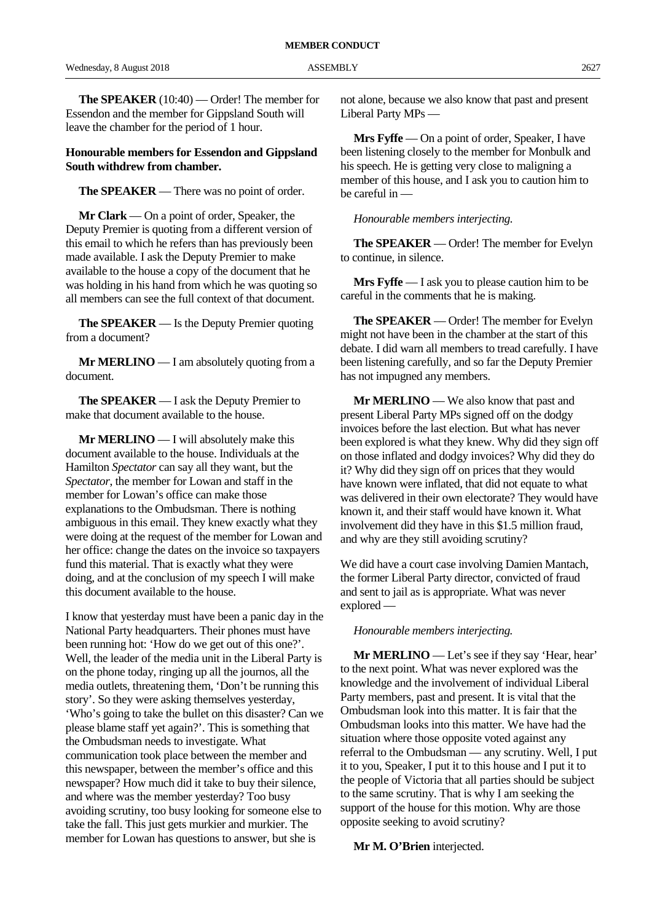**The SPEAKER** (10:40) — Order! The member for Essendon and the member for Gippsland South will leave the chamber for the period of 1 hour.

**Honourable members for Essendon and Gippsland South withdrew from chamber.**

**The SPEAKER** — There was no point of order.

**Mr Clark** — On a point of order, Speaker, the Deputy Premier is quoting from a different version of this email to which he refers than has previously been made available. I ask the Deputy Premier to make available to the house a copy of the document that he was holding in his hand from which he was quoting so all members can see the full context of that document.

**The SPEAKER** — Is the Deputy Premier quoting from a document?

**Mr MERLINO** — I am absolutely quoting from a document.

**The SPEAKER** — I ask the Deputy Premier to make that document available to the house.

**Mr MERLINO** — I will absolutely make this document available to the house. Individuals at the Hamilton *Spectator* can say all they want, but the *Spectator*, the member for Lowan and staff in the member for Lowan's office can make those explanations to the Ombudsman. There is nothing ambiguous in this email. They knew exactly what they were doing at the request of the member for Lowan and her office: change the dates on the invoice so taxpayers fund this material. That is exactly what they were doing, and at the conclusion of my speech I will make this document available to the house.

I know that yesterday must have been a panic day in the National Party headquarters. Their phones must have been running hot: 'How do we get out of this one?'. Well, the leader of the media unit in the Liberal Party is on the phone today, ringing up all the journos, all the media outlets, threatening them, 'Don't be running this story'. So they were asking themselves yesterday, 'Who's going to take the bullet on this disaster? Can we please blame staff yet again?'. This is something that the Ombudsman needs to investigate. What communication took place between the member and this newspaper, between the member's office and this newspaper? How much did it take to buy their silence, and where was the member yesterday? Too busy avoiding scrutiny, too busy looking for someone else to take the fall. This just gets murkier and murkier. The member for Lowan has questions to answer, but she is not alone, because we also know that past and present Liberal Party MPs —

**Mrs Fyffe** — On a point of order, Speaker, I have been listening closely to the member for Monbulk and his speech. He is getting very close to maligning a member of this house, and I ask you to caution him to be careful in —

*Honourable members interjecting.*

**The SPEAKER** — Order! The member for Evelyn to continue, in silence.

**Mrs Fyffe** — I ask you to please caution him to be careful in the comments that he is making.

**The SPEAKER** — Order! The member for Evelyn might not have been in the chamber at the start of this debate. I did warn all members to tread carefully. I have been listening carefully, and so far the Deputy Premier has not impugned any members.

**Mr MERLINO** — We also know that past and present Liberal Party MPs signed off on the dodgy invoices before the last election. But what has never been explored is what they knew. Why did they sign off on those inflated and dodgy invoices? Why did they do it? Why did they sign off on prices that they would have known were inflated, that did not equate to what was delivered in their own electorate? They would have known it, and their staff would have known it. What involvement did they have in this $1.5 million fraud, and why are they still avoiding scrutiny?

We did have a court case involving Damien Mantach, the former Liberal Party director, convicted of fraud and sent to jail as is appropriate. What was never explored —

*Honourable members interjecting.*

**Mr MERLINO** — Let's see if they say 'Hear, hear' to the next point. What was never explored was the knowledge and the involvement of individual Liberal Party members, past and present. It is vital that the Ombudsman look into this matter. It is fair that the Ombudsman looks into this matter. We have had the situation where those opposite voted against any referral to the Ombudsman — any scrutiny. Well, I put it to you, Speaker, I put it to this house and I put it to the people of Victoria that all parties should be subject to the same scrutiny. That is why I am seeking the support of the house for this motion. Why are those opposite seeking to avoid scrutiny?

**Mr M. O'Brien** interjected.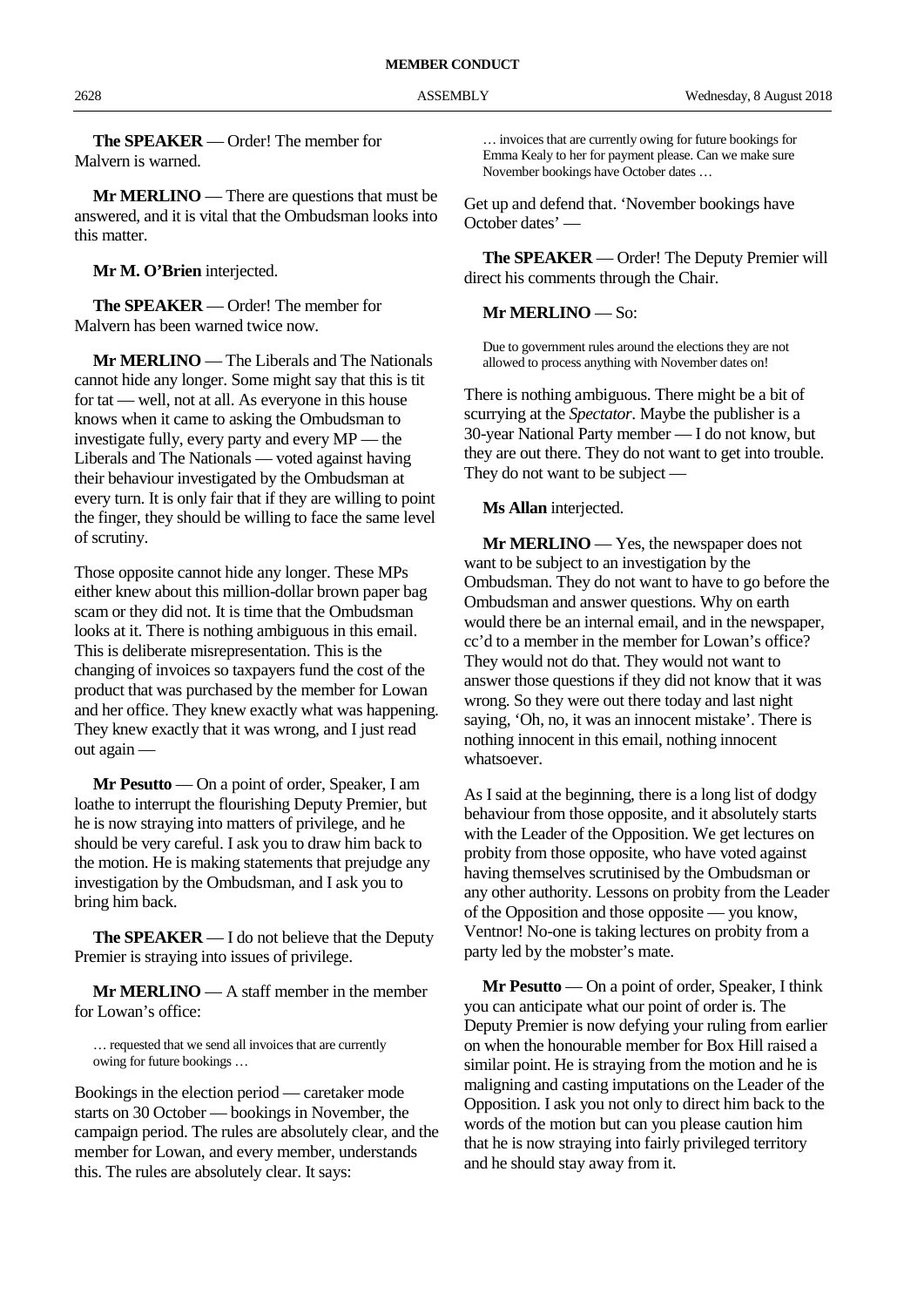**The SPEAKER** — Order! The member for Malvern is warned.

**Mr MERLINO** — There are questions that must be answered, and it is vital that the Ombudsman looks into this matter.

**Mr M. O'Brien** interjected.

**The SPEAKER** — Order! The member for Malvern has been warned twice now.

**Mr MERLINO** — The Liberals and The Nationals cannot hide any longer. Some might say that this is tit for tat — well, not at all. As everyone in this house knows when it came to asking the Ombudsman to investigate fully, every party and every MP — the Liberals and The Nationals — voted against having their behaviour investigated by the Ombudsman at every turn. It is only fair that if they are willing to point the finger, they should be willing to face the same level of scrutiny.

Those opposite cannot hide any longer. These MPs either knew about this million-dollar brown paper bag scam or they did not. It is time that the Ombudsman looks at it. There is nothing ambiguous in this email. This is deliberate misrepresentation. This is the changing of invoices so taxpayers fund the cost of the product that was purchased by the member for Lowan and her office. They knew exactly what was happening. They knew exactly that it was wrong, and I just read out again —

**Mr Pesutto** — On a point of order, Speaker, I am loathe to interrupt the flourishing Deputy Premier, but he is now straying into matters of privilege, and he should be very careful. I ask you to draw him back to the motion. He is making statements that prejudge any investigation by the Ombudsman, and I ask you to bring him back.

**The SPEAKER** — I do not believe that the Deputy Premier is straying into issues of privilege.

**Mr MERLINO** — A staff member in the member for Lowan's office:

> … requested that we send all invoices that are currently owing for future bookings …

Bookings in the election period — caretaker mode starts on 30 October — bookings in November, the campaign period. The rules are absolutely clear, and the member for Lowan, and every member, understands this. The rules are absolutely clear. It says:

> … invoices that are currently owing for future bookings for Emma Kealy to her for payment please. Can we make sure November bookings have October dates …

Get up and defend that. 'November bookings have October dates' —

**The SPEAKER** — Order! The Deputy Premier will direct his comments through the Chair.

**Mr MERLINO** — So:

> Due to government rules around the elections they are not allowed to process anything with November dates on!

There is nothing ambiguous. There might be a bit of scurrying at the *Spectator*. Maybe the publisher is a 30-year National Party member — I do not know, but they are out there. They do not want to get into trouble. They do not want to be subject —

**Ms Allan** interjected.

**Mr MERLINO** — Yes, the newspaper does not want to be subject to an investigation by the Ombudsman. They do not want to have to go before the Ombudsman and answer questions. Why on earth would there be an internal email, and in the newspaper, cc'd to a member in the member for Lowan's office? They would not do that. They would not want to answer those questions if they did not know that it was wrong. So they were out there today and last night saying, 'Oh, no, it was an innocent mistake'. There is nothing innocent in this email, nothing innocent whatsoever.

As I said at the beginning, there is a long list of dodgy behaviour from those opposite, and it absolutely starts with the Leader of the Opposition. We get lectures on probity from those opposite, who have voted against having themselves scrutinised by the Ombudsman or any other authority. Lessons on probity from the Leader of the Opposition and those opposite — you know, Ventnor! No-one is taking lectures on probity from a party led by the mobster's mate.

**Mr Pesutto** — On a point of order, Speaker, I think you can anticipate what our point of order is. The Deputy Premier is now defying your ruling from earlier on when the honourable member for Box Hill raised a similar point. He is straying from the motion and he is maligning and casting imputations on the Leader of the Opposition. I ask you not only to direct him back to the words of the motion but can you please caution him that he is now straying into fairly privileged territory and he should stay away from it.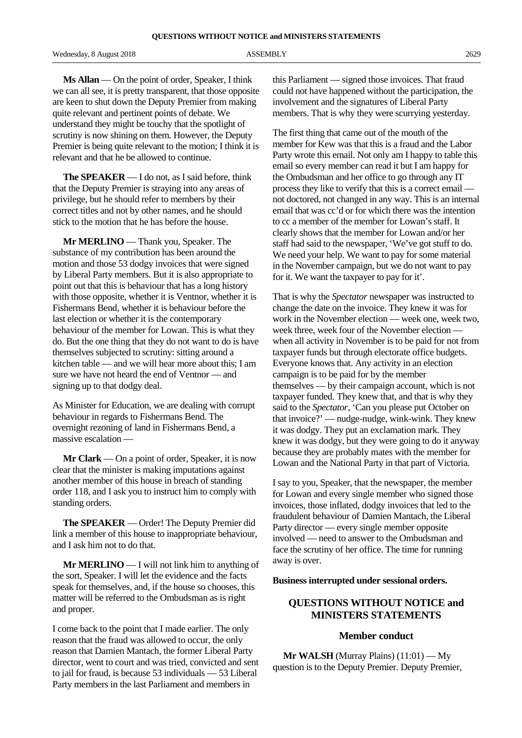**Ms Allan** — On the point of order, Speaker, I think we can all see, it is pretty transparent, that those opposite are keen to shut down the Deputy Premier from making quite relevant and pertinent points of debate. We understand they might be touchy that the spotlight of scrutiny is now shining on them. However, the Deputy Premier is being quite relevant to the motion; I think it is relevant and that he be allowed to continue.

**The SPEAKER** — I do not, as I said before, think that the Deputy Premier is straying into any areas of privilege, but he should refer to members by their correct titles and not by other names, and he should stick to the motion that he has before the house.

**Mr MERLINO** — Thank you, Speaker. The substance of my contribution has been around the motion and those 53 dodgy invoices that were signed by Liberal Party members. But it is also appropriate to point out that this is behaviour that has a long history with those opposite, whether it is Ventnor, whether it is Fishermans Bend, whether it is behaviour before the last election or whether it is the contemporary behaviour of the member for Lowan. This is what they do. But the one thing that they do not want to do is have themselves subjected to scrutiny: sitting around a kitchen table — and we will hear more about this; I am sure we have not heard the end of Ventnor — and signing up to that dodgy deal.

As Minister for Education, we are dealing with corrupt behaviour in regards to Fishermans Bend. The overnight rezoning of land in Fishermans Bend, a massive escalation —

**Mr Clark** — On a point of order, Speaker, it is now clear that the minister is making imputations against another member of this house in breach of standing order 118, and I ask you to instruct him to comply with standing orders.

**The SPEAKER** — Order! The Deputy Premier did link a member of this house to inappropriate behaviour, and I ask him not to do that.

**Mr MERLINO** — I will not link him to anything of the sort, Speaker. I will let the evidence and the facts speak for themselves, and, if the house so chooses, this matter will be referred to the Ombudsman as is right and proper.

I come back to the point that I made earlier. The only reason that the fraud was allowed to occur, the only reason that Damien Mantach, the former Liberal Party director, went to court and was tried, convicted and sent to jail for fraud, is because 53 individuals — 53 Liberal Party members in the last Parliament and members in this Parliament — signed those invoices. That fraud could not have happened without the participation, the involvement and the signatures of Liberal Party members. That is why they were scurrying yesterday.

The first thing that came out of the mouth of the member for Kew was that this is a fraud and the Labor Party wrote this email. Not only am I happy to table this email so every member can read it but I am happy for the Ombudsman and her office to go through any IT process they like to verify that this is a correct email — not doctored, not changed in any way. This is an internal email that was cc'd or for which there was the intention to cc a member of the member for Lowan's staff. It clearly shows that the member for Lowan and/or her staff had said to the newspaper, 'We've got stuff to do. We need your help. We want to pay for some material in the November campaign, but we do not want to pay for it. We want the taxpayer to pay for it'.

That is why the *Spectator* newspaper was instructed to change the date on the invoice. They knew it was for work in the November election — week one, week two, week three, week four of the November election — when all activity in November is to be paid for not from taxpayer funds but through electorate office budgets. Everyone knows that. Any activity in an election campaign is to be paid for by the member themselves — by their campaign account, which is not taxpayer funded. They knew that, and that is why they said to the *Spectator*, 'Can you please put October on that invoice?' — nudge-nudge, wink-wink. They knew it was dodgy. They put an exclamation mark. They knew it was dodgy, but they were going to do it anyway because they are probably mates with the member for Lowan and the National Party in that part of Victoria.

I say to you, Speaker, that the newspaper, the member for Lowan and every single member who signed those invoices, those inflated, dodgy invoices that led to the fraudulent behaviour of Damien Mantach, the Liberal Party director — every single member opposite involved — need to answer to the Ombudsman and face the scrutiny of her office. The time for running away is over.

**Business interrupted under sessional orders.**

## QUESTIONS WITHOUT NOTICE and MINISTERS STATEMENTS

### Member conduct

**Mr WALSH** (Murray Plains) (11:01) — My question is to the Deputy Premier. Deputy Premier,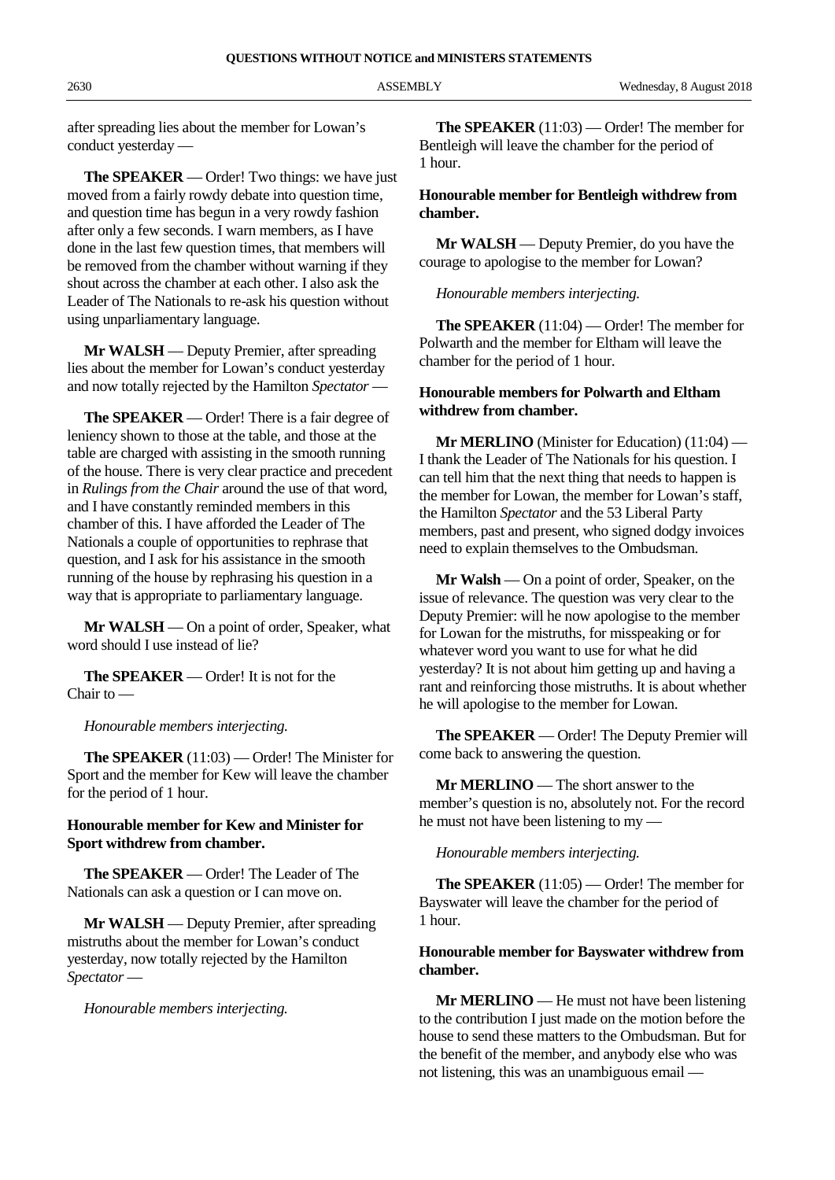after spreading lies about the member for Lowan's conduct yesterday —

**The SPEAKER** — Order! Two things: we have just moved from a fairly rowdy debate into question time, and question time has begun in a very rowdy fashion after only a few seconds. I warn members, as I have done in the last few question times, that members will be removed from the chamber without warning if they shout across the chamber at each other. I also ask the Leader of The Nationals to re-ask his question without using unparliamentary language.

**Mr WALSH** — Deputy Premier, after spreading lies about the member for Lowan's conduct yesterday and now totally rejected by the Hamilton *Spectator* —

**The SPEAKER** — Order! There is a fair degree of leniency shown to those at the table, and those at the table are charged with assisting in the smooth running of the house. There is very clear practice and precedent in *Rulings from the Chair* around the use of that word, and I have constantly reminded members in this chamber of this. I have afforded the Leader of The Nationals a couple of opportunities to rephrase that question, and I ask for his assistance in the smooth running of the house by rephrasing his question in a way that is appropriate to parliamentary language.

**Mr WALSH** — On a point of order, Speaker, what word should I use instead of lie?

**The SPEAKER** — Order! It is not for the Chair to —

*Honourable members interjecting.*

**The SPEAKER** (11:03) — Order! The Minister for Sport and the member for Kew will leave the chamber for the period of 1 hour.

**Honourable member for Kew and Minister for Sport withdrew from chamber.**

**The SPEAKER** — Order! The Leader of The Nationals can ask a question or I can move on.

**Mr WALSH** — Deputy Premier, after spreading mistruths about the member for Lowan's conduct yesterday, now totally rejected by the Hamilton *Spectator* —

*Honourable members interjecting.*

**The SPEAKER** (11:03) — Order! The member for Bentleigh will leave the chamber for the period of 1 hour.

**Honourable member for Bentleigh withdrew from chamber.**

**Mr WALSH** — Deputy Premier, do you have the courage to apologise to the member for Lowan?

*Honourable members interjecting.*

**The SPEAKER** (11:04) — Order! The member for Polwarth and the member for Eltham will leave the chamber for the period of 1 hour.

**Honourable members for Polwarth and Eltham withdrew from chamber.**

**Mr MERLINO** (Minister for Education) (11:04) — I thank the Leader of The Nationals for his question. I can tell him that the next thing that needs to happen is the member for Lowan, the member for Lowan's staff, the Hamilton *Spectator* and the 53 Liberal Party members, past and present, who signed dodgy invoices need to explain themselves to the Ombudsman.

**Mr Walsh** — On a point of order, Speaker, on the issue of relevance. The question was very clear to the Deputy Premier: will he now apologise to the member for Lowan for the mistruths, for misspeaking or for whatever word you want to use for what he did yesterday? It is not about him getting up and having a rant and reinforcing those mistruths. It is about whether he will apologise to the member for Lowan.

**The SPEAKER** — Order! The Deputy Premier will come back to answering the question.

**Mr MERLINO** — The short answer to the member's question is no, absolutely not. For the record he must not have been listening to my —

*Honourable members interjecting.*

**The SPEAKER** (11:05) — Order! The member for Bayswater will leave the chamber for the period of 1 hour.

**Honourable member for Bayswater withdrew from chamber.**

**Mr MERLINO** — He must not have been listening to the contribution I just made on the motion before the house to send these matters to the Ombudsman. But for the benefit of the member, and anybody else who was not listening, this was an unambiguous email —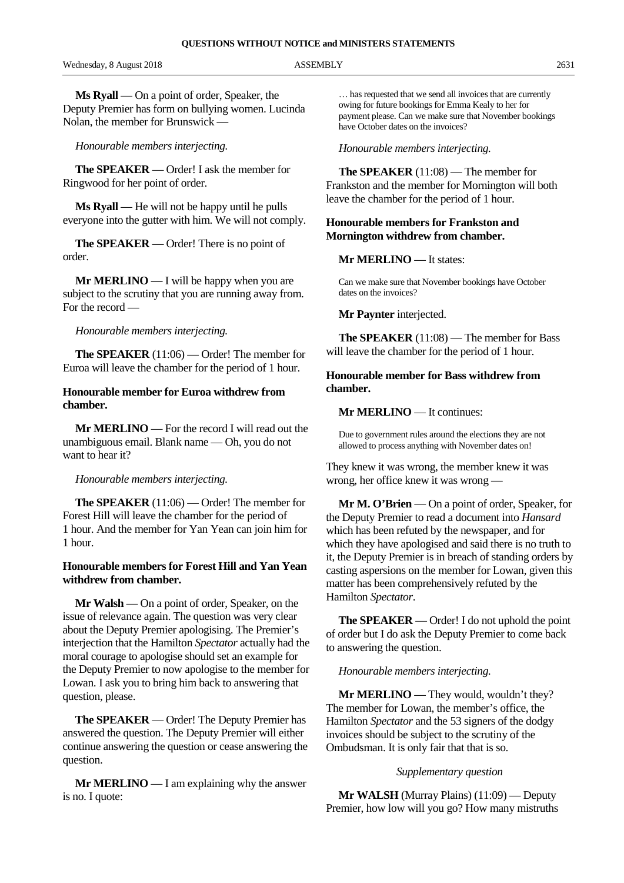**Ms Ryall** — On a point of order, Speaker, the Deputy Premier has form on bullying women. Lucinda Nolan, the member for Brunswick —

*Honourable members interjecting.*

**The SPEAKER** — Order! I ask the member for Ringwood for her point of order.

**Ms Ryall** — He will not be happy until he pulls everyone into the gutter with him. We will not comply.

**The SPEAKER** — Order! There is no point of order.

**Mr MERLINO** — I will be happy when you are subject to the scrutiny that you are running away from. For the record —

*Honourable members interjecting.*

**The SPEAKER** (11:06) — Order! The member for Euroa will leave the chamber for the period of 1 hour.

**Honourable member for Euroa withdrew from chamber.**

**Mr MERLINO** — For the record I will read out the unambiguous email. Blank name — Oh, you do not want to hear it?

*Honourable members interjecting.*

**The SPEAKER** (11:06) — Order! The member for Forest Hill will leave the chamber for the period of 1 hour. And the member for Yan Yean can join him for 1 hour.

**Honourable members for Forest Hill and Yan Yean withdrew from chamber.**

**Mr Walsh** — On a point of order, Speaker, on the issue of relevance again. The question was very clear about the Deputy Premier apologising. The Premier's interjection that the Hamilton *Spectator* actually had the moral courage to apologise should set an example for the Deputy Premier to now apologise to the member for Lowan. I ask you to bring him back to answering that question, please.

**The SPEAKER** — Order! The Deputy Premier has answered the question. The Deputy Premier will either continue answering the question or cease answering the question.

**Mr MERLINO** — I am explaining why the answer is no. I quote:

> … has requested that we send all invoices that are currently owing for future bookings for Emma Kealy to her for payment please. Can we make sure that November bookings have October dates on the invoices?

*Honourable members interjecting.*

**The SPEAKER** (11:08) — The member for Frankston and the member for Mornington will both leave the chamber for the period of 1 hour.

**Honourable members for Frankston and Mornington withdrew from chamber.**

**Mr MERLINO** — It states:

> Can we make sure that November bookings have October dates on the invoices?

**Mr Paynter** interjected.

**The SPEAKER** (11:08) — The member for Bass will leave the chamber for the period of 1 hour.

**Honourable member for Bass withdrew from chamber.**

**Mr MERLINO** — It continues:

> Due to government rules around the elections they are not allowed to process anything with November dates on!

They knew it was wrong, the member knew it was wrong, her office knew it was wrong —

**Mr M. O'Brien** — On a point of order, Speaker, for the Deputy Premier to read a document into *Hansard* which has been refuted by the newspaper, and for which they have apologised and said there is no truth to it, the Deputy Premier is in breach of standing orders by casting aspersions on the member for Lowan, given this matter has been comprehensively refuted by the Hamilton *Spectator*.

**The SPEAKER** — Order! I do not uphold the point of order but I do ask the Deputy Premier to come back to answering the question.

*Honourable members interjecting.*

**Mr MERLINO** — They would, wouldn't they? The member for Lowan, the member's office, the Hamilton *Spectator* and the 53 signers of the dodgy invoices should be subject to the scrutiny of the Ombudsman. It is only fair that that is so.

*Supplementary question*

**Mr WALSH** (Murray Plains) (11:09) — Deputy Premier, how low will you go? How many mistruths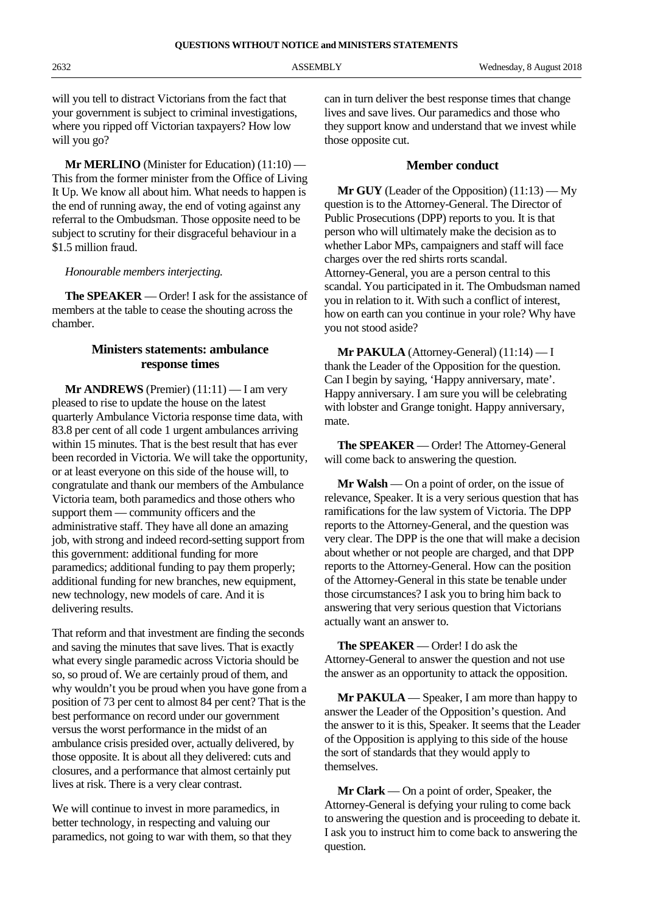will you tell to distract Victorians from the fact that your government is subject to criminal investigations, where you ripped off Victorian taxpayers? How low will you go?

**Mr MERLINO** (Minister for Education) (11:10) — This from the former minister from the Office of Living It Up. We know all about him. What needs to happen is the end of running away, the end of voting against any referral to the Ombudsman. Those opposite need to be subject to scrutiny for their disgraceful behaviour in a $1.5 million fraud.

*Honourable members interjecting.*

**The SPEAKER** — Order! I ask for the assistance of members at the table to cease the shouting across the chamber.

## Ministers statements: ambulance response times

**Mr ANDREWS** (Premier) (11:11) — I am very pleased to rise to update the house on the latest quarterly Ambulance Victoria response time data, with 83.8 per cent of all code 1 urgent ambulances arriving within 15 minutes. That is the best result that has ever been recorded in Victoria. We will take the opportunity, or at least everyone on this side of the house will, to congratulate and thank our members of the Ambulance Victoria team, both paramedics and those others who support them — community officers and the administrative staff. They have all done an amazing job, with strong and indeed record-setting support from this government: additional funding for more paramedics; additional funding to pay them properly; additional funding for new branches, new equipment, new technology, new models of care. And it is delivering results.

That reform and that investment are finding the seconds and saving the minutes that save lives. That is exactly what every single paramedic across Victoria should be so, so proud of. We are certainly proud of them, and why wouldn't you be proud when you have gone from a position of 73 per cent to almost 84 per cent? That is the best performance on record under our government versus the worst performance in the midst of an ambulance crisis presided over, actually delivered, by those opposite. It is about all they delivered: cuts and closures, and a performance that almost certainly put lives at risk. There is a very clear contrast.

We will continue to invest in more paramedics, in better technology, in respecting and valuing our paramedics, not going to war with them, so that they can in turn deliver the best response times that change lives and save lives. Our paramedics and those who they support know and understand that we invest while those opposite cut.

## Member conduct

**Mr GUY** (Leader of the Opposition) (11:13) — My question is to the Attorney-General. The Director of Public Prosecutions (DPP) reports to you. It is that person who will ultimately make the decision as to whether Labor MPs, campaigners and staff will face charges over the red shirts rorts scandal. Attorney-General, you are a person central to this scandal. You participated in it. The Ombudsman named you in relation to it. With such a conflict of interest, how on earth can you continue in your role? Why have you not stood aside?

**Mr PAKULA** (Attorney-General) (11:14) — I thank the Leader of the Opposition for the question. Can I begin by saying, 'Happy anniversary, mate'. Happy anniversary. I am sure you will be celebrating with lobster and Grange tonight. Happy anniversary, mate.

**The SPEAKER** — Order! The Attorney-General will come back to answering the question.

**Mr Walsh** — On a point of order, on the issue of relevance, Speaker. It is a very serious question that has ramifications for the law system of Victoria. The DPP reports to the Attorney-General, and the question was very clear. The DPP is the one that will make a decision about whether or not people are charged, and that DPP reports to the Attorney-General. How can the position of the Attorney-General in this state be tenable under those circumstances? I ask you to bring him back to answering that very serious question that Victorians actually want an answer to.

**The SPEAKER** — Order! I do ask the Attorney-General to answer the question and not use the answer as an opportunity to attack the opposition.

**Mr PAKULA** — Speaker, I am more than happy to answer the Leader of the Opposition's question. And the answer to it is this, Speaker. It seems that the Leader of the Opposition is applying to this side of the house the sort of standards that they would apply to themselves.

**Mr Clark** — On a point of order, Speaker, the Attorney-General is defying your ruling to come back to answering the question and is proceeding to debate it. I ask you to instruct him to come back to answering the question.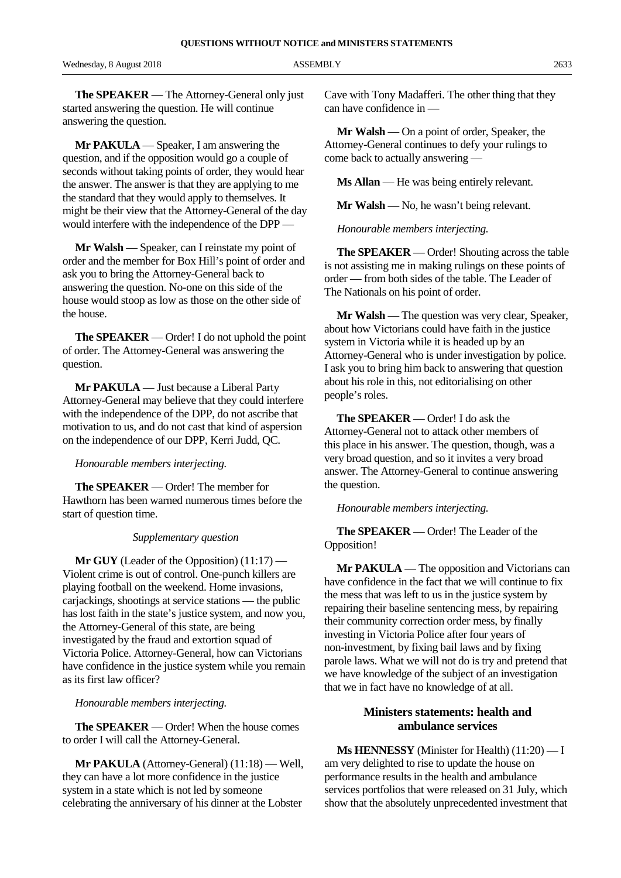**The SPEAKER** — The Attorney-General only just started answering the question. He will continue answering the question.

**Mr PAKULA** — Speaker, I am answering the question, and if the opposition would go a couple of seconds without taking points of order, they would hear the answer. The answer is that they are applying to me the standard that they would apply to themselves. It might be their view that the Attorney-General of the day would interfere with the independence of the DPP —

**Mr Walsh** — Speaker, can I reinstate my point of order and the member for Box Hill's point of order and ask you to bring the Attorney-General back to answering the question. No-one on this side of the house would stoop as low as those on the other side of the house.

**The SPEAKER** — Order! I do not uphold the point of order. The Attorney-General was answering the question.

**Mr PAKULA** — Just because a Liberal Party Attorney-General may believe that they could interfere with the independence of the DPP, do not ascribe that motivation to us, and do not cast that kind of aspersion on the independence of our DPP, Kerri Judd, QC.

*Honourable members interjecting.*

**The SPEAKER** — Order! The member for Hawthorn has been warned numerous times before the start of question time.

*Supplementary question*

**Mr GUY** (Leader of the Opposition) (11:17) — Violent crime is out of control. One-punch killers are playing football on the weekend. Home invasions, carjackings, shootings at service stations — the public has lost faith in the state's justice system, and now you, the Attorney-General of this state, are being investigated by the fraud and extortion squad of Victoria Police. Attorney-General, how can Victorians have confidence in the justice system while you remain as its first law officer?

*Honourable members interjecting.*

**The SPEAKER** — Order! When the house comes to order I will call the Attorney-General.

**Mr PAKULA** (Attorney-General) (11:18) — Well, they can have a lot more confidence in the justice system in a state which is not led by someone celebrating the anniversary of his dinner at the Lobster Cave with Tony Madafferi. The other thing that they can have confidence in —

**Mr Walsh** — On a point of order, Speaker, the Attorney-General continues to defy your rulings to come back to actually answering —

**Ms Allan** — He was being entirely relevant.

**Mr Walsh** — No, he wasn't being relevant.

*Honourable members interjecting.*

**The SPEAKER** — Order! Shouting across the table is not assisting me in making rulings on these points of order — from both sides of the table. The Leader of The Nationals on his point of order.

**Mr Walsh** — The question was very clear, Speaker, about how Victorians could have faith in the justice system in Victoria while it is headed up by an Attorney-General who is under investigation by police. I ask you to bring him back to answering that question about his role in this, not editorialising on other people's roles.

**The SPEAKER** — Order! I do ask the Attorney-General not to attack other members of this place in his answer. The question, though, was a very broad question, and so it invites a very broad answer. The Attorney-General to continue answering the question.

*Honourable members interjecting.*

**The SPEAKER** — Order! The Leader of the Opposition!

**Mr PAKULA** — The opposition and Victorians can have confidence in the fact that we will continue to fix the mess that was left to us in the justice system by repairing their baseline sentencing mess, by repairing their community correction order mess, by finally investing in Victoria Police after four years of non-investment, by fixing bail laws and by fixing parole laws. What we will not do is try and pretend that we have knowledge of the subject of an investigation that we in fact have no knowledge of at all.

## Ministers statements: health and ambulance services

**Ms HENNESSY** (Minister for Health) (11:20) — I am very delighted to rise to update the house on performance results in the health and ambulance services portfolios that were released on 31 July, which show that the absolutely unprecedented investment that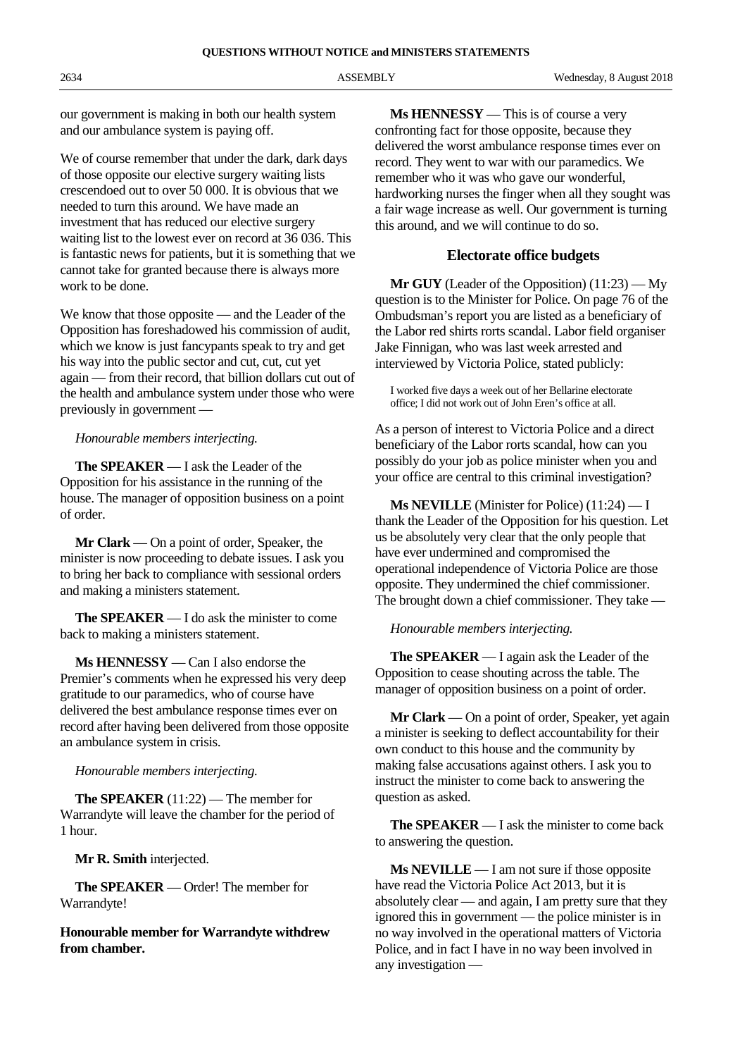our government is making in both our health system and our ambulance system is paying off.

We of course remember that under the dark, dark days of those opposite our elective surgery waiting lists crescendoed out to over 50 000. It is obvious that we needed to turn this around. We have made an investment that has reduced our elective surgery waiting list to the lowest ever on record at 36 036. This is fantastic news for patients, but it is something that we cannot take for granted because there is always more work to be done.

We know that those opposite — and the Leader of the Opposition has foreshadowed his commission of audit, which we know is just fancypants speak to try and get his way into the public sector and cut, cut, cut yet again — from their record, that billion dollars cut out of the health and ambulance system under those who were previously in government —

*Honourable members interjecting.*

**The SPEAKER** — I ask the Leader of the Opposition for his assistance in the running of the house. The manager of opposition business on a point of order.

**Mr Clark** — On a point of order, Speaker, the minister is now proceeding to debate issues. I ask you to bring her back to compliance with sessional orders and making a ministers statement.

**The SPEAKER** — I do ask the minister to come back to making a ministers statement.

**Ms HENNESSY** — Can I also endorse the Premier's comments when he expressed his very deep gratitude to our paramedics, who of course have delivered the best ambulance response times ever on record after having been delivered from those opposite an ambulance system in crisis.

*Honourable members interjecting.*

**The SPEAKER** (11:22) — The member for Warrandyte will leave the chamber for the period of 1 hour.

**Mr R. Smith** interjected.

**The SPEAKER** — Order! The member for Warrandyte!

**Honourable member for Warrandyte withdrew from chamber.**

**Ms HENNESSY** — This is of course a very confronting fact for those opposite, because they delivered the worst ambulance response times ever on record. They went to war with our paramedics. We remember who it was who gave our wonderful, hardworking nurses the finger when all they sought was a fair wage increase as well. Our government is turning this around, and we will continue to do so.

## Electorate office budgets

**Mr GUY** (Leader of the Opposition) (11:23) — My question is to the Minister for Police. On page 76 of the Ombudsman's report you are listed as a beneficiary of the Labor red shirts rorts scandal. Labor field organiser Jake Finnigan, who was last week arrested and interviewed by Victoria Police, stated publicly:

> I worked five days a week out of her Bellarine electorate office; I did not work out of John Eren's office at all.

As a person of interest to Victoria Police and a direct beneficiary of the Labor rorts scandal, how can you possibly do your job as police minister when you and your office are central to this criminal investigation?

**Ms NEVILLE** (Minister for Police) (11:24) — I thank the Leader of the Opposition for his question. Let us be absolutely very clear that the only people that have ever undermined and compromised the operational independence of Victoria Police are those opposite. They undermined the chief commissioner. The brought down a chief commissioner. They take —

*Honourable members interjecting.*

**The SPEAKER** — I again ask the Leader of the Opposition to cease shouting across the table. The manager of opposition business on a point of order.

**Mr Clark** — On a point of order, Speaker, yet again a minister is seeking to deflect accountability for their own conduct to this house and the community by making false accusations against others. I ask you to instruct the minister to come back to answering the question as asked.

**The SPEAKER** — I ask the minister to come back to answering the question.

**Ms NEVILLE** — I am not sure if those opposite have read the Victoria Police Act 2013, but it is absolutely clear — and again, I am pretty sure that they ignored this in government — the police minister is in no way involved in the operational matters of Victoria Police, and in fact I have in no way been involved in any investigation —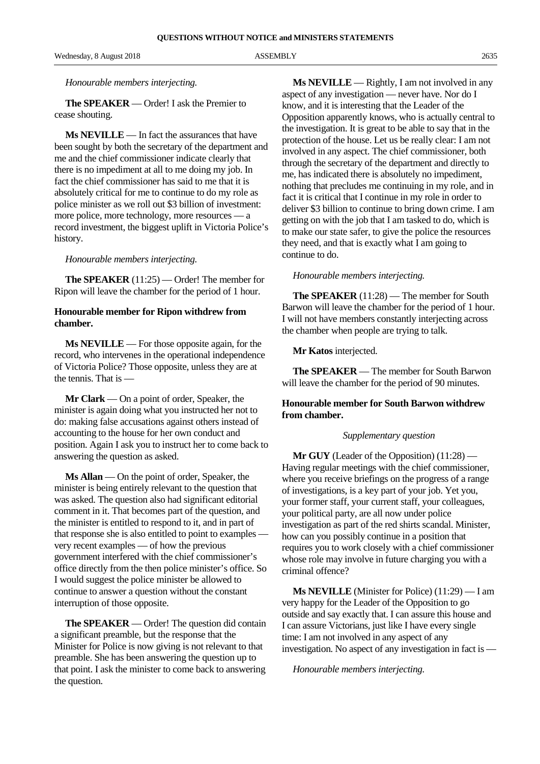*Honourable members interjecting.*

**The SPEAKER** — Order! I ask the Premier to cease shouting.

**Ms NEVILLE** — In fact the assurances that have been sought by both the secretary of the department and me and the chief commissioner indicate clearly that there is no impediment at all to me doing my job. In fact the chief commissioner has said to me that it is absolutely critical for me to continue to do my role as police minister as we roll out $3 billion of investment: more police, more technology, more resources — a record investment, the biggest uplift in Victoria Police's history.

*Honourable members interjecting.*

**The SPEAKER** (11:25) — Order! The member for Ripon will leave the chamber for the period of 1 hour.

**Honourable member for Ripon withdrew from chamber.**

**Ms NEVILLE** — For those opposite again, for the record, who intervenes in the operational independence of Victoria Police? Those opposite, unless they are at the tennis. That is —

**Mr Clark** — On a point of order, Speaker, the minister is again doing what you instructed her not to do: making false accusations against others instead of accounting to the house for her own conduct and position. Again I ask you to instruct her to come back to answering the question as asked.

**Ms Allan** — On the point of order, Speaker, the minister is being entirely relevant to the question that was asked. The question also had significant editorial comment in it. That becomes part of the question, and the minister is entitled to respond to it, and in part of that response she is also entitled to point to examples — very recent examples — of how the previous government interfered with the chief commissioner's office directly from the then police minister's office. So I would suggest the police minister be allowed to continue to answer a question without the constant interruption of those opposite.

**The SPEAKER** — Order! The question did contain a significant preamble, but the response that the Minister for Police is now giving is not relevant to that preamble. She has been answering the question up to that point. I ask the minister to come back to answering the question.

**Ms NEVILLE** — Rightly, I am not involved in any aspect of any investigation — never have. Nor do I know, and it is interesting that the Leader of the Opposition apparently knows, who is actually central to the investigation. It is great to be able to say that in the protection of the house. Let us be really clear: I am not involved in any aspect. The chief commissioner, both through the secretary of the department and directly to me, has indicated there is absolutely no impediment, nothing that precludes me continuing in my role, and in fact it is critical that I continue in my role in order to deliver $3 billion to continue to bring down crime. I am getting on with the job that I am tasked to do, which is to make our state safer, to give the police the resources they need, and that is exactly what I am going to continue to do.

*Honourable members interjecting.*

**The SPEAKER** (11:28) — The member for South Barwon will leave the chamber for the period of 1 hour. I will not have members constantly interjecting across the chamber when people are trying to talk.

**Mr Katos** interjected.

**The SPEAKER** — The member for South Barwon will leave the chamber for the period of 90 minutes.

**Honourable member for South Barwon withdrew from chamber.**

*Supplementary question*

**Mr GUY** (Leader of the Opposition) (11:28) — Having regular meetings with the chief commissioner, where you receive briefings on the progress of a range of investigations, is a key part of your job. Yet you, your former staff, your current staff, your colleagues, your political party, are all now under police investigation as part of the red shirts scandal. Minister, how can you possibly continue in a position that requires you to work closely with a chief commissioner whose role may involve in future charging you with a criminal offence?

**Ms NEVILLE** (Minister for Police) (11:29) — I am very happy for the Leader of the Opposition to go outside and say exactly that. I can assure this house and I can assure Victorians, just like I have every single time: I am not involved in any aspect of any investigation. No aspect of any investigation in fact is —

*Honourable members interjecting.*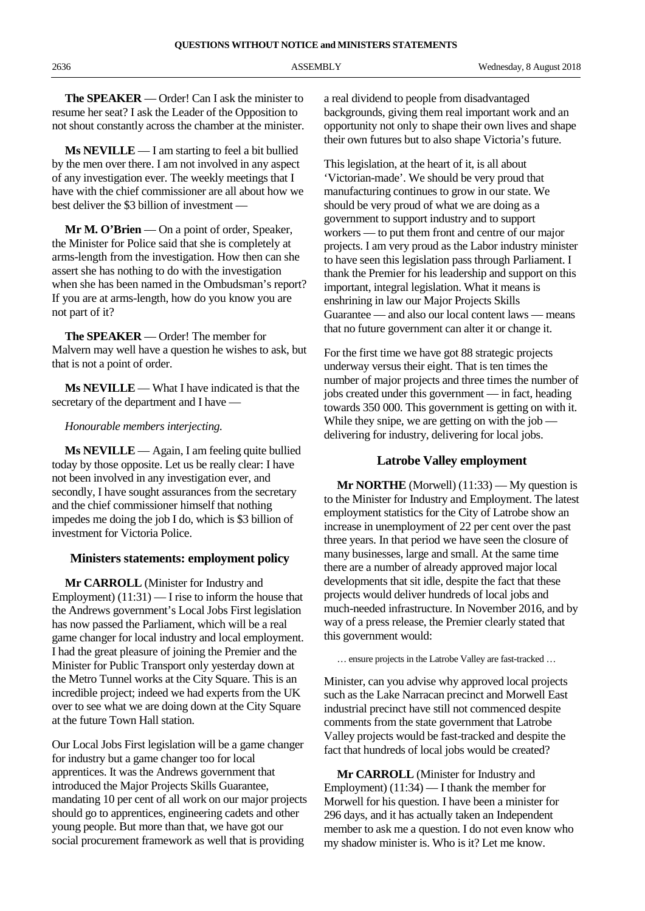**The SPEAKER** — Order! Can I ask the minister to resume her seat? I ask the Leader of the Opposition to not shout constantly across the chamber at the minister.

**Ms NEVILLE** — I am starting to feel a bit bullied by the men over there. I am not involved in any aspect of any investigation ever. The weekly meetings that I have with the chief commissioner are all about how we best deliver the $3 billion of investment —

**Mr M. O'Brien** — On a point of order, Speaker, the Minister for Police said that she is completely at arms-length from the investigation. How then can she assert she has nothing to do with the investigation when she has been named in the Ombudsman's report? If you are at arms-length, how do you know you are not part of it?

**The SPEAKER** — Order! The member for Malvern may well have a question he wishes to ask, but that is not a point of order.

**Ms NEVILLE** — What I have indicated is that the secretary of the department and I have —

*Honourable members interjecting.*

**Ms NEVILLE** — Again, I am feeling quite bullied today by those opposite. Let us be really clear: I have not been involved in any investigation ever, and secondly, I have sought assurances from the secretary and the chief commissioner himself that nothing impedes me doing the job I do, which is $3 billion of investment for Victoria Police.

## Ministers statements: employment policy

**Mr CARROLL** (Minister for Industry and Employment) (11:31) — I rise to inform the house that the Andrews government's Local Jobs First legislation has now passed the Parliament, which will be a real game changer for local industry and local employment. I had the great pleasure of joining the Premier and the Minister for Public Transport only yesterday down at the Metro Tunnel works at the City Square. This is an incredible project; indeed we had experts from the UK over to see what we are doing down at the City Square at the future Town Hall station.

Our Local Jobs First legislation will be a game changer for industry but a game changer too for local apprentices. It was the Andrews government that introduced the Major Projects Skills Guarantee, mandating 10 per cent of all work on our major projects should go to apprentices, engineering cadets and other young people. But more than that, we have got our social procurement framework as well that is providing a real dividend to people from disadvantaged backgrounds, giving them real important work and an opportunity not only to shape their own lives and shape their own futures but to also shape Victoria's future.

This legislation, at the heart of it, is all about 'Victorian-made'. We should be very proud that manufacturing continues to grow in our state. We should be very proud of what we are doing as a government to support industry and to support workers — to put them front and centre of our major projects. I am very proud as the Labor industry minister to have seen this legislation pass through Parliament. I thank the Premier for his leadership and support on this important, integral legislation. What it means is enshrining in law our Major Projects Skills Guarantee — and also our local content laws — means that no future government can alter it or change it.

For the first time we have got 88 strategic projects underway versus their eight. That is ten times the number of major projects and three times the number of jobs created under this government — in fact, heading towards 350 000. This government is getting on with it. While they snipe, we are getting on with the job — delivering for industry, delivering for local jobs.

## Latrobe Valley employment

**Mr NORTHE** (Morwell) (11:33) — My question is to the Minister for Industry and Employment. The latest employment statistics for the City of Latrobe show an increase in unemployment of 22 per cent over the past three years. In that period we have seen the closure of many businesses, large and small. At the same time there are a number of already approved major local developments that sit idle, despite the fact that these projects would deliver hundreds of local jobs and much-needed infrastructure. In November 2016, and by way of a press release, the Premier clearly stated that this government would:

> … ensure projects in the Latrobe Valley are fast-tracked …

Minister, can you advise why approved local projects such as the Lake Narracan precinct and Morwell East industrial precinct have still not commenced despite comments from the state government that Latrobe Valley projects would be fast-tracked and despite the fact that hundreds of local jobs would be created?

**Mr CARROLL** (Minister for Industry and Employment) (11:34) — I thank the member for Morwell for his question. I have been a minister for 296 days, and it has actually taken an Independent member to ask me a question. I do not even know who my shadow minister is. Who is it? Let me know.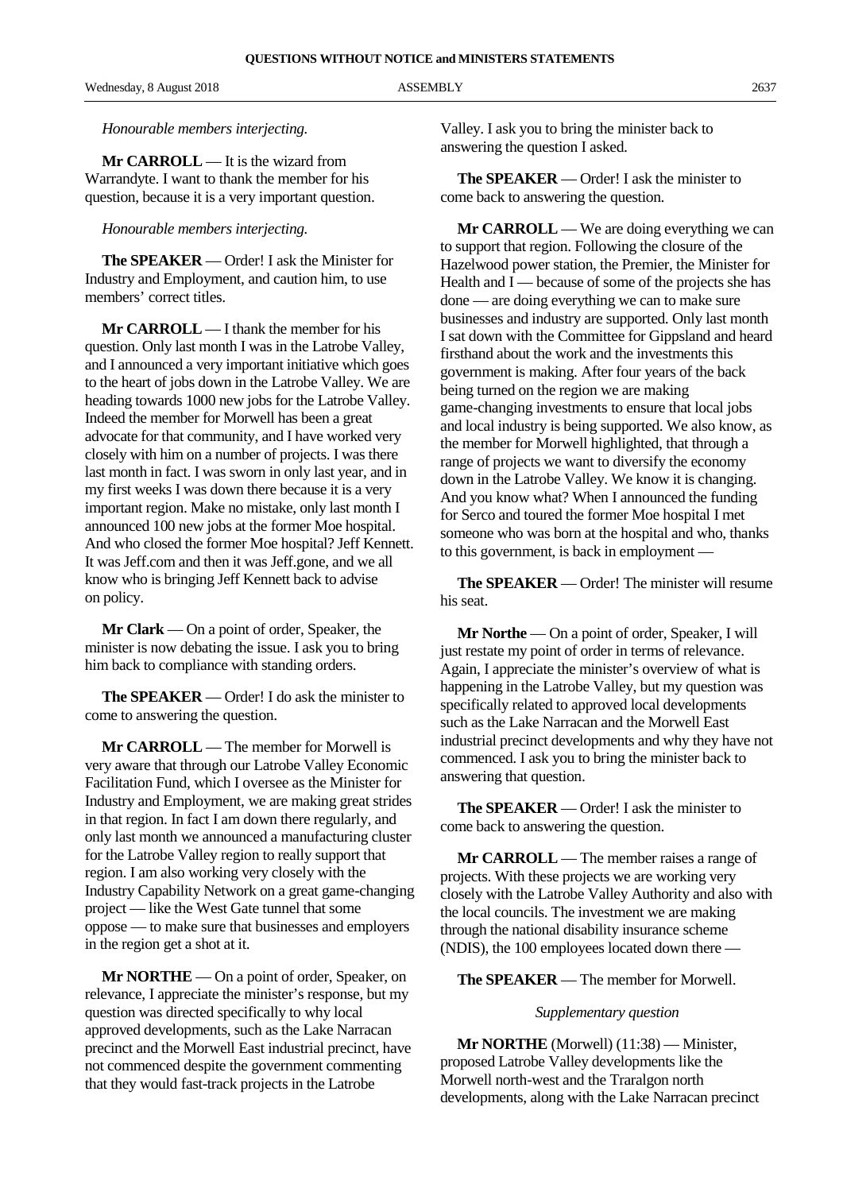*Honourable members interjecting.*

**Mr CARROLL** — It is the wizard from Warrandyte. I want to thank the member for his question, because it is a very important question.

*Honourable members interjecting.*

**The SPEAKER** — Order! I ask the Minister for Industry and Employment, and caution him, to use members' correct titles.

**Mr CARROLL** — I thank the member for his question. Only last month I was in the Latrobe Valley, and I announced a very important initiative which goes to the heart of jobs down in the Latrobe Valley. We are heading towards 1000 new jobs for the Latrobe Valley. Indeed the member for Morwell has been a great advocate for that community, and I have worked very closely with him on a number of projects. I was there last month in fact. I was sworn in only last year, and in my first weeks I was down there because it is a very important region. Make no mistake, only last month I announced 100 new jobs at the former Moe hospital. And who closed the former Moe hospital? Jeff Kennett. It was Jeff.com and then it was Jeff.gone, and we all know who is bringing Jeff Kennett back to advise on policy.

**Mr Clark** — On a point of order, Speaker, the minister is now debating the issue. I ask you to bring him back to compliance with standing orders.

**The SPEAKER** — Order! I do ask the minister to come to answering the question.

**Mr CARROLL** — The member for Morwell is very aware that through our Latrobe Valley Economic Facilitation Fund, which I oversee as the Minister for Industry and Employment, we are making great strides in that region. In fact I am down there regularly, and only last month we announced a manufacturing cluster for the Latrobe Valley region to really support that region. I am also working very closely with the Industry Capability Network on a great game-changing project — like the West Gate tunnel that some oppose — to make sure that businesses and employers in the region get a shot at it.

**Mr NORTHE** — On a point of order, Speaker, on relevance, I appreciate the minister's response, but my question was directed specifically to why local approved developments, such as the Lake Narracan precinct and the Morwell East industrial precinct, have not commenced despite the government commenting that they would fast-track projects in the Latrobe Valley. I ask you to bring the minister back to answering the question I asked.

**The SPEAKER** — Order! I ask the minister to come back to answering the question.

**Mr CARROLL** — We are doing everything we can to support that region. Following the closure of the Hazelwood power station, the Premier, the Minister for Health and I — because of some of the projects she has done — are doing everything we can to make sure businesses and industry are supported. Only last month I sat down with the Committee for Gippsland and heard firsthand about the work and the investments this government is making. After four years of the back being turned on the region we are making game-changing investments to ensure that local jobs and local industry is being supported. We also know, as the member for Morwell highlighted, that through a range of projects we want to diversify the economy down in the Latrobe Valley. We know it is changing. And you know what? When I announced the funding for Serco and toured the former Moe hospital I met someone who was born at the hospital and who, thanks to this government, is back in employment —

**The SPEAKER** — Order! The minister will resume his seat.

**Mr Northe** — On a point of order, Speaker, I will just restate my point of order in terms of relevance. Again, I appreciate the minister's overview of what is happening in the Latrobe Valley, but my question was specifically related to approved local developments such as the Lake Narracan and the Morwell East industrial precinct developments and why they have not commenced. I ask you to bring the minister back to answering that question.

**The SPEAKER** — Order! I ask the minister to come back to answering the question.

**Mr CARROLL** — The member raises a range of projects. With these projects we are working very closely with the Latrobe Valley Authority and also with the local councils. The investment we are making through the national disability insurance scheme (NDIS), the 100 employees located down there —

**The SPEAKER** — The member for Morwell.

*Supplementary question*

**Mr NORTHE** (Morwell) (11:38) — Minister, proposed Latrobe Valley developments like the Morwell north-west and the Traralgon north developments, along with the Lake Narracan precinct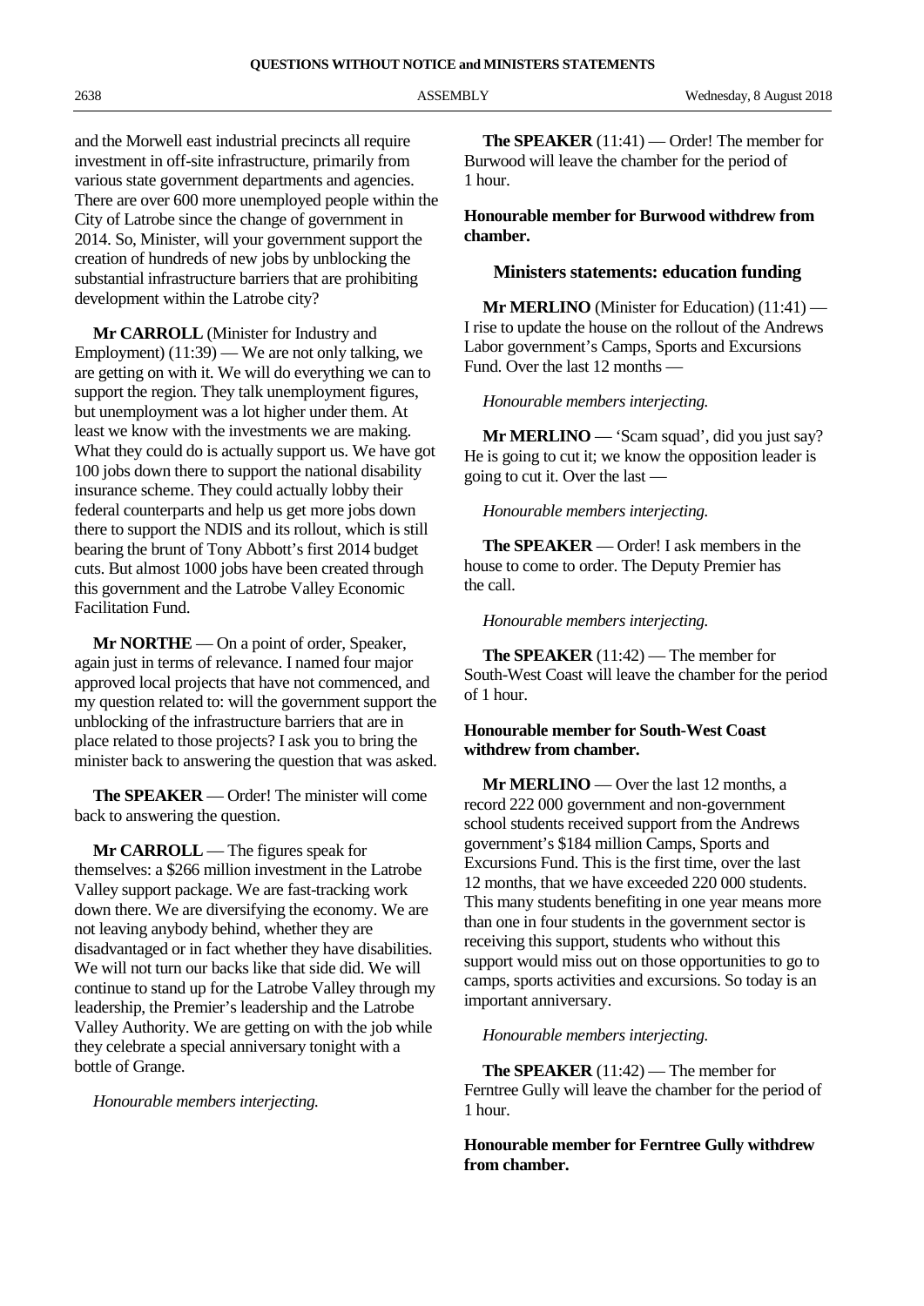and the Morwell east industrial precincts all require investment in off-site infrastructure, primarily from various state government departments and agencies. There are over 600 more unemployed people within the City of Latrobe since the change of government in 2014. So, Minister, will your government support the creation of hundreds of new jobs by unblocking the substantial infrastructure barriers that are prohibiting development within the Latrobe city?

**Mr CARROLL** (Minister for Industry and Employment) (11:39) — We are not only talking, we are getting on with it. We will do everything we can to support the region. They talk unemployment figures, but unemployment was a lot higher under them. At least we know with the investments we are making. What they could do is actually support us. We have got 100 jobs down there to support the national disability insurance scheme. They could actually lobby their federal counterparts and help us get more jobs down there to support the NDIS and its rollout, which is still bearing the brunt of Tony Abbott's first 2014 budget cuts. But almost 1000 jobs have been created through this government and the Latrobe Valley Economic Facilitation Fund.

**Mr NORTHE** — On a point of order, Speaker, again just in terms of relevance. I named four major approved local projects that have not commenced, and my question related to: will the government support the unblocking of the infrastructure barriers that are in place related to those projects? I ask you to bring the minister back to answering the question that was asked.

**The SPEAKER** — Order! The minister will come back to answering the question.

**Mr CARROLL** — The figures speak for themselves: a \$266 million investment in the Latrobe Valley support package. We are fast-tracking work down there. We are diversifying the economy. We are not leaving anybody behind, whether they are disadvantaged or in fact whether they have disabilities. We will not turn our backs like that side did. We will continue to stand up for the Latrobe Valley through my leadership, the Premier's leadership and the Latrobe Valley Authority. We are getting on with the job while they celebrate a special anniversary tonight with a bottle of Grange.

*Honourable members interjecting.*

**The SPEAKER** (11:41) — Order! The member for Burwood will leave the chamber for the period of 1 hour.

**Honourable member for Burwood withdrew from chamber.**

## Ministers statements: education funding

**Mr MERLINO** (Minister for Education) (11:41) — I rise to update the house on the rollout of the Andrews Labor government's Camps, Sports and Excursions Fund. Over the last 12 months —

*Honourable members interjecting.*

**Mr MERLINO** — 'Scam squad', did you just say? He is going to cut it; we know the opposition leader is going to cut it. Over the last —

*Honourable members interjecting.*

**The SPEAKER** — Order! I ask members in the house to come to order. The Deputy Premier has the call.

*Honourable members interjecting.*

**The SPEAKER** (11:42) — The member for South-West Coast will leave the chamber for the period of 1 hour.

**Honourable member for South-West Coast withdrew from chamber.**

**Mr MERLINO** — Over the last 12 months, a record 222 000 government and non-government school students received support from the Andrews government's \$184 million Camps, Sports and Excursions Fund. This is the first time, over the last 12 months, that we have exceeded 220 000 students. This many students benefiting in one year means more than one in four students in the government sector is receiving this support, students who without this support would miss out on those opportunities to go to camps, sports activities and excursions. So today is an important anniversary.

*Honourable members interjecting.*

**The SPEAKER** (11:42) — The member for Ferntree Gully will leave the chamber for the period of 1 hour.

**Honourable member for Ferntree Gully withdrew from chamber.**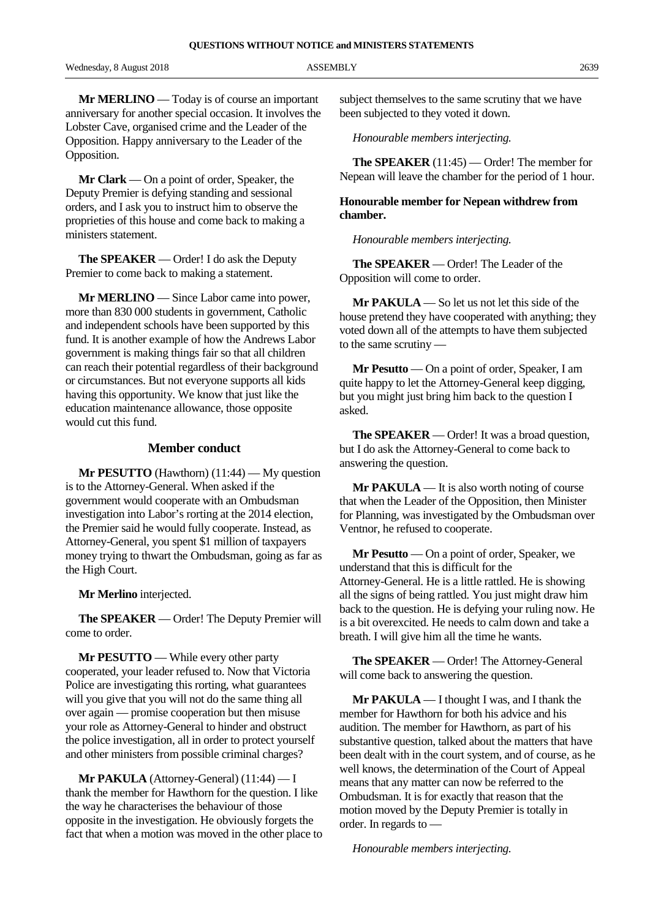**Mr MERLINO** — Today is of course an important anniversary for another special occasion. It involves the Lobster Cave, organised crime and the Leader of the Opposition. Happy anniversary to the Leader of the Opposition.

**Mr Clark** — On a point of order, Speaker, the Deputy Premier is defying standing and sessional orders, and I ask you to instruct him to observe the proprieties of this house and come back to making a ministers statement.

**The SPEAKER** — Order! I do ask the Deputy Premier to come back to making a statement.

**Mr MERLINO** — Since Labor came into power, more than 830 000 students in government, Catholic and independent schools have been supported by this fund. It is another example of how the Andrews Labor government is making things fair so that all children can reach their potential regardless of their background or circumstances. But not everyone supports all kids having this opportunity. We know that just like the education maintenance allowance, those opposite would cut this fund.

## Member conduct

**Mr PESUTTO** (Hawthorn) (11:44) — My question is to the Attorney-General. When asked if the government would cooperate with an Ombudsman investigation into Labor's rorting at the 2014 election, the Premier said he would fully cooperate. Instead, as Attorney-General, you spent $1 million of taxpayers money trying to thwart the Ombudsman, going as far as the High Court.

**Mr Merlino** interjected.

**The SPEAKER** — Order! The Deputy Premier will come to order.

**Mr PESUTTO** — While every other party cooperated, your leader refused to. Now that Victoria Police are investigating this rorting, what guarantees will you give that you will not do the same thing all over again — promise cooperation but then misuse your role as Attorney-General to hinder and obstruct the police investigation, all in order to protect yourself and other ministers from possible criminal charges?

**Mr PAKULA** (Attorney-General) (11:44) — I thank the member for Hawthorn for the question. I like the way he characterises the behaviour of those opposite in the investigation. He obviously forgets the fact that when a motion was moved in the other place to subject themselves to the same scrutiny that we have been subjected to they voted it down.

*Honourable members interjecting.*

**The SPEAKER** (11:45) — Order! The member for Nepean will leave the chamber for the period of 1 hour.

**Honourable member for Nepean withdrew from chamber.**

*Honourable members interjecting.*

**The SPEAKER** — Order! The Leader of the Opposition will come to order.

**Mr PAKULA** — So let us not let this side of the house pretend they have cooperated with anything; they voted down all of the attempts to have them subjected to the same scrutiny —

**Mr Pesutto** — On a point of order, Speaker, I am quite happy to let the Attorney-General keep digging, but you might just bring him back to the question I asked.

**The SPEAKER** — Order! It was a broad question, but I do ask the Attorney-General to come back to answering the question.

**Mr PAKULA** — It is also worth noting of course that when the Leader of the Opposition, then Minister for Planning, was investigated by the Ombudsman over Ventnor, he refused to cooperate.

**Mr Pesutto** — On a point of order, Speaker, we understand that this is difficult for the Attorney-General. He is a little rattled. He is showing all the signs of being rattled. You just might draw him back to the question. He is defying your ruling now. He is a bit overexcited. He needs to calm down and take a breath. I will give him all the time he wants.

**The SPEAKER** — Order! The Attorney-General will come back to answering the question.

**Mr PAKULA** — I thought I was, and I thank the member for Hawthorn for both his advice and his audition. The member for Hawthorn, as part of his substantive question, talked about the matters that have been dealt with in the court system, and of course, as he well knows, the determination of the Court of Appeal means that any matter can now be referred to the Ombudsman. It is for exactly that reason that the motion moved by the Deputy Premier is totally in order. In regards to —

*Honourable members interjecting.*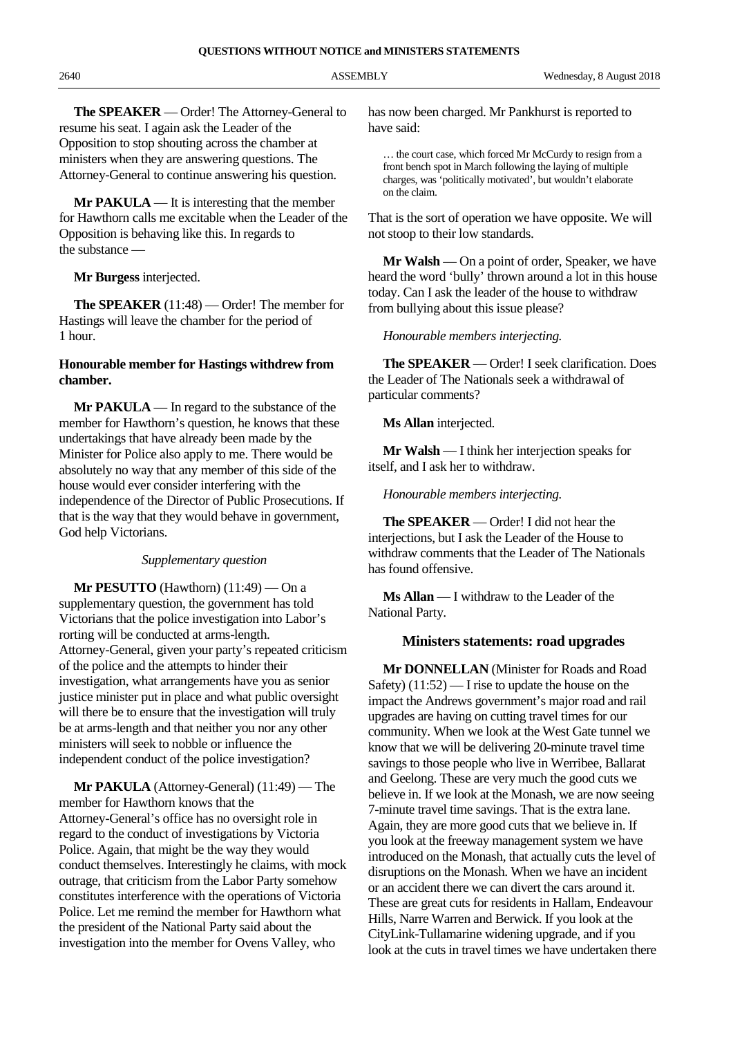**The SPEAKER** — Order! The Attorney-General to resume his seat. I again ask the Leader of the Opposition to stop shouting across the chamber at ministers when they are answering questions. The Attorney-General to continue answering his question.

**Mr PAKULA** — It is interesting that the member for Hawthorn calls me excitable when the Leader of the Opposition is behaving like this. In regards to the substance —

**Mr Burgess** interjected.

**The SPEAKER** (11:48) — Order! The member for Hastings will leave the chamber for the period of 1 hour.

**Honourable member for Hastings withdrew from chamber.**

**Mr PAKULA** — In regard to the substance of the member for Hawthorn's question, he knows that these undertakings that have already been made by the Minister for Police also apply to me. There would be absolutely no way that any member of this side of the house would ever consider interfering with the independence of the Director of Public Prosecutions. If that is the way that they would behave in government, God help Victorians.

*Supplementary question*

**Mr PESUTTO** (Hawthorn) (11:49) — On a supplementary question, the government has told Victorians that the police investigation into Labor's rorting will be conducted at arms-length. Attorney-General, given your party's repeated criticism of the police and the attempts to hinder their investigation, what arrangements have you as senior justice minister put in place and what public oversight will there be to ensure that the investigation will truly be at arms-length and that neither you nor any other ministers will seek to nobble or influence the independent conduct of the police investigation?

**Mr PAKULA** (Attorney-General) (11:49) — The member for Hawthorn knows that the Attorney-General's office has no oversight role in regard to the conduct of investigations by Victoria Police. Again, that might be the way they would conduct themselves. Interestingly he claims, with mock outrage, that criticism from the Labor Party somehow constitutes interference with the operations of Victoria Police. Let me remind the member for Hawthorn what the president of the National Party said about the investigation into the member for Ovens Valley, who has now been charged. Mr Pankhurst is reported to have said:

> … the court case, which forced Mr McCurdy to resign from a front bench spot in March following the laying of multiple charges, was 'politically motivated', but wouldn't elaborate on the claim.

That is the sort of operation we have opposite. We will not stoop to their low standards.

**Mr Walsh** — On a point of order, Speaker, we have heard the word 'bully' thrown around a lot in this house today. Can I ask the leader of the house to withdraw from bullying about this issue please?

*Honourable members interjecting.*

**The SPEAKER** — Order! I seek clarification. Does the Leader of The Nationals seek a withdrawal of particular comments?

**Ms Allan** interjected.

**Mr Walsh** — I think her interjection speaks for itself, and I ask her to withdraw.

*Honourable members interjecting.*

**The SPEAKER** — Order! I did not hear the interjections, but I ask the Leader of the House to withdraw comments that the Leader of The Nationals has found offensive.

**Ms Allan** — I withdraw to the Leader of the National Party.

## Ministers statements: road upgrades

**Mr DONNELLAN** (Minister for Roads and Road Safety) (11:52) — I rise to update the house on the impact the Andrews government's major road and rail upgrades are having on cutting travel times for our community. When we look at the West Gate tunnel we know that we will be delivering 20-minute travel time savings to those people who live in Werribee, Ballarat and Geelong. These are very much the good cuts we believe in. If we look at the Monash, we are now seeing 7-minute travel time savings. That is the extra lane. Again, they are more good cuts that we believe in. If you look at the freeway management system we have introduced on the Monash, that actually cuts the level of disruptions on the Monash. When we have an incident or an accident there we can divert the cars around it. These are great cuts for residents in Hallam, Endeavour Hills, Narre Warren and Berwick. If you look at the CityLink-Tullamarine widening upgrade, and if you look at the cuts in travel times we have undertaken there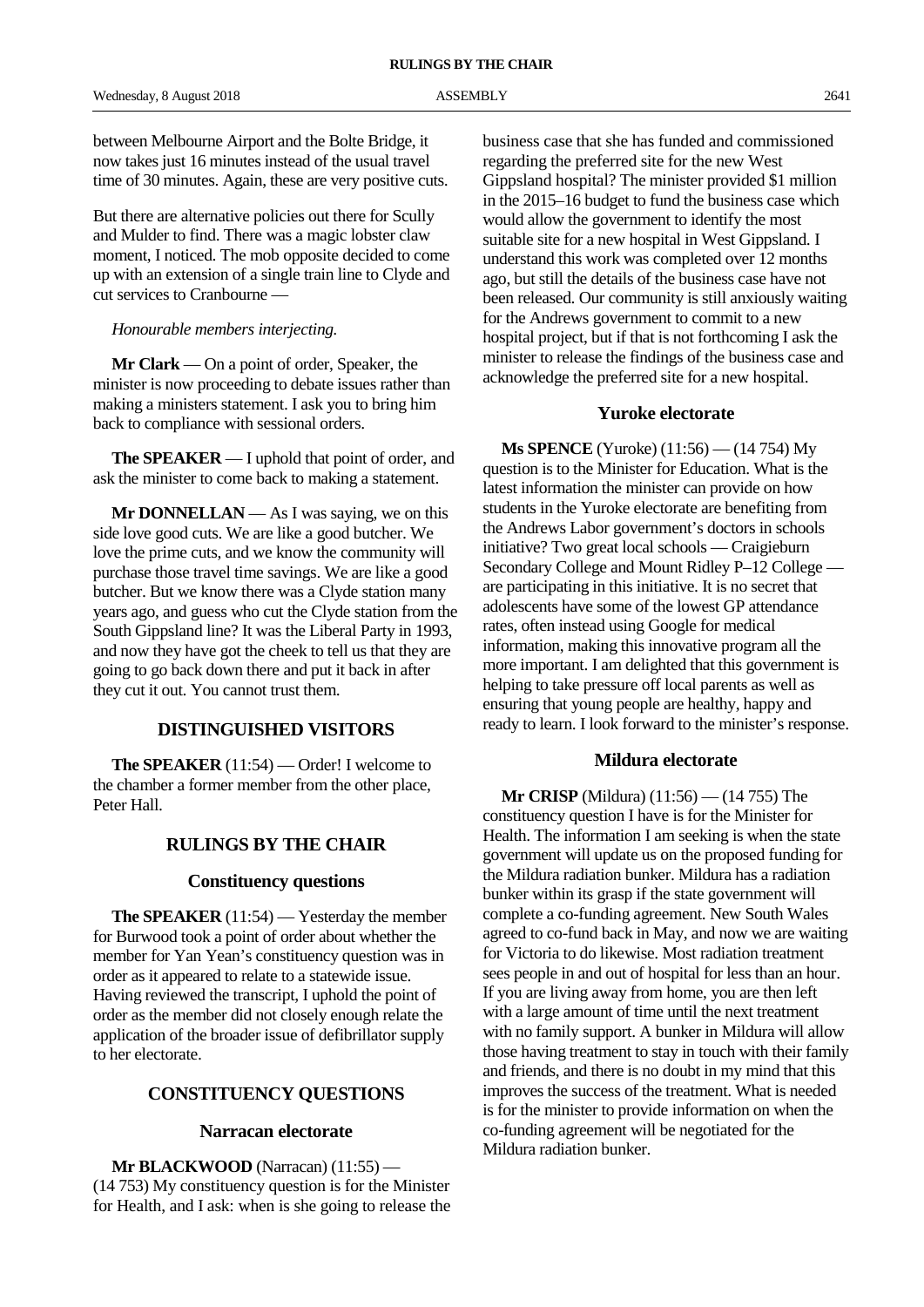between Melbourne Airport and the Bolte Bridge, it now takes just 16 minutes instead of the usual travel time of 30 minutes. Again, these are very positive cuts.

But there are alternative policies out there for Scully and Mulder to find. There was a magic lobster claw moment, I noticed. The mob opposite decided to come up with an extension of a single train line to Clyde and cut services to Cranbourne —

*Honourable members interjecting.*

**Mr Clark** — On a point of order, Speaker, the minister is now proceeding to debate issues rather than making a ministers statement. I ask you to bring him back to compliance with sessional orders.

**The SPEAKER** — I uphold that point of order, and ask the minister to come back to making a statement.

**Mr DONNELLAN** — As I was saying, we on this side love good cuts. We are like a good butcher. We love the prime cuts, and we know the community will purchase those travel time savings. We are like a good butcher. But we know there was a Clyde station many years ago, and guess who cut the Clyde station from the South Gippsland line? It was the Liberal Party in 1993, and now they have got the cheek to tell us that they are going to go back down there and put it back in after they cut it out. You cannot trust them.

## DISTINGUISHED VISITORS

**The SPEAKER** (11:54) — Order! I welcome to the chamber a former member from the other place, Peter Hall.

## RULINGS BY THE CHAIR

### Constituency questions

**The SPEAKER** (11:54) — Yesterday the member for Burwood took a point of order about whether the member for Yan Yean's constituency question was in order as it appeared to relate to a statewide issue. Having reviewed the transcript, I uphold the point of order as the member did not closely enough relate the application of the broader issue of defibrillator supply to her electorate.

## CONSTITUENCY QUESTIONS

### Narracan electorate

**Mr BLACKWOOD** (Narracan) (11:55) — (14 753) My constituency question is for the Minister for Health, and I ask: when is she going to release the business case that she has funded and commissioned regarding the preferred site for the new West Gippsland hospital? The minister provided $1 million in the 2015–16 budget to fund the business case which would allow the government to identify the most suitable site for a new hospital in West Gippsland. I understand this work was completed over 12 months ago, but still the details of the business case have not been released. Our community is still anxiously waiting for the Andrews government to commit to a new hospital project, but if that is not forthcoming I ask the minister to release the findings of the business case and acknowledge the preferred site for a new hospital.

### Yuroke electorate

**Ms SPENCE** (Yuroke) (11:56) — (14 754) My question is to the Minister for Education. What is the latest information the minister can provide on how students in the Yuroke electorate are benefiting from the Andrews Labor government's doctors in schools initiative? Two great local schools — Craigieburn Secondary College and Mount Ridley P–12 College — are participating in this initiative. It is no secret that adolescents have some of the lowest GP attendance rates, often instead using Google for medical information, making this innovative program all the more important. I am delighted that this government is helping to take pressure off local parents as well as ensuring that young people are healthy, happy and ready to learn. I look forward to the minister's response.

### Mildura electorate

**Mr CRISP** (Mildura) (11:56) — (14 755) The constituency question I have is for the Minister for Health. The information I am seeking is when the state government will update us on the proposed funding for the Mildura radiation bunker. Mildura has a radiation bunker within its grasp if the state government will complete a co-funding agreement. New South Wales agreed to co-fund back in May, and now we are waiting for Victoria to do likewise. Most radiation treatment sees people in and out of hospital for less than an hour. If you are living away from home, you are then left with a large amount of time until the next treatment with no family support. A bunker in Mildura will allow those having treatment to stay in touch with their family and friends, and there is no doubt in my mind that this improves the success of the treatment. What is needed is for the minister to provide information on when the co-funding agreement will be negotiated for the Mildura radiation bunker.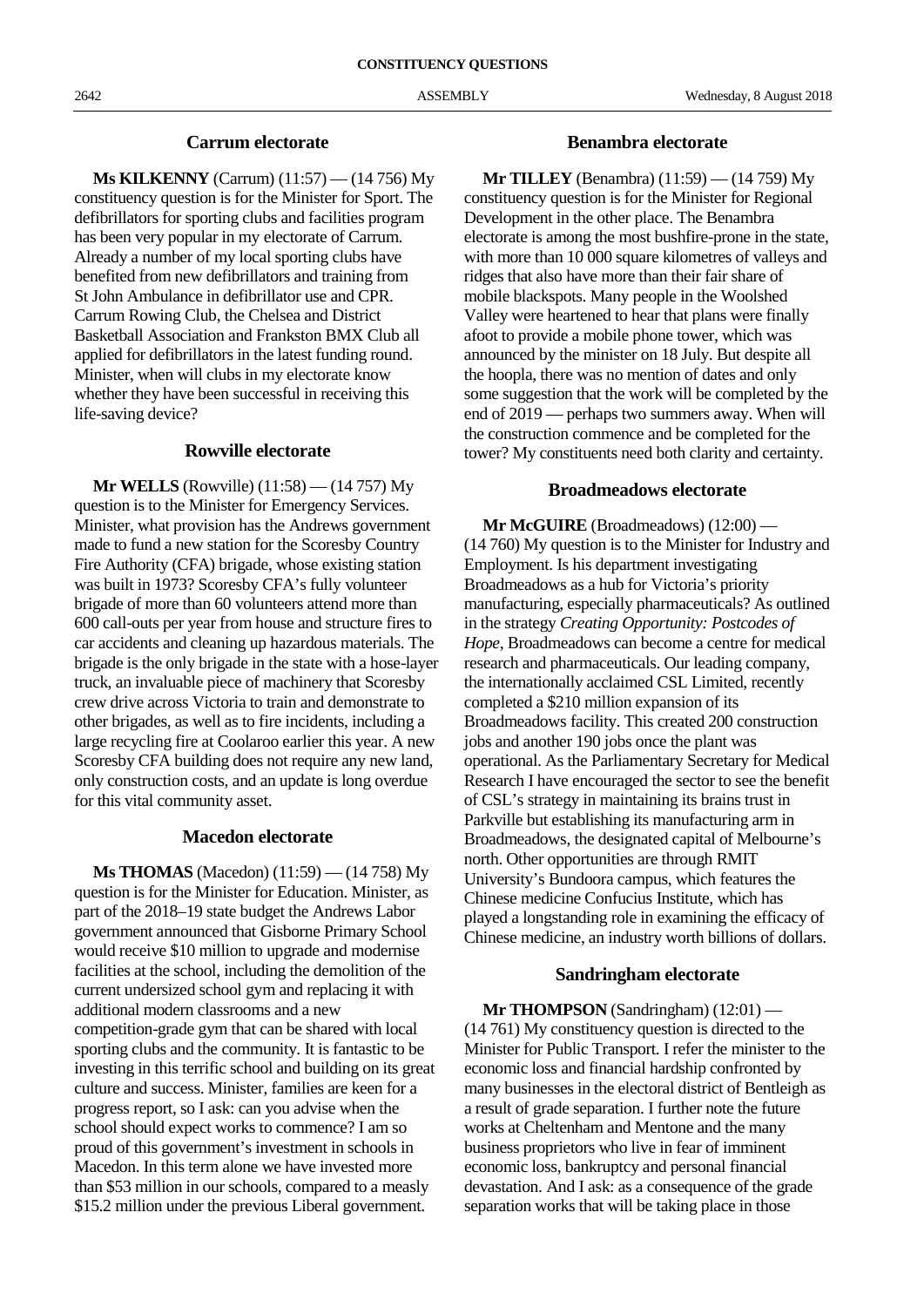## Carrum electorate

**Ms KILKENNY** (Carrum) (11:57) — (14 756) My constituency question is for the Minister for Sport. The defibrillators for sporting clubs and facilities program has been very popular in my electorate of Carrum. Already a number of my local sporting clubs have benefited from new defibrillators and training from St John Ambulance in defibrillator use and CPR. Carrum Rowing Club, the Chelsea and District Basketball Association and Frankston BMX Club all applied for defibrillators in the latest funding round. Minister, when will clubs in my electorate know whether they have been successful in receiving this life-saving device?

## Rowville electorate

**Mr WELLS** (Rowville) (11:58) — (14 757) My question is to the Minister for Emergency Services. Minister, what provision has the Andrews government made to fund a new station for the Scoresby Country Fire Authority (CFA) brigade, whose existing station was built in 1973? Scoresby CFA's fully volunteer brigade of more than 60 volunteers attend more than 600 call-outs per year from house and structure fires to car accidents and cleaning up hazardous materials. The brigade is the only brigade in the state with a hose-layer truck, an invaluable piece of machinery that Scoresby crew drive across Victoria to train and demonstrate to other brigades, as well as to fire incidents, including a large recycling fire at Coolaroo earlier this year. A new Scoresby CFA building does not require any new land, only construction costs, and an update is long overdue for this vital community asset.

## Macedon electorate

**Ms THOMAS** (Macedon) (11:59) — (14 758) My question is for the Minister for Education. Minister, as part of the 2018–19 state budget the Andrews Labor government announced that Gisborne Primary School would receive $10 million to upgrade and modernise facilities at the school, including the demolition of the current undersized school gym and replacing it with additional modern classrooms and a new competition-grade gym that can be shared with local sporting clubs and the community. It is fantastic to be investing in this terrific school and building on its great culture and success. Minister, families are keen for a progress report, so I ask: can you advise when the school should expect works to commence? I am so proud of this government's investment in schools in Macedon. In this term alone we have invested more than $53 million in our schools, compared to a measly $15.2 million under the previous Liberal government.

## Benambra electorate

**Mr TILLEY** (Benambra) (11:59) — (14 759) My constituency question is for the Minister for Regional Development in the other place. The Benambra electorate is among the most bushfire-prone in the state, with more than 10 000 square kilometres of valleys and ridges that also have more than their fair share of mobile blackspots. Many people in the Woolshed Valley were heartened to hear that plans were finally afoot to provide a mobile phone tower, which was announced by the minister on 18 July. But despite all the hoopla, there was no mention of dates and only some suggestion that the work will be completed by the end of 2019 — perhaps two summers away. When will the construction commence and be completed for the tower? My constituents need both clarity and certainty.

## Broadmeadows electorate

**Mr McGUIRE** (Broadmeadows) (12:00) — (14 760) My question is to the Minister for Industry and Employment. Is his department investigating Broadmeadows as a hub for Victoria's priority manufacturing, especially pharmaceuticals? As outlined in the strategy *Creating Opportunity: Postcodes of Hope*, Broadmeadows can become a centre for medical research and pharmaceuticals. Our leading company, the internationally acclaimed CSL Limited, recently completed a $210 million expansion of its Broadmeadows facility. This created 200 construction jobs and another 190 jobs once the plant was operational. As the Parliamentary Secretary for Medical Research I have encouraged the sector to see the benefit of CSL's strategy in maintaining its brains trust in Parkville but establishing its manufacturing arm in Broadmeadows, the designated capital of Melbourne's north. Other opportunities are through RMIT University's Bundoora campus, which features the Chinese medicine Confucius Institute, which has played a longstanding role in examining the efficacy of Chinese medicine, an industry worth billions of dollars.

## Sandringham electorate

**Mr THOMPSON** (Sandringham) (12:01) — (14 761) My constituency question is directed to the Minister for Public Transport. I refer the minister to the economic loss and financial hardship confronted by many businesses in the electoral district of Bentleigh as a result of grade separation. I further note the future works at Cheltenham and Mentone and the many business proprietors who live in fear of imminent economic loss, bankruptcy and personal financial devastation. And I ask: as a consequence of the grade separation works that will be taking place in those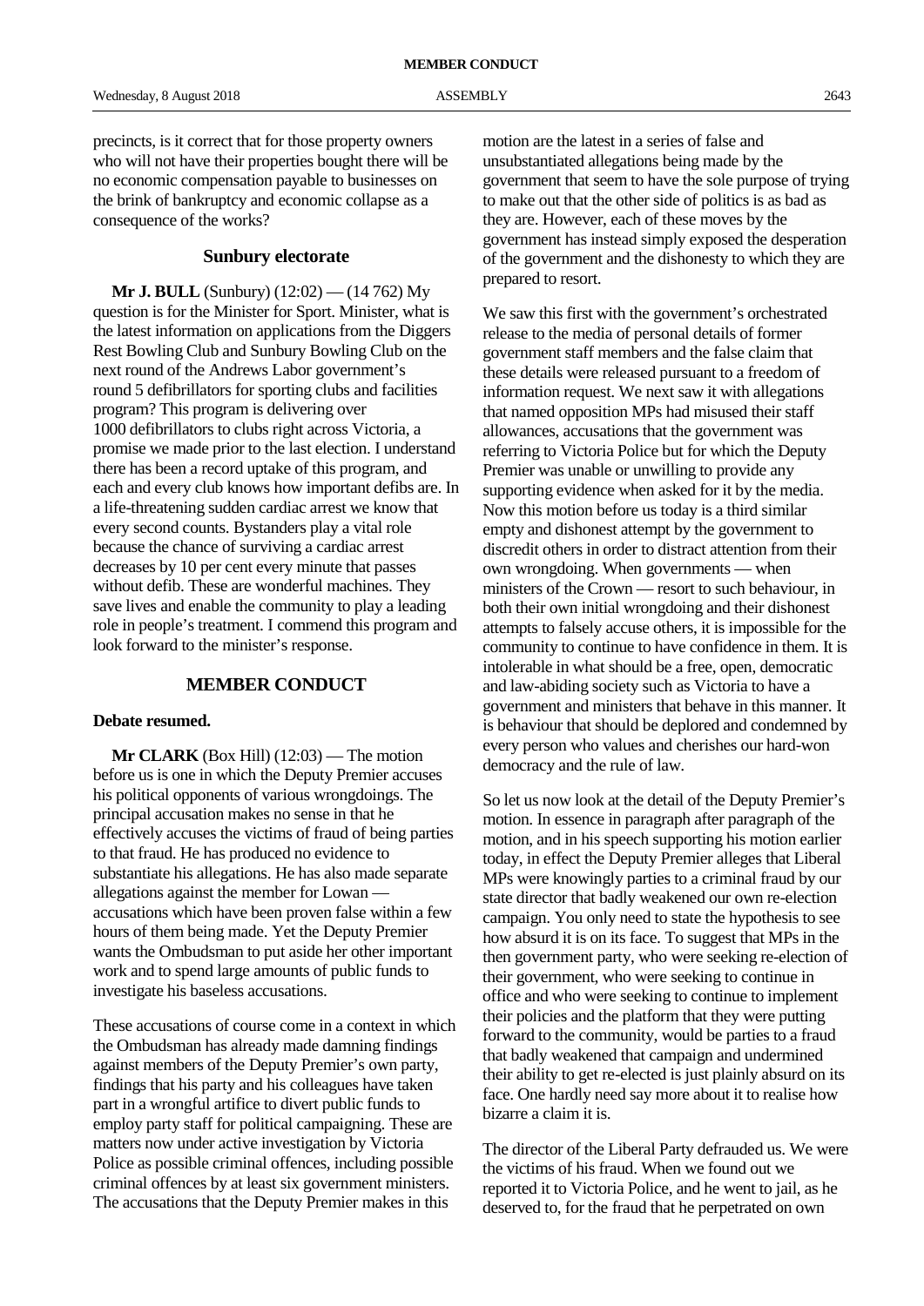precincts, is it correct that for those property owners who will not have their properties bought there will be no economic compensation payable to businesses on the brink of bankruptcy and economic collapse as a consequence of the works?

### Sunbury electorate

**Mr J. BULL** (Sunbury) (12:02) — (14 762) My question is for the Minister for Sport. Minister, what is the latest information on applications from the Diggers Rest Bowling Club and Sunbury Bowling Club on the next round of the Andrews Labor government's round 5 defibrillators for sporting clubs and facilities program? This program is delivering over 1000 defibrillators to clubs right across Victoria, a promise we made prior to the last election. I understand there has been a record uptake of this program, and each and every club knows how important defibs are. In a life-threatening sudden cardiac arrest we know that every second counts. Bystanders play a vital role because the chance of surviving a cardiac arrest decreases by 10 per cent every minute that passes without defib. These are wonderful machines. They save lives and enable the community to play a leading role in people's treatment. I commend this program and look forward to the minister's response.

## MEMBER CONDUCT

**Debate resumed.**

**Mr CLARK** (Box Hill) (12:03) — The motion before us is one in which the Deputy Premier accuses his political opponents of various wrongdoings. The principal accusation makes no sense in that he effectively accuses the victims of fraud of being parties to that fraud. He has produced no evidence to substantiate his allegations. He has also made separate allegations against the member for Lowan — accusations which have been proven false within a few hours of them being made. Yet the Deputy Premier wants the Ombudsman to put aside her other important work and to spend large amounts of public funds to investigate his baseless accusations.

These accusations of course come in a context in which the Ombudsman has already made damning findings against members of the Deputy Premier's own party, findings that his party and his colleagues have taken part in a wrongful artifice to divert public funds to employ party staff for political campaigning. These are matters now under active investigation by Victoria Police as possible criminal offences, including possible criminal offences by at least six government ministers. The accusations that the Deputy Premier makes in this motion are the latest in a series of false and unsubstantiated allegations being made by the government that seem to have the sole purpose of trying to make out that the other side of politics is as bad as they are. However, each of these moves by the government has instead simply exposed the desperation of the government and the dishonesty to which they are prepared to resort.

We saw this first with the government's orchestrated release to the media of personal details of former government staff members and the false claim that these details were released pursuant to a freedom of information request. We next saw it with allegations that named opposition MPs had misused their staff allowances, accusations that the government was referring to Victoria Police but for which the Deputy Premier was unable or unwilling to provide any supporting evidence when asked for it by the media. Now this motion before us today is a third similar empty and dishonest attempt by the government to discredit others in order to distract attention from their own wrongdoing. When governments — when ministers of the Crown — resort to such behaviour, in both their own initial wrongdoing and their dishonest attempts to falsely accuse others, it is impossible for the community to continue to have confidence in them. It is intolerable in what should be a free, open, democratic and law-abiding society such as Victoria to have a government and ministers that behave in this manner. It is behaviour that should be deplored and condemned by every person who values and cherishes our hard-won democracy and the rule of law.

So let us now look at the detail of the Deputy Premier's motion. In essence in paragraph after paragraph of the motion, and in his speech supporting his motion earlier today, in effect the Deputy Premier alleges that Liberal MPs were knowingly parties to a criminal fraud by our state director that badly weakened our own re-election campaign. You only need to state the hypothesis to see how absurd it is on its face. To suggest that MPs in the then government party, who were seeking re-election of their government, who were seeking to continue in office and who were seeking to continue to implement their policies and the platform that they were putting forward to the community, would be parties to a fraud that badly weakened that campaign and undermined their ability to get re-elected is just plainly absurd on its face. One hardly need say more about it to realise how bizarre a claim it is.

The director of the Liberal Party defrauded us. We were the victims of his fraud. When we found out we reported it to Victoria Police, and he went to jail, as he deserved to, for the fraud that he perpetrated on own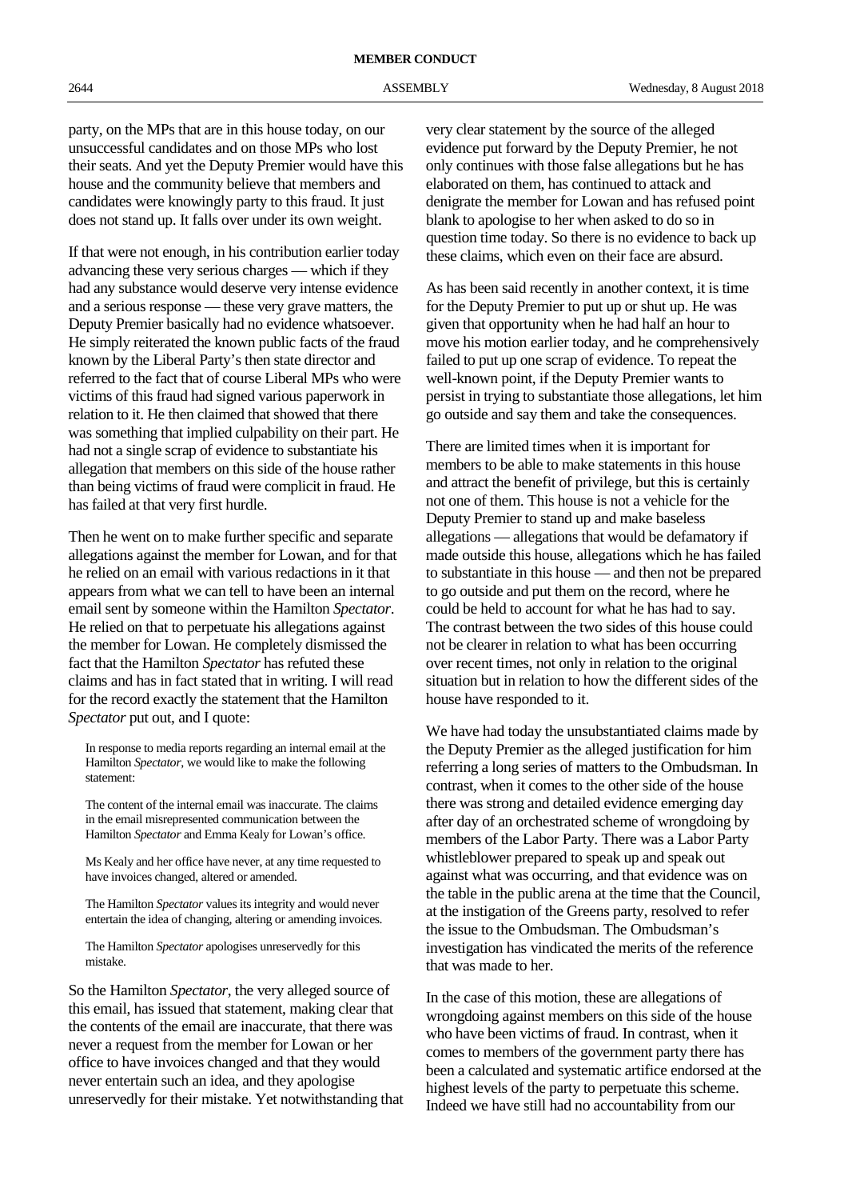party, on the MPs that are in this house today, on our unsuccessful candidates and on those MPs who lost their seats. And yet the Deputy Premier would have this house and the community believe that members and candidates were knowingly party to this fraud. It just does not stand up. It falls over under its own weight.

If that were not enough, in his contribution earlier today advancing these very serious charges — which if they had any substance would deserve very intense evidence and a serious response — these very grave matters, the Deputy Premier basically had no evidence whatsoever. He simply reiterated the known public facts of the fraud known by the Liberal Party's then state director and referred to the fact that of course Liberal MPs who were victims of this fraud had signed various paperwork in relation to it. He then claimed that showed that there was something that implied culpability on their part. He had not a single scrap of evidence to substantiate his allegation that members on this side of the house rather than being victims of fraud were complicit in fraud. He has failed at that very first hurdle.

Then he went on to make further specific and separate allegations against the member for Lowan, and for that he relied on an email with various redactions in it that appears from what we can tell to have been an internal email sent by someone within the Hamilton *Spectator*. He relied on that to perpetuate his allegations against the member for Lowan. He completely dismissed the fact that the Hamilton *Spectator* has refuted these claims and has in fact stated that in writing. I will read for the record exactly the statement that the Hamilton *Spectator* put out, and I quote:

> In response to media reports regarding an internal email at the Hamilton *Spectator*, we would like to make the following statement:
>
> The content of the internal email was inaccurate. The claims in the email misrepresented communication between the Hamilton *Spectator* and Emma Kealy for Lowan's office.
>
> Ms Kealy and her office have never, at any time requested to have invoices changed, altered or amended.
>
> The Hamilton *Spectator* values its integrity and would never entertain the idea of changing, altering or amending invoices.
>
> The Hamilton *Spectator* apologises unreservedly for this mistake.

So the Hamilton *Spectator*, the very alleged source of this email, has issued that statement, making clear that the contents of the email are inaccurate, that there was never a request from the member for Lowan or her office to have invoices changed and that they would never entertain such an idea, and they apologise unreservedly for their mistake. Yet notwithstanding that very clear statement by the source of the alleged evidence put forward by the Deputy Premier, he not only continues with those false allegations but he has elaborated on them, has continued to attack and denigrate the member for Lowan and has refused point blank to apologise to her when asked to do so in question time today. So there is no evidence to back up these claims, which even on their face are absurd.

As has been said recently in another context, it is time for the Deputy Premier to put up or shut up. He was given that opportunity when he had half an hour to move his motion earlier today, and he comprehensively failed to put up one scrap of evidence. To repeat the well-known point, if the Deputy Premier wants to persist in trying to substantiate those allegations, let him go outside and say them and take the consequences.

There are limited times when it is important for members to be able to make statements in this house and attract the benefit of privilege, but this is certainly not one of them. This house is not a vehicle for the Deputy Premier to stand up and make baseless allegations — allegations that would be defamatory if made outside this house, allegations which he has failed to substantiate in this house — and then not be prepared to go outside and put them on the record, where he could be held to account for what he has had to say. The contrast between the two sides of this house could not be clearer in relation to what has been occurring over recent times, not only in relation to the original situation but in relation to how the different sides of the house have responded to it.

We have had today the unsubstantiated claims made by the Deputy Premier as the alleged justification for him referring a long series of matters to the Ombudsman. In contrast, when it comes to the other side of the house there was strong and detailed evidence emerging day after day of an orchestrated scheme of wrongdoing by members of the Labor Party. There was a Labor Party whistleblower prepared to speak up and speak out against what was occurring, and that evidence was on the table in the public arena at the time that the Council, at the instigation of the Greens party, resolved to refer the issue to the Ombudsman. The Ombudsman's investigation has vindicated the merits of the reference that was made to her.

In the case of this motion, these are allegations of wrongdoing against members on this side of the house who have been victims of fraud. In contrast, when it comes to members of the government party there has been a calculated and systematic artifice endorsed at the highest levels of the party to perpetuate this scheme. Indeed we have still had no accountability from our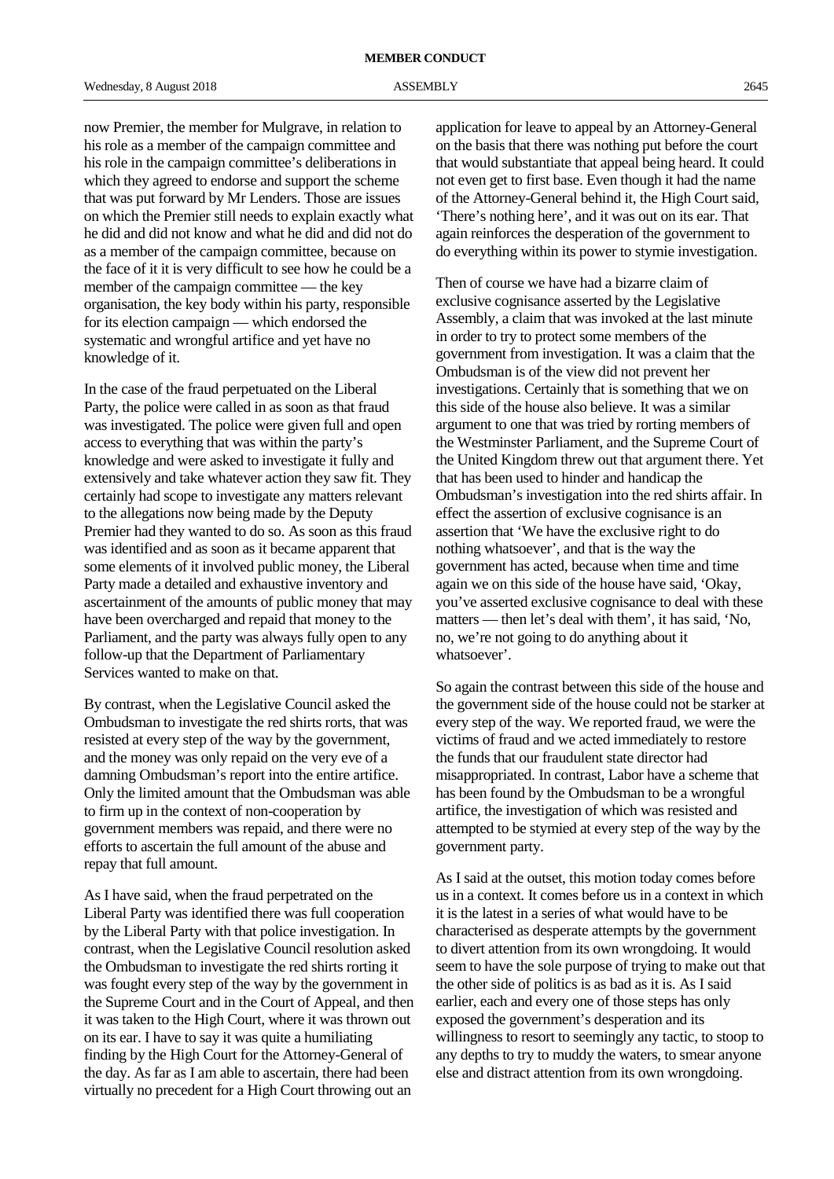now Premier, the member for Mulgrave, in relation to his role as a member of the campaign committee and his role in the campaign committee's deliberations in which they agreed to endorse and support the scheme that was put forward by Mr Lenders. Those are issues on which the Premier still needs to explain exactly what he did and did not know and what he did and did not do as a member of the campaign committee, because on the face of it it is very difficult to see how he could be a member of the campaign committee — the key organisation, the key body within his party, responsible for its election campaign — which endorsed the systematic and wrongful artifice and yet have no knowledge of it.

In the case of the fraud perpetuated on the Liberal Party, the police were called in as soon as that fraud was investigated. The police were given full and open access to everything that was within the party's knowledge and were asked to investigate it fully and extensively and take whatever action they saw fit. They certainly had scope to investigate any matters relevant to the allegations now being made by the Deputy Premier had they wanted to do so. As soon as this fraud was identified and as soon as it became apparent that some elements of it involved public money, the Liberal Party made a detailed and exhaustive inventory and ascertainment of the amounts of public money that may have been overcharged and repaid that money to the Parliament, and the party was always fully open to any follow-up that the Department of Parliamentary Services wanted to make on that.

By contrast, when the Legislative Council asked the Ombudsman to investigate the red shirts rorts, that was resisted at every step of the way by the government, and the money was only repaid on the very eve of a damning Ombudsman's report into the entire artifice. Only the limited amount that the Ombudsman was able to firm up in the context of non-cooperation by government members was repaid, and there were no efforts to ascertain the full amount of the abuse and repay that full amount.

As I have said, when the fraud perpetrated on the Liberal Party was identified there was full cooperation by the Liberal Party with that police investigation. In contrast, when the Legislative Council resolution asked the Ombudsman to investigate the red shirts rorting it was fought every step of the way by the government in the Supreme Court and in the Court of Appeal, and then it was taken to the High Court, where it was thrown out on its ear. I have to say it was quite a humiliating finding by the High Court for the Attorney-General of the day. As far as I am able to ascertain, there had been virtually no precedent for a High Court throwing out an application for leave to appeal by an Attorney-General on the basis that there was nothing put before the court that would substantiate that appeal being heard. It could not even get to first base. Even though it had the name of the Attorney-General behind it, the High Court said, 'There's nothing here', and it was out on its ear. That again reinforces the desperation of the government to do everything within its power to stymie investigation.

Then of course we have had a bizarre claim of exclusive cognisance asserted by the Legislative Assembly, a claim that was invoked at the last minute in order to try to protect some members of the government from investigation. It was a claim that the Ombudsman is of the view did not prevent her investigations. Certainly that is something that we on this side of the house also believe. It was a similar argument to one that was tried by rorting members of the Westminster Parliament, and the Supreme Court of the United Kingdom threw out that argument there. Yet that has been used to hinder and handicap the Ombudsman's investigation into the red shirts affair. In effect the assertion of exclusive cognisance is an assertion that 'We have the exclusive right to do nothing whatsoever', and that is the way the government has acted, because when time and time again we on this side of the house have said, 'Okay, you've asserted exclusive cognisance to deal with these matters — then let's deal with them', it has said, 'No, no, we're not going to do anything about it whatsoever'.

So again the contrast between this side of the house and the government side of the house could not be starker at every step of the way. We reported fraud, we were the victims of fraud and we acted immediately to restore the funds that our fraudulent state director had misappropriated. In contrast, Labor have a scheme that has been found by the Ombudsman to be a wrongful artifice, the investigation of which was resisted and attempted to be stymied at every step of the way by the government party.

As I said at the outset, this motion today comes before us in a context. It comes before us in a context in which it is the latest in a series of what would have to be characterised as desperate attempts by the government to divert attention from its own wrongdoing. It would seem to have the sole purpose of trying to make out that the other side of politics is as bad as it is. As I said earlier, each and every one of those steps has only exposed the government's desperation and its willingness to resort to seemingly any tactic, to stoop to any depths to try to muddy the waters, to smear anyone else and distract attention from its own wrongdoing.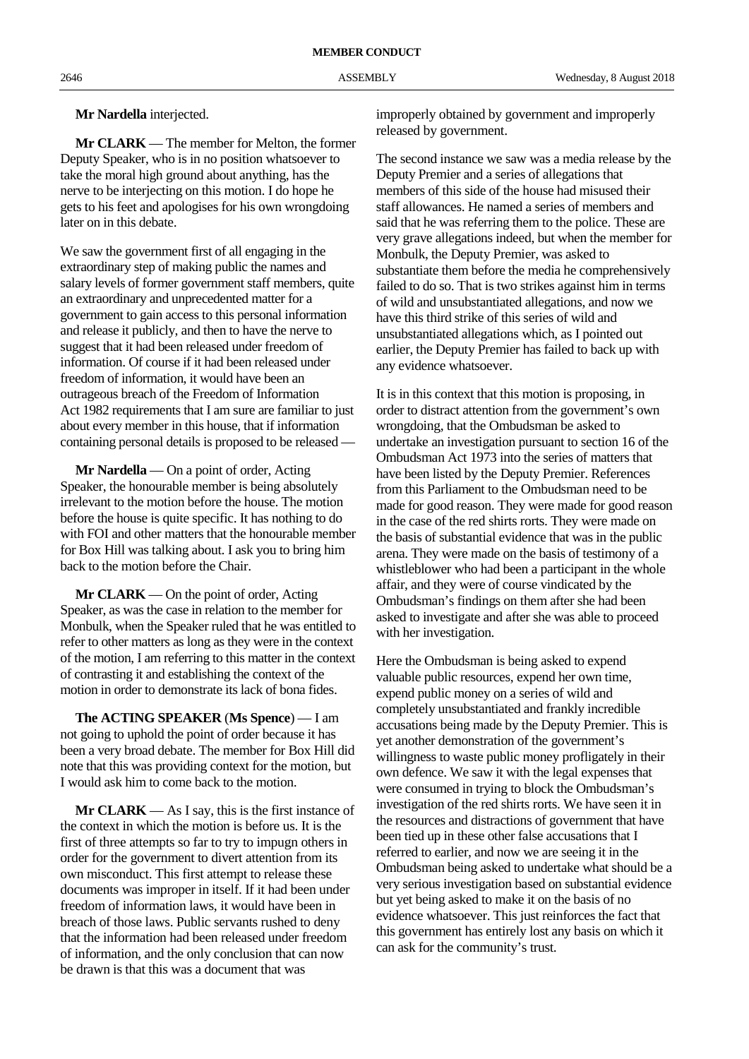**Mr Nardella** interjected.

**Mr CLARK** — The member for Melton, the former Deputy Speaker, who is in no position whatsoever to take the moral high ground about anything, has the nerve to be interjecting on this motion. I do hope he gets to his feet and apologises for his own wrongdoing later on in this debate.

We saw the government first of all engaging in the extraordinary step of making public the names and salary levels of former government staff members, quite an extraordinary and unprecedented matter for a government to gain access to this personal information and release it publicly, and then to have the nerve to suggest that it had been released under freedom of information. Of course if it had been released under freedom of information, it would have been an outrageous breach of the Freedom of Information Act 1982 requirements that I am sure are familiar to just about every member in this house, that if information containing personal details is proposed to be released —

**Mr Nardella** — On a point of order, Acting Speaker, the honourable member is being absolutely irrelevant to the motion before the house. The motion before the house is quite specific. It has nothing to do with FOI and other matters that the honourable member for Box Hill was talking about. I ask you to bring him back to the motion before the Chair.

**Mr CLARK** — On the point of order, Acting Speaker, as was the case in relation to the member for Monbulk, when the Speaker ruled that he was entitled to refer to other matters as long as they were in the context of the motion, I am referring to this matter in the context of contrasting it and establishing the context of the motion in order to demonstrate its lack of bona fides.

**The ACTING SPEAKER** (**Ms Spence**) — I am not going to uphold the point of order because it has been a very broad debate. The member for Box Hill did note that this was providing context for the motion, but I would ask him to come back to the motion.

**Mr CLARK** — As I say, this is the first instance of the context in which the motion is before us. It is the first of three attempts so far to try to impugn others in order for the government to divert attention from its own misconduct. This first attempt to release these documents was improper in itself. If it had been under freedom of information laws, it would have been in breach of those laws. Public servants rushed to deny that the information had been released under freedom of information, and the only conclusion that can now be drawn is that this was a document that was improperly obtained by government and improperly released by government.

The second instance we saw was a media release by the Deputy Premier and a series of allegations that members of this side of the house had misused their staff allowances. He named a series of members and said that he was referring them to the police. These are very grave allegations indeed, but when the member for Monbulk, the Deputy Premier, was asked to substantiate them before the media he comprehensively failed to do so. That is two strikes against him in terms of wild and unsubstantiated allegations, and now we have this third strike of this series of wild and unsubstantiated allegations which, as I pointed out earlier, the Deputy Premier has failed to back up with any evidence whatsoever.

It is in this context that this motion is proposing, in order to distract attention from the government's own wrongdoing, that the Ombudsman be asked to undertake an investigation pursuant to section 16 of the Ombudsman Act 1973 into the series of matters that have been listed by the Deputy Premier. References from this Parliament to the Ombudsman need to be made for good reason. They were made for good reason in the case of the red shirts rorts. They were made on the basis of substantial evidence that was in the public arena. They were made on the basis of testimony of a whistleblower who had been a participant in the whole affair, and they were of course vindicated by the Ombudsman's findings on them after she had been asked to investigate and after she was able to proceed with her investigation.

Here the Ombudsman is being asked to expend valuable public resources, expend her own time, expend public money on a series of wild and completely unsubstantiated and frankly incredible accusations being made by the Deputy Premier. This is yet another demonstration of the government's willingness to waste public money profligately in their own defence. We saw it with the legal expenses that were consumed in trying to block the Ombudsman's investigation of the red shirts rorts. We have seen it in the resources and distractions of government that have been tied up in these other false accusations that I referred to earlier, and now we are seeing it in the Ombudsman being asked to undertake what should be a very serious investigation based on substantial evidence but yet being asked to make it on the basis of no evidence whatsoever. This just reinforces the fact that this government has entirely lost any basis on which it can ask for the community's trust.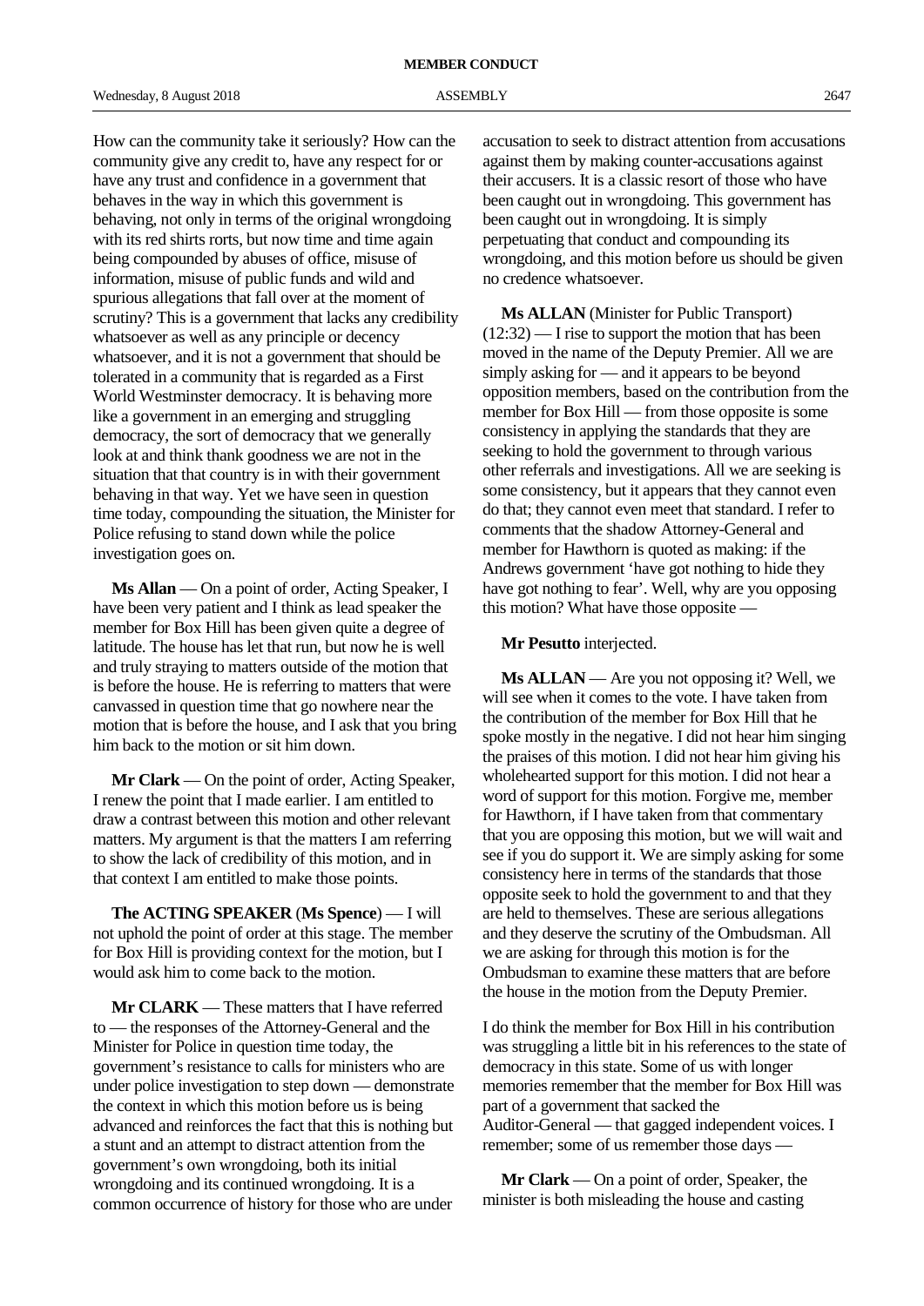How can the community take it seriously? How can the community give any credit to, have any respect for or have any trust and confidence in a government that behaves in the way in which this government is behaving, not only in terms of the original wrongdoing with its red shirts rorts, but now time and time again being compounded by abuses of office, misuse of information, misuse of public funds and wild and spurious allegations that fall over at the moment of scrutiny? This is a government that lacks any credibility whatsoever as well as any principle or decency whatsoever, and it is not a government that should be tolerated in a community that is regarded as a First World Westminster democracy. It is behaving more like a government in an emerging and struggling democracy, the sort of democracy that we generally look at and think thank goodness we are not in the situation that that country is in with their government behaving in that way. Yet we have seen in question time today, compounding the situation, the Minister for Police refusing to stand down while the police investigation goes on.

**Ms Allan** — On a point of order, Acting Speaker, I have been very patient and I think as lead speaker the member for Box Hill has been given quite a degree of latitude. The house has let that run, but now he is well and truly straying to matters outside of the motion that is before the house. He is referring to matters that were canvassed in question time that go nowhere near the motion that is before the house, and I ask that you bring him back to the motion or sit him down.

**Mr Clark** — On the point of order, Acting Speaker, I renew the point that I made earlier. I am entitled to draw a contrast between this motion and other relevant matters. My argument is that the matters I am referring to show the lack of credibility of this motion, and in that context I am entitled to make those points.

**The ACTING SPEAKER** (**Ms Spence**) — I will not uphold the point of order at this stage. The member for Box Hill is providing context for the motion, but I would ask him to come back to the motion.

**Mr CLARK** — These matters that I have referred to — the responses of the Attorney-General and the Minister for Police in question time today, the government's resistance to calls for ministers who are under police investigation to step down — demonstrate the context in which this motion before us is being advanced and reinforces the fact that this is nothing but a stunt and an attempt to distract attention from the government's own wrongdoing, both its initial wrongdoing and its continued wrongdoing. It is a common occurrence of history for those who are under accusation to seek to distract attention from accusations against them by making counter-accusations against their accusers. It is a classic resort of those who have been caught out in wrongdoing. This government has been caught out in wrongdoing. It is simply perpetuating that conduct and compounding its wrongdoing, and this motion before us should be given no credence whatsoever.

**Ms ALLAN** (Minister for Public Transport) (12:32) — I rise to support the motion that has been moved in the name of the Deputy Premier. All we are simply asking for — and it appears to be beyond opposition members, based on the contribution from the member for Box Hill — from those opposite is some consistency in applying the standards that they are seeking to hold the government to through various other referrals and investigations. All we are seeking is some consistency, but it appears that they cannot even do that; they cannot even meet that standard. I refer to comments that the shadow Attorney-General and member for Hawthorn is quoted as making: if the Andrews government 'have got nothing to hide they have got nothing to fear'. Well, why are you opposing this motion? What have those opposite —

**Mr Pesutto** interjected.

**Ms ALLAN** — Are you not opposing it? Well, we will see when it comes to the vote. I have taken from the contribution of the member for Box Hill that he spoke mostly in the negative. I did not hear him singing the praises of this motion. I did not hear him giving his wholehearted support for this motion. I did not hear a word of support for this motion. Forgive me, member for Hawthorn, if I have taken from that commentary that you are opposing this motion, but we will wait and see if you do support it. We are simply asking for some consistency here in terms of the standards that those opposite seek to hold the government to and that they are held to themselves. These are serious allegations and they deserve the scrutiny of the Ombudsman. All we are asking for through this motion is for the Ombudsman to examine these matters that are before the house in the motion from the Deputy Premier.

I do think the member for Box Hill in his contribution was struggling a little bit in his references to the state of democracy in this state. Some of us with longer memories remember that the member for Box Hill was part of a government that sacked the Auditor-General — that gagged independent voices. I remember; some of us remember those days —

**Mr Clark** — On a point of order, Speaker, the minister is both misleading the house and casting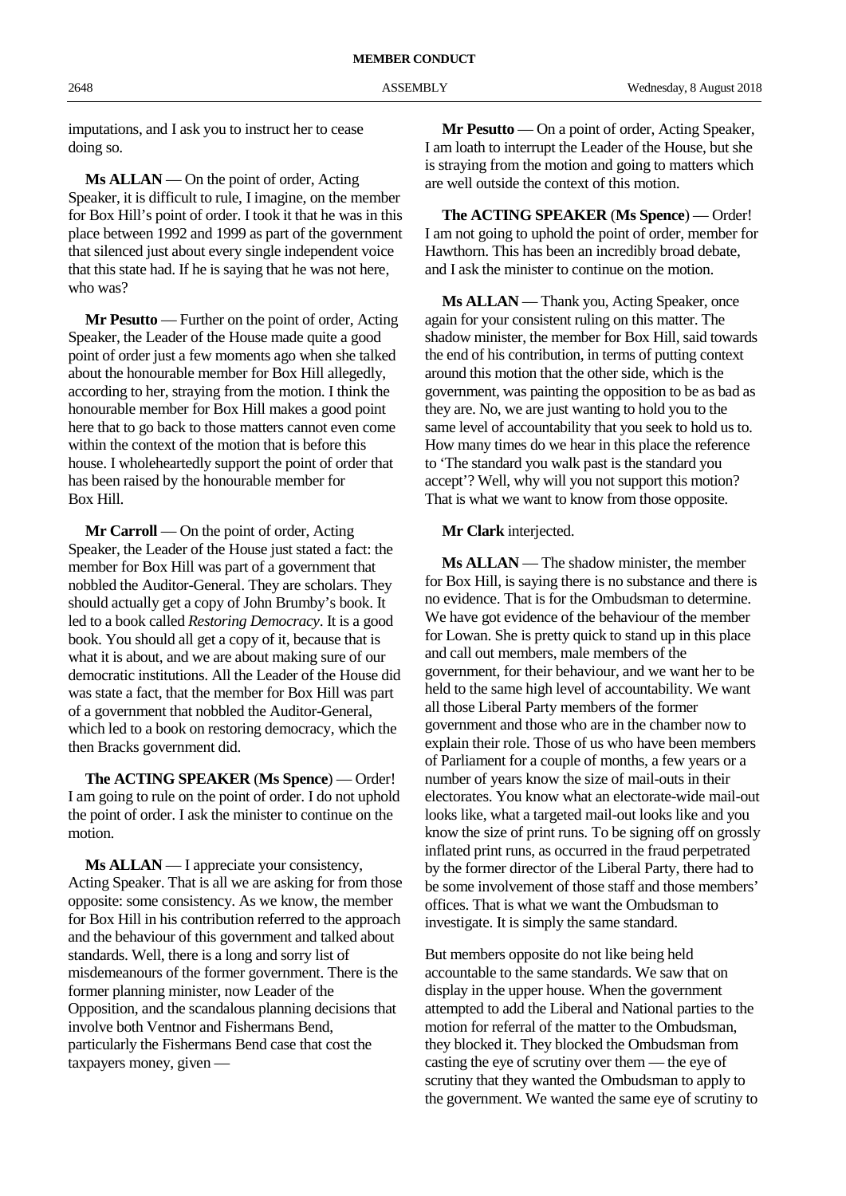imputations, and I ask you to instruct her to cease doing so.

**Ms ALLAN** — On the point of order, Acting Speaker, it is difficult to rule, I imagine, on the member for Box Hill's point of order. I took it that he was in this place between 1992 and 1999 as part of the government that silenced just about every single independent voice that this state had. If he is saying that he was not here, who was?

**Mr Pesutto** — Further on the point of order, Acting Speaker, the Leader of the House made quite a good point of order just a few moments ago when she talked about the honourable member for Box Hill allegedly, according to her, straying from the motion. I think the honourable member for Box Hill makes a good point here that to go back to those matters cannot even come within the context of the motion that is before this house. I wholeheartedly support the point of order that has been raised by the honourable member for Box Hill.

**Mr Carroll** — On the point of order, Acting Speaker, the Leader of the House just stated a fact: the member for Box Hill was part of a government that nobbled the Auditor-General. They are scholars. They should actually get a copy of John Brumby's book. It led to a book called *Restoring Democracy*. It is a good book. You should all get a copy of it, because that is what it is about, and we are about making sure of our democratic institutions. All the Leader of the House did was state a fact, that the member for Box Hill was part of a government that nobbled the Auditor-General, which led to a book on restoring democracy, which the then Bracks government did.

**The ACTING SPEAKER (Ms Spence)** — Order! I am going to rule on the point of order. I do not uphold the point of order. I ask the minister to continue on the motion.

**Ms ALLAN** — I appreciate your consistency, Acting Speaker. That is all we are asking for from those opposite: some consistency. As we know, the member for Box Hill in his contribution referred to the approach and the behaviour of this government and talked about standards. Well, there is a long and sorry list of misdemeanours of the former government. There is the former planning minister, now Leader of the Opposition, and the scandalous planning decisions that involve both Ventnor and Fishermans Bend, particularly the Fishermans Bend case that cost the taxpayers money, given —

**Mr Pesutto** — On a point of order, Acting Speaker, I am loath to interrupt the Leader of the House, but she is straying from the motion and going to matters which are well outside the context of this motion.

**The ACTING SPEAKER (Ms Spence)** — Order! I am not going to uphold the point of order, member for Hawthorn. This has been an incredibly broad debate, and I ask the minister to continue on the motion.

**Ms ALLAN** — Thank you, Acting Speaker, once again for your consistent ruling on this matter. The shadow minister, the member for Box Hill, said towards the end of his contribution, in terms of putting context around this motion that the other side, which is the government, was painting the opposition to be as bad as they are. No, we are just wanting to hold you to the same level of accountability that you seek to hold us to. How many times do we hear in this place the reference to 'The standard you walk past is the standard you accept'? Well, why will you not support this motion? That is what we want to know from those opposite.

**Mr Clark** interjected.

**Ms ALLAN** — The shadow minister, the member for Box Hill, is saying there is no substance and there is no evidence. That is for the Ombudsman to determine. We have got evidence of the behaviour of the member for Lowan. She is pretty quick to stand up in this place and call out members, male members of the government, for their behaviour, and we want her to be held to the same high level of accountability. We want all those Liberal Party members of the former government and those who are in the chamber now to explain their role. Those of us who have been members of Parliament for a couple of months, a few years or a number of years know the size of mail-outs in their electorates. You know what an electorate-wide mail-out looks like, what a targeted mail-out looks like and you know the size of print runs. To be signing off on grossly inflated print runs, as occurred in the fraud perpetrated by the former director of the Liberal Party, there had to be some involvement of those staff and those members' offices. That is what we want the Ombudsman to investigate. It is simply the same standard.

But members opposite do not like being held accountable to the same standards. We saw that on display in the upper house. When the government attempted to add the Liberal and National parties to the motion for referral of the matter to the Ombudsman, they blocked it. They blocked the Ombudsman from casting the eye of scrutiny over them — the eye of scrutiny that they wanted the Ombudsman to apply to the government. We wanted the same eye of scrutiny to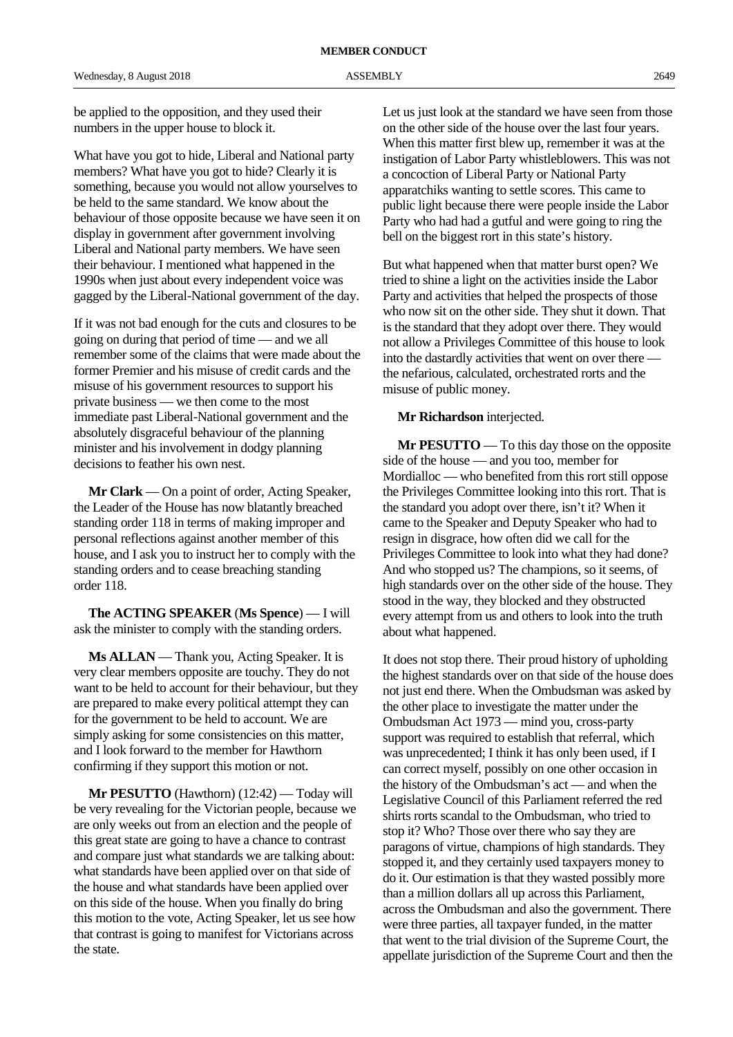be applied to the opposition, and they used their numbers in the upper house to block it.

What have you got to hide, Liberal and National party members? What have you got to hide? Clearly it is something, because you would not allow yourselves to be held to the same standard. We know about the behaviour of those opposite because we have seen it on display in government after government involving Liberal and National party members. We have seen their behaviour. I mentioned what happened in the 1990s when just about every independent voice was gagged by the Liberal-National government of the day.

If it was not bad enough for the cuts and closures to be going on during that period of time — and we all remember some of the claims that were made about the former Premier and his misuse of credit cards and the misuse of his government resources to support his private business — we then come to the most immediate past Liberal-National government and the absolutely disgraceful behaviour of the planning minister and his involvement in dodgy planning decisions to feather his own nest.

**Mr Clark** — On a point of order, Acting Speaker, the Leader of the House has now blatantly breached standing order 118 in terms of making improper and personal reflections against another member of this house, and I ask you to instruct her to comply with the standing orders and to cease breaching standing order 118.

**The ACTING SPEAKER** (**Ms Spence**) — I will ask the minister to comply with the standing orders.

**Ms ALLAN** — Thank you, Acting Speaker. It is very clear members opposite are touchy. They do not want to be held to account for their behaviour, but they are prepared to make every political attempt they can for the government to be held to account. We are simply asking for some consistencies on this matter, and I look forward to the member for Hawthorn confirming if they support this motion or not.

**Mr PESUTTO** (Hawthorn) (12:42) — Today will be very revealing for the Victorian people, because we are only weeks out from an election and the people of this great state are going to have a chance to contrast and compare just what standards we are talking about: what standards have been applied over on that side of the house and what standards have been applied over on this side of the house. When you finally do bring this motion to the vote, Acting Speaker, let us see how that contrast is going to manifest for Victorians across the state.

Let us just look at the standard we have seen from those on the other side of the house over the last four years. When this matter first blew up, remember it was at the instigation of Labor Party whistleblowers. This was not a concoction of Liberal Party or National Party apparatchiks wanting to settle scores. This came to public light because there were people inside the Labor Party who had had a gutful and were going to ring the bell on the biggest rort in this state's history.

But what happened when that matter burst open? We tried to shine a light on the activities inside the Labor Party and activities that helped the prospects of those who now sit on the other side. They shut it down. That is the standard that they adopt over there. They would not allow a Privileges Committee of this house to look into the dastardly activities that went on over there — the nefarious, calculated, orchestrated rorts and the misuse of public money.

**Mr Richardson** interjected.

**Mr PESUTTO** — To this day those on the opposite side of the house — and you too, member for Mordialloc — who benefited from this rort still oppose the Privileges Committee looking into this rort. That is the standard you adopt over there, isn't it? When it came to the Speaker and Deputy Speaker who had to resign in disgrace, how often did we call for the Privileges Committee to look into what they had done? And who stopped us? The champions, so it seems, of high standards over on the other side of the house. They stood in the way, they blocked and they obstructed every attempt from us and others to look into the truth about what happened.

It does not stop there. Their proud history of upholding the highest standards over on that side of the house does not just end there. When the Ombudsman was asked by the other place to investigate the matter under the Ombudsman Act 1973 — mind you, cross-party support was required to establish that referral, which was unprecedented; I think it has only been used, if I can correct myself, possibly on one other occasion in the history of the Ombudsman's act — and when the Legislative Council of this Parliament referred the red shirts rorts scandal to the Ombudsman, who tried to stop it? Who? Those over there who say they are paragons of virtue, champions of high standards. They stopped it, and they certainly used taxpayers money to do it. Our estimation is that they wasted possibly more than a million dollars all up across this Parliament, across the Ombudsman and also the government. There were three parties, all taxpayer funded, in the matter that went to the trial division of the Supreme Court, the appellate jurisdiction of the Supreme Court and then the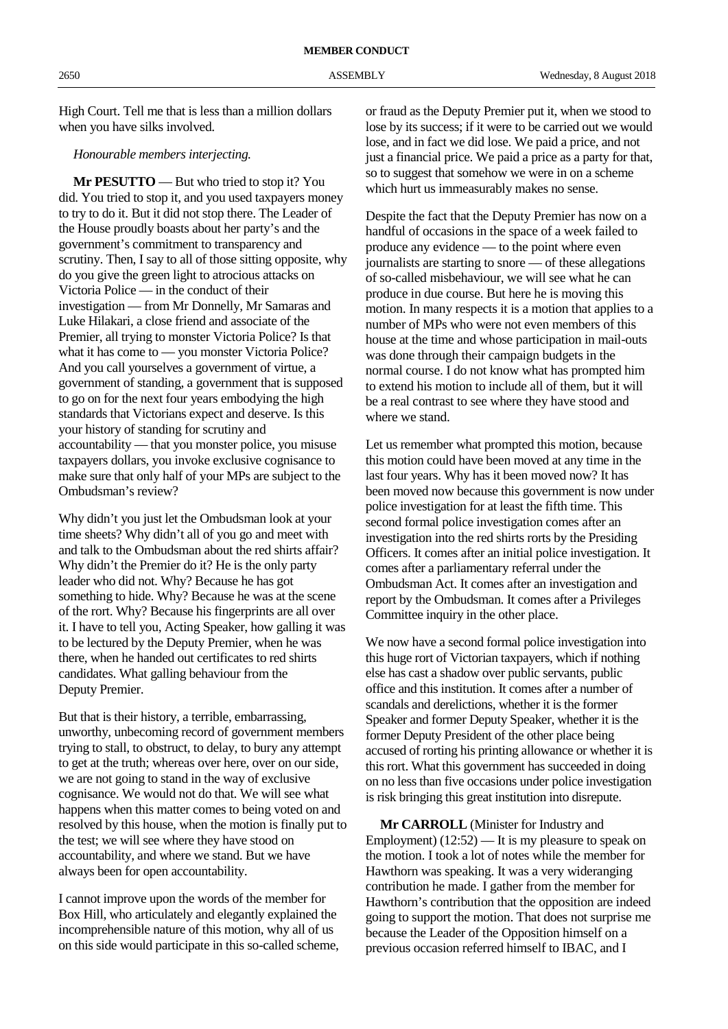High Court. Tell me that is less than a million dollars when you have silks involved.

*Honourable members interjecting.*

**Mr PESUTTO** — But who tried to stop it? You did. You tried to stop it, and you used taxpayers money to try to do it. But it did not stop there. The Leader of the House proudly boasts about her party's and the government's commitment to transparency and scrutiny. Then, I say to all of those sitting opposite, why do you give the green light to atrocious attacks on Victoria Police — in the conduct of their investigation — from Mr Donnelly, Mr Samaras and Luke Hilakari, a close friend and associate of the Premier, all trying to monster Victoria Police? Is that what it has come to — you monster Victoria Police? And you call yourselves a government of virtue, a government of standing, a government that is supposed to go on for the next four years embodying the high standards that Victorians expect and deserve. Is this your history of standing for scrutiny and accountability — that you monster police, you misuse taxpayers dollars, you invoke exclusive cognisance to make sure that only half of your MPs are subject to the Ombudsman's review?

Why didn't you just let the Ombudsman look at your time sheets? Why didn't all of you go and meet with and talk to the Ombudsman about the red shirts affair? Why didn't the Premier do it? He is the only party leader who did not. Why? Because he has got something to hide. Why? Because he was at the scene of the rort. Why? Because his fingerprints are all over it. I have to tell you, Acting Speaker, how galling it was to be lectured by the Deputy Premier, when he was there, when he handed out certificates to red shirts candidates. What galling behaviour from the Deputy Premier.

But that is their history, a terrible, embarrassing, unworthy, unbecoming record of government members trying to stall, to obstruct, to delay, to bury any attempt to get at the truth; whereas over here, over on our side, we are not going to stand in the way of exclusive cognisance. We would not do that. We will see what happens when this matter comes to being voted on and resolved by this house, when the motion is finally put to the test; we will see where they have stood on accountability, and where we stand. But we have always been for open accountability.

I cannot improve upon the words of the member for Box Hill, who articulately and elegantly explained the incomprehensible nature of this motion, why all of us on this side would participate in this so-called scheme, or fraud as the Deputy Premier put it, when we stood to lose by its success; if it were to be carried out we would lose, and in fact we did lose. We paid a price, and not just a financial price. We paid a price as a party for that, so to suggest that somehow we were in on a scheme which hurt us immeasurably makes no sense.

Despite the fact that the Deputy Premier has now on a handful of occasions in the space of a week failed to produce any evidence — to the point where even journalists are starting to snore — of these allegations of so-called misbehaviour, we will see what he can produce in due course. But here he is moving this motion. In many respects it is a motion that applies to a number of MPs who were not even members of this house at the time and whose participation in mail-outs was done through their campaign budgets in the normal course. I do not know what has prompted him to extend his motion to include all of them, but it will be a real contrast to see where they have stood and where we stand.

Let us remember what prompted this motion, because this motion could have been moved at any time in the last four years. Why has it been moved now? It has been moved now because this government is now under police investigation for at least the fifth time. This second formal police investigation comes after an investigation into the red shirts rorts by the Presiding Officers. It comes after an initial police investigation. It comes after a parliamentary referral under the Ombudsman Act. It comes after an investigation and report by the Ombudsman. It comes after a Privileges Committee inquiry in the other place.

We now have a second formal police investigation into this huge rort of Victorian taxpayers, which if nothing else has cast a shadow over public servants, public office and this institution. It comes after a number of scandals and derelictions, whether it is the former Speaker and former Deputy Speaker, whether it is the former Deputy President of the other place being accused of rorting his printing allowance or whether it is this rort. What this government has succeeded in doing on no less than five occasions under police investigation is risk bringing this great institution into disrepute.

**Mr CARROLL** (Minister for Industry and Employment) (12:52) — It is my pleasure to speak on the motion. I took a lot of notes while the member for Hawthorn was speaking. It was a very wideranging contribution he made. I gather from the member for Hawthorn's contribution that the opposition are indeed going to support the motion. That does not surprise me because the Leader of the Opposition himself on a previous occasion referred himself to IBAC, and I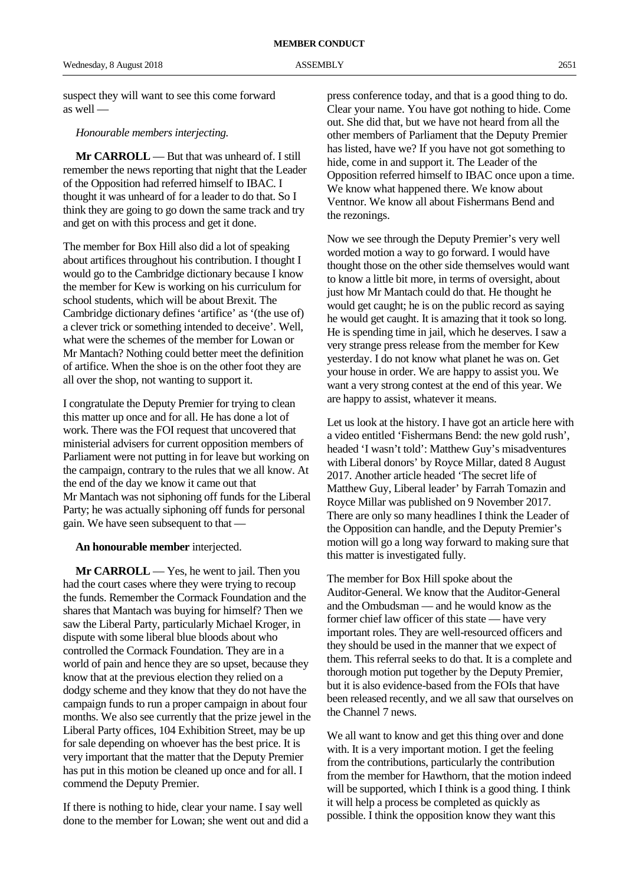suspect they will want to see this come forward as well —

*Honourable members interjecting.*

**Mr CARROLL** — But that was unheard of. I still remember the news reporting that night that the Leader of the Opposition had referred himself to IBAC. I thought it was unheard of for a leader to do that. So I think they are going to go down the same track and try and get on with this process and get it done.

The member for Box Hill also did a lot of speaking about artifices throughout his contribution. I thought I would go to the Cambridge dictionary because I know the member for Kew is working on his curriculum for school students, which will be about Brexit. The Cambridge dictionary defines 'artifice' as '(the use of) a clever trick or something intended to deceive'. Well, what were the schemes of the member for Lowan or Mr Mantach? Nothing could better meet the definition of artifice. When the shoe is on the other foot they are all over the shop, not wanting to support it.

I congratulate the Deputy Premier for trying to clean this matter up once and for all. He has done a lot of work. There was the FOI request that uncovered that ministerial advisers for current opposition members of Parliament were not putting in for leave but working on the campaign, contrary to the rules that we all know. At the end of the day we know it came out that Mr Mantach was not siphoning off funds for the Liberal Party; he was actually siphoning off funds for personal gain. We have seen subsequent to that —

**An honourable member** interjected.

**Mr CARROLL** — Yes, he went to jail. Then you had the court cases where they were trying to recoup the funds. Remember the Cormack Foundation and the shares that Mantach was buying for himself? Then we saw the Liberal Party, particularly Michael Kroger, in dispute with some liberal blue bloods about who controlled the Cormack Foundation. They are in a world of pain and hence they are so upset, because they know that at the previous election they relied on a dodgy scheme and they know that they do not have the campaign funds to run a proper campaign in about four months. We also see currently that the prize jewel in the Liberal Party offices, 104 Exhibition Street, may be up for sale depending on whoever has the best price. It is very important that the matter that the Deputy Premier has put in this motion be cleaned up once and for all. I commend the Deputy Premier.

If there is nothing to hide, clear your name. I say well done to the member for Lowan; she went out and did a press conference today, and that is a good thing to do. Clear your name. You have got nothing to hide. Come out. She did that, but we have not heard from all the other members of Parliament that the Deputy Premier has listed, have we? If you have not got something to hide, come in and support it. The Leader of the Opposition referred himself to IBAC once upon a time. We know what happened there. We know about Ventnor. We know all about Fishermans Bend and the rezonings.

Now we see through the Deputy Premier's very well worded motion a way to go forward. I would have thought those on the other side themselves would want to know a little bit more, in terms of oversight, about just how Mr Mantach could do that. He thought he would get caught; he is on the public record as saying he would get caught. It is amazing that it took so long. He is spending time in jail, which he deserves. I saw a very strange press release from the member for Kew yesterday. I do not know what planet he was on. Get your house in order. We are happy to assist you. We want a very strong contest at the end of this year. We are happy to assist, whatever it means.

Let us look at the history. I have got an article here with a video entitled 'Fishermans Bend: the new gold rush', headed 'I wasn't told': Matthew Guy's misadventures with Liberal donors' by Royce Millar, dated 8 August 2017. Another article headed 'The secret life of Matthew Guy, Liberal leader' by Farrah Tomazin and Royce Millar was published on 9 November 2017. There are only so many headlines I think the Leader of the Opposition can handle, and the Deputy Premier's motion will go a long way forward to making sure that this matter is investigated fully.

The member for Box Hill spoke about the Auditor-General. We know that the Auditor-General and the Ombudsman — and he would know as the former chief law officer of this state — have very important roles. They are well-resourced officers and they should be used in the manner that we expect of them. This referral seeks to do that. It is a complete and thorough motion put together by the Deputy Premier, but it is also evidence-based from the FOIs that have been released recently, and we all saw that ourselves on the Channel 7 news.

We all want to know and get this thing over and done with. It is a very important motion. I get the feeling from the contributions, particularly the contribution from the member for Hawthorn, that the motion indeed will be supported, which I think is a good thing. I think it will help a process be completed as quickly as possible. I think the opposition know they want this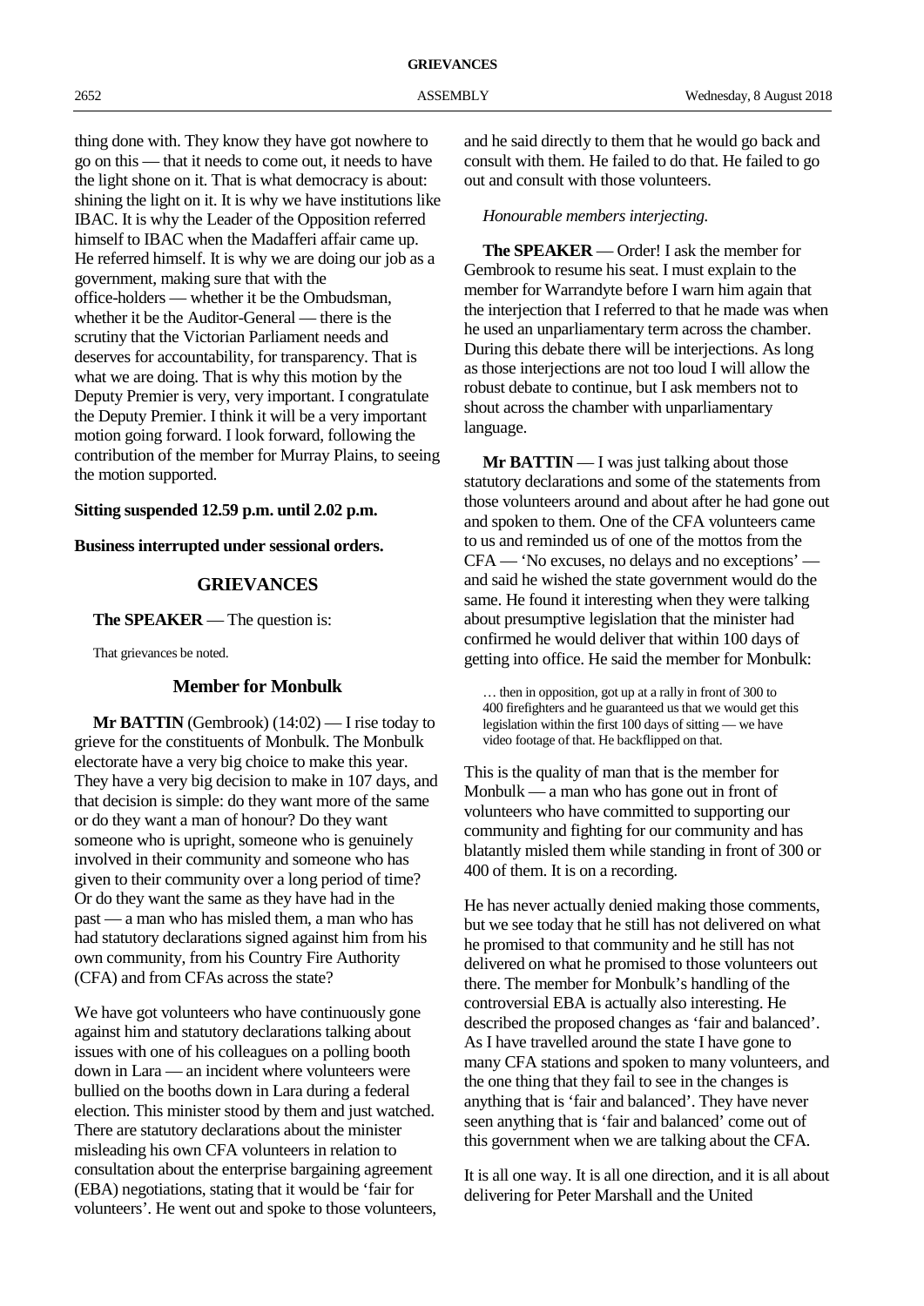thing done with. They know they have got nowhere to go on this — that it needs to come out, it needs to have the light shone on it. That is what democracy is about: shining the light on it. It is why we have institutions like IBAC. It is why the Leader of the Opposition referred himself to IBAC when the Madafferi affair came up. He referred himself. It is why we are doing our job as a government, making sure that with the office-holders — whether it be the Ombudsman, whether it be the Auditor-General — there is the scrutiny that the Victorian Parliament needs and deserves for accountability, for transparency. That is what we are doing. That is why this motion by the Deputy Premier is very, very important. I congratulate the Deputy Premier. I think it will be a very important motion going forward. I look forward, following the contribution of the member for Murray Plains, to seeing the motion supported.

**Sitting suspended 12.59 p.m. until 2.02 p.m.**

**Business interrupted under sessional orders.**

## GRIEVANCES

**The SPEAKER** — The question is:

That grievances be noted.

### Member for Monbulk

**Mr BATTIN** (Gembrook) (14:02) — I rise today to grieve for the constituents of Monbulk. The Monbulk electorate have a very big choice to make this year. They have a very big decision to make in 107 days, and that decision is simple: do they want more of the same or do they want a man of honour? Do they want someone who is upright, someone who is genuinely involved in their community and someone who has given to their community over a long period of time? Or do they want the same as they have had in the past — a man who has misled them, a man who has had statutory declarations signed against him from his own community, from his Country Fire Authority (CFA) and from CFAs across the state?

We have got volunteers who have continuously gone against him and statutory declarations talking about issues with one of his colleagues on a polling booth down in Lara — an incident where volunteers were bullied on the booths down in Lara during a federal election. This minister stood by them and just watched. There are statutory declarations about the minister misleading his own CFA volunteers in relation to consultation about the enterprise bargaining agreement (EBA) negotiations, stating that it would be 'fair for volunteers'. He went out and spoke to those volunteers, and he said directly to them that he would go back and consult with them. He failed to do that. He failed to go out and consult with those volunteers.

*Honourable members interjecting.*

**The SPEAKER** — Order! I ask the member for Gembrook to resume his seat. I must explain to the member for Warrandyte before I warn him again that the interjection that I referred to that he made was when he used an unparliamentary term across the chamber. During this debate there will be interjections. As long as those interjections are not too loud I will allow the robust debate to continue, but I ask members not to shout across the chamber with unparliamentary language.

**Mr BATTIN** — I was just talking about those statutory declarations and some of the statements from those volunteers around and about after he had gone out and spoken to them. One of the CFA volunteers came to us and reminded us of one of the mottos from the CFA — 'No excuses, no delays and no exceptions' — and said he wished the state government would do the same. He found it interesting when they were talking about presumptive legislation that the minister had confirmed he would deliver that within 100 days of getting into office. He said the member for Monbulk:

> … then in opposition, got up at a rally in front of 300 to 400 firefighters and he guaranteed us that we would get this legislation within the first 100 days of sitting — we have video footage of that. He backflipped on that.

This is the quality of man that is the member for Monbulk — a man who has gone out in front of volunteers who have committed to supporting our community and fighting for our community and has blatantly misled them while standing in front of 300 or 400 of them. It is on a recording.

He has never actually denied making those comments, but we see today that he still has not delivered on what he promised to that community and he still has not delivered on what he promised to those volunteers out there. The member for Monbulk's handling of the controversial EBA is actually also interesting. He described the proposed changes as 'fair and balanced'. As I have travelled around the state I have gone to many CFA stations and spoken to many volunteers, and the one thing that they fail to see in the changes is anything that is 'fair and balanced'. They have never seen anything that is 'fair and balanced' come out of this government when we are talking about the CFA.

It is all one way. It is all one direction, and it is all about delivering for Peter Marshall and the United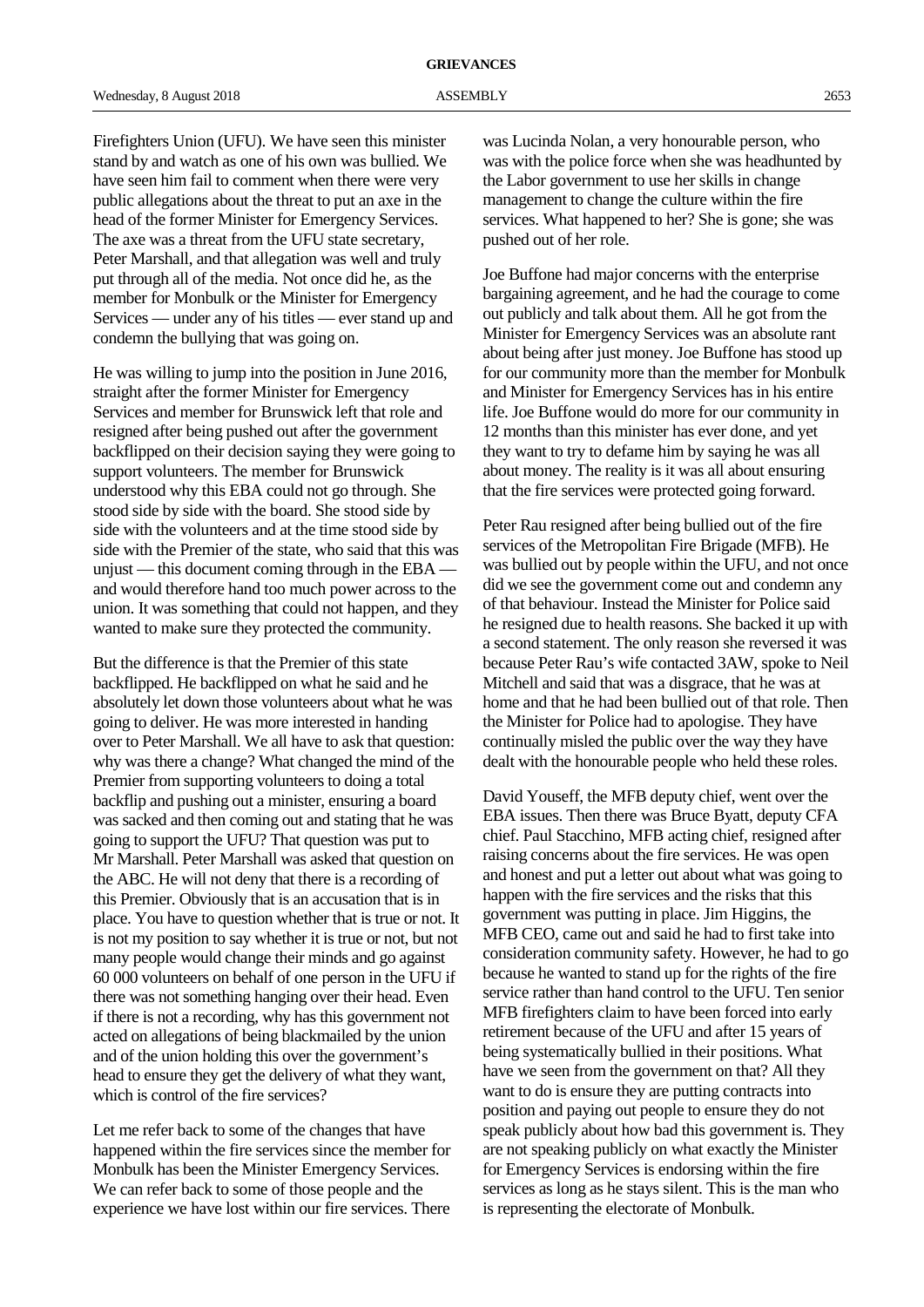Firefighters Union (UFU). We have seen this minister stand by and watch as one of his own was bullied. We have seen him fail to comment when there were very public allegations about the threat to put an axe in the head of the former Minister for Emergency Services. The axe was a threat from the UFU state secretary, Peter Marshall, and that allegation was well and truly put through all of the media. Not once did he, as the member for Monbulk or the Minister for Emergency Services — under any of his titles — ever stand up and condemn the bullying that was going on.

He was willing to jump into the position in June 2016, straight after the former Minister for Emergency Services and member for Brunswick left that role and resigned after being pushed out after the government backflipped on their decision saying they were going to support volunteers. The member for Brunswick understood why this EBA could not go through. She stood side by side with the board. She stood side by side with the volunteers and at the time stood side by side with the Premier of the state, who said that this was unjust — this document coming through in the EBA — and would therefore hand too much power across to the union. It was something that could not happen, and they wanted to make sure they protected the community.

But the difference is that the Premier of this state backflipped. He backflipped on what he said and he absolutely let down those volunteers about what he was going to deliver. He was more interested in handing over to Peter Marshall. We all have to ask that question: why was there a change? What changed the mind of the Premier from supporting volunteers to doing a total backflip and pushing out a minister, ensuring a board was sacked and then coming out and stating that he was going to support the UFU? That question was put to Mr Marshall. Peter Marshall was asked that question on the ABC. He will not deny that there is a recording of this Premier. Obviously that is an accusation that is in place. You have to question whether that is true or not. It is not my position to say whether it is true or not, but not many people would change their minds and go against 60 000 volunteers on behalf of one person in the UFU if there was not something hanging over their head. Even if there is not a recording, why has this government not acted on allegations of being blackmailed by the union and of the union holding this over the government's head to ensure they get the delivery of what they want, which is control of the fire services?

Let me refer back to some of the changes that have happened within the fire services since the member for Monbulk has been the Minister Emergency Services. We can refer back to some of those people and the experience we have lost within our fire services. There was Lucinda Nolan, a very honourable person, who was with the police force when she was headhunted by the Labor government to use her skills in change management to change the culture within the fire services. What happened to her? She is gone; she was pushed out of her role.

Joe Buffone had major concerns with the enterprise bargaining agreement, and he had the courage to come out publicly and talk about them. All he got from the Minister for Emergency Services was an absolute rant about being after just money. Joe Buffone has stood up for our community more than the member for Monbulk and Minister for Emergency Services has in his entire life. Joe Buffone would do more for our community in 12 months than this minister has ever done, and yet they want to try to defame him by saying he was all about money. The reality is it was all about ensuring that the fire services were protected going forward.

Peter Rau resigned after being bullied out of the fire services of the Metropolitan Fire Brigade (MFB). He was bullied out by people within the UFU, and not once did we see the government come out and condemn any of that behaviour. Instead the Minister for Police said he resigned due to health reasons. She backed it up with a second statement. The only reason she reversed it was because Peter Rau's wife contacted 3AW, spoke to Neil Mitchell and said that was a disgrace, that he was at home and that he had been bullied out of that role. Then the Minister for Police had to apologise. They have continually misled the public over the way they have dealt with the honourable people who held these roles.

David Youseff, the MFB deputy chief, went over the EBA issues. Then there was Bruce Byatt, deputy CFA chief. Paul Stacchino, MFB acting chief, resigned after raising concerns about the fire services. He was open and honest and put a letter out about what was going to happen with the fire services and the risks that this government was putting in place. Jim Higgins, the MFB CEO, came out and said he had to first take into consideration community safety. However, he had to go because he wanted to stand up for the rights of the fire service rather than hand control to the UFU. Ten senior MFB firefighters claim to have been forced into early retirement because of the UFU and after 15 years of being systematically bullied in their positions. What have we seen from the government on that? All they want to do is ensure they are putting contracts into position and paying out people to ensure they do not speak publicly about how bad this government is. They are not speaking publicly on what exactly the Minister for Emergency Services is endorsing within the fire services as long as he stays silent. This is the man who is representing the electorate of Monbulk.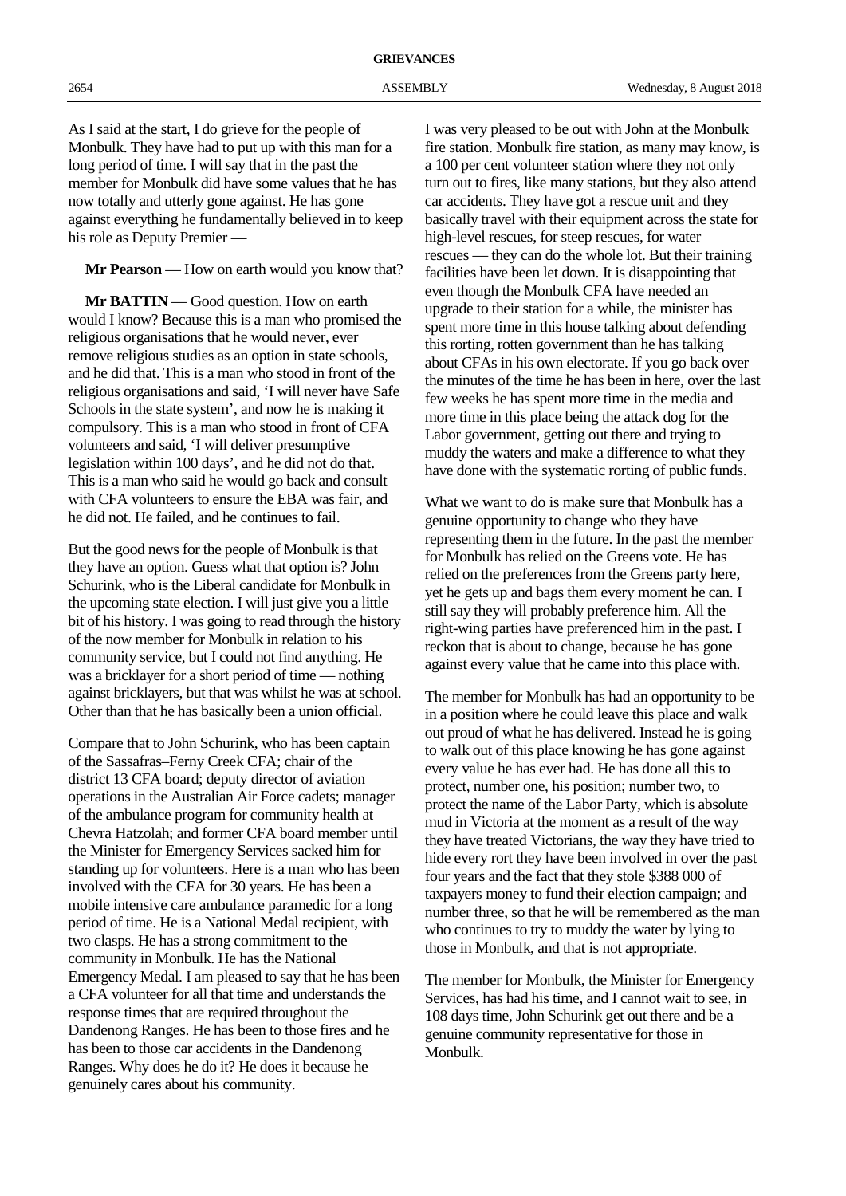As I said at the start, I do grieve for the people of Monbulk. They have had to put up with this man for a long period of time. I will say that in the past the member for Monbulk did have some values that he has now totally and utterly gone against. He has gone against everything he fundamentally believed in to keep his role as Deputy Premier —

**Mr Pearson** — How on earth would you know that?

**Mr BATTIN** — Good question. How on earth would I know? Because this is a man who promised the religious organisations that he would never, ever remove religious studies as an option in state schools, and he did that. This is a man who stood in front of the religious organisations and said, 'I will never have Safe Schools in the state system', and now he is making it compulsory. This is a man who stood in front of CFA volunteers and said, 'I will deliver presumptive legislation within 100 days', and he did not do that. This is a man who said he would go back and consult with CFA volunteers to ensure the EBA was fair, and he did not. He failed, and he continues to fail.

But the good news for the people of Monbulk is that they have an option. Guess what that option is? John Schurink, who is the Liberal candidate for Monbulk in the upcoming state election. I will just give you a little bit of his history. I was going to read through the history of the now member for Monbulk in relation to his community service, but I could not find anything. He was a bricklayer for a short period of time — nothing against bricklayers, but that was whilst he was at school. Other than that he has basically been a union official.

Compare that to John Schurink, who has been captain of the Sassafras–Ferny Creek CFA; chair of the district 13 CFA board; deputy director of aviation operations in the Australian Air Force cadets; manager of the ambulance program for community health at Chevra Hatzolah; and former CFA board member until the Minister for Emergency Services sacked him for standing up for volunteers. Here is a man who has been involved with the CFA for 30 years. He has been a mobile intensive care ambulance paramedic for a long period of time. He is a National Medal recipient, with two clasps. He has a strong commitment to the community in Monbulk. He has the National Emergency Medal. I am pleased to say that he has been a CFA volunteer for all that time and understands the response times that are required throughout the Dandenong Ranges. He has been to those fires and he has been to those car accidents in the Dandenong Ranges. Why does he do it? He does it because he genuinely cares about his community.

I was very pleased to be out with John at the Monbulk fire station. Monbulk fire station, as many may know, is a 100 per cent volunteer station where they not only turn out to fires, like many stations, but they also attend car accidents. They have got a rescue unit and they basically travel with their equipment across the state for high-level rescues, for steep rescues, for water rescues — they can do the whole lot. But their training facilities have been let down. It is disappointing that even though the Monbulk CFA have needed an upgrade to their station for a while, the minister has spent more time in this house talking about defending this rorting, rotten government than he has talking about CFAs in his own electorate. If you go back over the minutes of the time he has been in here, over the last few weeks he has spent more time in the media and more time in this place being the attack dog for the Labor government, getting out there and trying to muddy the waters and make a difference to what they have done with the systematic rorting of public funds.

What we want to do is make sure that Monbulk has a genuine opportunity to change who they have representing them in the future. In the past the member for Monbulk has relied on the Greens vote. He has relied on the preferences from the Greens party here, yet he gets up and bags them every moment he can. I still say they will probably preference him. All the right-wing parties have preferenced him in the past. I reckon that is about to change, because he has gone against every value that he came into this place with.

The member for Monbulk has had an opportunity to be in a position where he could leave this place and walk out proud of what he has delivered. Instead he is going to walk out of this place knowing he has gone against every value he has ever had. He has done all this to protect, number one, his position; number two, to protect the name of the Labor Party, which is absolute mud in Victoria at the moment as a result of the way they have treated Victorians, the way they have tried to hide every rort they have been involved in over the past four years and the fact that they stole $388 000 of taxpayers money to fund their election campaign; and number three, so that he will be remembered as the man who continues to try to muddy the water by lying to those in Monbulk, and that is not appropriate.

The member for Monbulk, the Minister for Emergency Services, has had his time, and I cannot wait to see, in 108 days time, John Schurink get out there and be a genuine community representative for those in Monbulk.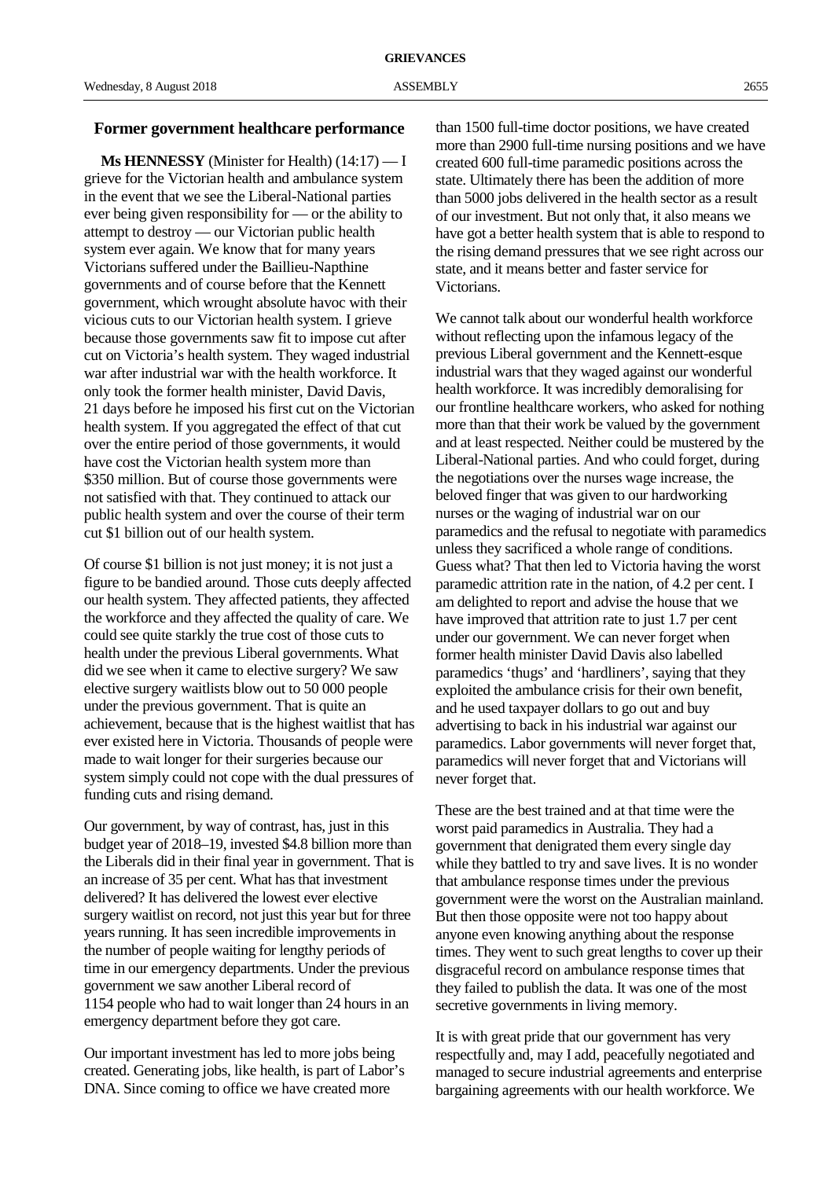## Former government healthcare performance

**Ms HENNESSY** (Minister for Health) (14:17) — I grieve for the Victorian health and ambulance system in the event that we see the Liberal-National parties ever being given responsibility for — or the ability to attempt to destroy — our Victorian public health system ever again. We know that for many years Victorians suffered under the Baillieu-Napthine governments and of course before that the Kennett government, which wrought absolute havoc with their vicious cuts to our Victorian health system. I grieve because those governments saw fit to impose cut after cut on Victoria's health system. They waged industrial war after industrial war with the health workforce. It only took the former health minister, David Davis, 21 days before he imposed his first cut on the Victorian health system. If you aggregated the effect of that cut over the entire period of those governments, it would have cost the Victorian health system more than $350 million. But of course those governments were not satisfied with that. They continued to attack our public health system and over the course of their term cut $1 billion out of our health system.

Of course $1 billion is not just money; it is not just a figure to be bandied around. Those cuts deeply affected our health system. They affected patients, they affected the workforce and they affected the quality of care. We could see quite starkly the true cost of those cuts to health under the previous Liberal governments. What did we see when it came to elective surgery? We saw elective surgery waitlists blow out to 50 000 people under the previous government. That is quite an achievement, because that is the highest waitlist that has ever existed here in Victoria. Thousands of people were made to wait longer for their surgeries because our system simply could not cope with the dual pressures of funding cuts and rising demand.

Our government, by way of contrast, has, just in this budget year of 2018–19, invested $4.8 billion more than the Liberals did in their final year in government. That is an increase of 35 per cent. What has that investment delivered? It has delivered the lowest ever elective surgery waitlist on record, not just this year but for three years running. It has seen incredible improvements in the number of people waiting for lengthy periods of time in our emergency departments. Under the previous government we saw another Liberal record of 1154 people who had to wait longer than 24 hours in an emergency department before they got care.

Our important investment has led to more jobs being created. Generating jobs, like health, is part of Labor's DNA. Since coming to office we have created more than 1500 full-time doctor positions, we have created more than 2900 full-time nursing positions and we have created 600 full-time paramedic positions across the state. Ultimately there has been the addition of more than 5000 jobs delivered in the health sector as a result of our investment. But not only that, it also means we have got a better health system that is able to respond to the rising demand pressures that we see right across our state, and it means better and faster service for Victorians.

We cannot talk about our wonderful health workforce without reflecting upon the infamous legacy of the previous Liberal government and the Kennett-esque industrial wars that they waged against our wonderful health workforce. It was incredibly demoralising for our frontline healthcare workers, who asked for nothing more than that their work be valued by the government and at least respected. Neither could be mustered by the Liberal-National parties. And who could forget, during the negotiations over the nurses wage increase, the beloved finger that was given to our hardworking nurses or the waging of industrial war on our paramedics and the refusal to negotiate with paramedics unless they sacrificed a whole range of conditions. Guess what? That then led to Victoria having the worst paramedic attrition rate in the nation, of 4.2 per cent. I am delighted to report and advise the house that we have improved that attrition rate to just 1.7 per cent under our government. We can never forget when former health minister David Davis also labelled paramedics 'thugs' and 'hardliners', saying that they exploited the ambulance crisis for their own benefit, and he used taxpayer dollars to go out and buy advertising to back in his industrial war against our paramedics. Labor governments will never forget that, paramedics will never forget that and Victorians will never forget that.

These are the best trained and at that time were the worst paid paramedics in Australia. They had a government that denigrated them every single day while they battled to try and save lives. It is no wonder that ambulance response times under the previous government were the worst on the Australian mainland. But then those opposite were not too happy about anyone even knowing anything about the response times. They went to such great lengths to cover up their disgraceful record on ambulance response times that they failed to publish the data. It was one of the most secretive governments in living memory.

It is with great pride that our government has very respectfully and, may I add, peacefully negotiated and managed to secure industrial agreements and enterprise bargaining agreements with our health workforce. We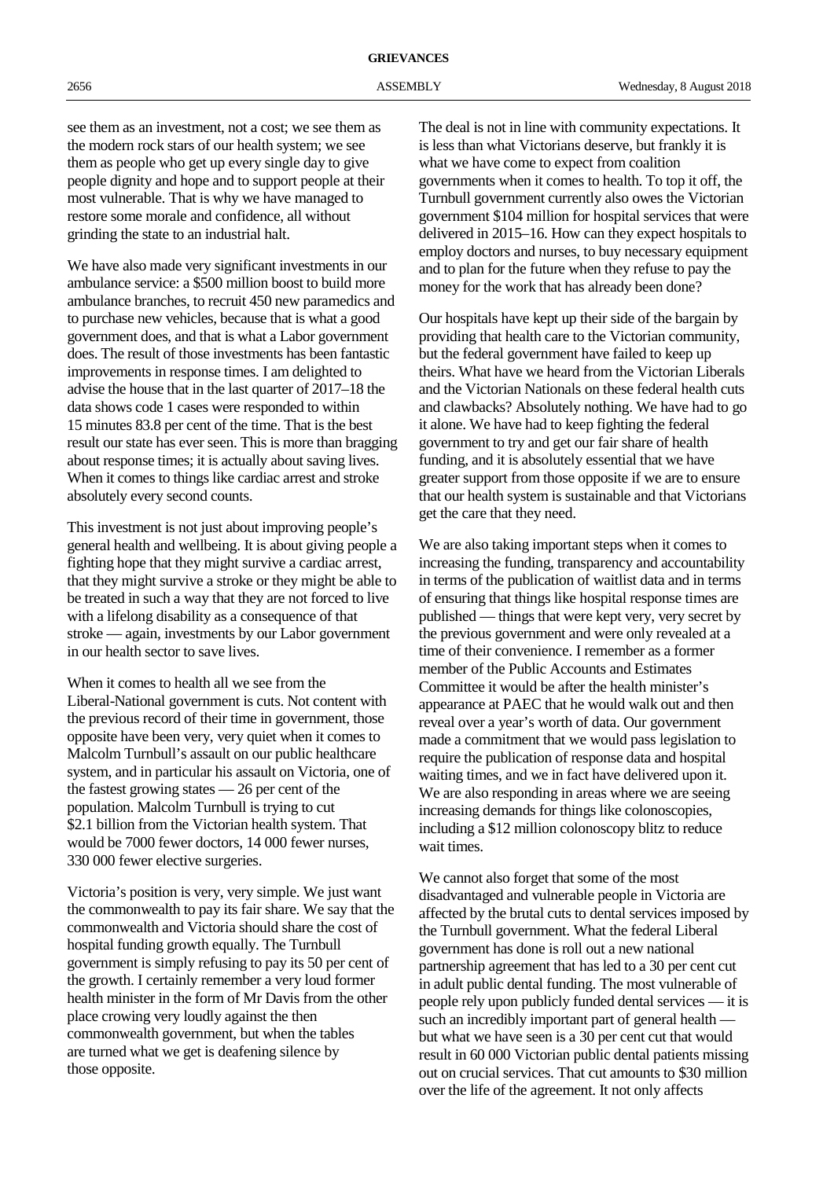see them as an investment, not a cost; we see them as the modern rock stars of our health system; we see them as people who get up every single day to give people dignity and hope and to support people at their most vulnerable. That is why we have managed to restore some morale and confidence, all without grinding the state to an industrial halt.

We have also made very significant investments in our ambulance service: a $500 million boost to build more ambulance branches, to recruit 450 new paramedics and to purchase new vehicles, because that is what a good government does, and that is what a Labor government does. The result of those investments has been fantastic improvements in response times. I am delighted to advise the house that in the last quarter of 2017–18 the data shows code 1 cases were responded to within 15 minutes 83.8 per cent of the time. That is the best result our state has ever seen. This is more than bragging about response times; it is actually about saving lives. When it comes to things like cardiac arrest and stroke absolutely every second counts.

This investment is not just about improving people's general health and wellbeing. It is about giving people a fighting hope that they might survive a cardiac arrest, that they might survive a stroke or they might be able to be treated in such a way that they are not forced to live with a lifelong disability as a consequence of that stroke — again, investments by our Labor government in our health sector to save lives.

When it comes to health all we see from the Liberal-National government is cuts. Not content with the previous record of their time in government, those opposite have been very, very quiet when it comes to Malcolm Turnbull's assault on our public healthcare system, and in particular his assault on Victoria, one of the fastest growing states — 26 per cent of the population. Malcolm Turnbull is trying to cut $2.1 billion from the Victorian health system. That would be 7000 fewer doctors, 14 000 fewer nurses, 330 000 fewer elective surgeries.

Victoria's position is very, very simple. We just want the commonwealth to pay its fair share. We say that the commonwealth and Victoria should share the cost of hospital funding growth equally. The Turnbull government is simply refusing to pay its 50 per cent of the growth. I certainly remember a very loud former health minister in the form of Mr Davis from the other place crowing very loudly against the then commonwealth government, but when the tables are turned what we get is deafening silence by those opposite.

The deal is not in line with community expectations. It is less than what Victorians deserve, but frankly it is what we have come to expect from coalition governments when it comes to health. To top it off, the Turnbull government currently also owes the Victorian government $104 million for hospital services that were delivered in 2015–16. How can they expect hospitals to employ doctors and nurses, to buy necessary equipment and to plan for the future when they refuse to pay the money for the work that has already been done?

Our hospitals have kept up their side of the bargain by providing that health care to the Victorian community, but the federal government have failed to keep up theirs. What have we heard from the Victorian Liberals and the Victorian Nationals on these federal health cuts and clawbacks? Absolutely nothing. We have had to go it alone. We have had to keep fighting the federal government to try and get our fair share of health funding, and it is absolutely essential that we have greater support from those opposite if we are to ensure that our health system is sustainable and that Victorians get the care that they need.

We are also taking important steps when it comes to increasing the funding, transparency and accountability in terms of the publication of waitlist data and in terms of ensuring that things like hospital response times are published — things that were kept very, very secret by the previous government and were only revealed at a time of their convenience. I remember as a former member of the Public Accounts and Estimates Committee it would be after the health minister's appearance at PAEC that he would walk out and then reveal over a year's worth of data. Our government made a commitment that we would pass legislation to require the publication of response data and hospital waiting times, and we in fact have delivered upon it. We are also responding in areas where we are seeing increasing demands for things like colonoscopies, including a $12 million colonoscopy blitz to reduce wait times.

We cannot also forget that some of the most disadvantaged and vulnerable people in Victoria are affected by the brutal cuts to dental services imposed by the Turnbull government. What the federal Liberal government has done is roll out a new national partnership agreement that has led to a 30 per cent cut in adult public dental funding. The most vulnerable of people rely upon publicly funded dental services — it is such an incredibly important part of general health — but what we have seen is a 30 per cent cut that would result in 60 000 Victorian public dental patients missing out on crucial services. That cut amounts to $30 million over the life of the agreement. It not only affects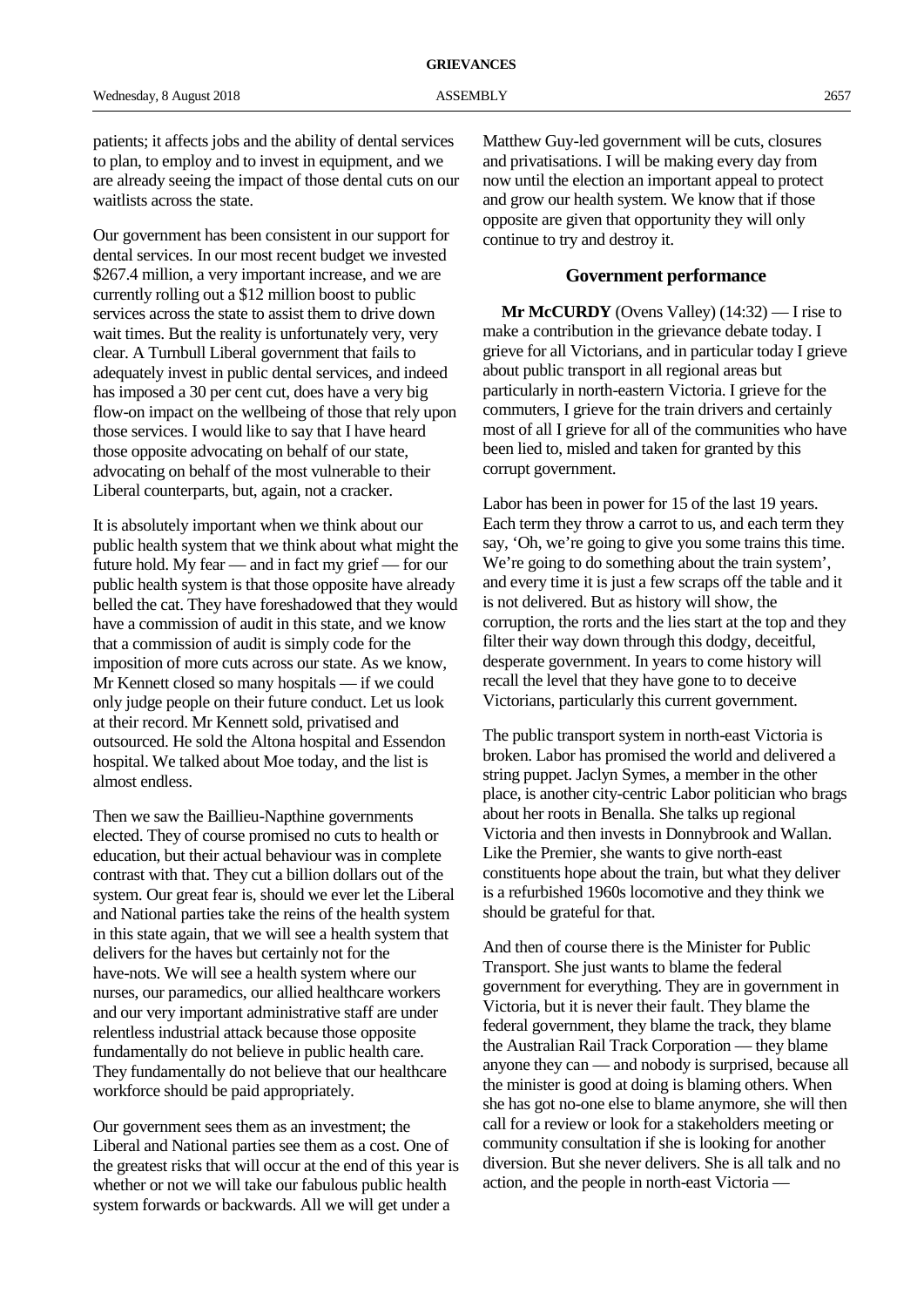patients; it affects jobs and the ability of dental services to plan, to employ and to invest in equipment, and we are already seeing the impact of those dental cuts on our waitlists across the state.

Our government has been consistent in our support for dental services. In our most recent budget we invested $267.4 million, a very important increase, and we are currently rolling out a $12 million boost to public services across the state to assist them to drive down wait times. But the reality is unfortunately very, very clear. A Turnbull Liberal government that fails to adequately invest in public dental services, and indeed has imposed a 30 per cent cut, does have a very big flow-on impact on the wellbeing of those that rely upon those services. I would like to say that I have heard those opposite advocating on behalf of our state, advocating on behalf of the most vulnerable to their Liberal counterparts, but, again, not a cracker.

It is absolutely important when we think about our public health system that we think about what might the future hold. My fear — and in fact my grief — for our public health system is that those opposite have already belled the cat. They have foreshadowed that they would have a commission of audit in this state, and we know that a commission of audit is simply code for the imposition of more cuts across our state. As we know, Mr Kennett closed so many hospitals — if we could only judge people on their future conduct. Let us look at their record. Mr Kennett sold, privatised and outsourced. He sold the Altona hospital and Essendon hospital. We talked about Moe today, and the list is almost endless.

Then we saw the Baillieu-Napthine governments elected. They of course promised no cuts to health or education, but their actual behaviour was in complete contrast with that. They cut a billion dollars out of the system. Our great fear is, should we ever let the Liberal and National parties take the reins of the health system in this state again, that we will see a health system that delivers for the haves but certainly not for the have-nots. We will see a health system where our nurses, our paramedics, our allied healthcare workers and our very important administrative staff are under relentless industrial attack because those opposite fundamentally do not believe in public health care. They fundamentally do not believe that our healthcare workforce should be paid appropriately.

Our government sees them as an investment; the Liberal and National parties see them as a cost. One of the greatest risks that will occur at the end of this year is whether or not we will take our fabulous public health system forwards or backwards. All we will get under a Matthew Guy-led government will be cuts, closures and privatisations. I will be making every day from now until the election an important appeal to protect and grow our health system. We know that if those opposite are given that opportunity they will only continue to try and destroy it.

## Government performance

**Mr McCURDY** (Ovens Valley) (14:32) — I rise to make a contribution in the grievance debate today. I grieve for all Victorians, and in particular today I grieve about public transport in all regional areas but particularly in north-eastern Victoria. I grieve for the commuters, I grieve for the train drivers and certainly most of all I grieve for all of the communities who have been lied to, misled and taken for granted by this corrupt government.

Labor has been in power for 15 of the last 19 years. Each term they throw a carrot to us, and each term they say, 'Oh, we're going to give you some trains this time. We're going to do something about the train system', and every time it is just a few scraps off the table and it is not delivered. But as history will show, the corruption, the rorts and the lies start at the top and they filter their way down through this dodgy, deceitful, desperate government. In years to come history will recall the level that they have gone to to deceive Victorians, particularly this current government.

The public transport system in north-east Victoria is broken. Labor has promised the world and delivered a string puppet. Jaclyn Symes, a member in the other place, is another city-centric Labor politician who brags about her roots in Benalla. She talks up regional Victoria and then invests in Donnybrook and Wallan. Like the Premier, she wants to give north-east constituents hope about the train, but what they deliver is a refurbished 1960s locomotive and they think we should be grateful for that.

And then of course there is the Minister for Public Transport. She just wants to blame the federal government for everything. They are in government in Victoria, but it is never their fault. They blame the federal government, they blame the track, they blame the Australian Rail Track Corporation — they blame anyone they can — and nobody is surprised, because all the minister is good at doing is blaming others. When she has got no-one else to blame anymore, she will then call for a review or look for a stakeholders meeting or community consultation if she is looking for another diversion. But she never delivers. She is all talk and no action, and the people in north-east Victoria —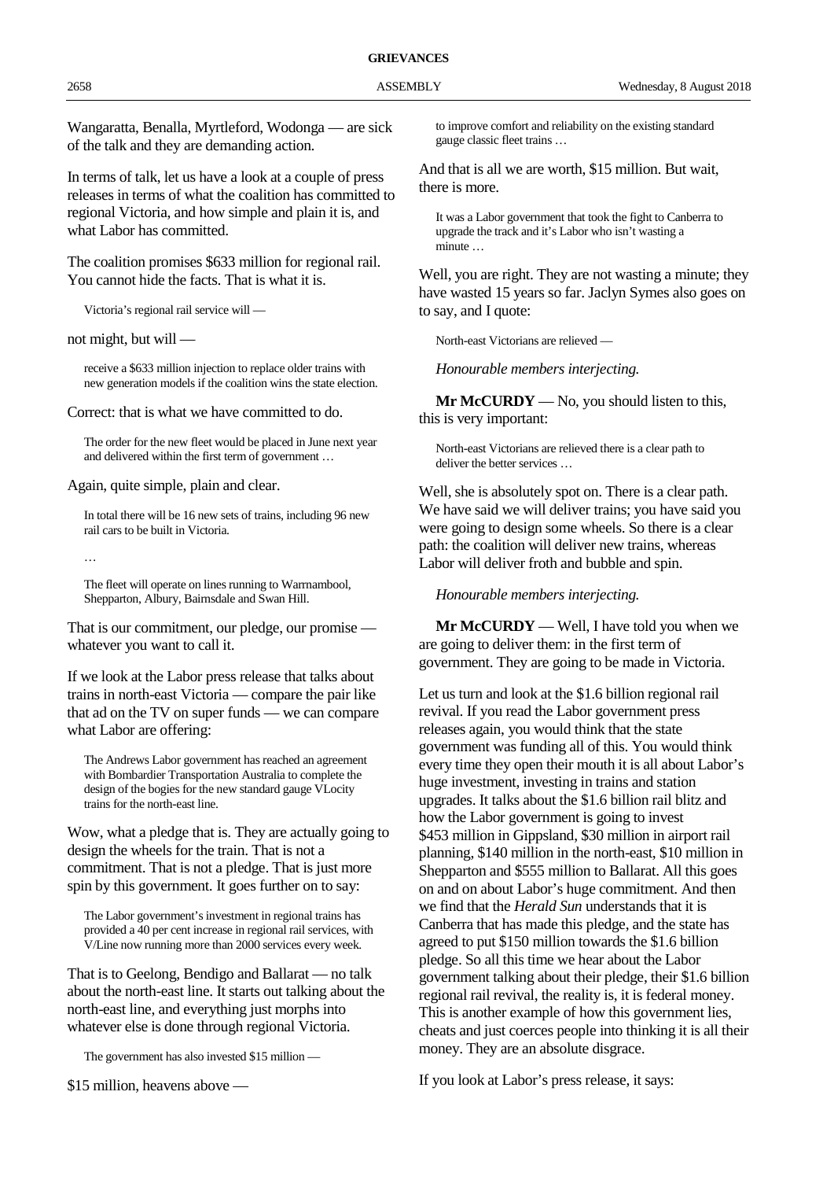Wangaratta, Benalla, Myrtleford, Wodonga — are sick of the talk and they are demanding action.

In terms of talk, let us have a look at a couple of press releases in terms of what the coalition has committed to regional Victoria, and how simple and plain it is, and what Labor has committed.

The coalition promises $633 million for regional rail. You cannot hide the facts. That is what it is.

> Victoria's regional rail service will —

not might, but will —

> receive a $633 million injection to replace older trains with new generation models if the coalition wins the state election.

Correct: that is what we have committed to do.

> The order for the new fleet would be placed in June next year and delivered within the first term of government …

Again, quite simple, plain and clear.

> In total there will be 16 new sets of trains, including 96 new rail cars to be built in Victoria.
>
> …
>
> The fleet will operate on lines running to Warrnambool, Shepparton, Albury, Bairnsdale and Swan Hill.

That is our commitment, our pledge, our promise — whatever you want to call it.

If we look at the Labor press release that talks about trains in north-east Victoria — compare the pair like that ad on the TV on super funds — we can compare what Labor are offering:

> The Andrews Labor government has reached an agreement with Bombardier Transportation Australia to complete the design of the bogies for the new standard gauge VLocity trains for the north-east line.

Wow, what a pledge that is. They are actually going to design the wheels for the train. That is not a commitment. That is not a pledge. That is just more spin by this government. It goes further on to say:

> The Labor government's investment in regional trains has provided a 40 per cent increase in regional rail services, with V/Line now running more than 2000 services every week.

That is to Geelong, Bendigo and Ballarat — no talk about the north-east line. It starts out talking about the north-east line, and everything just morphs into whatever else is done through regional Victoria.

> The government has also invested $15 million —

$15 million, heavens above —

> to improve comfort and reliability on the existing standard gauge classic fleet trains …

And that is all we are worth, $15 million. But wait, there is more.

> It was a Labor government that took the fight to Canberra to upgrade the track and it's Labor who isn't wasting a minute …

Well, you are right. They are not wasting a minute; they have wasted 15 years so far. Jaclyn Symes also goes on to say, and I quote:

> North-east Victorians are relieved —

*Honourable members interjecting.*

**Mr McCURDY** — No, you should listen to this, this is very important:

> North-east Victorians are relieved there is a clear path to deliver the better services …

Well, she is absolutely spot on. There is a clear path. We have said we will deliver trains; you have said you were going to design some wheels. So there is a clear path: the coalition will deliver new trains, whereas Labor will deliver froth and bubble and spin.

*Honourable members interjecting.*

**Mr McCURDY** — Well, I have told you when we are going to deliver them: in the first term of government. They are going to be made in Victoria.

Let us turn and look at the $1.6 billion regional rail revival. If you read the Labor government press releases again, you would think that the state government was funding all of this. You would think every time they open their mouth it is all about Labor's huge investment, investing in trains and station upgrades. It talks about the $1.6 billion rail blitz and how the Labor government is going to invest $453 million in Gippsland, $30 million in airport rail planning, $140 million in the north-east, $10 million in Shepparton and $555 million to Ballarat. All this goes on and on about Labor's huge commitment. And then we find that the *Herald Sun* understands that it is Canberra that has made this pledge, and the state has agreed to put $150 million towards the $1.6 billion pledge. So all this time we hear about the Labor government talking about their pledge, their $1.6 billion regional rail revival, the reality is, it is federal money. This is another example of how this government lies, cheats and just coerces people into thinking it is all their money. They are an absolute disgrace.

If you look at Labor's press release, it says: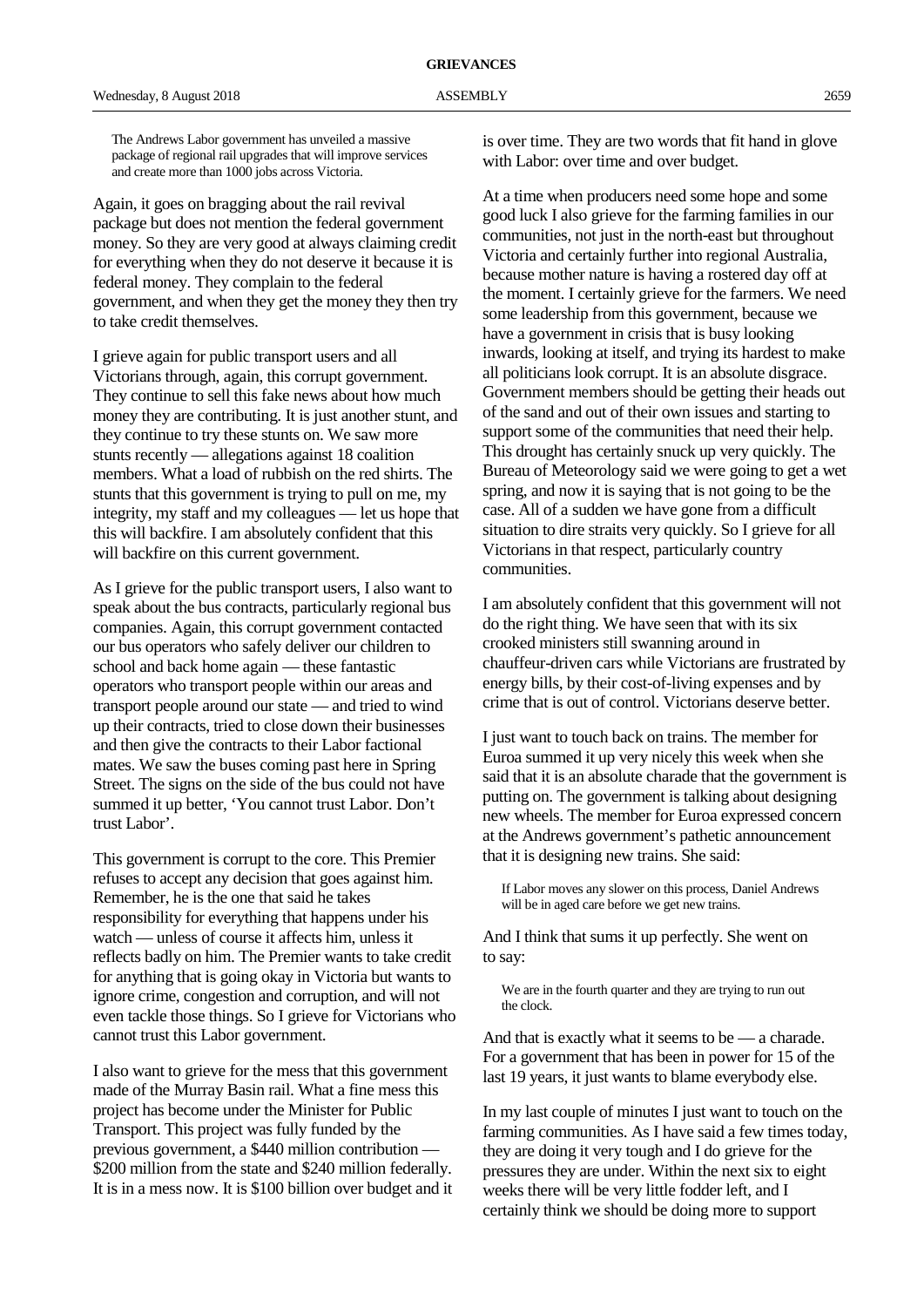> The Andrews Labor government has unveiled a massive package of regional rail upgrades that will improve services and create more than 1000 jobs across Victoria.

Again, it goes on bragging about the rail revival package but does not mention the federal government money. So they are very good at always claiming credit for everything when they do not deserve it because it is federal money. They complain to the federal government, and when they get the money they then try to take credit themselves.

I grieve again for public transport users and all Victorians through, again, this corrupt government. They continue to sell this fake news about how much money they are contributing. It is just another stunt, and they continue to try these stunts on. We saw more stunts recently — allegations against 18 coalition members. What a load of rubbish on the red shirts. The stunts that this government is trying to pull on me, my integrity, my staff and my colleagues — let us hope that this will backfire. I am absolutely confident that this will backfire on this current government.

As I grieve for the public transport users, I also want to speak about the bus contracts, particularly regional bus companies. Again, this corrupt government contacted our bus operators who safely deliver our children to school and back home again — these fantastic operators who transport people within our areas and transport people around our state — and tried to wind up their contracts, tried to close down their businesses and then give the contracts to their Labor factional mates. We saw the buses coming past here in Spring Street. The signs on the side of the bus could not have summed it up better, 'You cannot trust Labor. Don't trust Labor'.

This government is corrupt to the core. This Premier refuses to accept any decision that goes against him. Remember, he is the one that said he takes responsibility for everything that happens under his watch — unless of course it affects him, unless it reflects badly on him. The Premier wants to take credit for anything that is going okay in Victoria but wants to ignore crime, congestion and corruption, and will not even tackle those things. So I grieve for Victorians who cannot trust this Labor government.

I also want to grieve for the mess that this government made of the Murray Basin rail. What a fine mess this project has become under the Minister for Public Transport. This project was fully funded by the previous government, a $440 million contribution — $200 million from the state and $240 million federally. It is in a mess now. It is $100 billion over budget and it is over time. They are two words that fit hand in glove with Labor: over time and over budget.

At a time when producers need some hope and some good luck I also grieve for the farming families in our communities, not just in the north-east but throughout Victoria and certainly further into regional Australia, because mother nature is having a rostered day off at the moment. I certainly grieve for the farmers. We need some leadership from this government, because we have a government in crisis that is busy looking inwards, looking at itself, and trying its hardest to make all politicians look corrupt. It is an absolute disgrace. Government members should be getting their heads out of the sand and out of their own issues and starting to support some of the communities that need their help. This drought has certainly snuck up very quickly. The Bureau of Meteorology said we were going to get a wet spring, and now it is saying that is not going to be the case. All of a sudden we have gone from a difficult situation to dire straits very quickly. So I grieve for all Victorians in that respect, particularly country communities.

I am absolutely confident that this government will not do the right thing. We have seen that with its six crooked ministers still swanning around in chauffeur-driven cars while Victorians are frustrated by energy bills, by their cost-of-living expenses and by crime that is out of control. Victorians deserve better.

I just want to touch back on trains. The member for Euroa summed it up very nicely this week when she said that it is an absolute charade that the government is putting on. The government is talking about designing new wheels. The member for Euroa expressed concern at the Andrews government's pathetic announcement that it is designing new trains. She said:

> If Labor moves any slower on this process, Daniel Andrews will be in aged care before we get new trains.

And I think that sums it up perfectly. She went on to say:

> We are in the fourth quarter and they are trying to run out the clock.

And that is exactly what it seems to be — a charade. For a government that has been in power for 15 of the last 19 years, it just wants to blame everybody else.

In my last couple of minutes I just want to touch on the farming communities. As I have said a few times today, they are doing it very tough and I do grieve for the pressures they are under. Within the next six to eight weeks there will be very little fodder left, and I certainly think we should be doing more to support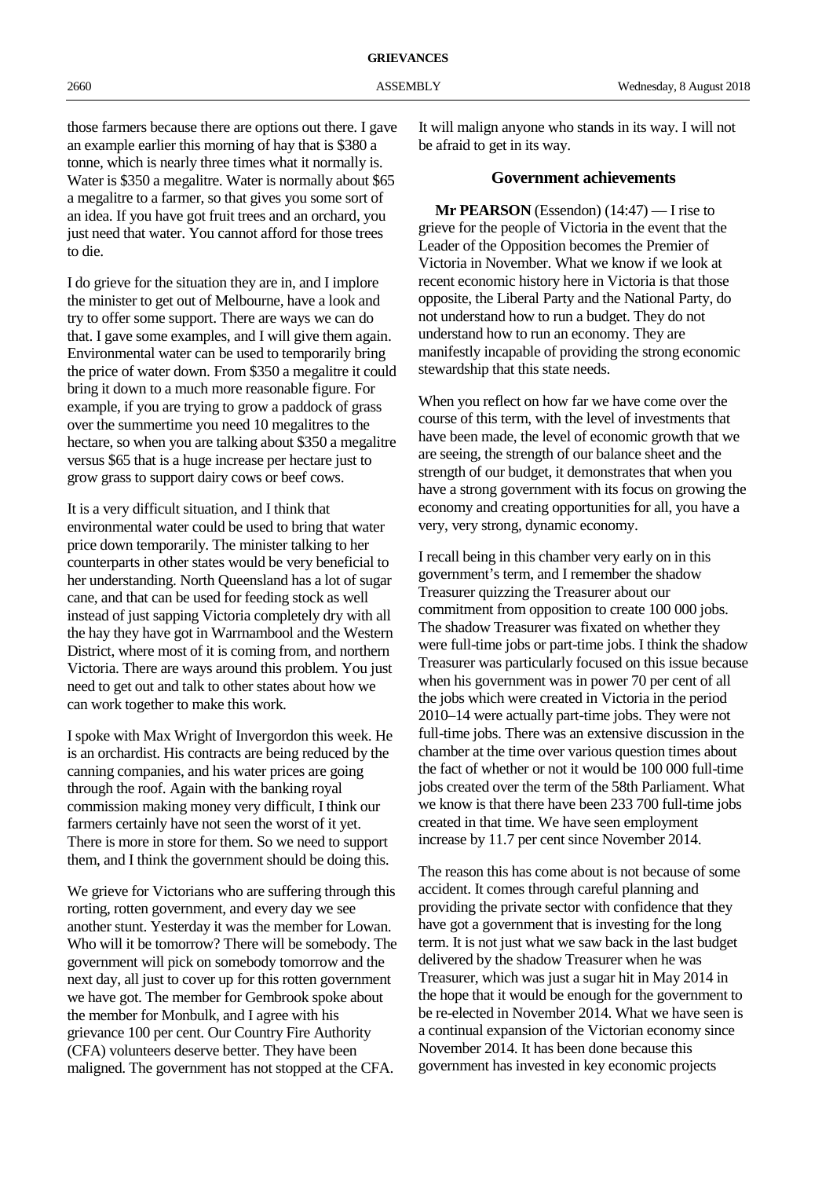those farmers because there are options out there. I gave an example earlier this morning of hay that is $380 a tonne, which is nearly three times what it normally is. Water is $350 a megalitre. Water is normally about $65 a megalitre to a farmer, so that gives you some sort of an idea. If you have got fruit trees and an orchard, you just need that water. You cannot afford for those trees to die.

I do grieve for the situation they are in, and I implore the minister to get out of Melbourne, have a look and try to offer some support. There are ways we can do that. I gave some examples, and I will give them again. Environmental water can be used to temporarily bring the price of water down. From $350 a megalitre it could bring it down to a much more reasonable figure. For example, if you are trying to grow a paddock of grass over the summertime you need 10 megalitres to the hectare, so when you are talking about $350 a megalitre versus $65 that is a huge increase per hectare just to grow grass to support dairy cows or beef cows.

It is a very difficult situation, and I think that environmental water could be used to bring that water price down temporarily. The minister talking to her counterparts in other states would be very beneficial to her understanding. North Queensland has a lot of sugar cane, and that can be used for feeding stock as well instead of just sapping Victoria completely dry with all the hay they have got in Warrnambool and the Western District, where most of it is coming from, and northern Victoria. There are ways around this problem. You just need to get out and talk to other states about how we can work together to make this work.

I spoke with Max Wright of Invergordon this week. He is an orchardist. His contracts are being reduced by the canning companies, and his water prices are going through the roof. Again with the banking royal commission making money very difficult, I think our farmers certainly have not seen the worst of it yet. There is more in store for them. So we need to support them, and I think the government should be doing this.

We grieve for Victorians who are suffering through this rorting, rotten government, and every day we see another stunt. Yesterday it was the member for Lowan. Who will it be tomorrow? There will be somebody. The government will pick on somebody tomorrow and the next day, all just to cover up for this rotten government we have got. The member for Gembrook spoke about the member for Monbulk, and I agree with his grievance 100 per cent. Our Country Fire Authority (CFA) volunteers deserve better. They have been maligned. The government has not stopped at the CFA. It will malign anyone who stands in its way. I will not be afraid to get in its way.

## Government achievements

**Mr PEARSON** (Essendon) (14:47) — I rise to grieve for the people of Victoria in the event that the Leader of the Opposition becomes the Premier of Victoria in November. What we know if we look at recent economic history here in Victoria is that those opposite, the Liberal Party and the National Party, do not understand how to run a budget. They do not understand how to run an economy. They are manifestly incapable of providing the strong economic stewardship that this state needs.

When you reflect on how far we have come over the course of this term, with the level of investments that have been made, the level of economic growth that we are seeing, the strength of our balance sheet and the strength of our budget, it demonstrates that when you have a strong government with its focus on growing the economy and creating opportunities for all, you have a very, very strong, dynamic economy.

I recall being in this chamber very early on in this government's term, and I remember the shadow Treasurer quizzing the Treasurer about our commitment from opposition to create 100 000 jobs. The shadow Treasurer was fixated on whether they were full-time jobs or part-time jobs. I think the shadow Treasurer was particularly focused on this issue because when his government was in power 70 per cent of all the jobs which were created in Victoria in the period 2010–14 were actually part-time jobs. They were not full-time jobs. There was an extensive discussion in the chamber at the time over various question times about the fact of whether or not it would be 100 000 full-time jobs created over the term of the 58th Parliament. What we know is that there have been 233 700 full-time jobs created in that time. We have seen employment increase by 11.7 per cent since November 2014.

The reason this has come about is not because of some accident. It comes through careful planning and providing the private sector with confidence that they have got a government that is investing for the long term. It is not just what we saw back in the last budget delivered by the shadow Treasurer when he was Treasurer, which was just a sugar hit in May 2014 in the hope that it would be enough for the government to be re-elected in November 2014. What we have seen is a continual expansion of the Victorian economy since November 2014. It has been done because this government has invested in key economic projects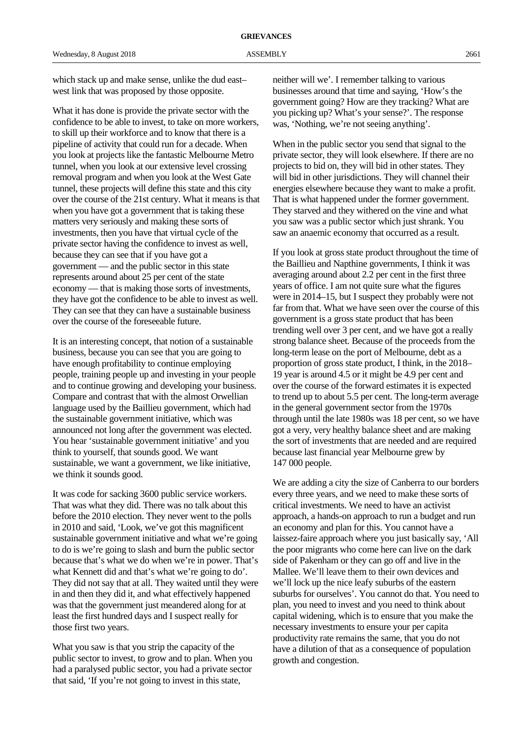which stack up and make sense, unlike the dud east–west link that was proposed by those opposite.

What it has done is provide the private sector with the confidence to be able to invest, to take on more workers, to skill up their workforce and to know that there is a pipeline of activity that could run for a decade. When you look at projects like the fantastic Melbourne Metro tunnel, when you look at our extensive level crossing removal program and when you look at the West Gate tunnel, these projects will define this state and this city over the course of the 21st century. What it means is that when you have got a government that is taking these matters very seriously and making these sorts of investments, then you have that virtual cycle of the private sector having the confidence to invest as well, because they can see that if you have got a government — and the public sector in this state represents around about 25 per cent of the state economy — that is making those sorts of investments, they have got the confidence to be able to invest as well. They can see that they can have a sustainable business over the course of the foreseeable future.

It is an interesting concept, that notion of a sustainable business, because you can see that you are going to have enough profitability to continue employing people, training people up and investing in your people and to continue growing and developing your business. Compare and contrast that with the almost Orwellian language used by the Baillieu government, which had the sustainable government initiative, which was announced not long after the government was elected. You hear 'sustainable government initiative' and you think to yourself, that sounds good. We want sustainable, we want a government, we like initiative, we think it sounds good.

It was code for sacking 3600 public service workers. That was what they did. There was no talk about this before the 2010 election. They never went to the polls in 2010 and said, 'Look, we've got this magnificent sustainable government initiative and what we're going to do is we're going to slash and burn the public sector because that's what we do when we're in power. That's what Kennett did and that's what we're going to do'. They did not say that at all. They waited until they were in and then they did it, and what effectively happened was that the government just meandered along for at least the first hundred days and I suspect really for those first two years.

What you saw is that you strip the capacity of the public sector to invest, to grow and to plan. When you had a paralysed public sector, you had a private sector that said, 'If you're not going to invest in this state, neither will we'. I remember talking to various businesses around that time and saying, 'How's the government going? How are they tracking? What are you picking up? What's your sense?'. The response was, 'Nothing, we're not seeing anything'.

When in the public sector you send that signal to the private sector, they will look elsewhere. If there are no projects to bid on, they will bid in other states. They will bid in other jurisdictions. They will channel their energies elsewhere because they want to make a profit. That is what happened under the former government. They starved and they withered on the vine and what you saw was a public sector which just shrank. You saw an anaemic economy that occurred as a result.

If you look at gross state product throughout the time of the Baillieu and Napthine governments, I think it was averaging around about 2.2 per cent in the first three years of office. I am not quite sure what the figures were in 2014–15, but I suspect they probably were not far from that. What we have seen over the course of this government is a gross state product that has been trending well over 3 per cent, and we have got a really strong balance sheet. Because of the proceeds from the long-term lease on the port of Melbourne, debt as a proportion of gross state product, I think, in the 2018–19 year is around 4.5 or it might be 4.9 per cent and over the course of the forward estimates it is expected to trend up to about 5.5 per cent. The long-term average in the general government sector from the 1970s through until the late 1980s was 18 per cent, so we have got a very, very healthy balance sheet and are making the sort of investments that are needed and are required because last financial year Melbourne grew by 147 000 people.

We are adding a city the size of Canberra to our borders every three years, and we need to make these sorts of critical investments. We need to have an activist approach, a hands-on approach to run a budget and run an economy and plan for this. You cannot have a laissez-faire approach where you just basically say, 'All the poor migrants who come here can live on the dark side of Pakenham or they can go off and live in the Mallee. We'll leave them to their own devices and we'll lock up the nice leafy suburbs of the eastern suburbs for ourselves'. You cannot do that. You need to plan, you need to invest and you need to think about capital widening, which is to ensure that you make the necessary investments to ensure your per capita productivity rate remains the same, that you do not have a dilution of that as a consequence of population growth and congestion.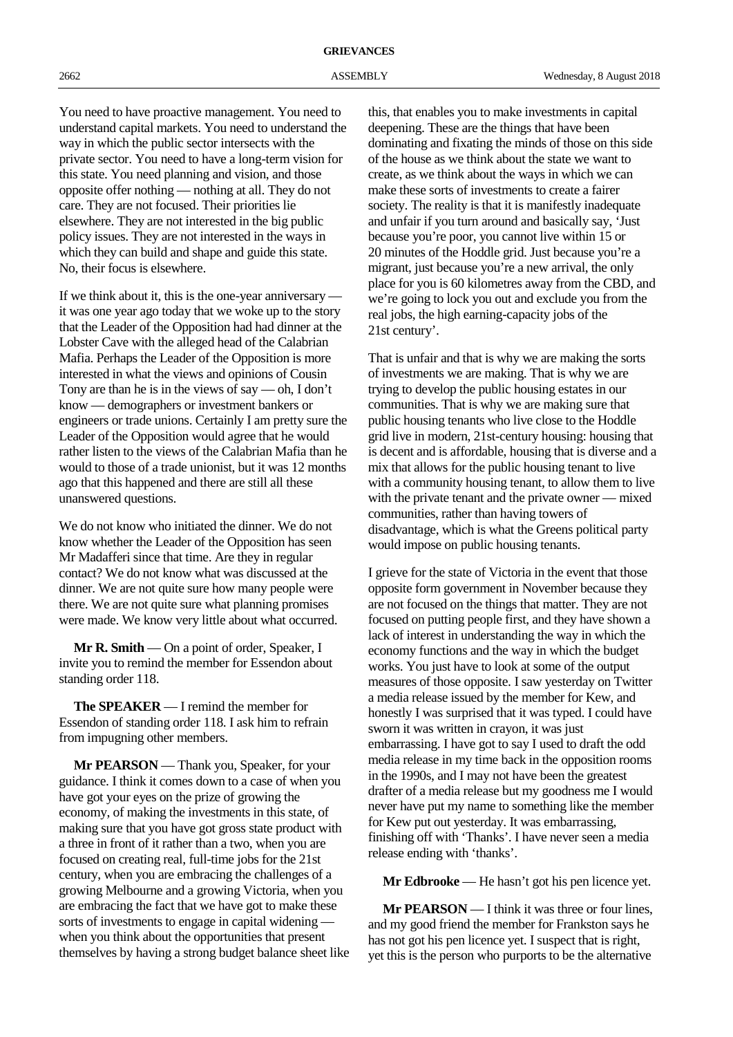You need to have proactive management. You need to understand capital markets. You need to understand the way in which the public sector intersects with the private sector. You need to have a long-term vision for this state. You need planning and vision, and those opposite offer nothing — nothing at all. They do not care. They are not focused. Their priorities lie elsewhere. They are not interested in the big public policy issues. They are not interested in the ways in which they can build and shape and guide this state. No, their focus is elsewhere.

If we think about it, this is the one-year anniversary — it was one year ago today that we woke up to the story that the Leader of the Opposition had had dinner at the Lobster Cave with the alleged head of the Calabrian Mafia. Perhaps the Leader of the Opposition is more interested in what the views and opinions of Cousin Tony are than he is in the views of say — oh, I don't know — demographers or investment bankers or engineers or trade unions. Certainly I am pretty sure the Leader of the Opposition would agree that he would rather listen to the views of the Calabrian Mafia than he would to those of a trade unionist, but it was 12 months ago that this happened and there are still all these unanswered questions.

We do not know who initiated the dinner. We do not know whether the Leader of the Opposition has seen Mr Madafferi since that time. Are they in regular contact? We do not know what was discussed at the dinner. We are not quite sure how many people were there. We are not quite sure what planning promises were made. We know very little about what occurred.

**Mr R. Smith** — On a point of order, Speaker, I invite you to remind the member for Essendon about standing order 118.

**The SPEAKER** — I remind the member for Essendon of standing order 118. I ask him to refrain from impugning other members.

**Mr PEARSON** — Thank you, Speaker, for your guidance. I think it comes down to a case of when you have got your eyes on the prize of growing the economy, of making the investments in this state, of making sure that you have got gross state product with a three in front of it rather than a two, when you are focused on creating real, full-time jobs for the 21st century, when you are embracing the challenges of a growing Melbourne and a growing Victoria, when you are embracing the fact that we have got to make these sorts of investments to engage in capital widening — when you think about the opportunities that present themselves by having a strong budget balance sheet like this, that enables you to make investments in capital deepening. These are the things that have been dominating and fixating the minds of those on this side of the house as we think about the state we want to create, as we think about the ways in which we can make these sorts of investments to create a fairer society. The reality is that it is manifestly inadequate and unfair if you turn around and basically say, 'Just because you're poor, you cannot live within 15 or 20 minutes of the Hoddle grid. Just because you're a migrant, just because you're a new arrival, the only place for you is 60 kilometres away from the CBD, and we're going to lock you out and exclude you from the real jobs, the high earning-capacity jobs of the 21st century'.

That is unfair and that is why we are making the sorts of investments we are making. That is why we are trying to develop the public housing estates in our communities. That is why we are making sure that public housing tenants who live close to the Hoddle grid live in modern, 21st-century housing: housing that is decent and is affordable, housing that is diverse and a mix that allows for the public housing tenant to live with a community housing tenant, to allow them to live with the private tenant and the private owner — mixed communities, rather than having towers of disadvantage, which is what the Greens political party would impose on public housing tenants.

I grieve for the state of Victoria in the event that those opposite form government in November because they are not focused on the things that matter. They are not focused on putting people first, and they have shown a lack of interest in understanding the way in which the economy functions and the way in which the budget works. You just have to look at some of the output measures of those opposite. I saw yesterday on Twitter a media release issued by the member for Kew, and honestly I was surprised that it was typed. I could have sworn it was written in crayon, it was just embarrassing. I have got to say I used to draft the odd media release in my time back in the opposition rooms in the 1990s, and I may not have been the greatest drafter of a media release but my goodness me I would never have put my name to something like the member for Kew put out yesterday. It was embarrassing, finishing off with 'Thanks'. I have never seen a media release ending with 'thanks'.

**Mr Edbrooke** — He hasn't got his pen licence yet.

**Mr PEARSON** — I think it was three or four lines, and my good friend the member for Frankston says he has not got his pen licence yet. I suspect that is right, yet this is the person who purports to be the alternative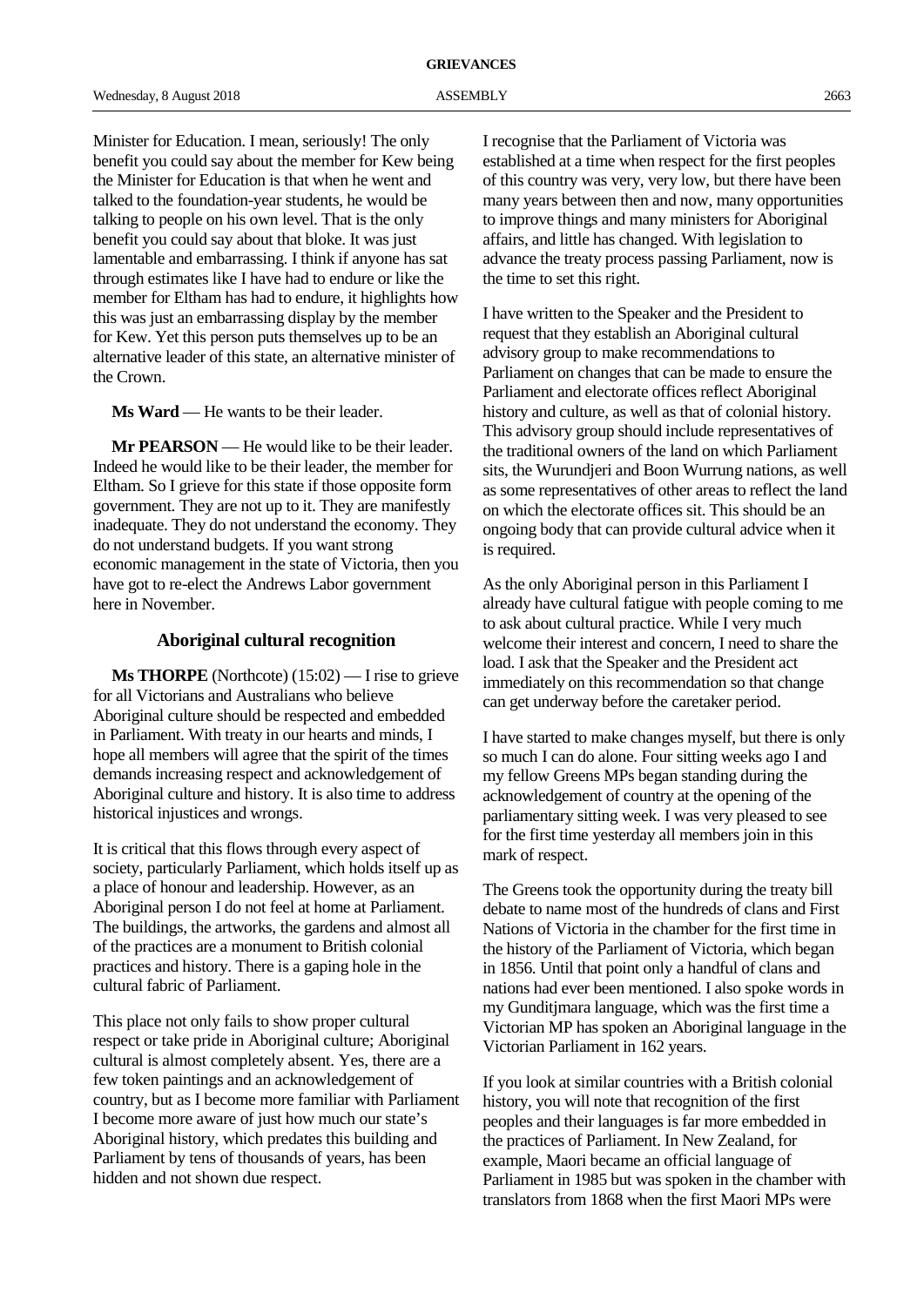Minister for Education. I mean, seriously! The only benefit you could say about the member for Kew being the Minister for Education is that when he went and talked to the foundation-year students, he would be talking to people on his own level. That is the only benefit you could say about that bloke. It was just lamentable and embarrassing. I think if anyone has sat through estimates like I have had to endure or like the member for Eltham has had to endure, it highlights how this was just an embarrassing display by the member for Kew. Yet this person puts themselves up to be an alternative leader of this state, an alternative minister of the Crown.

**Ms Ward** — He wants to be their leader.

**Mr PEARSON** — He would like to be their leader. Indeed he would like to be their leader, the member for Eltham. So I grieve for this state if those opposite form government. They are not up to it. They are manifestly inadequate. They do not understand the economy. They do not understand budgets. If you want strong economic management in the state of Victoria, then you have got to re-elect the Andrews Labor government here in November.

## Aboriginal cultural recognition

**Ms THORPE** (Northcote) (15:02) — I rise to grieve for all Victorians and Australians who believe Aboriginal culture should be respected and embedded in Parliament. With treaty in our hearts and minds, I hope all members will agree that the spirit of the times demands increasing respect and acknowledgement of Aboriginal culture and history. It is also time to address historical injustices and wrongs.

It is critical that this flows through every aspect of society, particularly Parliament, which holds itself up as a place of honour and leadership. However, as an Aboriginal person I do not feel at home at Parliament. The buildings, the artworks, the gardens and almost all of the practices are a monument to British colonial practices and history. There is a gaping hole in the cultural fabric of Parliament.

This place not only fails to show proper cultural respect or take pride in Aboriginal culture; Aboriginal cultural is almost completely absent. Yes, there are a few token paintings and an acknowledgement of country, but as I become more familiar with Parliament I become more aware of just how much our state's Aboriginal history, which predates this building and Parliament by tens of thousands of years, has been hidden and not shown due respect.

I recognise that the Parliament of Victoria was established at a time when respect for the first peoples of this country was very, very low, but there have been many years between then and now, many opportunities to improve things and many ministers for Aboriginal affairs, and little has changed. With legislation to advance the treaty process passing Parliament, now is the time to set this right.

I have written to the Speaker and the President to request that they establish an Aboriginal cultural advisory group to make recommendations to Parliament on changes that can be made to ensure the Parliament and electorate offices reflect Aboriginal history and culture, as well as that of colonial history. This advisory group should include representatives of the traditional owners of the land on which Parliament sits, the Wurundjeri and Boon Wurrung nations, as well as some representatives of other areas to reflect the land on which the electorate offices sit. This should be an ongoing body that can provide cultural advice when it is required.

As the only Aboriginal person in this Parliament I already have cultural fatigue with people coming to me to ask about cultural practice. While I very much welcome their interest and concern, I need to share the load. I ask that the Speaker and the President act immediately on this recommendation so that change can get underway before the caretaker period.

I have started to make changes myself, but there is only so much I can do alone. Four sitting weeks ago I and my fellow Greens MPs began standing during the acknowledgement of country at the opening of the parliamentary sitting week. I was very pleased to see for the first time yesterday all members join in this mark of respect.

The Greens took the opportunity during the treaty bill debate to name most of the hundreds of clans and First Nations of Victoria in the chamber for the first time in the history of the Parliament of Victoria, which began in 1856. Until that point only a handful of clans and nations had ever been mentioned. I also spoke words in my Gunditjmara language, which was the first time a Victorian MP has spoken an Aboriginal language in the Victorian Parliament in 162 years.

If you look at similar countries with a British colonial history, you will note that recognition of the first peoples and their languages is far more embedded in the practices of Parliament. In New Zealand, for example, Maori became an official language of Parliament in 1985 but was spoken in the chamber with translators from 1868 when the first Maori MPs were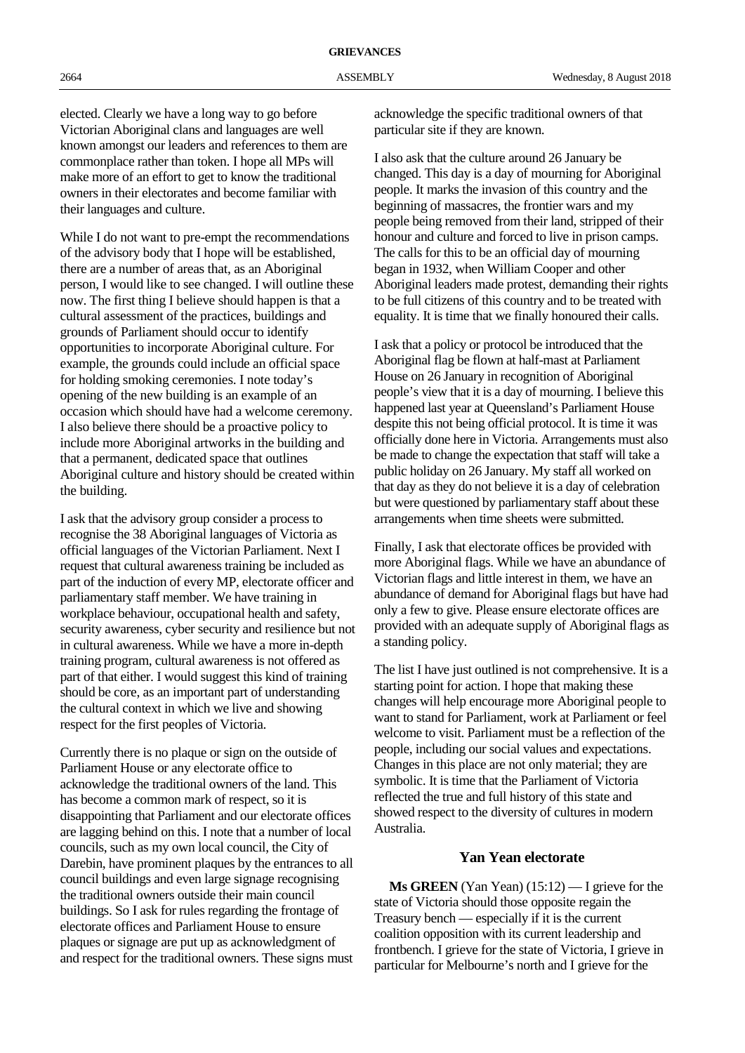elected. Clearly we have a long way to go before Victorian Aboriginal clans and languages are well known amongst our leaders and references to them are commonplace rather than token. I hope all MPs will make more of an effort to get to know the traditional owners in their electorates and become familiar with their languages and culture.

While I do not want to pre-empt the recommendations of the advisory body that I hope will be established, there are a number of areas that, as an Aboriginal person, I would like to see changed. I will outline these now. The first thing I believe should happen is that a cultural assessment of the practices, buildings and grounds of Parliament should occur to identify opportunities to incorporate Aboriginal culture. For example, the grounds could include an official space for holding smoking ceremonies. I note today's opening of the new building is an example of an occasion which should have had a welcome ceremony. I also believe there should be a proactive policy to include more Aboriginal artworks in the building and that a permanent, dedicated space that outlines Aboriginal culture and history should be created within the building.

I ask that the advisory group consider a process to recognise the 38 Aboriginal languages of Victoria as official languages of the Victorian Parliament. Next I request that cultural awareness training be included as part of the induction of every MP, electorate officer and parliamentary staff member. We have training in workplace behaviour, occupational health and safety, security awareness, cyber security and resilience but not in cultural awareness. While we have a more in-depth training program, cultural awareness is not offered as part of that either. I would suggest this kind of training should be core, as an important part of understanding the cultural context in which we live and showing respect for the first peoples of Victoria.

Currently there is no plaque or sign on the outside of Parliament House or any electorate office to acknowledge the traditional owners of the land. This has become a common mark of respect, so it is disappointing that Parliament and our electorate offices are lagging behind on this. I note that a number of local councils, such as my own local council, the City of Darebin, have prominent plaques by the entrances to all council buildings and even large signage recognising the traditional owners outside their main council buildings. So I ask for rules regarding the frontage of electorate offices and Parliament House to ensure plaques or signage are put up as acknowledgment of and respect for the traditional owners. These signs must acknowledge the specific traditional owners of that particular site if they are known.

I also ask that the culture around 26 January be changed. This day is a day of mourning for Aboriginal people. It marks the invasion of this country and the beginning of massacres, the frontier wars and my people being removed from their land, stripped of their honour and culture and forced to live in prison camps. The calls for this to be an official day of mourning began in 1932, when William Cooper and other Aboriginal leaders made protest, demanding their rights to be full citizens of this country and to be treated with equality. It is time that we finally honoured their calls.

I ask that a policy or protocol be introduced that the Aboriginal flag be flown at half-mast at Parliament House on 26 January in recognition of Aboriginal people's view that it is a day of mourning. I believe this happened last year at Queensland's Parliament House despite this not being official protocol. It is time it was officially done here in Victoria. Arrangements must also be made to change the expectation that staff will take a public holiday on 26 January. My staff all worked on that day as they do not believe it is a day of celebration but were questioned by parliamentary staff about these arrangements when time sheets were submitted.

Finally, I ask that electorate offices be provided with more Aboriginal flags. While we have an abundance of Victorian flags and little interest in them, we have an abundance of demand for Aboriginal flags but have had only a few to give. Please ensure electorate offices are provided with an adequate supply of Aboriginal flags as a standing policy.

The list I have just outlined is not comprehensive. It is a starting point for action. I hope that making these changes will help encourage more Aboriginal people to want to stand for Parliament, work at Parliament or feel welcome to visit. Parliament must be a reflection of the people, including our social values and expectations. Changes in this place are not only material; they are symbolic. It is time that the Parliament of Victoria reflected the true and full history of this state and showed respect to the diversity of cultures in modern Australia.

## Yan Yean electorate

**Ms GREEN** (Yan Yean) (15:12) — I grieve for the state of Victoria should those opposite regain the Treasury bench — especially if it is the current coalition opposition with its current leadership and frontbench. I grieve for the state of Victoria, I grieve in particular for Melbourne's north and I grieve for the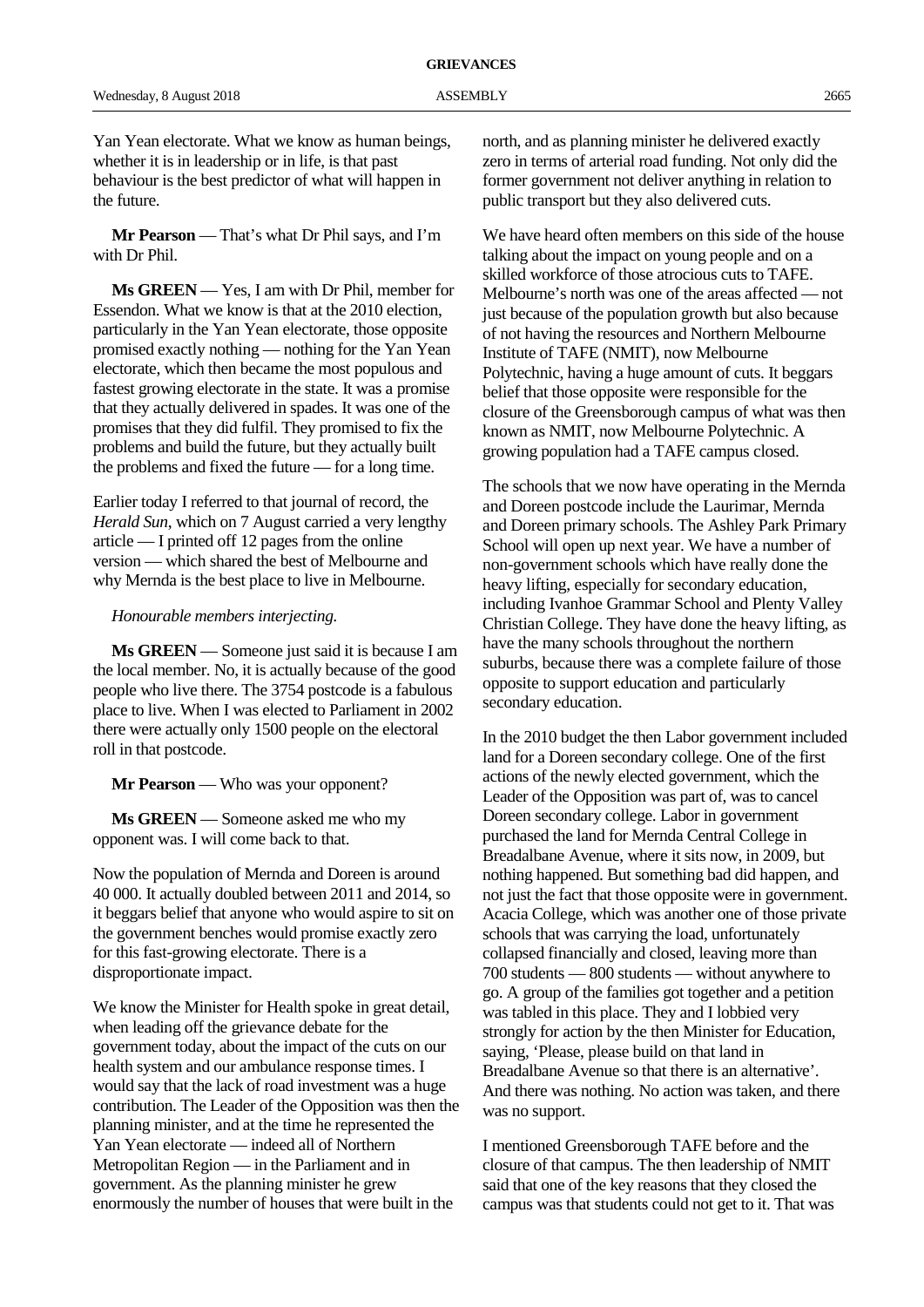Yan Yean electorate. What we know as human beings, whether it is in leadership or in life, is that past behaviour is the best predictor of what will happen in the future.

**Mr Pearson** — That's what Dr Phil says, and I'm with Dr Phil.

**Ms GREEN** — Yes, I am with Dr Phil, member for Essendon. What we know is that at the 2010 election, particularly in the Yan Yean electorate, those opposite promised exactly nothing — nothing for the Yan Yean electorate, which then became the most populous and fastest growing electorate in the state. It was a promise that they actually delivered in spades. It was one of the promises that they did fulfil. They promised to fix the problems and build the future, but they actually built the problems and fixed the future — for a long time.

Earlier today I referred to that journal of record, the *Herald Sun*, which on 7 August carried a very lengthy article — I printed off 12 pages from the online version — which shared the best of Melbourne and why Mernda is the best place to live in Melbourne.

*Honourable members interjecting.*

**Ms GREEN** — Someone just said it is because I am the local member. No, it is actually because of the good people who live there. The 3754 postcode is a fabulous place to live. When I was elected to Parliament in 2002 there were actually only 1500 people on the electoral roll in that postcode.

**Mr Pearson** — Who was your opponent?

**Ms GREEN** — Someone asked me who my opponent was. I will come back to that.

Now the population of Mernda and Doreen is around 40 000. It actually doubled between 2011 and 2014, so it beggars belief that anyone who would aspire to sit on the government benches would promise exactly zero for this fast-growing electorate. There is a disproportionate impact.

We know the Minister for Health spoke in great detail, when leading off the grievance debate for the government today, about the impact of the cuts on our health system and our ambulance response times. I would say that the lack of road investment was a huge contribution. The Leader of the Opposition was then the planning minister, and at the time he represented the Yan Yean electorate — indeed all of Northern Metropolitan Region — in the Parliament and in government. As the planning minister he grew enormously the number of houses that were built in the north, and as planning minister he delivered exactly zero in terms of arterial road funding. Not only did the former government not deliver anything in relation to public transport but they also delivered cuts.

We have heard often members on this side of the house talking about the impact on young people and on a skilled workforce of those atrocious cuts to TAFE. Melbourne's north was one of the areas affected — not just because of the population growth but also because of not having the resources and Northern Melbourne Institute of TAFE (NMIT), now Melbourne Polytechnic, having a huge amount of cuts. It beggars belief that those opposite were responsible for the closure of the Greensborough campus of what was then known as NMIT, now Melbourne Polytechnic. A growing population had a TAFE campus closed.

The schools that we now have operating in the Mernda and Doreen postcode include the Laurimar, Mernda and Doreen primary schools. The Ashley Park Primary School will open up next year. We have a number of non-government schools which have really done the heavy lifting, especially for secondary education, including Ivanhoe Grammar School and Plenty Valley Christian College. They have done the heavy lifting, as have the many schools throughout the northern suburbs, because there was a complete failure of those opposite to support education and particularly secondary education.

In the 2010 budget the then Labor government included land for a Doreen secondary college. One of the first actions of the newly elected government, which the Leader of the Opposition was part of, was to cancel Doreen secondary college. Labor in government purchased the land for Mernda Central College in Breadalbane Avenue, where it sits now, in 2009, but nothing happened. But something bad did happen, and not just the fact that those opposite were in government. Acacia College, which was another one of those private schools that was carrying the load, unfortunately collapsed financially and closed, leaving more than 700 students — 800 students — without anywhere to go. A group of the families got together and a petition was tabled in this place. They and I lobbied very strongly for action by the then Minister for Education, saying, 'Please, please build on that land in Breadalbane Avenue so that there is an alternative'. And there was nothing. No action was taken, and there was no support.

I mentioned Greensborough TAFE before and the closure of that campus. The then leadership of NMIT said that one of the key reasons that they closed the campus was that students could not get to it. That was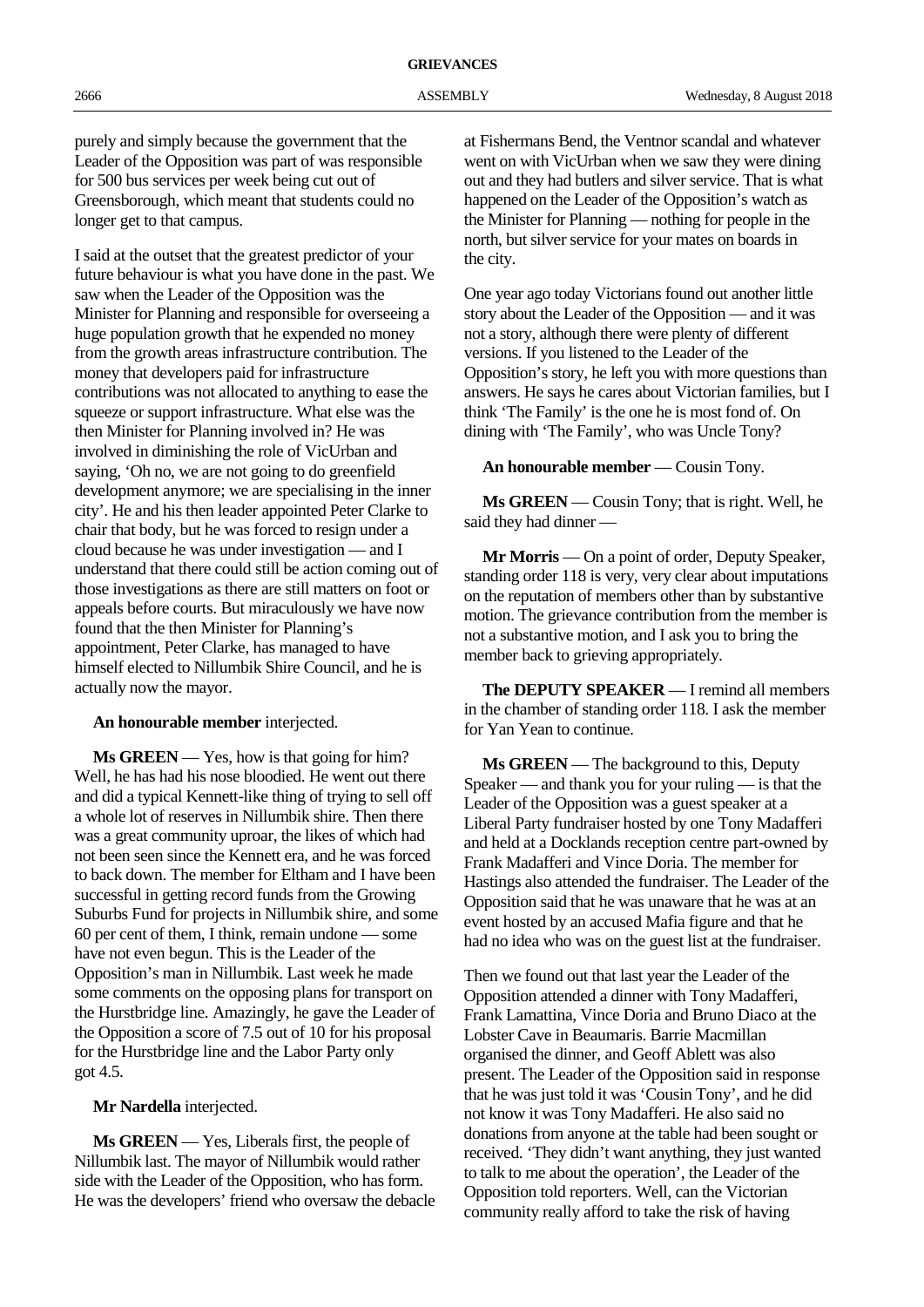purely and simply because the government that the Leader of the Opposition was part of was responsible for 500 bus services per week being cut out of Greensborough, which meant that students could no longer get to that campus.

I said at the outset that the greatest predictor of your future behaviour is what you have done in the past. We saw when the Leader of the Opposition was the Minister for Planning and responsible for overseeing a huge population growth that he expended no money from the growth areas infrastructure contribution. The money that developers paid for infrastructure contributions was not allocated to anything to ease the squeeze or support infrastructure. What else was the then Minister for Planning involved in? He was involved in diminishing the role of VicUrban and saying, 'Oh no, we are not going to do greenfield development anymore; we are specialising in the inner city'. He and his then leader appointed Peter Clarke to chair that body, but he was forced to resign under a cloud because he was under investigation — and I understand that there could still be action coming out of those investigations as there are still matters on foot or appeals before courts. But miraculously we have now found that the then Minister for Planning's appointment, Peter Clarke, has managed to have himself elected to Nillumbik Shire Council, and he is actually now the mayor.

**An honourable member** interjected.

**Ms GREEN** — Yes, how is that going for him? Well, he has had his nose bloodied. He went out there and did a typical Kennett-like thing of trying to sell off a whole lot of reserves in Nillumbik shire. Then there was a great community uproar, the likes of which had not been seen since the Kennett era, and he was forced to back down. The member for Eltham and I have been successful in getting record funds from the Growing Suburbs Fund for projects in Nillumbik shire, and some 60 per cent of them, I think, remain undone — some have not even begun. This is the Leader of the Opposition's man in Nillumbik. Last week he made some comments on the opposing plans for transport on the Hurstbridge line. Amazingly, he gave the Leader of the Opposition a score of 7.5 out of 10 for his proposal for the Hurstbridge line and the Labor Party only got 4.5.

**Mr Nardella** interjected.

**Ms GREEN** — Yes, Liberals first, the people of Nillumbik last. The mayor of Nillumbik would rather side with the Leader of the Opposition, who has form. He was the developers' friend who oversaw the debacle at Fishermans Bend, the Ventnor scandal and whatever went on with VicUrban when we saw they were dining out and they had butlers and silver service. That is what happened on the Leader of the Opposition's watch as the Minister for Planning — nothing for people in the north, but silver service for your mates on boards in the city.

One year ago today Victorians found out another little story about the Leader of the Opposition — and it was not a story, although there were plenty of different versions. If you listened to the Leader of the Opposition's story, he left you with more questions than answers. He says he cares about Victorian families, but I think 'The Family' is the one he is most fond of. On dining with 'The Family', who was Uncle Tony?

**An honourable member** — Cousin Tony.

**Ms GREEN** — Cousin Tony; that is right. Well, he said they had dinner —

**Mr Morris** — On a point of order, Deputy Speaker, standing order 118 is very, very clear about imputations on the reputation of members other than by substantive motion. The grievance contribution from the member is not a substantive motion, and I ask you to bring the member back to grieving appropriately.

**The DEPUTY SPEAKER** — I remind all members in the chamber of standing order 118. I ask the member for Yan Yean to continue.

**Ms GREEN** — The background to this, Deputy Speaker — and thank you for your ruling — is that the Leader of the Opposition was a guest speaker at a Liberal Party fundraiser hosted by one Tony Madafferi and held at a Docklands reception centre part-owned by Frank Madafferi and Vince Doria. The member for Hastings also attended the fundraiser. The Leader of the Opposition said that he was unaware that he was at an event hosted by an accused Mafia figure and that he had no idea who was on the guest list at the fundraiser.

Then we found out that last year the Leader of the Opposition attended a dinner with Tony Madafferi, Frank Lamattina, Vince Doria and Bruno Diaco at the Lobster Cave in Beaumaris. Barrie Macmillan organised the dinner, and Geoff Ablett was also present. The Leader of the Opposition said in response that he was just told it was 'Cousin Tony', and he did not know it was Tony Madafferi. He also said no donations from anyone at the table had been sought or received. 'They didn't want anything, they just wanted to talk to me about the operation', the Leader of the Opposition told reporters. Well, can the Victorian community really afford to take the risk of having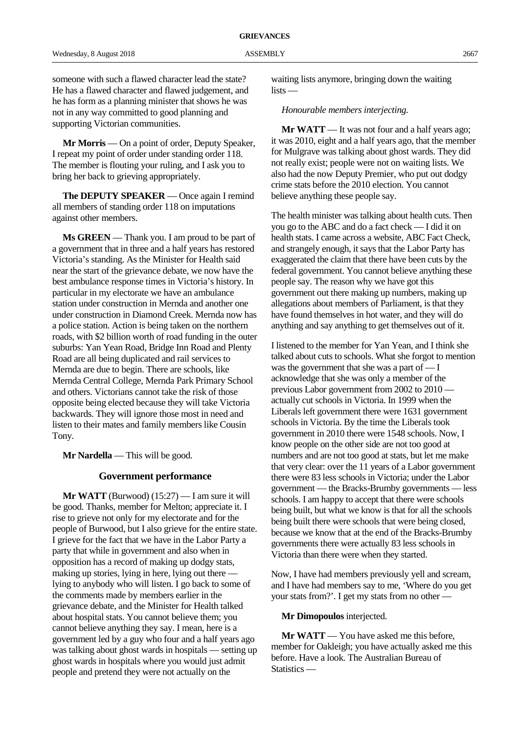someone with such a flawed character lead the state? He has a flawed character and flawed judgement, and he has form as a planning minister that shows he was not in any way committed to good planning and supporting Victorian communities.

**Mr Morris** — On a point of order, Deputy Speaker, I repeat my point of order under standing order 118. The member is flouting your ruling, and I ask you to bring her back to grieving appropriately.

**The DEPUTY SPEAKER** — Once again I remind all members of standing order 118 on imputations against other members.

**Ms GREEN** — Thank you. I am proud to be part of a government that in three and a half years has restored Victoria's standing. As the Minister for Health said near the start of the grievance debate, we now have the best ambulance response times in Victoria's history. In particular in my electorate we have an ambulance station under construction in Mernda and another one under construction in Diamond Creek. Mernda now has a police station. Action is being taken on the northern roads, with $2 billion worth of road funding in the outer suburbs: Yan Yean Road, Bridge Inn Road and Plenty Road are all being duplicated and rail services to Mernda are due to begin. There are schools, like Mernda Central College, Mernda Park Primary School and others. Victorians cannot take the risk of those opposite being elected because they will take Victoria backwards. They will ignore those most in need and listen to their mates and family members like Cousin Tony.

**Mr Nardella** — This will be good.

## Government performance

**Mr WATT** (Burwood) (15:27) — I am sure it will be good. Thanks, member for Melton; appreciate it. I rise to grieve not only for my electorate and for the people of Burwood, but I also grieve for the entire state. I grieve for the fact that we have in the Labor Party a party that while in government and also when in opposition has a record of making up dodgy stats, making up stories, lying in here, lying out there — lying to anybody who will listen. I go back to some of the comments made by members earlier in the grievance debate, and the Minister for Health talked about hospital stats. You cannot believe them; you cannot believe anything they say. I mean, here is a government led by a guy who four and a half years ago was talking about ghost wards in hospitals — setting up ghost wards in hospitals where you would just admit people and pretend they were not actually on the waiting lists anymore, bringing down the waiting lists —

*Honourable members interjecting.*

**Mr WATT** — It was not four and a half years ago; it was 2010, eight and a half years ago, that the member for Mulgrave was talking about ghost wards. They did not really exist; people were not on waiting lists. We also had the now Deputy Premier, who put out dodgy crime stats before the 2010 election. You cannot believe anything these people say.

The health minister was talking about health cuts. Then you go to the ABC and do a fact check — I did it on health stats. I came across a website, ABC Fact Check, and strangely enough, it says that the Labor Party has exaggerated the claim that there have been cuts by the federal government. You cannot believe anything these people say. The reason why we have got this government out there making up numbers, making up allegations about members of Parliament, is that they have found themselves in hot water, and they will do anything and say anything to get themselves out of it.

I listened to the member for Yan Yean, and I think she talked about cuts to schools. What she forgot to mention was the government that she was a part of — I acknowledge that she was only a member of the previous Labor government from 2002 to 2010 — actually cut schools in Victoria. In 1999 when the Liberals left government there were 1631 government schools in Victoria. By the time the Liberals took government in 2010 there were 1548 schools. Now, I know people on the other side are not too good at numbers and are not too good at stats, but let me make that very clear: over the 11 years of a Labor government there were 83 less schools in Victoria; under the Labor government — the Bracks-Brumby governments — less schools. I am happy to accept that there were schools being built, but what we know is that for all the schools being built there were schools that were being closed, because we know that at the end of the Bracks-Brumby governments there were actually 83 less schools in Victoria than there were when they started.

Now, I have had members previously yell and scream, and I have had members say to me, 'Where do you get your stats from?'. I get my stats from no other —

**Mr Dimopoulos** interjected.

**Mr WATT** — You have asked me this before, member for Oakleigh; you have actually asked me this before. Have a look. The Australian Bureau of Statistics —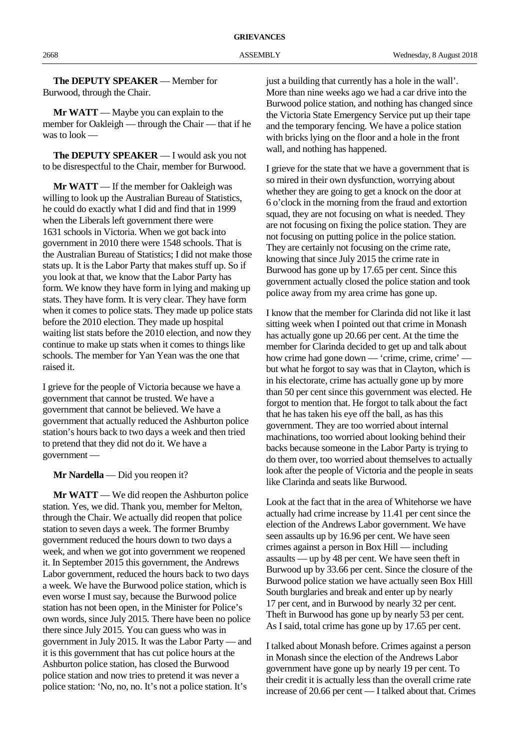**The DEPUTY SPEAKER** — Member for Burwood, through the Chair.

**Mr WATT** — Maybe you can explain to the member for Oakleigh — through the Chair — that if he was to look —

**The DEPUTY SPEAKER** — I would ask you not to be disrespectful to the Chair, member for Burwood.

**Mr WATT** — If the member for Oakleigh was willing to look up the Australian Bureau of Statistics, he could do exactly what I did and find that in 1999 when the Liberals left government there were 1631 schools in Victoria. When we got back into government in 2010 there were 1548 schools. That is the Australian Bureau of Statistics; I did not make those stats up. It is the Labor Party that makes stuff up. So if you look at that, we know that the Labor Party has form. We know they have form in lying and making up stats. They have form. It is very clear. They have form when it comes to police stats. They made up police stats before the 2010 election. They made up hospital waiting list stats before the 2010 election, and now they continue to make up stats when it comes to things like schools. The member for Yan Yean was the one that raised it.

I grieve for the people of Victoria because we have a government that cannot be trusted. We have a government that cannot be believed. We have a government that actually reduced the Ashburton police station's hours back to two days a week and then tried to pretend that they did not do it. We have a government —

**Mr Nardella** — Did you reopen it?

**Mr WATT** — We did reopen the Ashburton police station. Yes, we did. Thank you, member for Melton, through the Chair. We actually did reopen that police station to seven days a week. The former Brumby government reduced the hours down to two days a week, and when we got into government we reopened it. In September 2015 this government, the Andrews Labor government, reduced the hours back to two days a week. We have the Burwood police station, which is even worse I must say, because the Burwood police station has not been open, in the Minister for Police's own words, since July 2015. There have been no police there since July 2015. You can guess who was in government in July 2015. It was the Labor Party — and it is this government that has cut police hours at the Ashburton police station, has closed the Burwood police station and now tries to pretend it was never a police station: 'No, no, no. It's not a police station. It's just a building that currently has a hole in the wall'. More than nine weeks ago we had a car drive into the Burwood police station, and nothing has changed since the Victoria State Emergency Service put up their tape and the temporary fencing. We have a police station with bricks lying on the floor and a hole in the front wall, and nothing has happened.

I grieve for the state that we have a government that is so mired in their own dysfunction, worrying about whether they are going to get a knock on the door at 6 o'clock in the morning from the fraud and extortion squad, they are not focusing on what is needed. They are not focusing on fixing the police station. They are not focusing on putting police in the police station. They are certainly not focusing on the crime rate, knowing that since July 2015 the crime rate in Burwood has gone up by 17.65 per cent. Since this government actually closed the police station and took police away from my area crime has gone up.

I know that the member for Clarinda did not like it last sitting week when I pointed out that crime in Monash has actually gone up 20.66 per cent. At the time the member for Clarinda decided to get up and talk about how crime had gone down — 'crime, crime, crime' — but what he forgot to say was that in Clayton, which is in his electorate, crime has actually gone up by more than 50 per cent since this government was elected. He forgot to mention that. He forgot to talk about the fact that he has taken his eye off the ball, as has this government. They are too worried about internal machinations, too worried about looking behind their backs because someone in the Labor Party is trying to do them over, too worried about themselves to actually look after the people of Victoria and the people in seats like Clarinda and seats like Burwood.

Look at the fact that in the area of Whitehorse we have actually had crime increase by 11.41 per cent since the election of the Andrews Labor government. We have seen assaults up by 16.96 per cent. We have seen crimes against a person in Box Hill — including assaults — up by 48 per cent. We have seen theft in Burwood up by 33.66 per cent. Since the closure of the Burwood police station we have actually seen Box Hill South burglaries and break and enter up by nearly 17 per cent, and in Burwood by nearly 32 per cent. Theft in Burwood has gone up by nearly 53 per cent. As I said, total crime has gone up by 17.65 per cent.

I talked about Monash before. Crimes against a person in Monash since the election of the Andrews Labor government have gone up by nearly 19 per cent. To their credit it is actually less than the overall crime rate increase of 20.66 per cent — I talked about that. Crimes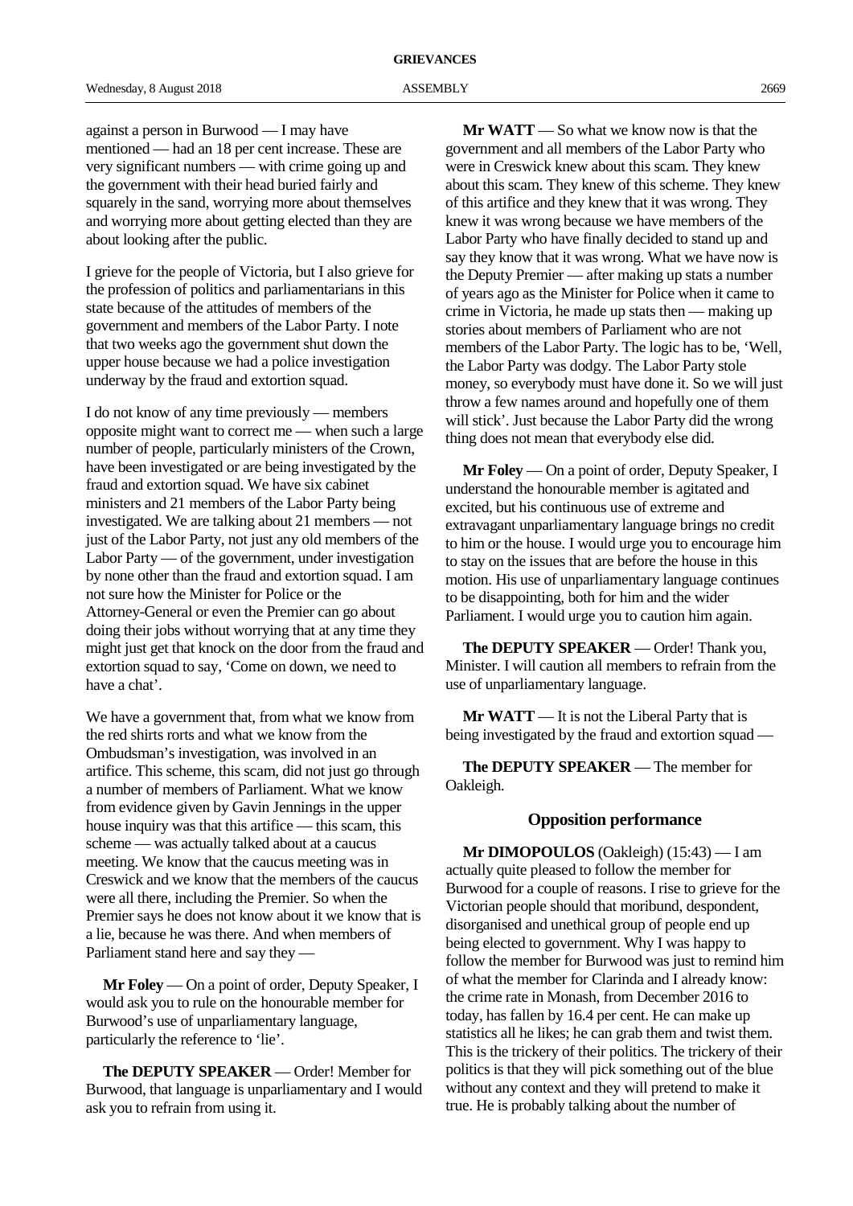against a person in Burwood — I may have mentioned — had an 18 per cent increase. These are very significant numbers — with crime going up and the government with their head buried fairly and squarely in the sand, worrying more about themselves and worrying more about getting elected than they are about looking after the public.

I grieve for the people of Victoria, but I also grieve for the profession of politics and parliamentarians in this state because of the attitudes of members of the government and members of the Labor Party. I note that two weeks ago the government shut down the upper house because we had a police investigation underway by the fraud and extortion squad.

I do not know of any time previously — members opposite might want to correct me — when such a large number of people, particularly ministers of the Crown, have been investigated or are being investigated by the fraud and extortion squad. We have six cabinet ministers and 21 members of the Labor Party being investigated. We are talking about 21 members — not just of the Labor Party, not just any old members of the Labor Party — of the government, under investigation by none other than the fraud and extortion squad. I am not sure how the Minister for Police or the Attorney-General or even the Premier can go about doing their jobs without worrying that at any time they might just get that knock on the door from the fraud and extortion squad to say, 'Come on down, we need to have a chat'.

We have a government that, from what we know from the red shirts rorts and what we know from the Ombudsman's investigation, was involved in an artifice. This scheme, this scam, did not just go through a number of members of Parliament. What we know from evidence given by Gavin Jennings in the upper house inquiry was that this artifice — this scam, this scheme — was actually talked about at a caucus meeting. We know that the caucus meeting was in Creswick and we know that the members of the caucus were all there, including the Premier. So when the Premier says he does not know about it we know that is a lie, because he was there. And when members of Parliament stand here and say they —

**Mr Foley** — On a point of order, Deputy Speaker, I would ask you to rule on the honourable member for Burwood's use of unparliamentary language, particularly the reference to 'lie'.

**The DEPUTY SPEAKER** — Order! Member for Burwood, that language is unparliamentary and I would ask you to refrain from using it.

**Mr WATT** — So what we know now is that the government and all members of the Labor Party who were in Creswick knew about this scam. They knew about this scam. They knew of this scheme. They knew of this artifice and they knew that it was wrong. They knew it was wrong because we have members of the Labor Party who have finally decided to stand up and say they know that it was wrong. What we have now is the Deputy Premier — after making up stats a number of years ago as the Minister for Police when it came to crime in Victoria, he made up stats then — making up stories about members of Parliament who are not members of the Labor Party. The logic has to be, 'Well, the Labor Party was dodgy. The Labor Party stole money, so everybody must have done it. So we will just throw a few names around and hopefully one of them will stick'. Just because the Labor Party did the wrong thing does not mean that everybody else did.

**Mr Foley** — On a point of order, Deputy Speaker, I understand the honourable member is agitated and excited, but his continuous use of extreme and extravagant unparliamentary language brings no credit to him or the house. I would urge you to encourage him to stay on the issues that are before the house in this motion. His use of unparliamentary language continues to be disappointing, both for him and the wider Parliament. I would urge you to caution him again.

**The DEPUTY SPEAKER** — Order! Thank you, Minister. I will caution all members to refrain from the use of unparliamentary language.

**Mr WATT** — It is not the Liberal Party that is being investigated by the fraud and extortion squad —

**The DEPUTY SPEAKER** — The member for Oakleigh.

## Opposition performance

**Mr DIMOPOULOS** (Oakleigh) (15:43) — I am actually quite pleased to follow the member for Burwood for a couple of reasons. I rise to grieve for the Victorian people should that moribund, despondent, disorganised and unethical group of people end up being elected to government. Why I was happy to follow the member for Burwood was just to remind him of what the member for Clarinda and I already know: the crime rate in Monash, from December 2016 to today, has fallen by 16.4 per cent. He can make up statistics all he likes; he can grab them and twist them. This is the trickery of their politics. The trickery of their politics is that they will pick something out of the blue without any context and they will pretend to make it true. He is probably talking about the number of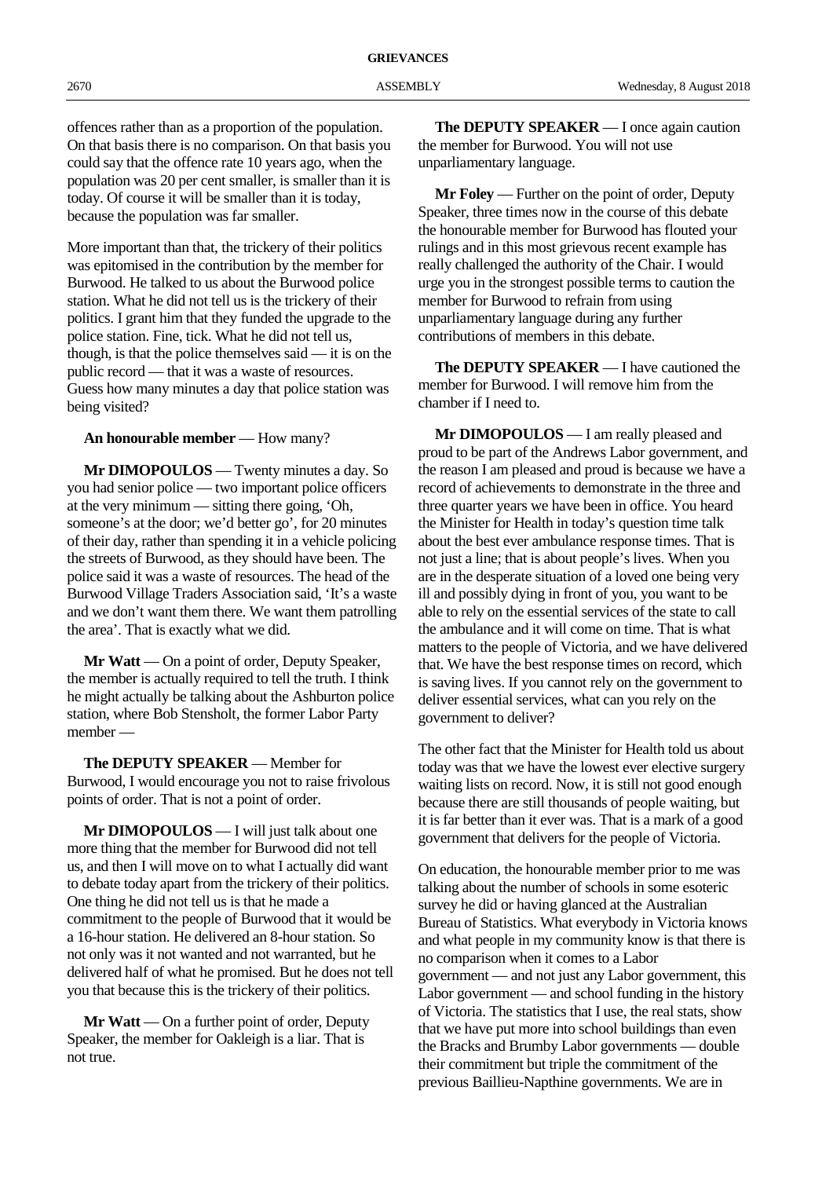offences rather than as a proportion of the population. On that basis there is no comparison. On that basis you could say that the offence rate 10 years ago, when the population was 20 per cent smaller, is smaller than it is today. Of course it will be smaller than it is today, because the population was far smaller.

More important than that, the trickery of their politics was epitomised in the contribution by the member for Burwood. He talked to us about the Burwood police station. What he did not tell us is the trickery of their politics. I grant him that they funded the upgrade to the police station. Fine, tick. What he did not tell us, though, is that the police themselves said — it is on the public record — that it was a waste of resources. Guess how many minutes a day that police station was being visited?

**An honourable member** — How many?

**Mr DIMOPOULOS** — Twenty minutes a day. So you had senior police — two important police officers at the very minimum — sitting there going, 'Oh, someone's at the door; we'd better go', for 20 minutes of their day, rather than spending it in a vehicle policing the streets of Burwood, as they should have been. The police said it was a waste of resources. The head of the Burwood Village Traders Association said, 'It's a waste and we don't want them there. We want them patrolling the area'. That is exactly what we did.

**Mr Watt** — On a point of order, Deputy Speaker, the member is actually required to tell the truth. I think he might actually be talking about the Ashburton police station, where Bob Stensholt, the former Labor Party member —

**The DEPUTY SPEAKER** — Member for Burwood, I would encourage you not to raise frivolous points of order. That is not a point of order.

**Mr DIMOPOULOS** — I will just talk about one more thing that the member for Burwood did not tell us, and then I will move on to what I actually did want to debate today apart from the trickery of their politics. One thing he did not tell us is that he made a commitment to the people of Burwood that it would be a 16-hour station. He delivered an 8-hour station. So not only was it not wanted and not warranted, but he delivered half of what he promised. But he does not tell you that because this is the trickery of their politics.

**Mr Watt** — On a further point of order, Deputy Speaker, the member for Oakleigh is a liar. That is not true.

**The DEPUTY SPEAKER** — I once again caution the member for Burwood. You will not use unparliamentary language.

**Mr Foley** — Further on the point of order, Deputy Speaker, three times now in the course of this debate the honourable member for Burwood has flouted your rulings and in this most grievous recent example has really challenged the authority of the Chair. I would urge you in the strongest possible terms to caution the member for Burwood to refrain from using unparliamentary language during any further contributions of members in this debate.

**The DEPUTY SPEAKER** — I have cautioned the member for Burwood. I will remove him from the chamber if I need to.

**Mr DIMOPOULOS** — I am really pleased and proud to be part of the Andrews Labor government, and the reason I am pleased and proud is because we have a record of achievements to demonstrate in the three and three quarter years we have been in office. You heard the Minister for Health in today's question time talk about the best ever ambulance response times. That is not just a line; that is about people's lives. When you are in the desperate situation of a loved one being very ill and possibly dying in front of you, you want to be able to rely on the essential services of the state to call the ambulance and it will come on time. That is what matters to the people of Victoria, and we have delivered that. We have the best response times on record, which is saving lives. If you cannot rely on the government to deliver essential services, what can you rely on the government to deliver?

The other fact that the Minister for Health told us about today was that we have the lowest ever elective surgery waiting lists on record. Now, it is still not good enough because there are still thousands of people waiting, but it is far better than it ever was. That is a mark of a good government that delivers for the people of Victoria.

On education, the honourable member prior to me was talking about the number of schools in some esoteric survey he did or having glanced at the Australian Bureau of Statistics. What everybody in Victoria knows and what people in my community know is that there is no comparison when it comes to a Labor government — and not just any Labor government, this Labor government — and school funding in the history of Victoria. The statistics that I use, the real stats, show that we have put more into school buildings than even the Bracks and Brumby Labor governments — double their commitment but triple the commitment of the previous Baillieu-Napthine governments. We are in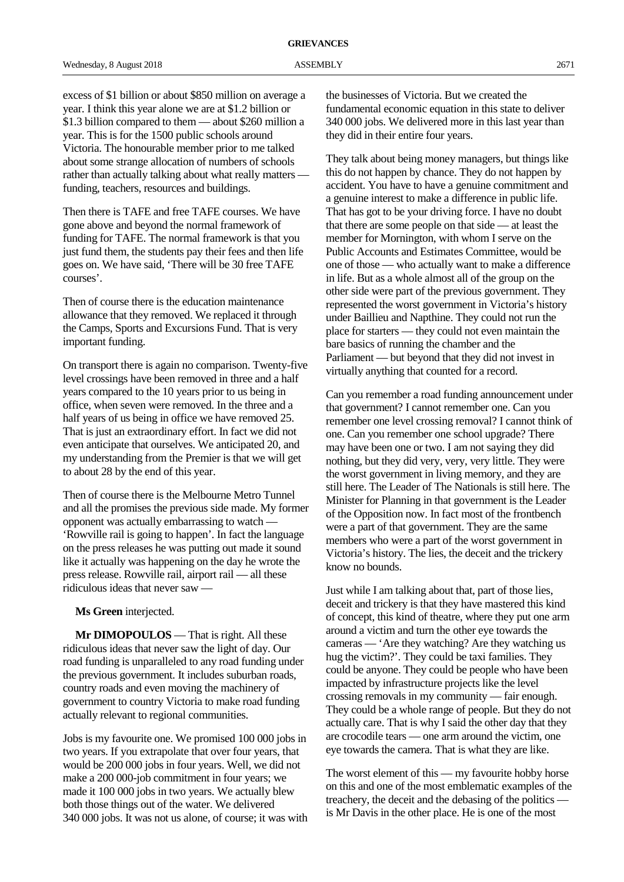excess of $1 billion or about $850 million on average a year. I think this year alone we are at $1.2 billion or $1.3 billion compared to them — about $260 million a year. This is for the 1500 public schools around Victoria. The honourable member prior to me talked about some strange allocation of numbers of schools rather than actually talking about what really matters — funding, teachers, resources and buildings.

Then there is TAFE and free TAFE courses. We have gone above and beyond the normal framework of funding for TAFE. The normal framework is that you just fund them, the students pay their fees and then life goes on. We have said, 'There will be 30 free TAFE courses'.

Then of course there is the education maintenance allowance that they removed. We replaced it through the Camps, Sports and Excursions Fund. That is very important funding.

On transport there is again no comparison. Twenty-five level crossings have been removed in three and a half years compared to the 10 years prior to us being in office, when seven were removed. In the three and a half years of us being in office we have removed 25. That is just an extraordinary effort. In fact we did not even anticipate that ourselves. We anticipated 20, and my understanding from the Premier is that we will get to about 28 by the end of this year.

Then of course there is the Melbourne Metro Tunnel and all the promises the previous side made. My former opponent was actually embarrassing to watch — 'Rowville rail is going to happen'. In fact the language on the press releases he was putting out made it sound like it actually was happening on the day he wrote the press release. Rowville rail, airport rail — all these ridiculous ideas that never saw —

**Ms Green** interjected.

**Mr DIMOPOULOS** — That is right. All these ridiculous ideas that never saw the light of day. Our road funding is unparalleled to any road funding under the previous government. It includes suburban roads, country roads and even moving the machinery of government to country Victoria to make road funding actually relevant to regional communities.

Jobs is my favourite one. We promised 100 000 jobs in two years. If you extrapolate that over four years, that would be 200 000 jobs in four years. Well, we did not make a 200 000-job commitment in four years; we made it 100 000 jobs in two years. We actually blew both those things out of the water. We delivered 340 000 jobs. It was not us alone, of course; it was with the businesses of Victoria. But we created the fundamental economic equation in this state to deliver 340 000 jobs. We delivered more in this last year than they did in their entire four years.

They talk about being money managers, but things like this do not happen by chance. They do not happen by accident. You have to have a genuine commitment and a genuine interest to make a difference in public life. That has got to be your driving force. I have no doubt that there are some people on that side — at least the member for Mornington, with whom I serve on the Public Accounts and Estimates Committee, would be one of those — who actually want to make a difference in life. But as a whole almost all of the group on the other side were part of the previous government. They represented the worst government in Victoria's history under Baillieu and Napthine. They could not run the place for starters — they could not even maintain the bare basics of running the chamber and the Parliament — but beyond that they did not invest in virtually anything that counted for a record.

Can you remember a road funding announcement under that government? I cannot remember one. Can you remember one level crossing removal? I cannot think of one. Can you remember one school upgrade? There may have been one or two. I am not saying they did nothing, but they did very, very, very little. They were the worst government in living memory, and they are still here. The Leader of The Nationals is still here. The Minister for Planning in that government is the Leader of the Opposition now. In fact most of the frontbench were a part of that government. They are the same members who were a part of the worst government in Victoria's history. The lies, the deceit and the trickery know no bounds.

Just while I am talking about that, part of those lies, deceit and trickery is that they have mastered this kind of concept, this kind of theatre, where they put one arm around a victim and turn the other eye towards the cameras — 'Are they watching? Are they watching us hug the victim?'. They could be taxi families. They could be anyone. They could be people who have been impacted by infrastructure projects like the level crossing removals in my community — fair enough. They could be a whole range of people. But they do not actually care. That is why I said the other day that they are crocodile tears — one arm around the victim, one eye towards the camera. That is what they are like.

The worst element of this — my favourite hobby horse on this and one of the most emblematic examples of the treachery, the deceit and the debasing of the politics — is Mr Davis in the other place. He is one of the most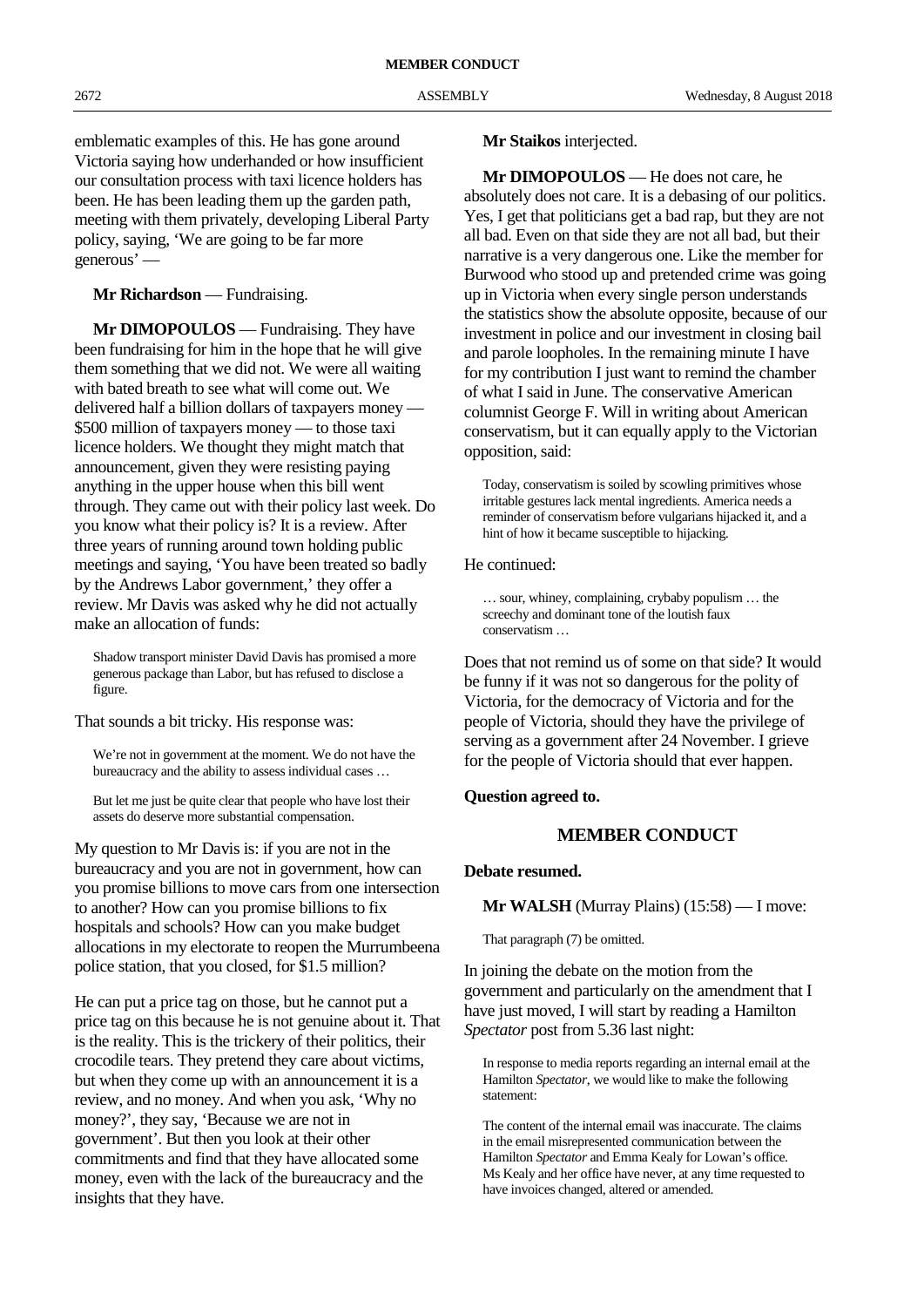emblematic examples of this. He has gone around Victoria saying how underhanded or how insufficient our consultation process with taxi licence holders has been. He has been leading them up the garden path, meeting with them privately, developing Liberal Party policy, saying, 'We are going to be far more generous' —

**Mr Richardson** — Fundraising.

**Mr DIMOPOULOS** — Fundraising. They have been fundraising for him in the hope that he will give them something that we did not. We were all waiting with bated breath to see what will come out. We delivered half a billion dollars of taxpayers money — $500 million of taxpayers money — to those taxi licence holders. We thought they might match that announcement, given they were resisting paying anything in the upper house when this bill went through. They came out with their policy last week. Do you know what their policy is? It is a review. After three years of running around town holding public meetings and saying, 'You have been treated so badly by the Andrews Labor government,' they offer a review. Mr Davis was asked why he did not actually make an allocation of funds:

> Shadow transport minister David Davis has promised a more generous package than Labor, but has refused to disclose a figure.

That sounds a bit tricky. His response was:

> We're not in government at the moment. We do not have the bureaucracy and the ability to assess individual cases …
>
> But let me just be quite clear that people who have lost their assets do deserve more substantial compensation.

My question to Mr Davis is: if you are not in the bureaucracy and you are not in government, how can you promise billions to move cars from one intersection to another? How can you promise billions to fix hospitals and schools? How can you make budget allocations in my electorate to reopen the Murrumbeena police station, that you closed, for $1.5 million?

He can put a price tag on those, but he cannot put a price tag on this because he is not genuine about it. That is the reality. This is the trickery of their politics, their crocodile tears. They pretend they care about victims, but when they come up with an announcement it is a review, and no money. And when you ask, 'Why no money?', they say, 'Because we are not in government'. But then you look at their other commitments and find that they have allocated some money, even with the lack of the bureaucracy and the insights that they have.

**Mr Staikos** interjected.

**Mr DIMOPOULOS** — He does not care, he absolutely does not care. It is a debasing of our politics. Yes, I get that politicians get a bad rap, but they are not all bad. Even on that side they are not all bad, but their narrative is a very dangerous one. Like the member for Burwood who stood up and pretended crime was going up in Victoria when every single person understands the statistics show the absolute opposite, because of our investment in police and our investment in closing bail and parole loopholes. In the remaining minute I have for my contribution I just want to remind the chamber of what I said in June. The conservative American columnist George F. Will in writing about American conservatism, but it can equally apply to the Victorian opposition, said:

> Today, conservatism is soiled by scowling primitives whose irritable gestures lack mental ingredients. America needs a reminder of conservatism before vulgarians hijacked it, and a hint of how it became susceptible to hijacking.

He continued:

> … sour, whiney, complaining, crybaby populism … the screechy and dominant tone of the loutish faux conservatism …

Does that not remind us of some on that side? It would be funny if it was not so dangerous for the polity of Victoria, for the democracy of Victoria and for the people of Victoria, should they have the privilege of serving as a government after 24 November. I grieve for the people of Victoria should that ever happen.

**Question agreed to.**

## MEMBER CONDUCT

**Debate resumed.**

**Mr WALSH** (Murray Plains) (15:58) — I move:

> That paragraph (7) be omitted.

In joining the debate on the motion from the government and particularly on the amendment that I have just moved, I will start by reading a Hamilton *Spectator* post from 5.36 last night:

> In response to media reports regarding an internal email at the Hamilton *Spectator*, we would like to make the following statement:
>
> The content of the internal email was inaccurate. The claims in the email misrepresented communication between the Hamilton *Spectator* and Emma Kealy for Lowan's office. Ms Kealy and her office have never, at any time requested to have invoices changed, altered or amended.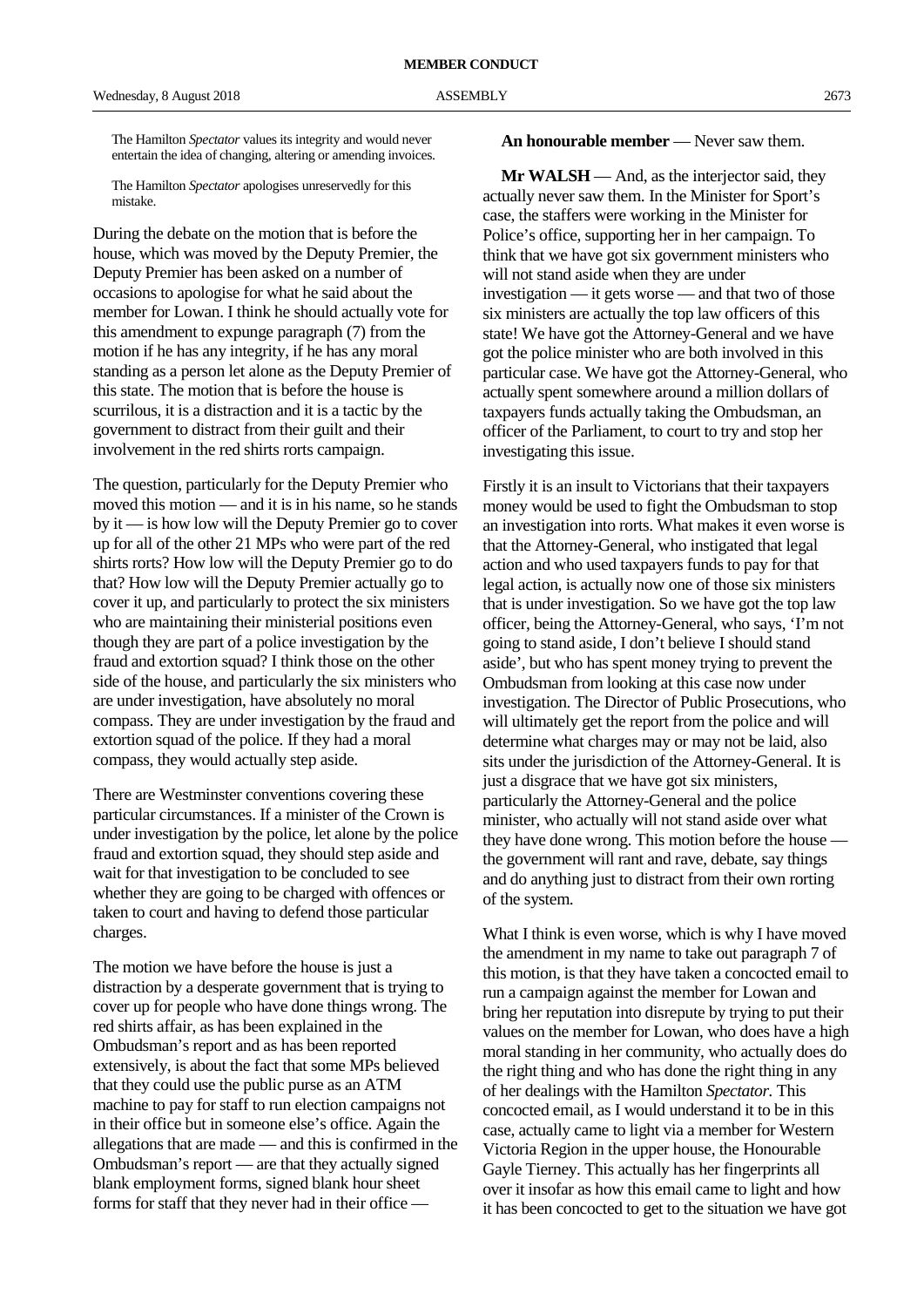> The Hamilton *Spectator* values its integrity and would never entertain the idea of changing, altering or amending invoices.
>
> The Hamilton *Spectator* apologises unreservedly for this mistake.

During the debate on the motion that is before the house, which was moved by the Deputy Premier, the Deputy Premier has been asked on a number of occasions to apologise for what he said about the member for Lowan. I think he should actually vote for this amendment to expunge paragraph (7) from the motion if he has any integrity, if he has any moral standing as a person let alone as the Deputy Premier of this state. The motion that is before the house is scurrilous, it is a distraction and it is a tactic by the government to distract from their guilt and their involvement in the red shirts rorts campaign.

The question, particularly for the Deputy Premier who moved this motion — and it is in his name, so he stands by it — is how low will the Deputy Premier go to cover up for all of the other 21 MPs who were part of the red shirts rorts? How low will the Deputy Premier go to do that? How low will the Deputy Premier actually go to cover it up, and particularly to protect the six ministers who are maintaining their ministerial positions even though they are part of a police investigation by the fraud and extortion squad? I think those on the other side of the house, and particularly the six ministers who are under investigation, have absolutely no moral compass. They are under investigation by the fraud and extortion squad of the police. If they had a moral compass, they would actually step aside.

There are Westminster conventions covering these particular circumstances. If a minister of the Crown is under investigation by the police, let alone by the police fraud and extortion squad, they should step aside and wait for that investigation to be concluded to see whether they are going to be charged with offences or taken to court and having to defend those particular charges.

The motion we have before the house is just a distraction by a desperate government that is trying to cover up for people who have done things wrong. The red shirts affair, as has been explained in the Ombudsman's report and as has been reported extensively, is about the fact that some MPs believed that they could use the public purse as an ATM machine to pay for staff to run election campaigns not in their office but in someone else's office. Again the allegations that are made — and this is confirmed in the Ombudsman's report — are that they actually signed blank employment forms, signed blank hour sheet forms for staff that they never had in their office —

**An honourable member** — Never saw them.

**Mr WALSH** — And, as the interjector said, they actually never saw them. In the Minister for Sport's case, the staffers were working in the Minister for Police's office, supporting her in her campaign. To think that we have got six government ministers who will not stand aside when they are under investigation — it gets worse — and that two of those six ministers are actually the top law officers of this state! We have got the Attorney-General and we have got the police minister who are both involved in this particular case. We have got the Attorney-General, who actually spent somewhere around a million dollars of taxpayers funds actually taking the Ombudsman, an officer of the Parliament, to court to try and stop her investigating this issue.

Firstly it is an insult to Victorians that their taxpayers money would be used to fight the Ombudsman to stop an investigation into rorts. What makes it even worse is that the Attorney-General, who instigated that legal action and who used taxpayers funds to pay for that legal action, is actually now one of those six ministers that is under investigation. So we have got the top law officer, being the Attorney-General, who says, 'I'm not going to stand aside, I don't believe I should stand aside', but who has spent money trying to prevent the Ombudsman from looking at this case now under investigation. The Director of Public Prosecutions, who will ultimately get the report from the police and will determine what charges may or may not be laid, also sits under the jurisdiction of the Attorney-General. It is just a disgrace that we have got six ministers, particularly the Attorney-General and the police minister, who actually will not stand aside over what they have done wrong. This motion before the house — the government will rant and rave, debate, say things and do anything just to distract from their own rorting of the system.

What I think is even worse, which is why I have moved the amendment in my name to take out paragraph 7 of this motion, is that they have taken a concocted email to run a campaign against the member for Lowan and bring her reputation into disrepute by trying to put their values on the member for Lowan, who does have a high moral standing in her community, who actually does do the right thing and who has done the right thing in any of her dealings with the Hamilton *Spectator*. This concocted email, as I would understand it to be in this case, actually came to light via a member for Western Victoria Region in the upper house, the Honourable Gayle Tierney. This actually has her fingerprints all over it insofar as how this email came to light and how it has been concocted to get to the situation we have got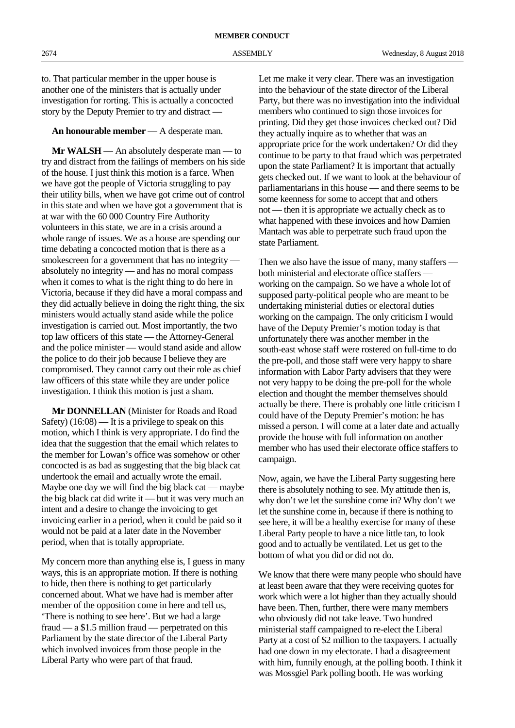to. That particular member in the upper house is another one of the ministers that is actually under investigation for rorting. This is actually a concocted story by the Deputy Premier to try and distract —

**An honourable member** — A desperate man.

**Mr WALSH** — An absolutely desperate man — to try and distract from the failings of members on his side of the house. I just think this motion is a farce. When we have got the people of Victoria struggling to pay their utility bills, when we have got crime out of control in this state and when we have got a government that is at war with the 60 000 Country Fire Authority volunteers in this state, we are in a crisis around a whole range of issues. We as a house are spending our time debating a concocted motion that is there as a smokescreen for a government that has no integrity — absolutely no integrity — and has no moral compass when it comes to what is the right thing to do here in Victoria, because if they did have a moral compass and they did actually believe in doing the right thing, the six ministers would actually stand aside while the police investigation is carried out. Most importantly, the two top law officers of this state — the Attorney-General and the police minister — would stand aside and allow the police to do their job because I believe they are compromised. They cannot carry out their role as chief law officers of this state while they are under police investigation. I think this motion is just a sham.

**Mr DONNELLAN** (Minister for Roads and Road Safety) (16:08) — It is a privilege to speak on this motion, which I think is very appropriate. I do find the idea that the suggestion that the email which relates to the member for Lowan's office was somehow or other concocted is as bad as suggesting that the big black cat undertook the email and actually wrote the email. Maybe one day we will find the big black cat — maybe the big black cat did write it — but it was very much an intent and a desire to change the invoicing to get invoicing earlier in a period, when it could be paid so it would not be paid at a later date in the November period, when that is totally appropriate.

My concern more than anything else is, I guess in many ways, this is an appropriate motion. If there is nothing to hide, then there is nothing to get particularly concerned about. What we have had is member after member of the opposition come in here and tell us, 'There is nothing to see here'. But we had a large fraud — a $1.5 million fraud — perpetrated on this Parliament by the state director of the Liberal Party which involved invoices from those people in the Liberal Party who were part of that fraud.

Let me make it very clear. There was an investigation into the behaviour of the state director of the Liberal Party, but there was no investigation into the individual members who continued to sign those invoices for printing. Did they get those invoices checked out? Did they actually inquire as to whether that was an appropriate price for the work undertaken? Or did they continue to be party to that fraud which was perpetrated upon the state Parliament? It is important that actually gets checked out. If we want to look at the behaviour of parliamentarians in this house — and there seems to be some keenness for some to accept that and others not — then it is appropriate we actually check as to what happened with these invoices and how Damien Mantach was able to perpetrate such fraud upon the state Parliament.

Then we also have the issue of many, many staffers — both ministerial and electorate office staffers — working on the campaign. So we have a whole lot of supposed party-political people who are meant to be undertaking ministerial duties or electoral duties working on the campaign. The only criticism I would have of the Deputy Premier's motion today is that unfortunately there was another member in the south-east whose staff were rostered on full-time to do the pre-poll, and those staff were very happy to share information with Labor Party advisers that they were not very happy to be doing the pre-poll for the whole election and thought the member themselves should actually be there. There is probably one little criticism I could have of the Deputy Premier's motion: he has missed a person. I will come at a later date and actually provide the house with full information on another member who has used their electorate office staffers to campaign.

Now, again, we have the Liberal Party suggesting here there is absolutely nothing to see. My attitude then is, why don't we let the sunshine come in? Why don't we let the sunshine come in, because if there is nothing to see here, it will be a healthy exercise for many of these Liberal Party people to have a nice little tan, to look good and to actually be ventilated. Let us get to the bottom of what you did or did not do.

We know that there were many people who should have at least been aware that they were receiving quotes for work which were a lot higher than they actually should have been. Then, further, there were many members who obviously did not take leave. Two hundred ministerial staff campaigned to re-elect the Liberal Party at a cost of $2 million to the taxpayers. I actually had one down in my electorate. I had a disagreement with him, funnily enough, at the polling booth. I think it was Mossgiel Park polling booth. He was working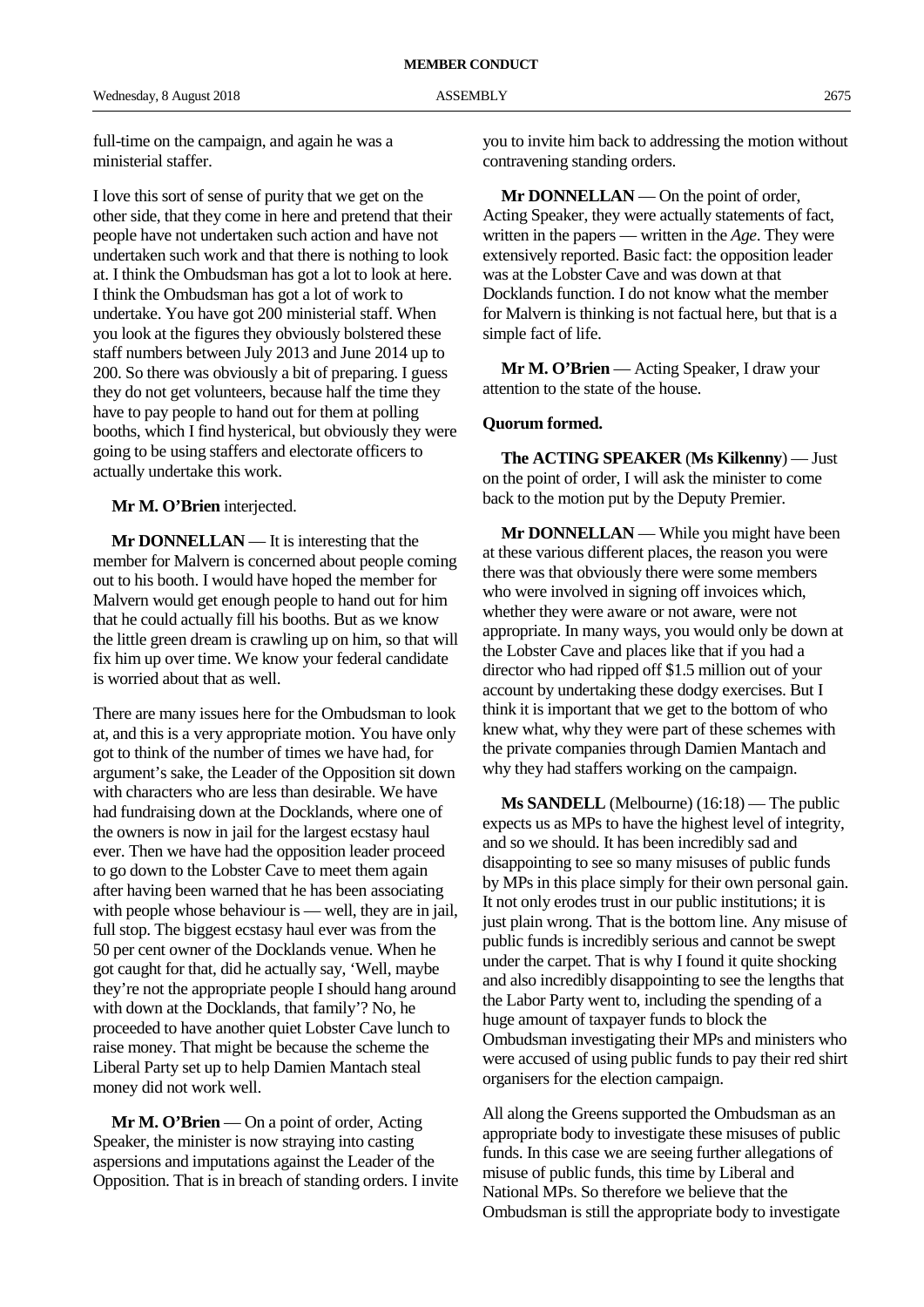full-time on the campaign, and again he was a ministerial staffer.

I love this sort of sense of purity that we get on the other side, that they come in here and pretend that their people have not undertaken such action and have not undertaken such work and that there is nothing to look at. I think the Ombudsman has got a lot to look at here. I think the Ombudsman has got a lot of work to undertake. You have got 200 ministerial staff. When you look at the figures they obviously bolstered these staff numbers between July 2013 and June 2014 up to 200. So there was obviously a bit of preparing. I guess they do not get volunteers, because half the time they have to pay people to hand out for them at polling booths, which I find hysterical, but obviously they were going to be using staffers and electorate officers to actually undertake this work.

**Mr M. O'Brien** interjected.

**Mr DONNELLAN** — It is interesting that the member for Malvern is concerned about people coming out to his booth. I would have hoped the member for Malvern would get enough people to hand out for him that he could actually fill his booths. But as we know the little green dream is crawling up on him, so that will fix him up over time. We know your federal candidate is worried about that as well.

There are many issues here for the Ombudsman to look at, and this is a very appropriate motion. You have only got to think of the number of times we have had, for argument's sake, the Leader of the Opposition sit down with characters who are less than desirable. We have had fundraising down at the Docklands, where one of the owners is now in jail for the largest ecstasy haul ever. Then we have had the opposition leader proceed to go down to the Lobster Cave to meet them again after having been warned that he has been associating with people whose behaviour is — well, they are in jail, full stop. The biggest ecstasy haul ever was from the 50 per cent owner of the Docklands venue. When he got caught for that, did he actually say, 'Well, maybe they're not the appropriate people I should hang around with down at the Docklands, that family'? No, he proceeded to have another quiet Lobster Cave lunch to raise money. That might be because the scheme the Liberal Party set up to help Damien Mantach steal money did not work well.

**Mr M. O'Brien** — On a point of order, Acting Speaker, the minister is now straying into casting aspersions and imputations against the Leader of the Opposition. That is in breach of standing orders. I invite you to invite him back to addressing the motion without contravening standing orders.

**Mr DONNELLAN** — On the point of order, Acting Speaker, they were actually statements of fact, written in the papers — written in the *Age*. They were extensively reported. Basic fact: the opposition leader was at the Lobster Cave and was down at that Docklands function. I do not know what the member for Malvern is thinking is not factual here, but that is a simple fact of life.

**Mr M. O'Brien** — Acting Speaker, I draw your attention to the state of the house.

**Quorum formed.**

**The ACTING SPEAKER** (**Ms Kilkenny**) — Just on the point of order, I will ask the minister to come back to the motion put by the Deputy Premier.

**Mr DONNELLAN** — While you might have been at these various different places, the reason you were there was that obviously there were some members who were involved in signing off invoices which, whether they were aware or not aware, were not appropriate. In many ways, you would only be down at the Lobster Cave and places like that if you had a director who had ripped off $1.5 million out of your account by undertaking these dodgy exercises. But I think it is important that we get to the bottom of who knew what, why they were part of these schemes with the private companies through Damien Mantach and why they had staffers working on the campaign.

**Ms SANDELL** (Melbourne) (16:18) — The public expects us as MPs to have the highest level of integrity, and so we should. It has been incredibly sad and disappointing to see so many misuses of public funds by MPs in this place simply for their own personal gain. It not only erodes trust in our public institutions; it is just plain wrong. That is the bottom line. Any misuse of public funds is incredibly serious and cannot be swept under the carpet. That is why I found it quite shocking and also incredibly disappointing to see the lengths that the Labor Party went to, including the spending of a huge amount of taxpayer funds to block the Ombudsman investigating their MPs and ministers who were accused of using public funds to pay their red shirt organisers for the election campaign.

All along the Greens supported the Ombudsman as an appropriate body to investigate these misuses of public funds. In this case we are seeing further allegations of misuse of public funds, this time by Liberal and National MPs. So therefore we believe that the Ombudsman is still the appropriate body to investigate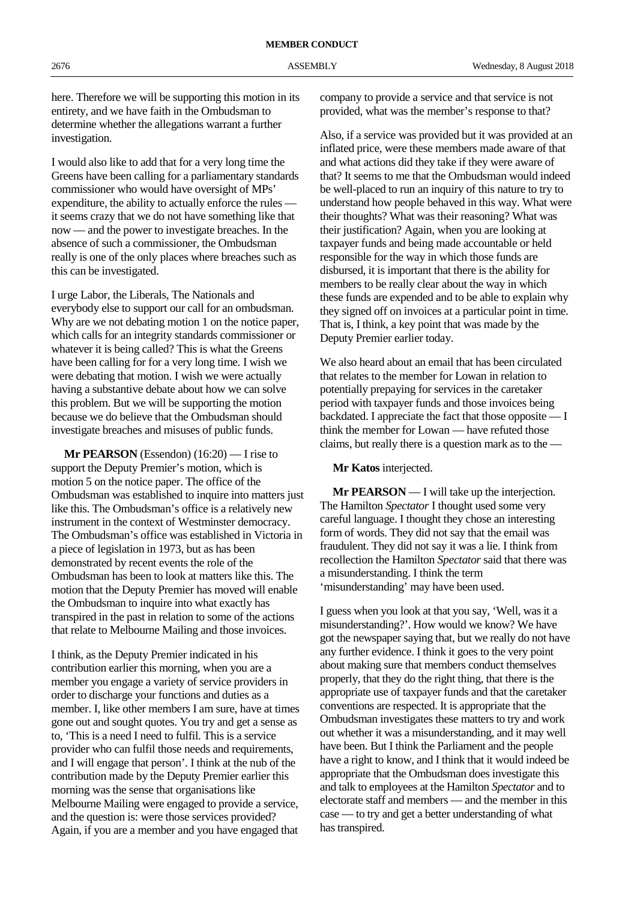here. Therefore we will be supporting this motion in its entirety, and we have faith in the Ombudsman to determine whether the allegations warrant a further investigation.

I would also like to add that for a very long time the Greens have been calling for a parliamentary standards commissioner who would have oversight of MPs' expenditure, the ability to actually enforce the rules — it seems crazy that we do not have something like that now — and the power to investigate breaches. In the absence of such a commissioner, the Ombudsman really is one of the only places where breaches such as this can be investigated.

I urge Labor, the Liberals, The Nationals and everybody else to support our call for an ombudsman. Why are we not debating motion 1 on the notice paper, which calls for an integrity standards commissioner or whatever it is being called? This is what the Greens have been calling for for a very long time. I wish we were debating that motion. I wish we were actually having a substantive debate about how we can solve this problem. But we will be supporting the motion because we do believe that the Ombudsman should investigate breaches and misuses of public funds.

**Mr PEARSON** (Essendon) (16:20) — I rise to support the Deputy Premier's motion, which is motion 5 on the notice paper. The office of the Ombudsman was established to inquire into matters just like this. The Ombudsman's office is a relatively new instrument in the context of Westminster democracy. The Ombudsman's office was established in Victoria in a piece of legislation in 1973, but as has been demonstrated by recent events the role of the Ombudsman has been to look at matters like this. The motion that the Deputy Premier has moved will enable the Ombudsman to inquire into what exactly has transpired in the past in relation to some of the actions that relate to Melbourne Mailing and those invoices.

I think, as the Deputy Premier indicated in his contribution earlier this morning, when you are a member you engage a variety of service providers in order to discharge your functions and duties as a member. I, like other members I am sure, have at times gone out and sought quotes. You try and get a sense as to, 'This is a need I need to fulfil. This is a service provider who can fulfil those needs and requirements, and I will engage that person'. I think at the nub of the contribution made by the Deputy Premier earlier this morning was the sense that organisations like Melbourne Mailing were engaged to provide a service, and the question is: were those services provided? Again, if you are a member and you have engaged that company to provide a service and that service is not provided, what was the member's response to that?

Also, if a service was provided but it was provided at an inflated price, were these members made aware of that and what actions did they take if they were aware of that? It seems to me that the Ombudsman would indeed be well-placed to run an inquiry of this nature to try to understand how people behaved in this way. What were their thoughts? What was their reasoning? What was their justification? Again, when you are looking at taxpayer funds and being made accountable or held responsible for the way in which those funds are disbursed, it is important that there is the ability for members to be really clear about the way in which these funds are expended and to be able to explain why they signed off on invoices at a particular point in time. That is, I think, a key point that was made by the Deputy Premier earlier today.

We also heard about an email that has been circulated that relates to the member for Lowan in relation to potentially prepaying for services in the caretaker period with taxpayer funds and those invoices being backdated. I appreciate the fact that those opposite — I think the member for Lowan — have refuted those claims, but really there is a question mark as to the —

**Mr Katos** interjected.

**Mr PEARSON** — I will take up the interjection. The Hamilton *Spectator* I thought used some very careful language. I thought they chose an interesting form of words. They did not say that the email was fraudulent. They did not say it was a lie. I think from recollection the Hamilton *Spectator* said that there was a misunderstanding. I think the term 'misunderstanding' may have been used.

I guess when you look at that you say, 'Well, was it a misunderstanding?'. How would we know? We have got the newspaper saying that, but we really do not have any further evidence. I think it goes to the very point about making sure that members conduct themselves properly, that they do the right thing, that there is the appropriate use of taxpayer funds and that the caretaker conventions are respected. It is appropriate that the Ombudsman investigates these matters to try and work out whether it was a misunderstanding, and it may well have been. But I think the Parliament and the people have a right to know, and I think that it would indeed be appropriate that the Ombudsman does investigate this and talk to employees at the Hamilton *Spectator* and to electorate staff and members — and the member in this case — to try and get a better understanding of what has transpired.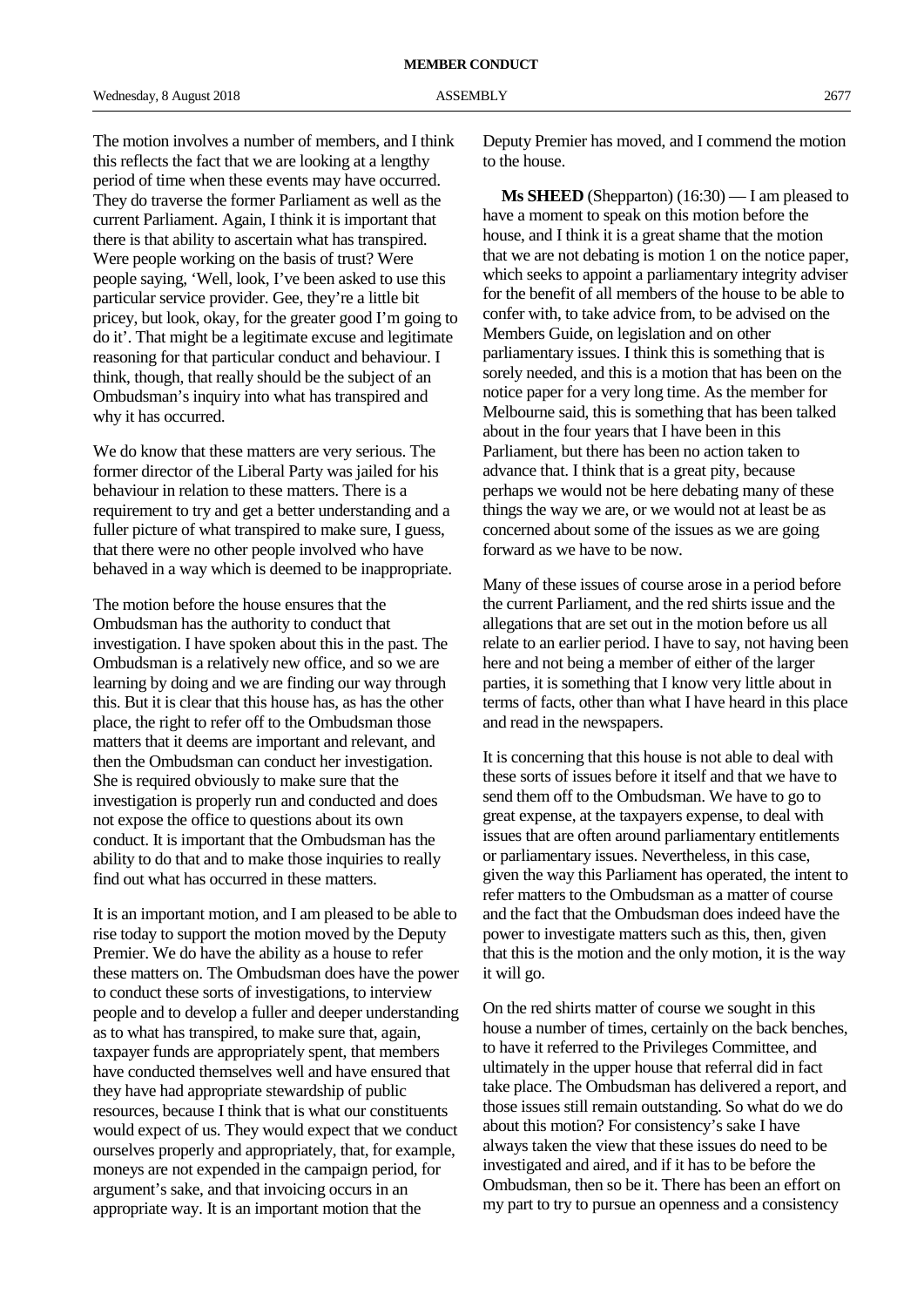The motion involves a number of members, and I think this reflects the fact that we are looking at a lengthy period of time when these events may have occurred. They do traverse the former Parliament as well as the current Parliament. Again, I think it is important that there is that ability to ascertain what has transpired. Were people working on the basis of trust? Were people saying, 'Well, look, I've been asked to use this particular service provider. Gee, they're a little bit pricey, but look, okay, for the greater good I'm going to do it'. That might be a legitimate excuse and legitimate reasoning for that particular conduct and behaviour. I think, though, that really should be the subject of an Ombudsman's inquiry into what has transpired and why it has occurred.

We do know that these matters are very serious. The former director of the Liberal Party was jailed for his behaviour in relation to these matters. There is a requirement to try and get a better understanding and a fuller picture of what transpired to make sure, I guess, that there were no other people involved who have behaved in a way which is deemed to be inappropriate.

The motion before the house ensures that the Ombudsman has the authority to conduct that investigation. I have spoken about this in the past. The Ombudsman is a relatively new office, and so we are learning by doing and we are finding our way through this. But it is clear that this house has, as has the other place, the right to refer off to the Ombudsman those matters that it deems are important and relevant, and then the Ombudsman can conduct her investigation. She is required obviously to make sure that the investigation is properly run and conducted and does not expose the office to questions about its own conduct. It is important that the Ombudsman has the ability to do that and to make those inquiries to really find out what has occurred in these matters.

It is an important motion, and I am pleased to be able to rise today to support the motion moved by the Deputy Premier. We do have the ability as a house to refer these matters on. The Ombudsman does have the power to conduct these sorts of investigations, to interview people and to develop a fuller and deeper understanding as to what has transpired, to make sure that, again, taxpayer funds are appropriately spent, that members have conducted themselves well and have ensured that they have had appropriate stewardship of public resources, because I think that is what our constituents would expect of us. They would expect that we conduct ourselves properly and appropriately, that, for example, moneys are not expended in the campaign period, for argument's sake, and that invoicing occurs in an appropriate way. It is an important motion that the Deputy Premier has moved, and I commend the motion to the house.

**Ms SHEED** (Shepparton) (16:30) — I am pleased to have a moment to speak on this motion before the house, and I think it is a great shame that the motion that we are not debating is motion 1 on the notice paper, which seeks to appoint a parliamentary integrity adviser for the benefit of all members of the house to be able to confer with, to take advice from, to be advised on the Members Guide, on legislation and on other parliamentary issues. I think this is something that is sorely needed, and this is a motion that has been on the notice paper for a very long time. As the member for Melbourne said, this is something that has been talked about in the four years that I have been in this Parliament, but there has been no action taken to advance that. I think that is a great pity, because perhaps we would not be here debating many of these things the way we are, or we would not at least be as concerned about some of the issues as we are going forward as we have to be now.

Many of these issues of course arose in a period before the current Parliament, and the red shirts issue and the allegations that are set out in the motion before us all relate to an earlier period. I have to say, not having been here and not being a member of either of the larger parties, it is something that I know very little about in terms of facts, other than what I have heard in this place and read in the newspapers.

It is concerning that this house is not able to deal with these sorts of issues before it itself and that we have to send them off to the Ombudsman. We have to go to great expense, at the taxpayers expense, to deal with issues that are often around parliamentary entitlements or parliamentary issues. Nevertheless, in this case, given the way this Parliament has operated, the intent to refer matters to the Ombudsman as a matter of course and the fact that the Ombudsman does indeed have the power to investigate matters such as this, then, given that this is the motion and the only motion, it is the way it will go.

On the red shirts matter of course we sought in this house a number of times, certainly on the back benches, to have it referred to the Privileges Committee, and ultimately in the upper house that referral did in fact take place. The Ombudsman has delivered a report, and those issues still remain outstanding. So what do we do about this motion? For consistency's sake I have always taken the view that these issues do need to be investigated and aired, and if it has to be before the Ombudsman, then so be it. There has been an effort on my part to try to pursue an openness and a consistency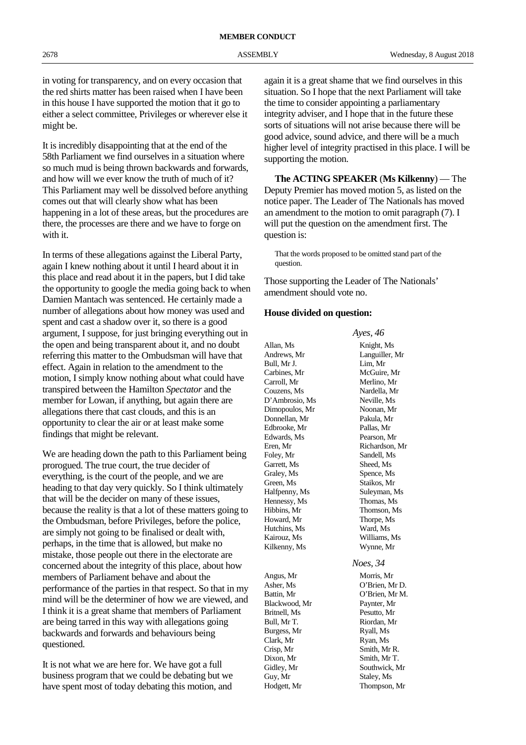in voting for transparency, and on every occasion that the red shirts matter has been raised when I have been in this house I have supported the motion that it go to either a select committee, Privileges or wherever else it might be.

It is incredibly disappointing that at the end of the 58th Parliament we find ourselves in a situation where so much mud is being thrown backwards and forwards, and how will we ever know the truth of much of it? This Parliament may well be dissolved before anything comes out that will clearly show what has been happening in a lot of these areas, but the procedures are there, the processes are there and we have to forge on with it.

In terms of these allegations against the Liberal Party, again I knew nothing about it until I heard about it in this place and read about it in the papers, but I did take the opportunity to google the media going back to when Damien Mantach was sentenced. He certainly made a number of allegations about how money was used and spent and cast a shadow over it, so there is a good argument, I suppose, for just bringing everything out in the open and being transparent about it, and no doubt referring this matter to the Ombudsman will have that effect. Again in relation to the amendment to the motion, I simply know nothing about what could have transpired between the Hamilton *Spectator* and the member for Lowan, if anything, but again there are allegations there that cast clouds, and this is an opportunity to clear the air or at least make some findings that might be relevant.

We are heading down the path to this Parliament being prorogued. The true court, the true decider of everything, is the court of the people, and we are heading to that day very quickly. So I think ultimately that will be the decider on many of these issues, because the reality is that a lot of these matters going to the Ombudsman, before Privileges, before the police, are simply not going to be finalised or dealt with, perhaps, in the time that is allowed, but make no mistake, those people out there in the electorate are concerned about the integrity of this place, about how members of Parliament behave and about the performance of the parties in that respect. So that in my mind will be the determiner of how we are viewed, and I think it is a great shame that members of Parliament are being tarred in this way with allegations going backwards and forwards and behaviours being questioned.

It is not what we are here for. We have got a full business program that we could be debating but we have spent most of today debating this motion, and again it is a great shame that we find ourselves in this situation. So I hope that the next Parliament will take the time to consider appointing a parliamentary integrity adviser, and I hope that in the future these sorts of situations will not arise because there will be good advice, sound advice, and there will be a much higher level of integrity practised in this place. I will be supporting the motion.

**The ACTING SPEAKER** (**Ms Kilkenny**) — The Deputy Premier has moved motion 5, as listed on the notice paper. The Leader of The Nationals has moved an amendment to the motion to omit paragraph (7). I will put the question on the amendment first. The question is:

> That the words proposed to be omitted stand part of the question.

Those supporting the Leader of The Nationals' amendment should vote no.

**House divided on question:**

*Ayes, 46*

Allan, Ms
Andrews, Mr
Bull, Mr J.
Carbines, Mr
Carroll, Mr
Couzens, Ms
D'Ambrosio, Ms
Dimopoulos, Mr
Donnellan, Mr
Edbrooke, Mr
Edwards, Ms
Eren, Mr
Foley, Mr
Garrett, Ms
Graley, Ms
Green, Ms
Halfpenny, Ms
Hennessy, Ms
Hibbins, Mr
Howard, Mr
Hutchins, Ms
Kairouz, Ms
Kilkenny, Ms
Knight, Ms
Languiller, Mr
Lim, Mr
McGuire, Mr
Merlino, Mr
Nardella, Mr
Neville, Ms
Noonan, Mr
Pakula, Mr
Pallas, Mr
Pearson, Mr
Richardson, Mr
Sandell, Ms
Sheed, Ms
Spence, Ms
Staikos, Mr
Suleyman, Ms
Thomas, Ms
Thomson, Ms
Thorpe, Ms
Ward, Ms
Williams, Ms
Wynne, Mr

*Noes, 34*

Angus, Mr
Asher, Ms
Battin, Mr
Blackwood, Mr
Britnell, Ms
Bull, Mr T.
Burgess, Mr
Clark, Mr
Crisp, Mr
Dixon, Mr
Gidley, Mr
Guy, Mr
Hodgett, Mr
Morris, Mr
O'Brien, Mr D.
O'Brien, Mr M.
Paynter, Mr
Pesutto, Mr
Riordan, Mr
Ryall, Ms
Ryan, Ms
Smith, Mr R.
Smith, Mr T.
Southwick, Mr
Staley, Ms
Thompson, Mr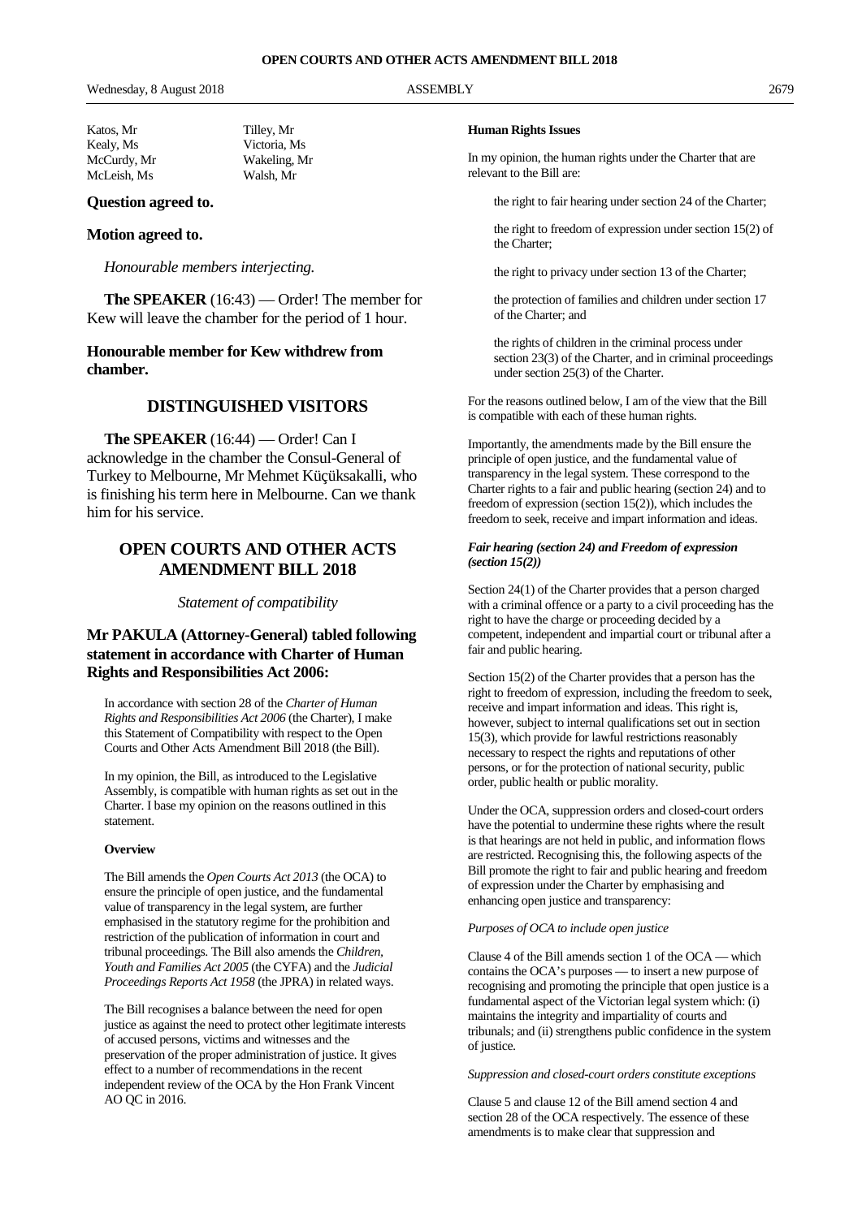| | |
|---|---|
| Katos, Mr | Tilley, Mr |
| Kealy, Ms | Victoria, Ms |
| McCurdy, Mr | Wakeling, Mr |
| McLeish, Ms | Walsh, Mr |

**Question agreed to.**

**Motion agreed to.**

*Honourable members interjecting.*

**The SPEAKER** (16:43) — Order! The member for Kew will leave the chamber for the period of 1 hour.

**Honourable member for Kew withdrew from chamber.**

## DISTINGUISHED VISITORS

**The SPEAKER** (16:44) — Order! Can I acknowledge in the chamber the Consul-General of Turkey to Melbourne, Mr Mehmet Küçüksakalli, who is finishing his term here in Melbourne. Can we thank him for his service.

## OPEN COURTS AND OTHER ACTS AMENDMENT BILL 2018

*Statement of compatibility*

### Mr PAKULA (Attorney-General) tabled following statement in accordance with Charter of Human Rights and Responsibilities Act 2006:

> In accordance with section 28 of the *Charter of Human Rights and Responsibilities Act 2006* (the Charter), I make this Statement of Compatibility with respect to the Open Courts and Other Acts Amendment Bill 2018 (the Bill).
>
> In my opinion, the Bill, as introduced to the Legislative Assembly, is compatible with human rights as set out in the Charter. I base my opinion on the reasons outlined in this statement.
>
> **Overview**
>
> The Bill amends the *Open Courts Act 2013* (the OCA) to ensure the principle of open justice, and the fundamental value of transparency in the legal system, are further emphasised in the statutory regime for the prohibition and restriction of the publication of information in court and tribunal proceedings. The Bill also amends the *Children, Youth and Families Act 2005* (the CYFA) and the *Judicial Proceedings Reports Act 1958* (the JPRA) in related ways.
>
> The Bill recognises a balance between the need for open justice as against the need to protect other legitimate interests of accused persons, victims and witnesses and the preservation of the proper administration of justice. It gives effect to a number of recommendations in the recent independent review of the OCA by the Hon Frank Vincent AO QC in 2016.
>
> **Human Rights Issues**
>
> In my opinion, the human rights under the Charter that are relevant to the Bill are:
>
> the right to fair hearing under section 24 of the Charter;
>
> the right to freedom of expression under section 15(2) of the Charter;
>
> the right to privacy under section 13 of the Charter;
>
> the protection of families and children under section 17 of the Charter; and
>
> the rights of children in the criminal process under section 23(3) of the Charter, and in criminal proceedings under section 25(3) of the Charter.
>
> For the reasons outlined below, I am of the view that the Bill is compatible with each of these human rights.
>
> Importantly, the amendments made by the Bill ensure the principle of open justice, and the fundamental value of transparency in the legal system. These correspond to the Charter rights to a fair and public hearing (section 24) and to freedom of expression (section 15(2)), which includes the freedom to seek, receive and impart information and ideas.
>
> ***Fair hearing (section 24) and Freedom of expression (section 15(2))***
>
> Section 24(1) of the Charter provides that a person charged with a criminal offence or a party to a civil proceeding has the right to have the charge or proceeding decided by a competent, independent and impartial court or tribunal after a fair and public hearing.
>
> Section 15(2) of the Charter provides that a person has the right to freedom of expression, including the freedom to seek, receive and impart information and ideas. This right is, however, subject to internal qualifications set out in section 15(3), which provide for lawful restrictions reasonably necessary to respect the rights and reputations of other persons, or for the protection of national security, public order, public health or public morality.
>
> Under the OCA, suppression orders and closed-court orders have the potential to undermine these rights where the result is that hearings are not held in public, and information flows are restricted. Recognising this, the following aspects of the Bill promote the right to fair and public hearing and freedom of expression under the Charter by emphasising and enhancing open justice and transparency:
>
> *Purposes of OCA to include open justice*
>
> Clause 4 of the Bill amends section 1 of the OCA — which contains the OCA's purposes — to insert a new purpose of recognising and promoting the principle that open justice is a fundamental aspect of the Victorian legal system which: (i) maintains the integrity and impartiality of courts and tribunals; and (ii) strengthens public confidence in the system of justice.
>
> *Suppression and closed-court orders constitute exceptions*
>
> Clause 5 and clause 12 of the Bill amend section 4 and section 28 of the OCA respectively. The essence of these amendments is to make clear that suppression and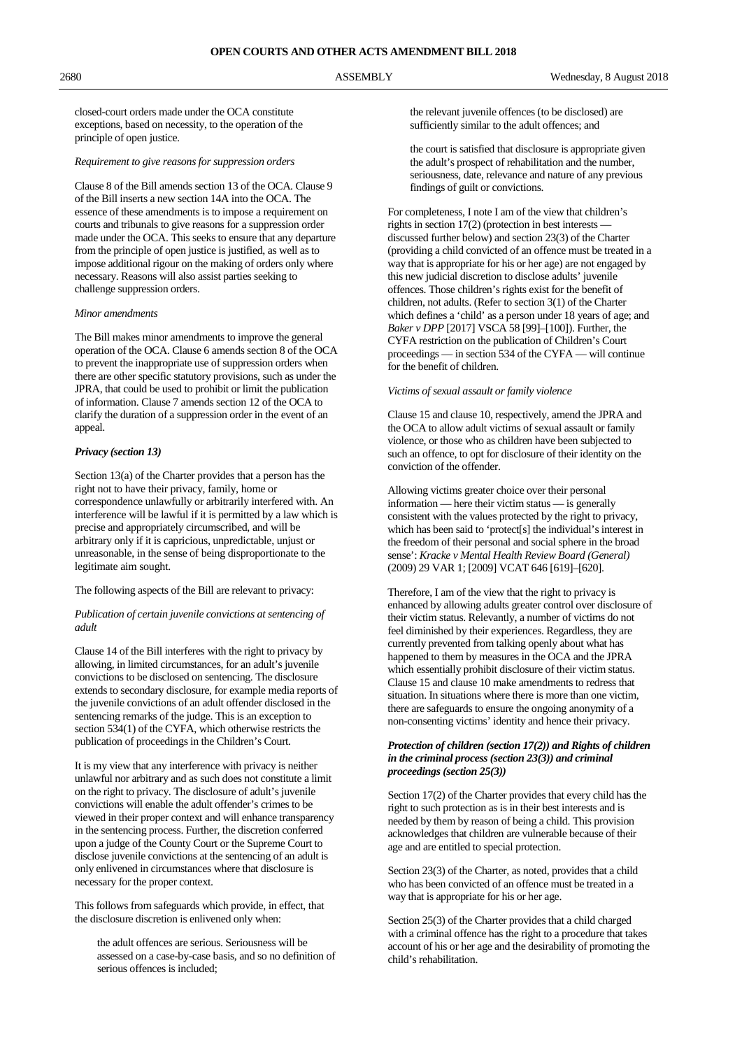closed-court orders made under the OCA constitute exceptions, based on necessity, to the operation of the principle of open justice.

*Requirement to give reasons for suppression orders*

Clause 8 of the Bill amends section 13 of the OCA. Clause 9 of the Bill inserts a new section 14A into the OCA. The essence of these amendments is to impose a requirement on courts and tribunals to give reasons for a suppression order made under the OCA. This seeks to ensure that any departure from the principle of open justice is justified, as well as to impose additional rigour on the making of orders only where necessary. Reasons will also assist parties seeking to challenge suppression orders.

*Minor amendments*

The Bill makes minor amendments to improve the general operation of the OCA. Clause 6 amends section 8 of the OCA to prevent the inappropriate use of suppression orders when there are other specific statutory provisions, such as under the JPRA, that could be used to prohibit or limit the publication of information. Clause 7 amends section 12 of the OCA to clarify the duration of a suppression order in the event of an appeal.

***Privacy (section 13)***

Section 13(a) of the Charter provides that a person has the right not to have their privacy, family, home or correspondence unlawfully or arbitrarily interfered with. An interference will be lawful if it is permitted by a law which is precise and appropriately circumscribed, and will be arbitrary only if it is capricious, unpredictable, unjust or unreasonable, in the sense of being disproportionate to the legitimate aim sought.

The following aspects of the Bill are relevant to privacy:

*Publication of certain juvenile convictions at sentencing of adult*

Clause 14 of the Bill interferes with the right to privacy by allowing, in limited circumstances, for an adult's juvenile convictions to be disclosed on sentencing. The disclosure extends to secondary disclosure, for example media reports of the juvenile convictions of an adult offender disclosed in the sentencing remarks of the judge. This is an exception to section 534(1) of the CYFA, which otherwise restricts the publication of proceedings in the Children's Court.

It is my view that any interference with privacy is neither unlawful nor arbitrary and as such does not constitute a limit on the right to privacy. The disclosure of adult's juvenile convictions will enable the adult offender's crimes to be viewed in their proper context and will enhance transparency in the sentencing process. Further, the discretion conferred upon a judge of the County Court or the Supreme Court to disclose juvenile convictions at the sentencing of an adult is only enlivened in circumstances where that disclosure is necessary for the proper context.

This follows from safeguards which provide, in effect, that the disclosure discretion is enlivened only when:

> the adult offences are serious. Seriousness will be assessed on a case-by-case basis, and so no definition of serious offences is included;
>
> the relevant juvenile offences (to be disclosed) are sufficiently similar to the adult offences; and
>
> the court is satisfied that disclosure is appropriate given the adult's prospect of rehabilitation and the number, seriousness, date, relevance and nature of any previous findings of guilt or convictions.

For completeness, I note I am of the view that children's rights in section 17(2) (protection in best interests — discussed further below) and section 23(3) of the Charter (providing a child convicted of an offence must be treated in a way that is appropriate for his or her age) are not engaged by this new judicial discretion to disclose adults' juvenile offences. Those children's rights exist for the benefit of children, not adults. (Refer to section 3(1) of the Charter which defines a 'child' as a person under 18 years of age; and *Baker v DPP* [2017] VSCA 58 [99]–[100]). Further, the CYFA restriction on the publication of Children's Court proceedings — in section 534 of the CYFA — will continue for the benefit of children.

*Victims of sexual assault or family violence*

Clause 15 and clause 10, respectively, amend the JPRA and the OCA to allow adult victims of sexual assault or family violence, or those who as children have been subjected to such an offence, to opt for disclosure of their identity on the conviction of the offender.

Allowing victims greater choice over their personal information — here their victim status — is generally consistent with the values protected by the right to privacy, which has been said to 'protect[s] the individual's interest in the freedom of their personal and social sphere in the broad sense': *Kracke v Mental Health Review Board (General)* (2009) 29 VAR 1; [2009] VCAT 646 [619]–[620].

Therefore, I am of the view that the right to privacy is enhanced by allowing adults greater control over disclosure of their victim status. Relevantly, a number of victims do not feel diminished by their experiences. Regardless, they are currently prevented from talking openly about what has happened to them by measures in the OCA and the JPRA which essentially prohibit disclosure of their victim status. Clause 15 and clause 10 make amendments to redress that situation. In situations where there is more than one victim, there are safeguards to ensure the ongoing anonymity of a non-consenting victims' identity and hence their privacy.

***Protection of children (section 17(2)) and Rights of children in the criminal process (section 23(3)) and criminal proceedings (section 25(3))***

Section 17(2) of the Charter provides that every child has the right to such protection as is in their best interests and is needed by them by reason of being a child. This provision acknowledges that children are vulnerable because of their age and are entitled to special protection.

Section 23(3) of the Charter, as noted, provides that a child who has been convicted of an offence must be treated in a way that is appropriate for his or her age.

Section 25(3) of the Charter provides that a child charged with a criminal offence has the right to a procedure that takes account of his or her age and the desirability of promoting the child's rehabilitation.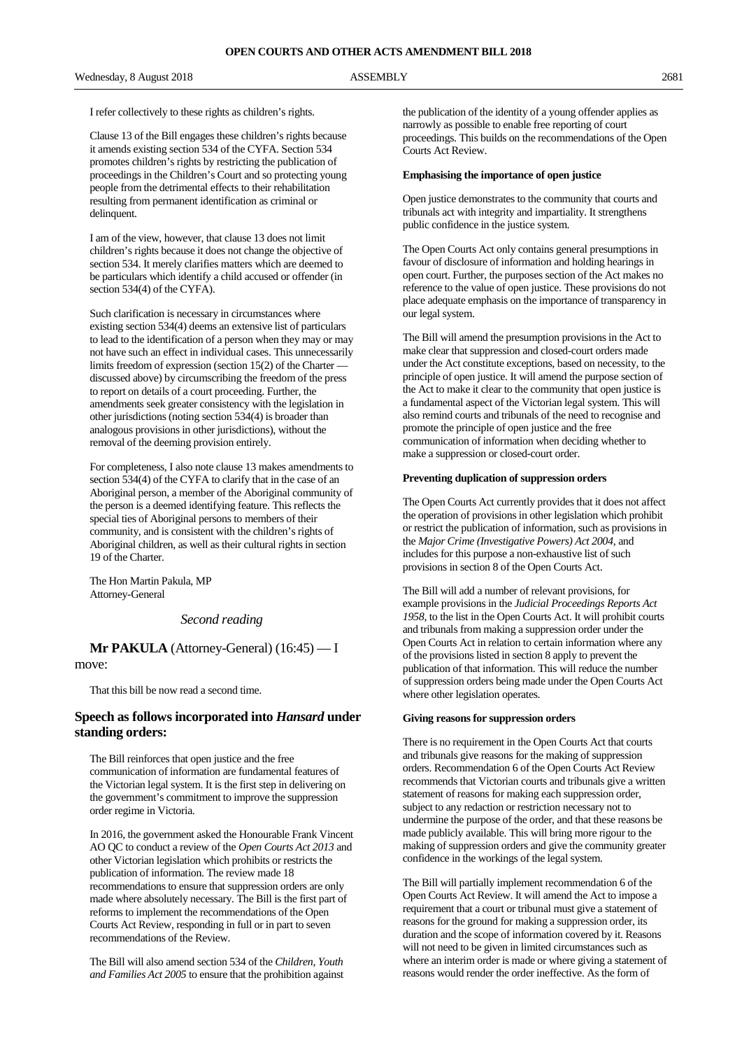I refer collectively to these rights as children's rights.

Clause 13 of the Bill engages these children's rights because it amends existing section 534 of the CYFA. Section 534 promotes children's rights by restricting the publication of proceedings in the Children's Court and so protecting young people from the detrimental effects to their rehabilitation resulting from permanent identification as criminal or delinquent.

I am of the view, however, that clause 13 does not limit children's rights because it does not change the objective of section 534. It merely clarifies matters which are deemed to be particulars which identify a child accused or offender (in section 534(4) of the CYFA).

Such clarification is necessary in circumstances where existing section 534(4) deems an extensive list of particulars to lead to the identification of a person when they may or may not have such an effect in individual cases. This unnecessarily limits freedom of expression (section 15(2) of the Charter — discussed above) by circumscribing the freedom of the press to report on details of a court proceeding. Further, the amendments seek greater consistency with the legislation in other jurisdictions (noting section 534(4) is broader than analogous provisions in other jurisdictions), without the removal of the deeming provision entirely.

For completeness, I also note clause 13 makes amendments to section 534(4) of the CYFA to clarify that in the case of an Aboriginal person, a member of the Aboriginal community of the person is a deemed identifying feature. This reflects the special ties of Aboriginal persons to members of their community, and is consistent with the children's rights of Aboriginal children, as well as their cultural rights in section 19 of the Charter.

The Hon Martin Pakula, MP
Attorney-General

*Second reading*

**Mr PAKULA** (Attorney-General) (16:45) — I move:

That this bill be now read a second time.

## Speech as follows incorporated into *Hansard* under standing orders:

The Bill reinforces that open justice and the free communication of information are fundamental features of the Victorian legal system. It is the first step in delivering on the government's commitment to improve the suppression order regime in Victoria.

In 2016, the government asked the Honourable Frank Vincent AO QC to conduct a review of the *Open Courts Act 2013* and other Victorian legislation which prohibits or restricts the publication of information. The review made 18 recommendations to ensure that suppression orders are only made where absolutely necessary. The Bill is the first part of reforms to implement the recommendations of the Open Courts Act Review, responding in full or in part to seven recommendations of the Review.

The Bill will also amend section 534 of the *Children, Youth and Families Act 2005* to ensure that the prohibition against the publication of the identity of a young offender applies as narrowly as possible to enable free reporting of court proceedings. This builds on the recommendations of the Open Courts Act Review.

**Emphasising the importance of open justice**

Open justice demonstrates to the community that courts and tribunals act with integrity and impartiality. It strengthens public confidence in the justice system.

The Open Courts Act only contains general presumptions in favour of disclosure of information and holding hearings in open court. Further, the purposes section of the Act makes no reference to the value of open justice. These provisions do not place adequate emphasis on the importance of transparency in our legal system.

The Bill will amend the presumption provisions in the Act to make clear that suppression and closed-court orders made under the Act constitute exceptions, based on necessity, to the principle of open justice. It will amend the purpose section of the Act to make it clear to the community that open justice is a fundamental aspect of the Victorian legal system. This will also remind courts and tribunals of the need to recognise and promote the principle of open justice and the free communication of information when deciding whether to make a suppression or closed-court order.

**Preventing duplication of suppression orders**

The Open Courts Act currently provides that it does not affect the operation of provisions in other legislation which prohibit or restrict the publication of information, such as provisions in the *Major Crime (Investigative Powers) Act 2004*, and includes for this purpose a non-exhaustive list of such provisions in section 8 of the Open Courts Act.

The Bill will add a number of relevant provisions, for example provisions in the *Judicial Proceedings Reports Act 1958*, to the list in the Open Courts Act. It will prohibit courts and tribunals from making a suppression order under the Open Courts Act in relation to certain information where any of the provisions listed in section 8 apply to prevent the publication of that information. This will reduce the number of suppression orders being made under the Open Courts Act where other legislation operates.

**Giving reasons for suppression orders**

There is no requirement in the Open Courts Act that courts and tribunals give reasons for the making of suppression orders. Recommendation 6 of the Open Courts Act Review recommends that Victorian courts and tribunals give a written statement of reasons for making each suppression order, subject to any redaction or restriction necessary not to undermine the purpose of the order, and that these reasons be made publicly available. This will bring more rigour to the making of suppression orders and give the community greater confidence in the workings of the legal system.

The Bill will partially implement recommendation 6 of the Open Courts Act Review. It will amend the Act to impose a requirement that a court or tribunal must give a statement of reasons for the ground for making a suppression order, its duration and the scope of information covered by it. Reasons will not need to be given in limited circumstances such as where an interim order is made or where giving a statement of reasons would render the order ineffective. As the form of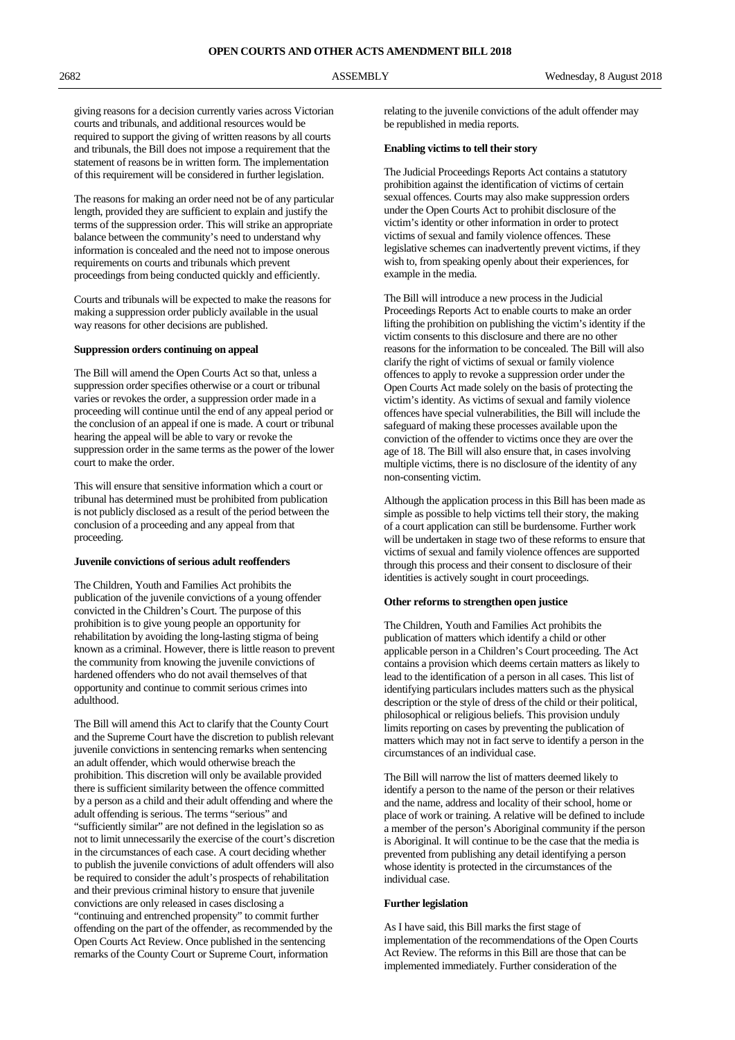giving reasons for a decision currently varies across Victorian courts and tribunals, and additional resources would be required to support the giving of written reasons by all courts and tribunals, the Bill does not impose a requirement that the statement of reasons be in written form. The implementation of this requirement will be considered in further legislation.

The reasons for making an order need not be of any particular length, provided they are sufficient to explain and justify the terms of the suppression order. This will strike an appropriate balance between the community's need to understand why information is concealed and the need not to impose onerous requirements on courts and tribunals which prevent proceedings from being conducted quickly and efficiently.

Courts and tribunals will be expected to make the reasons for making a suppression order publicly available in the usual way reasons for other decisions are published.

**Suppression orders continuing on appeal**

The Bill will amend the Open Courts Act so that, unless a suppression order specifies otherwise or a court or tribunal varies or revokes the order, a suppression order made in a proceeding will continue until the end of any appeal period or the conclusion of an appeal if one is made. A court or tribunal hearing the appeal will be able to vary or revoke the suppression order in the same terms as the power of the lower court to make the order.

This will ensure that sensitive information which a court or tribunal has determined must be prohibited from publication is not publicly disclosed as a result of the period between the conclusion of a proceeding and any appeal from that proceeding.

**Juvenile convictions of serious adult reoffenders**

The Children, Youth and Families Act prohibits the publication of the juvenile convictions of a young offender convicted in the Children's Court. The purpose of this prohibition is to give young people an opportunity for rehabilitation by avoiding the long-lasting stigma of being known as a criminal. However, there is little reason to prevent the community from knowing the juvenile convictions of hardened offenders who do not avail themselves of that opportunity and continue to commit serious crimes into adulthood.

The Bill will amend this Act to clarify that the County Court and the Supreme Court have the discretion to publish relevant juvenile convictions in sentencing remarks when sentencing an adult offender, which would otherwise breach the prohibition. This discretion will only be available provided there is sufficient similarity between the offence committed by a person as a child and their adult offending and where the adult offending is serious. The terms "serious" and "sufficiently similar" are not defined in the legislation so as not to limit unnecessarily the exercise of the court's discretion in the circumstances of each case. A court deciding whether to publish the juvenile convictions of adult offenders will also be required to consider the adult's prospects of rehabilitation and their previous criminal history to ensure that juvenile convictions are only released in cases disclosing a "continuing and entrenched propensity" to commit further offending on the part of the offender, as recommended by the Open Courts Act Review. Once published in the sentencing remarks of the County Court or Supreme Court, information relating to the juvenile convictions of the adult offender may be republished in media reports.

**Enabling victims to tell their story**

The Judicial Proceedings Reports Act contains a statutory prohibition against the identification of victims of certain sexual offences. Courts may also make suppression orders under the Open Courts Act to prohibit disclosure of the victim's identity or other information in order to protect victims of sexual and family violence offences. These legislative schemes can inadvertently prevent victims, if they wish to, from speaking openly about their experiences, for example in the media.

The Bill will introduce a new process in the Judicial Proceedings Reports Act to enable courts to make an order lifting the prohibition on publishing the victim's identity if the victim consents to this disclosure and there are no other reasons for the information to be concealed. The Bill will also clarify the right of victims of sexual or family violence offences to apply to revoke a suppression order under the Open Courts Act made solely on the basis of protecting the victim's identity. As victims of sexual and family violence offences have special vulnerabilities, the Bill will include the safeguard of making these processes available upon the conviction of the offender to victims once they are over the age of 18. The Bill will also ensure that, in cases involving multiple victims, there is no disclosure of the identity of any non-consenting victim.

Although the application process in this Bill has been made as simple as possible to help victims tell their story, the making of a court application can still be burdensome. Further work will be undertaken in stage two of these reforms to ensure that victims of sexual and family violence offences are supported through this process and their consent to disclosure of their identities is actively sought in court proceedings.

**Other reforms to strengthen open justice**

The Children, Youth and Families Act prohibits the publication of matters which identify a child or other applicable person in a Children's Court proceeding. The Act contains a provision which deems certain matters as likely to lead to the identification of a person in all cases. This list of identifying particulars includes matters such as the physical description or the style of dress of the child or their political, philosophical or religious beliefs. This provision unduly limits reporting on cases by preventing the publication of matters which may not in fact serve to identify a person in the circumstances of an individual case.

The Bill will narrow the list of matters deemed likely to identify a person to the name of the person or their relatives and the name, address and locality of their school, home or place of work or training. A relative will be defined to include a member of the person's Aboriginal community if the person is Aboriginal. It will continue to be the case that the media is prevented from publishing any detail identifying a person whose identity is protected in the circumstances of the individual case.

**Further legislation**

As I have said, this Bill marks the first stage of implementation of the recommendations of the Open Courts Act Review. The reforms in this Bill are those that can be implemented immediately. Further consideration of the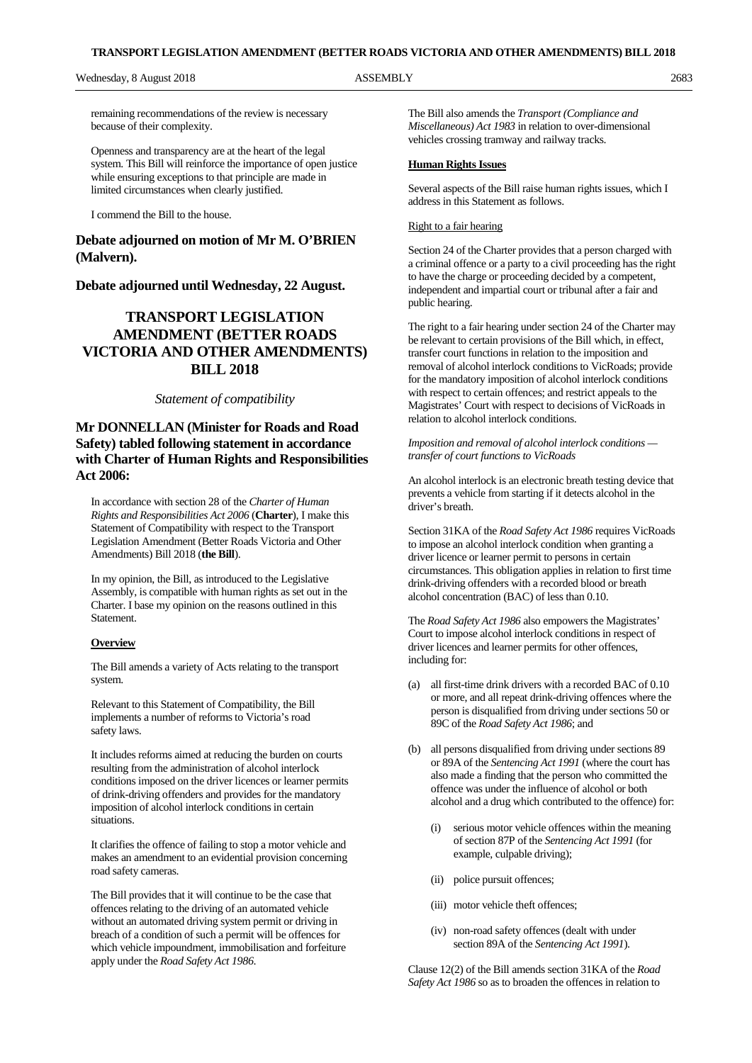remaining recommendations of the review is necessary because of their complexity.

Openness and transparency are at the heart of the legal system. This Bill will reinforce the importance of open justice while ensuring exceptions to that principle are made in limited circumstances when clearly justified.

I commend the Bill to the house.

**Debate adjourned on motion of Mr M. O'BRIEN (Malvern).**

**Debate adjourned until Wednesday, 22 August.**

# TRANSPORT LEGISLATION AMENDMENT (BETTER ROADS VICTORIA AND OTHER AMENDMENTS) BILL 2018

*Statement of compatibility*

## Mr DONNELLAN (Minister for Roads and Road Safety) tabled following statement in accordance with Charter of Human Rights and Responsibilities Act 2006:

In accordance with section 28 of the *Charter of Human Rights and Responsibilities Act 2006* (**Charter**), I make this Statement of Compatibility with respect to the Transport Legislation Amendment (Better Roads Victoria and Other Amendments) Bill 2018 (**the Bill**).

In my opinion, the Bill, as introduced to the Legislative Assembly, is compatible with human rights as set out in the Charter. I base my opinion on the reasons outlined in this Statement.

**Overview**

The Bill amends a variety of Acts relating to the transport system.

Relevant to this Statement of Compatibility, the Bill implements a number of reforms to Victoria's road safety laws.

It includes reforms aimed at reducing the burden on courts resulting from the administration of alcohol interlock conditions imposed on the driver licences or learner permits of drink-driving offenders and provides for the mandatory imposition of alcohol interlock conditions in certain situations.

It clarifies the offence of failing to stop a motor vehicle and makes an amendment to an evidential provision concerning road safety cameras.

The Bill provides that it will continue to be the case that offences relating to the driving of an automated vehicle without an automated driving system permit or driving in breach of a condition of such a permit will be offences for which vehicle impoundment, immobilisation and forfeiture apply under the *Road Safety Act 1986*.

The Bill also amends the *Transport (Compliance and Miscellaneous) Act 1983* in relation to over-dimensional vehicles crossing tramway and railway tracks.

**Human Rights Issues**

Several aspects of the Bill raise human rights issues, which I address in this Statement as follows.

Right to a fair hearing

Section 24 of the Charter provides that a person charged with a criminal offence or a party to a civil proceeding has the right to have the charge or proceeding decided by a competent, independent and impartial court or tribunal after a fair and public hearing.

The right to a fair hearing under section 24 of the Charter may be relevant to certain provisions of the Bill which, in effect, transfer court functions in relation to the imposition and removal of alcohol interlock conditions to VicRoads; provide for the mandatory imposition of alcohol interlock conditions with respect to certain offences; and restrict appeals to the Magistrates' Court with respect to decisions of VicRoads in relation to alcohol interlock conditions.

*Imposition and removal of alcohol interlock conditions — transfer of court functions to VicRoads*

An alcohol interlock is an electronic breath testing device that prevents a vehicle from starting if it detects alcohol in the driver's breath.

Section 31KA of the *Road Safety Act 1986* requires VicRoads to impose an alcohol interlock condition when granting a driver licence or learner permit to persons in certain circumstances. This obligation applies in relation to first time drink-driving offenders with a recorded blood or breath alcohol concentration (BAC) of less than 0.10.

The *Road Safety Act 1986* also empowers the Magistrates' Court to impose alcohol interlock conditions in respect of driver licences and learner permits for other offences, including for:

(a) all first-time drink drivers with a recorded BAC of 0.10 or more, and all repeat drink-driving offences where the person is disqualified from driving under sections 50 or 89C of the *Road Safety Act 1986*; and

(b) all persons disqualified from driving under sections 89 or 89A of the *Sentencing Act 1991* (where the court has also made a finding that the person who committed the offence was under the influence of alcohol or both alcohol and a drug which contributed to the offence) for:

   (i) serious motor vehicle offences within the meaning of section 87P of the *Sentencing Act 1991* (for example, culpable driving);

   (ii) police pursuit offences;

   (iii) motor vehicle theft offences;

   (iv) non-road safety offences (dealt with under section 89A of the *Sentencing Act 1991*).

Clause 12(2) of the Bill amends section 31KA of the *Road Safety Act 1986* so as to broaden the offences in relation to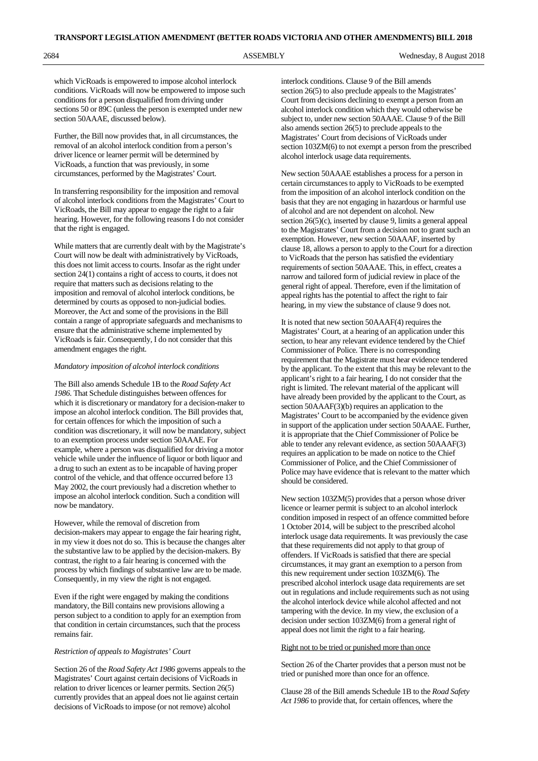which VicRoads is empowered to impose alcohol interlock conditions. VicRoads will now be empowered to impose such conditions for a person disqualified from driving under sections 50 or 89C (unless the person is exempted under new section 50AAAE, discussed below).

Further, the Bill now provides that, in all circumstances, the removal of an alcohol interlock condition from a person's driver licence or learner permit will be determined by VicRoads, a function that was previously, in some circumstances, performed by the Magistrates' Court.

In transferring responsibility for the imposition and removal of alcohol interlock conditions from the Magistrates' Court to VicRoads, the Bill may appear to engage the right to a fair hearing. However, for the following reasons I do not consider that the right is engaged.

While matters that are currently dealt with by the Magistrate's Court will now be dealt with administratively by VicRoads, this does not limit access to courts. Insofar as the right under section 24(1) contains a right of access to courts, it does not require that matters such as decisions relating to the imposition and removal of alcohol interlock conditions, be determined by courts as opposed to non-judicial bodies. Moreover, the Act and some of the provisions in the Bill contain a range of appropriate safeguards and mechanisms to ensure that the administrative scheme implemented by VicRoads is fair. Consequently, I do not consider that this amendment engages the right.

*Mandatory imposition of alcohol interlock conditions*

The Bill also amends Schedule 1B to the *Road Safety Act 1986*. That Schedule distinguishes between offences for which it is discretionary or mandatory for a decision-maker to impose an alcohol interlock condition. The Bill provides that, for certain offences for which the imposition of such a condition was discretionary, it will now be mandatory, subject to an exemption process under section 50AAAE. For example, where a person was disqualified for driving a motor vehicle while under the influence of liquor or both liquor and a drug to such an extent as to be incapable of having proper control of the vehicle, and that offence occurred before 13 May 2002, the court previously had a discretion whether to impose an alcohol interlock condition. Such a condition will now be mandatory.

However, while the removal of discretion from decision-makers may appear to engage the fair hearing right, in my view it does not do so. This is because the changes alter the substantive law to be applied by the decision-makers. By contrast, the right to a fair hearing is concerned with the process by which findings of substantive law are to be made. Consequently, in my view the right is not engaged.

Even if the right were engaged by making the conditions mandatory, the Bill contains new provisions allowing a person subject to a condition to apply for an exemption from that condition in certain circumstances, such that the process remains fair.

*Restriction of appeals to Magistrates' Court*

Section 26 of the *Road Safety Act 1986* governs appeals to the Magistrates' Court against certain decisions of VicRoads in relation to driver licences or learner permits. Section 26(5) currently provides that an appeal does not lie against certain decisions of VicRoads to impose (or not remove) alcohol interlock conditions. Clause 9 of the Bill amends section 26(5) to also preclude appeals to the Magistrates' Court from decisions declining to exempt a person from an alcohol interlock condition which they would otherwise be subject to, under new section 50AAAE. Clause 9 of the Bill also amends section 26(5) to preclude appeals to the Magistrates' Court from decisions of VicRoads under section 103ZM(6) to not exempt a person from the prescribed alcohol interlock usage data requirements.

New section 50AAAE establishes a process for a person in certain circumstances to apply to VicRoads to be exempted from the imposition of an alcohol interlock condition on the basis that they are not engaging in hazardous or harmful use of alcohol and are not dependent on alcohol. New section 26(5)(c), inserted by clause 9, limits a general appeal to the Magistrates' Court from a decision not to grant such an exemption. However, new section 50AAAF, inserted by clause 18, allows a person to apply to the Court for a direction to VicRoads that the person has satisfied the evidentiary requirements of section 50AAAE. This, in effect, creates a narrow and tailored form of judicial review in place of the general right of appeal. Therefore, even if the limitation of appeal rights has the potential to affect the right to fair hearing, in my view the substance of clause 9 does not.

It is noted that new section 50AAAF(4) requires the Magistrates' Court, at a hearing of an application under this section, to hear any relevant evidence tendered by the Chief Commissioner of Police. There is no corresponding requirement that the Magistrate must hear evidence tendered by the applicant. To the extent that this may be relevant to the applicant's right to a fair hearing, I do not consider that the right is limited. The relevant material of the applicant will have already been provided by the applicant to the Court, as section 50AAAF(3)(b) requires an application to the Magistrates' Court to be accompanied by the evidence given in support of the application under section 50AAAE. Further, it is appropriate that the Chief Commissioner of Police be able to tender any relevant evidence, as section 50AAAF(3) requires an application to be made on notice to the Chief Commissioner of Police, and the Chief Commissioner of Police may have evidence that is relevant to the matter which should be considered.

New section 103ZM(5) provides that a person whose driver licence or learner permit is subject to an alcohol interlock condition imposed in respect of an offence committed before 1 October 2014, will be subject to the prescribed alcohol interlock usage data requirements. It was previously the case that these requirements did not apply to that group of offenders. If VicRoads is satisfied that there are special circumstances, it may grant an exemption to a person from this new requirement under section 103ZM(6). The prescribed alcohol interlock usage data requirements are set out in regulations and include requirements such as not using the alcohol interlock device while alcohol affected and not tampering with the device. In my view, the exclusion of a decision under section 103ZM(6) from a general right of appeal does not limit the right to a fair hearing.

Right not to be tried or punished more than once

Section 26 of the Charter provides that a person must not be tried or punished more than once for an offence.

Clause 28 of the Bill amends Schedule 1B to the *Road Safety Act 1986* to provide that, for certain offences, where the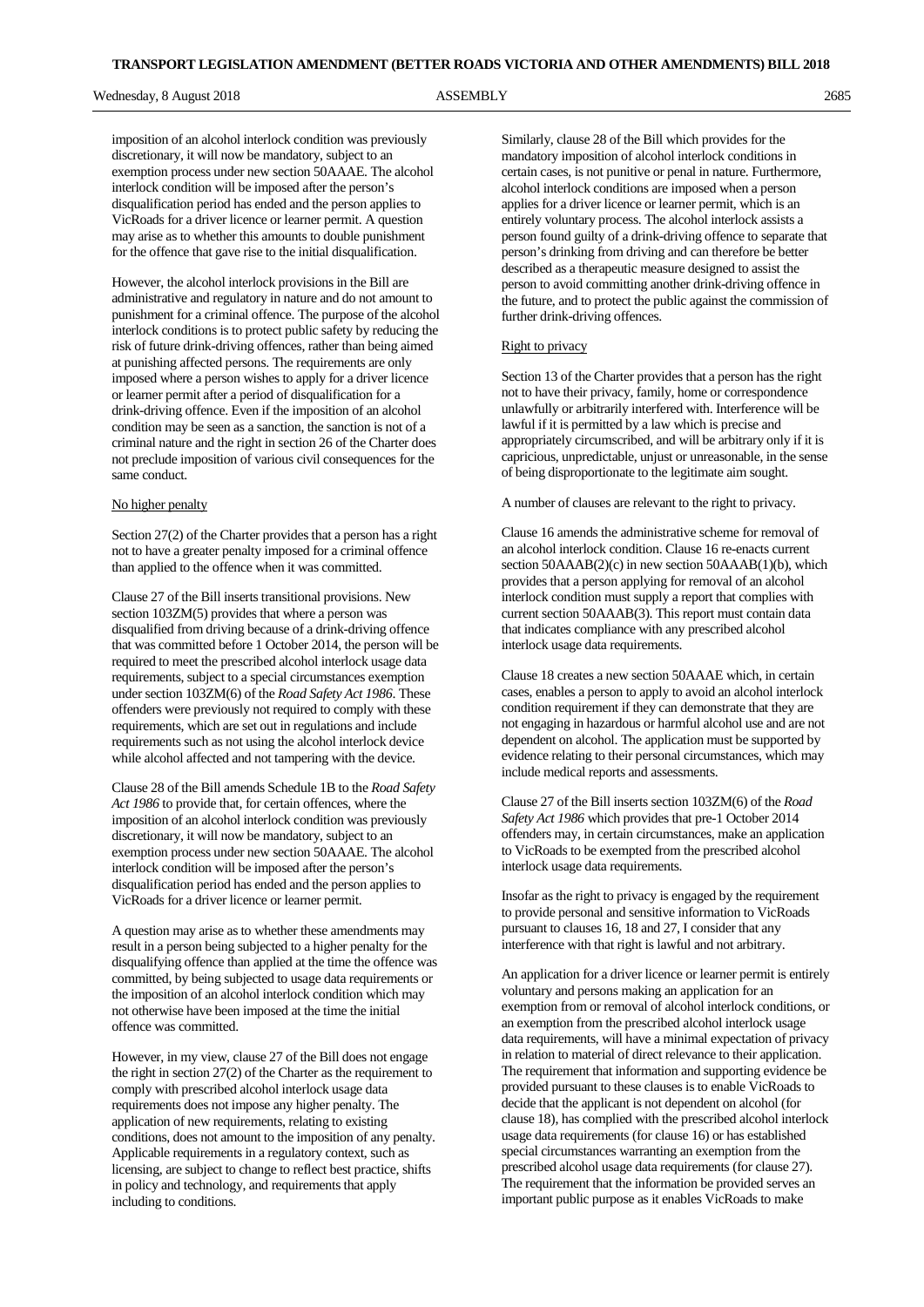imposition of an alcohol interlock condition was previously discretionary, it will now be mandatory, subject to an exemption process under new section 50AAAE. The alcohol interlock condition will be imposed after the person's disqualification period has ended and the person applies to VicRoads for a driver licence or learner permit. A question may arise as to whether this amounts to double punishment for the offence that gave rise to the initial disqualification.

However, the alcohol interlock provisions in the Bill are administrative and regulatory in nature and do not amount to punishment for a criminal offence. The purpose of the alcohol interlock conditions is to protect public safety by reducing the risk of future drink-driving offences, rather than being aimed at punishing affected persons. The requirements are only imposed where a person wishes to apply for a driver licence or learner permit after a period of disqualification for a drink-driving offence. Even if the imposition of an alcohol condition may be seen as a sanction, the sanction is not of a criminal nature and the right in section 26 of the Charter does not preclude imposition of various civil consequences for the same conduct.

No higher penalty

Section 27(2) of the Charter provides that a person has a right not to have a greater penalty imposed for a criminal offence than applied to the offence when it was committed.

Clause 27 of the Bill inserts transitional provisions. New section 103ZM(5) provides that where a person was disqualified from driving because of a drink-driving offence that was committed before 1 October 2014, the person will be required to meet the prescribed alcohol interlock usage data requirements, subject to a special circumstances exemption under section 103ZM(6) of the *Road Safety Act 1986*. These offenders were previously not required to comply with these requirements, which are set out in regulations and include requirements such as not using the alcohol interlock device while alcohol affected and not tampering with the device.

Clause 28 of the Bill amends Schedule 1B to the *Road Safety Act 1986* to provide that, for certain offences, where the imposition of an alcohol interlock condition was previously discretionary, it will now be mandatory, subject to an exemption process under new section 50AAAE. The alcohol interlock condition will be imposed after the person's disqualification period has ended and the person applies to VicRoads for a driver licence or learner permit.

A question may arise as to whether these amendments may result in a person being subjected to a higher penalty for the disqualifying offence than applied at the time the offence was committed, by being subjected to usage data requirements or the imposition of an alcohol interlock condition which may not otherwise have been imposed at the time the initial offence was committed.

However, in my view, clause 27 of the Bill does not engage the right in section 27(2) of the Charter as the requirement to comply with prescribed alcohol interlock usage data requirements does not impose any higher penalty. The application of new requirements, relating to existing conditions, does not amount to the imposition of any penalty. Applicable requirements in a regulatory context, such as licensing, are subject to change to reflect best practice, shifts in policy and technology, and requirements that apply including to conditions.

Similarly, clause 28 of the Bill which provides for the mandatory imposition of alcohol interlock conditions in certain cases, is not punitive or penal in nature. Furthermore, alcohol interlock conditions are imposed when a person applies for a driver licence or learner permit, which is an entirely voluntary process. The alcohol interlock assists a person found guilty of a drink-driving offence to separate that person's drinking from driving and can therefore be better described as a therapeutic measure designed to assist the person to avoid committing another drink-driving offence in the future, and to protect the public against the commission of further drink-driving offences.

Right to privacy

Section 13 of the Charter provides that a person has the right not to have their privacy, family, home or correspondence unlawfully or arbitrarily interfered with. Interference will be lawful if it is permitted by a law which is precise and appropriately circumscribed, and will be arbitrary only if it is capricious, unpredictable, unjust or unreasonable, in the sense of being disproportionate to the legitimate aim sought.

A number of clauses are relevant to the right to privacy.

Clause 16 amends the administrative scheme for removal of an alcohol interlock condition. Clause 16 re-enacts current section 50AAAB(2)(c) in new section 50AAAB(1)(b), which provides that a person applying for removal of an alcohol interlock condition must supply a report that complies with current section 50AAAB(3). This report must contain data that indicates compliance with any prescribed alcohol interlock usage data requirements.

Clause 18 creates a new section 50AAAE which, in certain cases, enables a person to apply to avoid an alcohol interlock condition requirement if they can demonstrate that they are not engaging in hazardous or harmful alcohol use and are not dependent on alcohol. The application must be supported by evidence relating to their personal circumstances, which may include medical reports and assessments.

Clause 27 of the Bill inserts section 103ZM(6) of the *Road Safety Act 1986* which provides that pre-1 October 2014 offenders may, in certain circumstances, make an application to VicRoads to be exempted from the prescribed alcohol interlock usage data requirements.

Insofar as the right to privacy is engaged by the requirement to provide personal and sensitive information to VicRoads pursuant to clauses 16, 18 and 27, I consider that any interference with that right is lawful and not arbitrary.

An application for a driver licence or learner permit is entirely voluntary and persons making an application for an exemption from or removal of alcohol interlock conditions, or an exemption from the prescribed alcohol interlock usage data requirements, will have a minimal expectation of privacy in relation to material of direct relevance to their application. The requirement that information and supporting evidence be provided pursuant to these clauses is to enable VicRoads to decide that the applicant is not dependent on alcohol (for clause 18), has complied with the prescribed alcohol interlock usage data requirements (for clause 16) or has established special circumstances warranting an exemption from the prescribed alcohol usage data requirements (for clause 27). The requirement that the information be provided serves an important public purpose as it enables VicRoads to make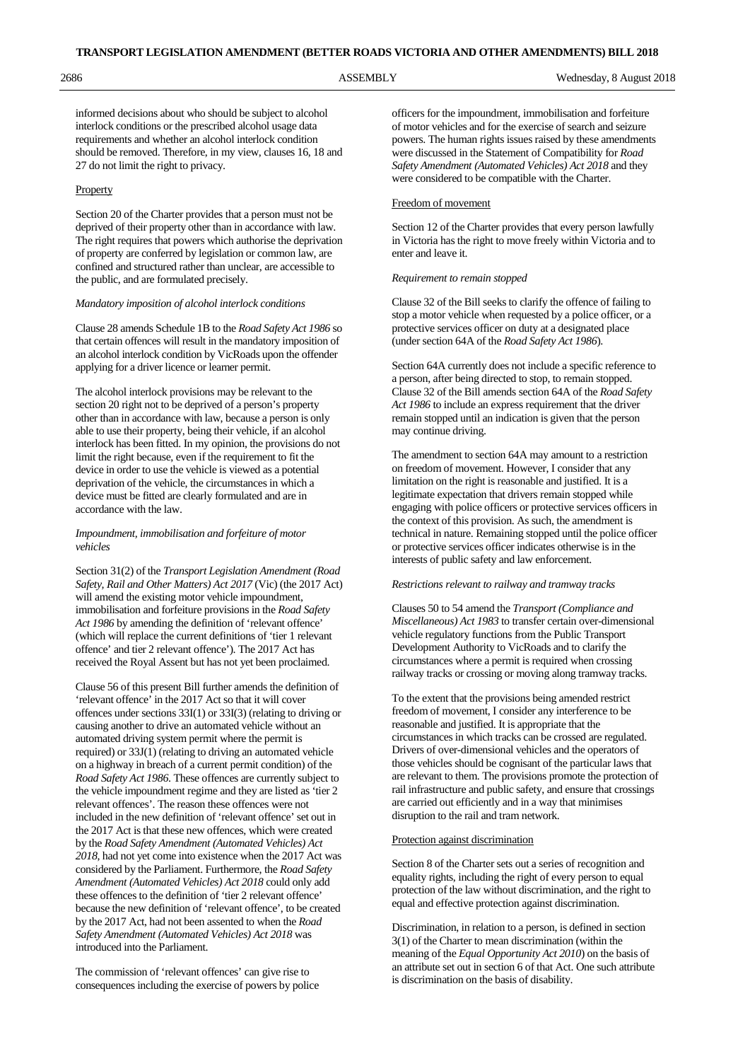informed decisions about who should be subject to alcohol interlock conditions or the prescribed alcohol usage data requirements and whether an alcohol interlock condition should be removed. Therefore, in my view, clauses 16, 18 and 27 do not limit the right to privacy.

Property

Section 20 of the Charter provides that a person must not be deprived of their property other than in accordance with law. The right requires that powers which authorise the deprivation of property are conferred by legislation or common law, are confined and structured rather than unclear, are accessible to the public, and are formulated precisely.

*Mandatory imposition of alcohol interlock conditions*

Clause 28 amends Schedule 1B to the *Road Safety Act 1986* so that certain offences will result in the mandatory imposition of an alcohol interlock condition by VicRoads upon the offender applying for a driver licence or learner permit.

The alcohol interlock provisions may be relevant to the section 20 right not to be deprived of a person's property other than in accordance with law, because a person is only able to use their property, being their vehicle, if an alcohol interlock has been fitted. In my opinion, the provisions do not limit the right because, even if the requirement to fit the device in order to use the vehicle is viewed as a potential deprivation of the vehicle, the circumstances in which a device must be fitted are clearly formulated and are in accordance with the law.

*Impoundment, immobilisation and forfeiture of motor vehicles*

Section 31(2) of the *Transport Legislation Amendment (Road Safety, Rail and Other Matters) Act 2017* (Vic) (the 2017 Act) will amend the existing motor vehicle impoundment, immobilisation and forfeiture provisions in the *Road Safety Act 1986* by amending the definition of 'relevant offence' (which will replace the current definitions of 'tier 1 relevant offence' and tier 2 relevant offence'). The 2017 Act has received the Royal Assent but has not yet been proclaimed.

Clause 56 of this present Bill further amends the definition of 'relevant offence' in the 2017 Act so that it will cover offences under sections 33I(1) or 33I(3) (relating to driving or causing another to drive an automated vehicle without an automated driving system permit where the permit is required) or 33J(1) (relating to driving an automated vehicle on a highway in breach of a current permit condition) of the *Road Safety Act 1986*. These offences are currently subject to the vehicle impoundment regime and they are listed as 'tier 2 relevant offences'. The reason these offences were not included in the new definition of 'relevant offence' set out in the 2017 Act is that these new offences, which were created by the *Road Safety Amendment (Automated Vehicles) Act 2018*, had not yet come into existence when the 2017 Act was considered by the Parliament. Furthermore, the *Road Safety Amendment (Automated Vehicles) Act 2018* could only add these offences to the definition of 'tier 2 relevant offence' because the new definition of 'relevant offence', to be created by the 2017 Act, had not been assented to when the *Road Safety Amendment (Automated Vehicles) Act 2018* was introduced into the Parliament.

The commission of 'relevant offences' can give rise to consequences including the exercise of powers by police officers for the impoundment, immobilisation and forfeiture of motor vehicles and for the exercise of search and seizure powers. The human rights issues raised by these amendments were discussed in the Statement of Compatibility for *Road Safety Amendment (Automated Vehicles) Act 2018* and they were considered to be compatible with the Charter.

Freedom of movement

Section 12 of the Charter provides that every person lawfully in Victoria has the right to move freely within Victoria and to enter and leave it.

*Requirement to remain stopped*

Clause 32 of the Bill seeks to clarify the offence of failing to stop a motor vehicle when requested by a police officer, or a protective services officer on duty at a designated place (under section 64A of the *Road Safety Act 1986*).

Section 64A currently does not include a specific reference to a person, after being directed to stop, to remain stopped. Clause 32 of the Bill amends section 64A of the *Road Safety Act 1986* to include an express requirement that the driver remain stopped until an indication is given that the person may continue driving.

The amendment to section 64A may amount to a restriction on freedom of movement. However, I consider that any limitation on the right is reasonable and justified. It is a legitimate expectation that drivers remain stopped while engaging with police officers or protective services officers in the context of this provision. As such, the amendment is technical in nature. Remaining stopped until the police officer or protective services officer indicates otherwise is in the interests of public safety and law enforcement.

*Restrictions relevant to railway and tramway tracks*

Clauses 50 to 54 amend the *Transport (Compliance and Miscellaneous) Act 1983* to transfer certain over-dimensional vehicle regulatory functions from the Public Transport Development Authority to VicRoads and to clarify the circumstances where a permit is required when crossing railway tracks or crossing or moving along tramway tracks.

To the extent that the provisions being amended restrict freedom of movement, I consider any interference to be reasonable and justified. It is appropriate that the circumstances in which tracks can be crossed are regulated. Drivers of over-dimensional vehicles and the operators of those vehicles should be cognisant of the particular laws that are relevant to them. The provisions promote the protection of rail infrastructure and public safety, and ensure that crossings are carried out efficiently and in a way that minimises disruption to the rail and tram network.

Protection against discrimination

Section 8 of the Charter sets out a series of recognition and equality rights, including the right of every person to equal protection of the law without discrimination, and the right to equal and effective protection against discrimination.

Discrimination, in relation to a person, is defined in section 3(1) of the Charter to mean discrimination (within the meaning of the *Equal Opportunity Act 2010*) on the basis of an attribute set out in section 6 of that Act. One such attribute is discrimination on the basis of disability.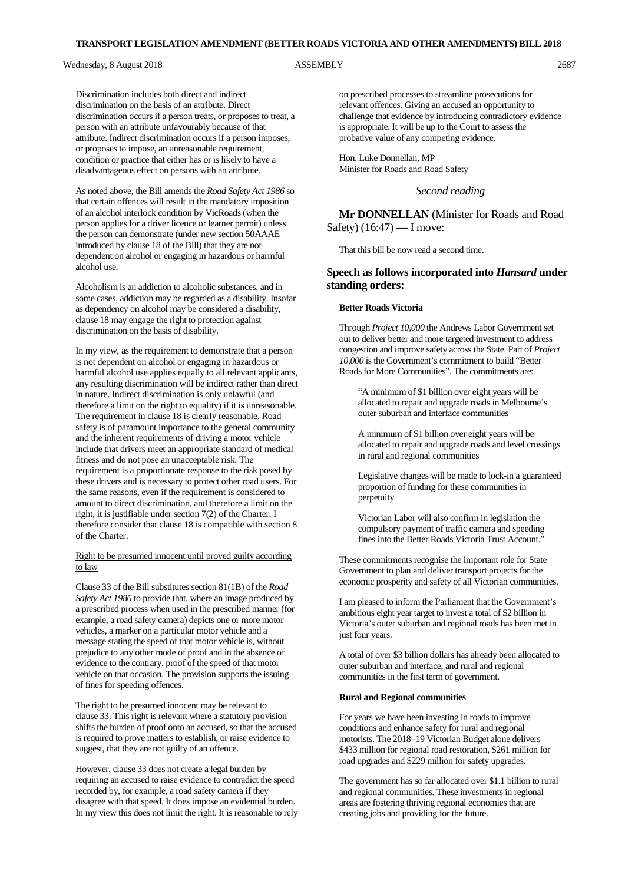Discrimination includes both direct and indirect discrimination on the basis of an attribute. Direct discrimination occurs if a person treats, or proposes to treat, a person with an attribute unfavourably because of that attribute. Indirect discrimination occurs if a person imposes, or proposes to impose, an unreasonable requirement, condition or practice that either has or is likely to have a disadvantageous effect on persons with an attribute.

As noted above, the Bill amends the *Road Safety Act 1986* so that certain offences will result in the mandatory imposition of an alcohol interlock condition by VicRoads (when the person applies for a driver licence or learner permit) unless the person can demonstrate (under new section 50AAAE introduced by clause 18 of the Bill) that they are not dependent on alcohol or engaging in hazardous or harmful alcohol use.

Alcoholism is an addiction to alcoholic substances, and in some cases, addiction may be regarded as a disability. Insofar as dependency on alcohol may be considered a disability, clause 18 may engage the right to protection against discrimination on the basis of disability.

In my view, as the requirement to demonstrate that a person is not dependent on alcohol or engaging in hazardous or harmful alcohol use applies equally to all relevant applicants, any resulting discrimination will be indirect rather than direct in nature. Indirect discrimination is only unlawful (and therefore a limit on the right to equality) if it is unreasonable. The requirement in clause 18 is clearly reasonable. Road safety is of paramount importance to the general community and the inherent requirements of driving a motor vehicle include that drivers meet an appropriate standard of medical fitness and do not pose an unacceptable risk. The requirement is a proportionate response to the risk posed by these drivers and is necessary to protect other road users. For the same reasons, even if the requirement is considered to amount to direct discrimination, and therefore a limit on the right, it is justifiable under section 7(2) of the Charter. I therefore consider that clause 18 is compatible with section 8 of the Charter.

Right to be presumed innocent until proved guilty according to law

Clause 33 of the Bill substitutes section 81(1B) of the *Road Safety Act 1986* to provide that, where an image produced by a prescribed process when used in the prescribed manner (for example, a road safety camera) depicts one or more motor vehicles, a marker on a particular motor vehicle and a message stating the speed of that motor vehicle is, without prejudice to any other mode of proof and in the absence of evidence to the contrary, proof of the speed of that motor vehicle on that occasion. The provision supports the issuing of fines for speeding offences.

The right to be presumed innocent may be relevant to clause 33. This right is relevant where a statutory provision shifts the burden of proof onto an accused, so that the accused is required to prove matters to establish, or raise evidence to suggest, that they are not guilty of an offence.

However, clause 33 does not create a legal burden by requiring an accused to raise evidence to contradict the speed recorded by, for example, a road safety camera if they disagree with that speed. It does impose an evidential burden. In my view this does not limit the right. It is reasonable to rely on prescribed processes to streamline prosecutions for relevant offences. Giving an accused an opportunity to challenge that evidence by introducing contradictory evidence is appropriate. It will be up to the Court to assess the probative value of any competing evidence.

Hon. Luke Donnellan, MP
Minister for Roads and Road Safety

*Second reading*

**Mr DONNELLAN** (Minister for Roads and Road Safety) (16:47) — I move:

That this bill be now read a second time.

## Speech as follows incorporated into *Hansard* under standing orders:

**Better Roads Victoria**

Through *Project 10,000* the Andrews Labor Government set out to deliver better and more targeted investment to address congestion and improve safety across the State. Part of *Project 10,000* is the Government's commitment to build "Better Roads for More Communities". The commitments are:

> "A minimum of $1 billion over eight years will be allocated to repair and upgrade roads in Melbourne's outer suburban and interface communities
>
> A minimum of $1 billion over eight years will be allocated to repair and upgrade roads and level crossings in rural and regional communities
>
> Legislative changes will be made to lock-in a guaranteed proportion of funding for these communities in perpetuity
>
> Victorian Labor will also confirm in legislation the compulsory payment of traffic camera and speeding fines into the Better Roads Victoria Trust Account."

These commitments recognise the important role for State Government to plan and deliver transport projects for the economic prosperity and safety of all Victorian communities.

I am pleased to inform the Parliament that the Government's ambitious eight year target to invest a total of $2 billion in Victoria's outer suburban and regional roads has been met in just four years.

A total of over $3 billion dollars has already been allocated to outer suburban and interface, and rural and regional communities in the first term of government.

**Rural and Regional communities**

For years we have been investing in roads to improve conditions and enhance safety for rural and regional motorists. The 2018–19 Victorian Budget alone delivers $433 million for regional road restoration, $261 million for road upgrades and $229 million for safety upgrades.

The government has so far allocated over $1.1 billion to rural and regional communities. These investments in regional areas are fostering thriving regional economies that are creating jobs and providing for the future.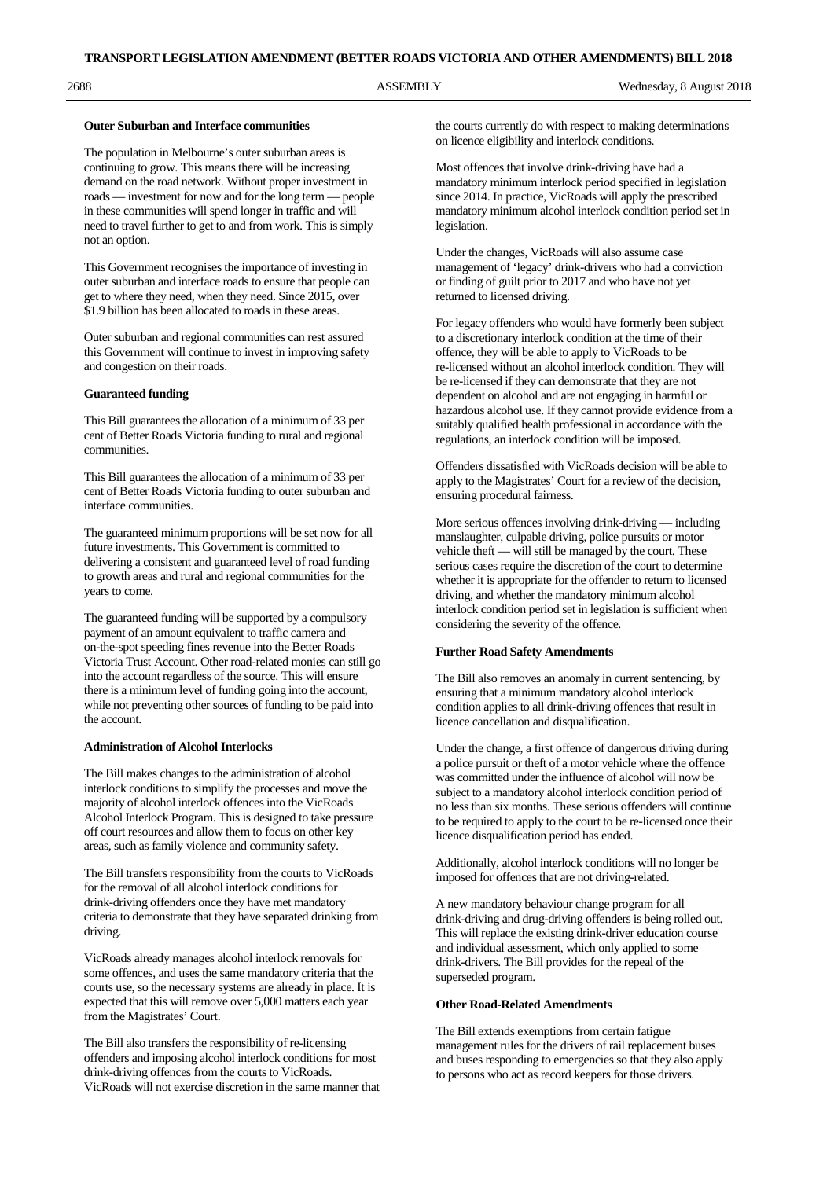**Outer Suburban and Interface communities**

The population in Melbourne's outer suburban areas is continuing to grow. This means there will be increasing demand on the road network. Without proper investment in roads — investment for now and for the long term — people in these communities will spend longer in traffic and will need to travel further to get to and from work. This is simply not an option.

This Government recognises the importance of investing in outer suburban and interface roads to ensure that people can get to where they need, when they need. Since 2015, over $1.9 billion has been allocated to roads in these areas.

Outer suburban and regional communities can rest assured this Government will continue to invest in improving safety and congestion on their roads.

**Guaranteed funding**

This Bill guarantees the allocation of a minimum of 33 per cent of Better Roads Victoria funding to rural and regional communities.

This Bill guarantees the allocation of a minimum of 33 per cent of Better Roads Victoria funding to outer suburban and interface communities.

The guaranteed minimum proportions will be set now for all future investments. This Government is committed to delivering a consistent and guaranteed level of road funding to growth areas and rural and regional communities for the years to come.

The guaranteed funding will be supported by a compulsory payment of an amount equivalent to traffic camera and on-the-spot speeding fines revenue into the Better Roads Victoria Trust Account. Other road-related monies can still go into the account regardless of the source. This will ensure there is a minimum level of funding going into the account, while not preventing other sources of funding to be paid into the account.

**Administration of Alcohol Interlocks**

The Bill makes changes to the administration of alcohol interlock conditions to simplify the processes and move the majority of alcohol interlock offences into the VicRoads Alcohol Interlock Program. This is designed to take pressure off court resources and allow them to focus on other key areas, such as family violence and community safety.

The Bill transfers responsibility from the courts to VicRoads for the removal of all alcohol interlock conditions for drink-driving offenders once they have met mandatory criteria to demonstrate that they have separated drinking from driving.

VicRoads already manages alcohol interlock removals for some offences, and uses the same mandatory criteria that the courts use, so the necessary systems are already in place. It is expected that this will remove over 5,000 matters each year from the Magistrates' Court.

The Bill also transfers the responsibility of re-licensing offenders and imposing alcohol interlock conditions for most drink-driving offences from the courts to VicRoads. VicRoads will not exercise discretion in the same manner that the courts currently do with respect to making determinations on licence eligibility and interlock conditions.

Most offences that involve drink-driving have had a mandatory minimum interlock period specified in legislation since 2014. In practice, VicRoads will apply the prescribed mandatory minimum alcohol interlock condition period set in legislation.

Under the changes, VicRoads will also assume case management of 'legacy' drink-drivers who had a conviction or finding of guilt prior to 2017 and who have not yet returned to licensed driving.

For legacy offenders who would have formerly been subject to a discretionary interlock condition at the time of their offence, they will be able to apply to VicRoads to be re-licensed without an alcohol interlock condition. They will be re-licensed if they can demonstrate that they are not dependent on alcohol and are not engaging in harmful or hazardous alcohol use. If they cannot provide evidence from a suitably qualified health professional in accordance with the regulations, an interlock condition will be imposed.

Offenders dissatisfied with VicRoads decision will be able to apply to the Magistrates' Court for a review of the decision, ensuring procedural fairness.

More serious offences involving drink-driving — including manslaughter, culpable driving, police pursuits or motor vehicle theft — will still be managed by the court. These serious cases require the discretion of the court to determine whether it is appropriate for the offender to return to licensed driving, and whether the mandatory minimum alcohol interlock condition period set in legislation is sufficient when considering the severity of the offence.

**Further Road Safety Amendments**

The Bill also removes an anomaly in current sentencing, by ensuring that a minimum mandatory alcohol interlock condition applies to all drink-driving offences that result in licence cancellation and disqualification.

Under the change, a first offence of dangerous driving during a police pursuit or theft of a motor vehicle where the offence was committed under the influence of alcohol will now be subject to a mandatory alcohol interlock condition period of no less than six months. These serious offenders will continue to be required to apply to the court to be re-licensed once their licence disqualification period has ended.

Additionally, alcohol interlock conditions will no longer be imposed for offences that are not driving-related.

A new mandatory behaviour change program for all drink-driving and drug-driving offenders is being rolled out. This will replace the existing drink-driver education course and individual assessment, which only applied to some drink-drivers. The Bill provides for the repeal of the superseded program.

**Other Road-Related Amendments**

The Bill extends exemptions from certain fatigue management rules for the drivers of rail replacement buses and buses responding to emergencies so that they also apply to persons who act as record keepers for those drivers.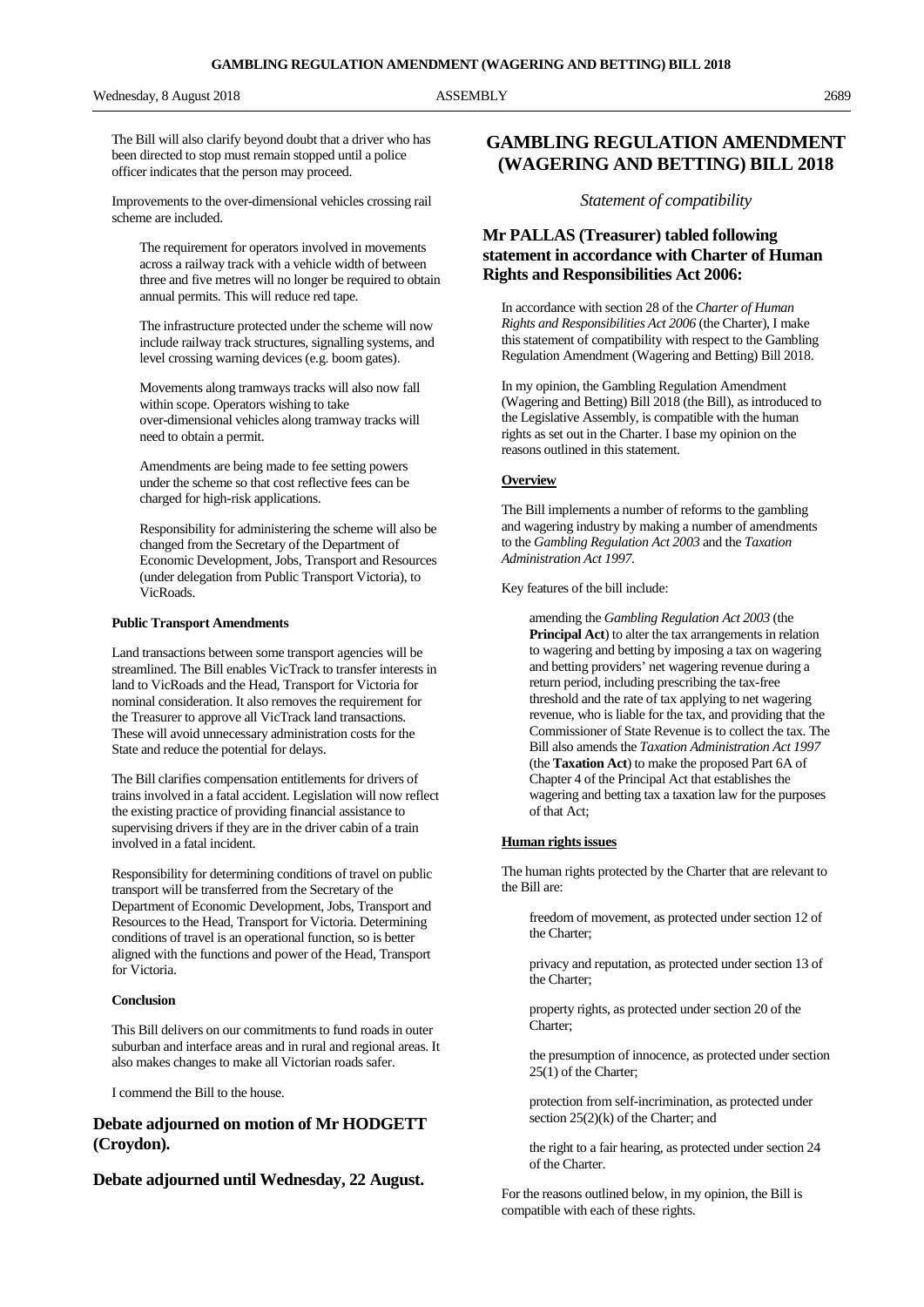The Bill will also clarify beyond doubt that a driver who has been directed to stop must remain stopped until a police officer indicates that the person may proceed.

Improvements to the over-dimensional vehicles crossing rail scheme are included.

> The requirement for operators involved in movements across a railway track with a vehicle width of between three and five metres will no longer be required to obtain annual permits. This will reduce red tape.
>
> The infrastructure protected under the scheme will now include railway track structures, signalling systems, and level crossing warning devices (e.g. boom gates).
>
> Movements along tramways tracks will also now fall within scope. Operators wishing to take over-dimensional vehicles along tramway tracks will need to obtain a permit.
>
> Amendments are being made to fee setting powers under the scheme so that cost reflective fees can be charged for high-risk applications.
>
> Responsibility for administering the scheme will also be changed from the Secretary of the Department of Economic Development, Jobs, Transport and Resources (under delegation from Public Transport Victoria), to VicRoads.

**Public Transport Amendments**

Land transactions between some transport agencies will be streamlined. The Bill enables VicTrack to transfer interests in land to VicRoads and the Head, Transport for Victoria for nominal consideration. It also removes the requirement for the Treasurer to approve all VicTrack land transactions. These will avoid unnecessary administration costs for the State and reduce the potential for delays.

The Bill clarifies compensation entitlements for drivers of trains involved in a fatal accident. Legislation will now reflect the existing practice of providing financial assistance to supervising drivers if they are in the driver cabin of a train involved in a fatal incident.

Responsibility for determining conditions of travel on public transport will be transferred from the Secretary of the Department of Economic Development, Jobs, Transport and Resources to the Head, Transport for Victoria. Determining conditions of travel is an operational function, so is better aligned with the functions and power of the Head, Transport for Victoria.

**Conclusion**

This Bill delivers on our commitments to fund roads in outer suburban and interface areas and in rural and regional areas. It also makes changes to make all Victorian roads safer.

I commend the Bill to the house.

### Debate adjourned on motion of Mr HODGETT (Croydon).

### Debate adjourned until Wednesday, 22 August.

## GAMBLING REGULATION AMENDMENT (WAGERING AND BETTING) BILL 2018

*Statement of compatibility*

### Mr PALLAS (Treasurer) tabled following statement in accordance with Charter of Human Rights and Responsibilities Act 2006:

In accordance with section 28 of the *Charter of Human Rights and Responsibilities Act 2006* (the Charter), I make this statement of compatibility with respect to the Gambling Regulation Amendment (Wagering and Betting) Bill 2018.

In my opinion, the Gambling Regulation Amendment (Wagering and Betting) Bill 2018 (the Bill), as introduced to the Legislative Assembly, is compatible with the human rights as set out in the Charter. I base my opinion on the reasons outlined in this statement.

**Overview**

The Bill implements a number of reforms to the gambling and wagering industry by making a number of amendments to the *Gambling Regulation Act 2003* and the *Taxation Administration Act 1997*.

Key features of the bill include:

> amending the *Gambling Regulation Act 2003* (the **Principal Act**) to alter the tax arrangements in relation to wagering and betting by imposing a tax on wagering and betting providers' net wagering revenue during a return period, including prescribing the tax-free threshold and the rate of tax applying to net wagering revenue, who is liable for the tax, and providing that the Commissioner of State Revenue is to collect the tax. The Bill also amends the *Taxation Administration Act 1997* (the **Taxation Act**) to make the proposed Part 6A of Chapter 4 of the Principal Act that establishes the wagering and betting tax a taxation law for the purposes of that Act;

**Human rights issues**

The human rights protected by the Charter that are relevant to the Bill are:

> freedom of movement, as protected under section 12 of the Charter;
>
> privacy and reputation, as protected under section 13 of the Charter;
>
> property rights, as protected under section 20 of the Charter;
>
> the presumption of innocence, as protected under section 25(1) of the Charter;
>
> protection from self-incrimination, as protected under section 25(2)(k) of the Charter; and
>
> the right to a fair hearing, as protected under section 24 of the Charter.

For the reasons outlined below, in my opinion, the Bill is compatible with each of these rights.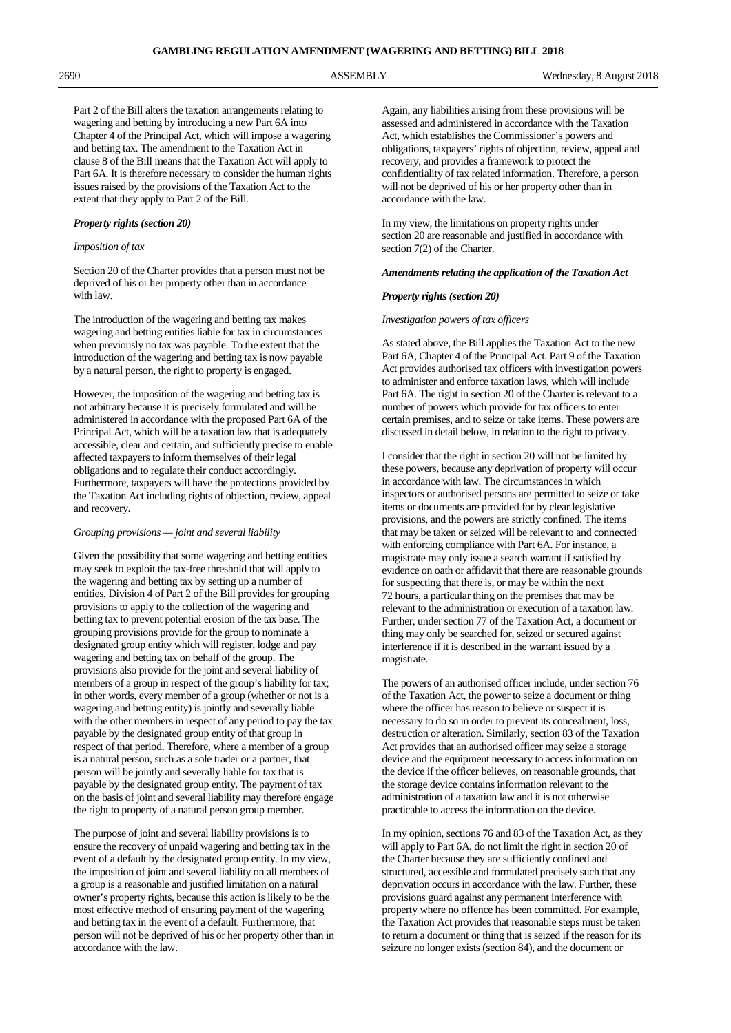Part 2 of the Bill alters the taxation arrangements relating to wagering and betting by introducing a new Part 6A into Chapter 4 of the Principal Act, which will impose a wagering and betting tax. The amendment to the Taxation Act in clause 8 of the Bill means that the Taxation Act will apply to Part 6A. It is therefore necessary to consider the human rights issues raised by the provisions of the Taxation Act to the extent that they apply to Part 2 of the Bill.

***Property rights (section 20)***

*Imposition of tax*

Section 20 of the Charter provides that a person must not be deprived of his or her property other than in accordance with law.

The introduction of the wagering and betting tax makes wagering and betting entities liable for tax in circumstances when previously no tax was payable. To the extent that the introduction of the wagering and betting tax is now payable by a natural person, the right to property is engaged.

However, the imposition of the wagering and betting tax is not arbitrary because it is precisely formulated and will be administered in accordance with the proposed Part 6A of the Principal Act, which will be a taxation law that is adequately accessible, clear and certain, and sufficiently precise to enable affected taxpayers to inform themselves of their legal obligations and to regulate their conduct accordingly. Furthermore, taxpayers will have the protections provided by the Taxation Act including rights of objection, review, appeal and recovery.

*Grouping provisions — joint and several liability*

Given the possibility that some wagering and betting entities may seek to exploit the tax-free threshold that will apply to the wagering and betting tax by setting up a number of entities, Division 4 of Part 2 of the Bill provides for grouping provisions to apply to the collection of the wagering and betting tax to prevent potential erosion of the tax base. The grouping provisions provide for the group to nominate a designated group entity which will register, lodge and pay wagering and betting tax on behalf of the group. The provisions also provide for the joint and several liability of members of a group in respect of the group's liability for tax; in other words, every member of a group (whether or not is a wagering and betting entity) is jointly and severally liable with the other members in respect of any period to pay the tax payable by the designated group entity of that group in respect of that period. Therefore, where a member of a group is a natural person, such as a sole trader or a partner, that person will be jointly and severally liable for tax that is payable by the designated group entity. The payment of tax on the basis of joint and several liability may therefore engage the right to property of a natural person group member.

The purpose of joint and several liability provisions is to ensure the recovery of unpaid wagering and betting tax in the event of a default by the designated group entity. In my view, the imposition of joint and several liability on all members of a group is a reasonable and justified limitation on a natural owner's property rights, because this action is likely to be the most effective method of ensuring payment of the wagering and betting tax in the event of a default. Furthermore, that person will not be deprived of his or her property other than in accordance with the law.

Again, any liabilities arising from these provisions will be assessed and administered in accordance with the Taxation Act, which establishes the Commissioner's powers and obligations, taxpayers' rights of objection, review, appeal and recovery, and provides a framework to protect the confidentiality of tax related information. Therefore, a person will not be deprived of his or her property other than in accordance with the law.

In my view, the limitations on property rights under section 20 are reasonable and justified in accordance with section 7(2) of the Charter.

***Amendments relating the application of the Taxation Act***

***Property rights (section 20)***

*Investigation powers of tax officers*

As stated above, the Bill applies the Taxation Act to the new Part 6A, Chapter 4 of the Principal Act. Part 9 of the Taxation Act provides authorised tax officers with investigation powers to administer and enforce taxation laws, which will include Part 6A. The right in section 20 of the Charter is relevant to a number of powers which provide for tax officers to enter certain premises, and to seize or take items. These powers are discussed in detail below, in relation to the right to privacy.

I consider that the right in section 20 will not be limited by these powers, because any deprivation of property will occur in accordance with law. The circumstances in which inspectors or authorised persons are permitted to seize or take items or documents are provided for by clear legislative provisions, and the powers are strictly confined. The items that may be taken or seized will be relevant to and connected with enforcing compliance with Part 6A. For instance, a magistrate may only issue a search warrant if satisfied by evidence on oath or affidavit that there are reasonable grounds for suspecting that there is, or may be within the next 72 hours, a particular thing on the premises that may be relevant to the administration or execution of a taxation law. Further, under section 77 of the Taxation Act, a document or thing may only be searched for, seized or secured against interference if it is described in the warrant issued by a magistrate.

The powers of an authorised officer include, under section 76 of the Taxation Act, the power to seize a document or thing where the officer has reason to believe or suspect it is necessary to do so in order to prevent its concealment, loss, destruction or alteration. Similarly, section 83 of the Taxation Act provides that an authorised officer may seize a storage device and the equipment necessary to access information on the device if the officer believes, on reasonable grounds, that the storage device contains information relevant to the administration of a taxation law and it is not otherwise practicable to access the information on the device.

In my opinion, sections 76 and 83 of the Taxation Act, as they will apply to Part 6A, do not limit the right in section 20 of the Charter because they are sufficiently confined and structured, accessible and formulated precisely such that any deprivation occurs in accordance with the law. Further, these provisions guard against any permanent interference with property where no offence has been committed. For example, the Taxation Act provides that reasonable steps must be taken to return a document or thing that is seized if the reason for its seizure no longer exists (section 84), and the document or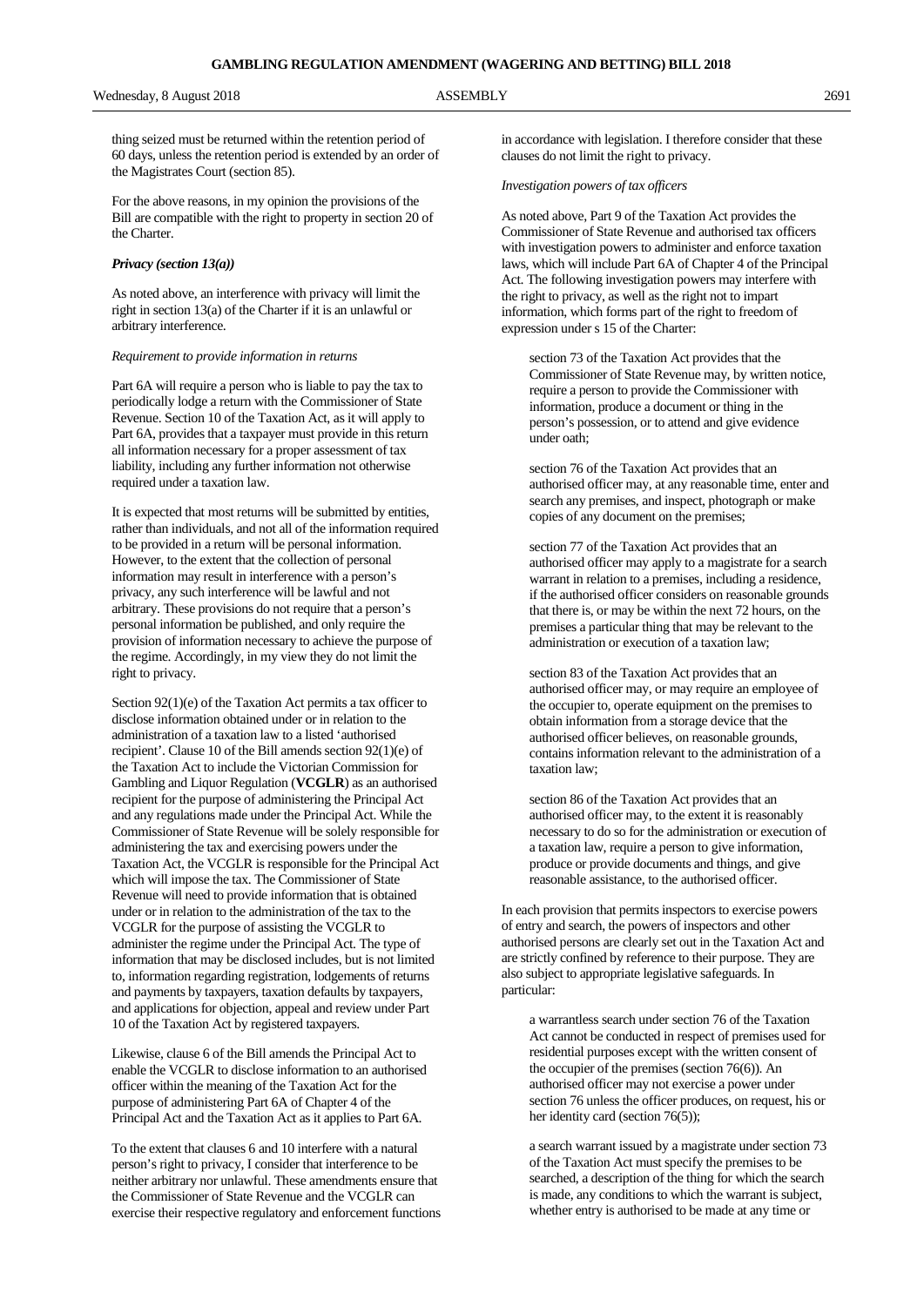thing seized must be returned within the retention period of 60 days, unless the retention period is extended by an order of the Magistrates Court (section 85).

For the above reasons, in my opinion the provisions of the Bill are compatible with the right to property in section 20 of the Charter.

***Privacy (section 13(a))***

As noted above, an interference with privacy will limit the right in section 13(a) of the Charter if it is an unlawful or arbitrary interference.

*Requirement to provide information in returns*

Part 6A will require a person who is liable to pay the tax to periodically lodge a return with the Commissioner of State Revenue. Section 10 of the Taxation Act, as it will apply to Part 6A, provides that a taxpayer must provide in this return all information necessary for a proper assessment of tax liability, including any further information not otherwise required under a taxation law.

It is expected that most returns will be submitted by entities, rather than individuals, and not all of the information required to be provided in a return will be personal information. However, to the extent that the collection of personal information may result in interference with a person's privacy, any such interference will be lawful and not arbitrary. These provisions do not require that a person's personal information be published, and only require the provision of information necessary to achieve the purpose of the regime. Accordingly, in my view they do not limit the right to privacy.

Section 92(1)(e) of the Taxation Act permits a tax officer to disclose information obtained under or in relation to the administration of a taxation law to a listed 'authorised recipient'. Clause 10 of the Bill amends section 92(1)(e) of the Taxation Act to include the Victorian Commission for Gambling and Liquor Regulation (**VCGLR**) as an authorised recipient for the purpose of administering the Principal Act and any regulations made under the Principal Act. While the Commissioner of State Revenue will be solely responsible for administering the tax and exercising powers under the Taxation Act, the VCGLR is responsible for the Principal Act which will impose the tax. The Commissioner of State Revenue will need to provide information that is obtained under or in relation to the administration of the tax to the VCGLR for the purpose of assisting the VCGLR to administer the regime under the Principal Act. The type of information that may be disclosed includes, but is not limited to, information regarding registration, lodgements of returns and payments by taxpayers, taxation defaults by taxpayers, and applications for objection, appeal and review under Part 10 of the Taxation Act by registered taxpayers.

Likewise, clause 6 of the Bill amends the Principal Act to enable the VCGLR to disclose information to an authorised officer within the meaning of the Taxation Act for the purpose of administering Part 6A of Chapter 4 of the Principal Act and the Taxation Act as it applies to Part 6A.

To the extent that clauses 6 and 10 interfere with a natural person's right to privacy, I consider that interference to be neither arbitrary nor unlawful. These amendments ensure that the Commissioner of State Revenue and the VCGLR can exercise their respective regulatory and enforcement functions in accordance with legislation. I therefore consider that these clauses do not limit the right to privacy.

*Investigation powers of tax officers*

As noted above, Part 9 of the Taxation Act provides the Commissioner of State Revenue and authorised tax officers with investigation powers to administer and enforce taxation laws, which will include Part 6A of Chapter 4 of the Principal Act. The following investigation powers may interfere with the right to privacy, as well as the right not to impart information, which forms part of the right to freedom of expression under s 15 of the Charter:

> section 73 of the Taxation Act provides that the Commissioner of State Revenue may, by written notice, require a person to provide the Commissioner with information, produce a document or thing in the person's possession, or to attend and give evidence under oath;
>
> section 76 of the Taxation Act provides that an authorised officer may, at any reasonable time, enter and search any premises, and inspect, photograph or make copies of any document on the premises;
>
> section 77 of the Taxation Act provides that an authorised officer may apply to a magistrate for a search warrant in relation to a premises, including a residence, if the authorised officer considers on reasonable grounds that there is, or may be within the next 72 hours, on the premises a particular thing that may be relevant to the administration or execution of a taxation law;
>
> section 83 of the Taxation Act provides that an authorised officer may, or may require an employee of the occupier to, operate equipment on the premises to obtain information from a storage device that the authorised officer believes, on reasonable grounds, contains information relevant to the administration of a taxation law;
>
> section 86 of the Taxation Act provides that an authorised officer may, to the extent it is reasonably necessary to do so for the administration or execution of a taxation law, require a person to give information, produce or provide documents and things, and give reasonable assistance, to the authorised officer.

In each provision that permits inspectors to exercise powers of entry and search, the powers of inspectors and other authorised persons are clearly set out in the Taxation Act and are strictly confined by reference to their purpose. They are also subject to appropriate legislative safeguards. In particular:

> a warrantless search under section 76 of the Taxation Act cannot be conducted in respect of premises used for residential purposes except with the written consent of the occupier of the premises (section 76(6)). An authorised officer may not exercise a power under section 76 unless the officer produces, on request, his or her identity card (section 76(5));
>
> a search warrant issued by a magistrate under section 73 of the Taxation Act must specify the premises to be searched, a description of the thing for which the search is made, any conditions to which the warrant is subject, whether entry is authorised to be made at any time or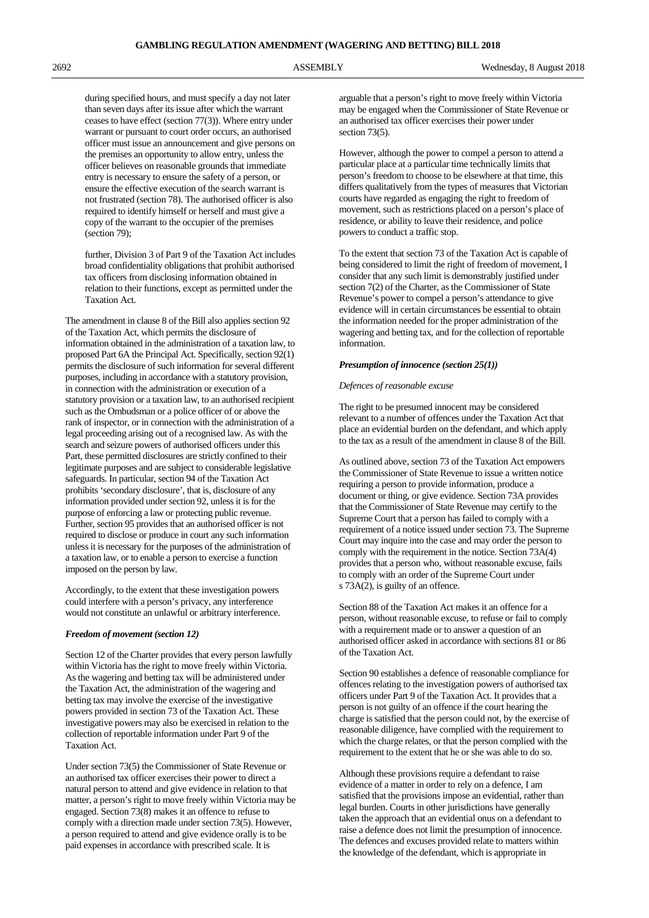during specified hours, and must specify a day not later than seven days after its issue after which the warrant ceases to have effect (section 77(3)). Where entry under warrant or pursuant to court order occurs, an authorised officer must issue an announcement and give persons on the premises an opportunity to allow entry, unless the officer believes on reasonable grounds that immediate entry is necessary to ensure the safety of a person, or ensure the effective execution of the search warrant is not frustrated (section 78). The authorised officer is also required to identify himself or herself and must give a copy of the warrant to the occupier of the premises (section 79);

further, Division 3 of Part 9 of the Taxation Act includes broad confidentiality obligations that prohibit authorised tax officers from disclosing information obtained in relation to their functions, except as permitted under the Taxation Act.

The amendment in clause 8 of the Bill also applies section 92 of the Taxation Act, which permits the disclosure of information obtained in the administration of a taxation law, to proposed Part 6A the Principal Act. Specifically, section 92(1) permits the disclosure of such information for several different purposes, including in accordance with a statutory provision, in connection with the administration or execution of a statutory provision or a taxation law, to an authorised recipient such as the Ombudsman or a police officer of or above the rank of inspector, or in connection with the administration of a legal proceeding arising out of a recognised law. As with the search and seizure powers of authorised officers under this Part, these permitted disclosures are strictly confined to their legitimate purposes and are subject to considerable legislative safeguards. In particular, section 94 of the Taxation Act prohibits 'secondary disclosure', that is, disclosure of any information provided under section 92, unless it is for the purpose of enforcing a law or protecting public revenue. Further, section 95 provides that an authorised officer is not required to disclose or produce in court any such information unless it is necessary for the purposes of the administration of a taxation law, or to enable a person to exercise a function imposed on the person by law.

Accordingly, to the extent that these investigation powers could interfere with a person's privacy, any interference would not constitute an unlawful or arbitrary interference.

***Freedom of movement (section 12)***

Section 12 of the Charter provides that every person lawfully within Victoria has the right to move freely within Victoria. As the wagering and betting tax will be administered under the Taxation Act, the administration of the wagering and betting tax may involve the exercise of the investigative powers provided in section 73 of the Taxation Act. These investigative powers may also be exercised in relation to the collection of reportable information under Part 9 of the Taxation Act.

Under section 73(5) the Commissioner of State Revenue or an authorised tax officer exercises their power to direct a natural person to attend and give evidence in relation to that matter, a person's right to move freely within Victoria may be engaged. Section 73(8) makes it an offence to refuse to comply with a direction made under section 73(5). However, a person required to attend and give evidence orally is to be paid expenses in accordance with prescribed scale. It is arguable that a person's right to move freely within Victoria may be engaged when the Commissioner of State Revenue or an authorised tax officer exercises their power under section 73(5).

However, although the power to compel a person to attend a particular place at a particular time technically limits that person's freedom to choose to be elsewhere at that time, this differs qualitatively from the types of measures that Victorian courts have regarded as engaging the right to freedom of movement, such as restrictions placed on a person's place of residence, or ability to leave their residence, and police powers to conduct a traffic stop.

To the extent that section 73 of the Taxation Act is capable of being considered to limit the right of freedom of movement, I consider that any such limit is demonstrably justified under section 7(2) of the Charter, as the Commissioner of State Revenue's power to compel a person's attendance to give evidence will in certain circumstances be essential to obtain the information needed for the proper administration of the wagering and betting tax, and for the collection of reportable information.

***Presumption of innocence (section 25(1))***

*Defences of reasonable excuse*

The right to be presumed innocent may be considered relevant to a number of offences under the Taxation Act that place an evidential burden on the defendant, and which apply to the tax as a result of the amendment in clause 8 of the Bill.

As outlined above, section 73 of the Taxation Act empowers the Commissioner of State Revenue to issue a written notice requiring a person to provide information, produce a document or thing, or give evidence. Section 73A provides that the Commissioner of State Revenue may certify to the Supreme Court that a person has failed to comply with a requirement of a notice issued under section 73. The Supreme Court may inquire into the case and may order the person to comply with the requirement in the notice. Section 73A(4) provides that a person who, without reasonable excuse, fails to comply with an order of the Supreme Court under s 73A(2), is guilty of an offence.

Section 88 of the Taxation Act makes it an offence for a person, without reasonable excuse, to refuse or fail to comply with a requirement made or to answer a question of an authorised officer asked in accordance with sections 81 or 86 of the Taxation Act.

Section 90 establishes a defence of reasonable compliance for offences relating to the investigation powers of authorised tax officers under Part 9 of the Taxation Act. It provides that a person is not guilty of an offence if the court hearing the charge is satisfied that the person could not, by the exercise of reasonable diligence, have complied with the requirement to which the charge relates, or that the person complied with the requirement to the extent that he or she was able to do so.

Although these provisions require a defendant to raise evidence of a matter in order to rely on a defence, I am satisfied that the provisions impose an evidential, rather than legal burden. Courts in other jurisdictions have generally taken the approach that an evidential onus on a defendant to raise a defence does not limit the presumption of innocence. The defences and excuses provided relate to matters within the knowledge of the defendant, which is appropriate in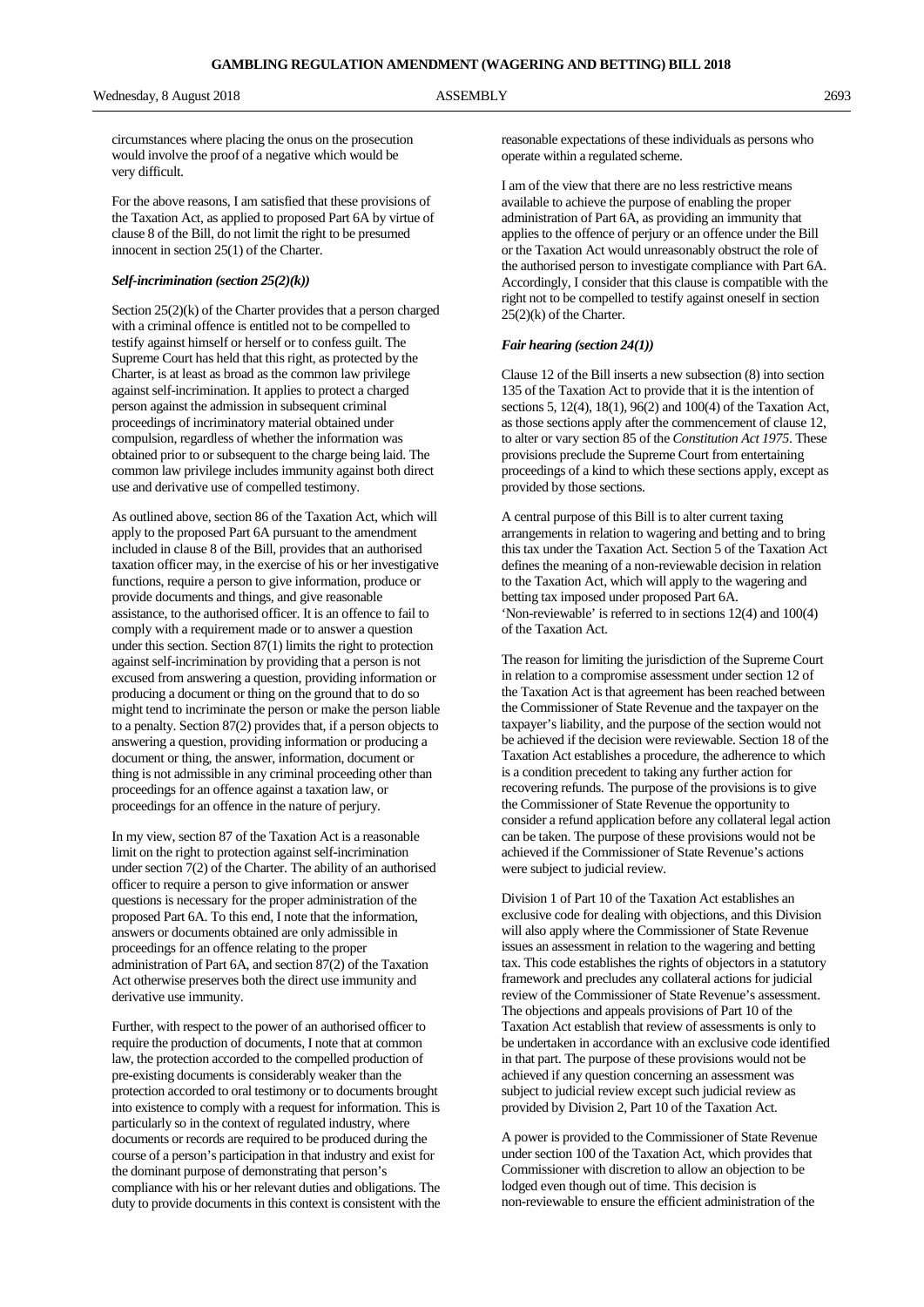circumstances where placing the onus on the prosecution would involve the proof of a negative which would be very difficult.

For the above reasons, I am satisfied that these provisions of the Taxation Act, as applied to proposed Part 6A by virtue of clause 8 of the Bill, do not limit the right to be presumed innocent in section 25(1) of the Charter.

***Self-incrimination (section 25(2)(k))***

Section 25(2)(k) of the Charter provides that a person charged with a criminal offence is entitled not to be compelled to testify against himself or herself or to confess guilt. The Supreme Court has held that this right, as protected by the Charter, is at least as broad as the common law privilege against self-incrimination. It applies to protect a charged person against the admission in subsequent criminal proceedings of incriminatory material obtained under compulsion, regardless of whether the information was obtained prior to or subsequent to the charge being laid. The common law privilege includes immunity against both direct use and derivative use of compelled testimony.

As outlined above, section 86 of the Taxation Act, which will apply to the proposed Part 6A pursuant to the amendment included in clause 8 of the Bill, provides that an authorised taxation officer may, in the exercise of his or her investigative functions, require a person to give information, produce or provide documents and things, and give reasonable assistance, to the authorised officer. It is an offence to fail to comply with a requirement made or to answer a question under this section. Section 87(1) limits the right to protection against self-incrimination by providing that a person is not excused from answering a question, providing information or producing a document or thing on the ground that to do so might tend to incriminate the person or make the person liable to a penalty. Section 87(2) provides that, if a person objects to answering a question, providing information or producing a document or thing, the answer, information, document or thing is not admissible in any criminal proceeding other than proceedings for an offence against a taxation law, or proceedings for an offence in the nature of perjury.

In my view, section 87 of the Taxation Act is a reasonable limit on the right to protection against self-incrimination under section 7(2) of the Charter. The ability of an authorised officer to require a person to give information or answer questions is necessary for the proper administration of the proposed Part 6A. To this end, I note that the information, answers or documents obtained are only admissible in proceedings for an offence relating to the proper administration of Part 6A, and section 87(2) of the Taxation Act otherwise preserves both the direct use immunity and derivative use immunity.

Further, with respect to the power of an authorised officer to require the production of documents, I note that at common law, the protection accorded to the compelled production of pre-existing documents is considerably weaker than the protection accorded to oral testimony or to documents brought into existence to comply with a request for information. This is particularly so in the context of regulated industry, where documents or records are required to be produced during the course of a person's participation in that industry and exist for the dominant purpose of demonstrating that person's compliance with his or her relevant duties and obligations. The duty to provide documents in this context is consistent with the reasonable expectations of these individuals as persons who operate within a regulated scheme.

I am of the view that there are no less restrictive means available to achieve the purpose of enabling the proper administration of Part 6A, as providing an immunity that applies to the offence of perjury or an offence under the Bill or the Taxation Act would unreasonably obstruct the role of the authorised person to investigate compliance with Part 6A. Accordingly, I consider that this clause is compatible with the right not to be compelled to testify against oneself in section 25(2)(k) of the Charter.

***Fair hearing (section 24(1))***

Clause 12 of the Bill inserts a new subsection (8) into section 135 of the Taxation Act to provide that it is the intention of sections 5, 12(4), 18(1), 96(2) and 100(4) of the Taxation Act, as those sections apply after the commencement of clause 12, to alter or vary section 85 of the *Constitution Act 1975*. These provisions preclude the Supreme Court from entertaining proceedings of a kind to which these sections apply, except as provided by those sections.

A central purpose of this Bill is to alter current taxing arrangements in relation to wagering and betting and to bring this tax under the Taxation Act. Section 5 of the Taxation Act defines the meaning of a non-reviewable decision in relation to the Taxation Act, which will apply to the wagering and betting tax imposed under proposed Part 6A. 'Non-reviewable' is referred to in sections 12(4) and 100(4) of the Taxation Act.

The reason for limiting the jurisdiction of the Supreme Court in relation to a compromise assessment under section 12 of the Taxation Act is that agreement has been reached between the Commissioner of State Revenue and the taxpayer on the taxpayer's liability, and the purpose of the section would not be achieved if the decision were reviewable. Section 18 of the Taxation Act establishes a procedure, the adherence to which is a condition precedent to taking any further action for recovering refunds. The purpose of the provisions is to give the Commissioner of State Revenue the opportunity to consider a refund application before any collateral legal action can be taken. The purpose of these provisions would not be achieved if the Commissioner of State Revenue's actions were subject to judicial review.

Division 1 of Part 10 of the Taxation Act establishes an exclusive code for dealing with objections, and this Division will also apply where the Commissioner of State Revenue issues an assessment in relation to the wagering and betting tax. This code establishes the rights of objectors in a statutory framework and precludes any collateral actions for judicial review of the Commissioner of State Revenue's assessment. The objections and appeals provisions of Part 10 of the Taxation Act establish that review of assessments is only to be undertaken in accordance with an exclusive code identified in that part. The purpose of these provisions would not be achieved if any question concerning an assessment was subject to judicial review except such judicial review as provided by Division 2, Part 10 of the Taxation Act.

A power is provided to the Commissioner of State Revenue under section 100 of the Taxation Act, which provides that Commissioner with discretion to allow an objection to be lodged even though out of time. This decision is non-reviewable to ensure the efficient administration of the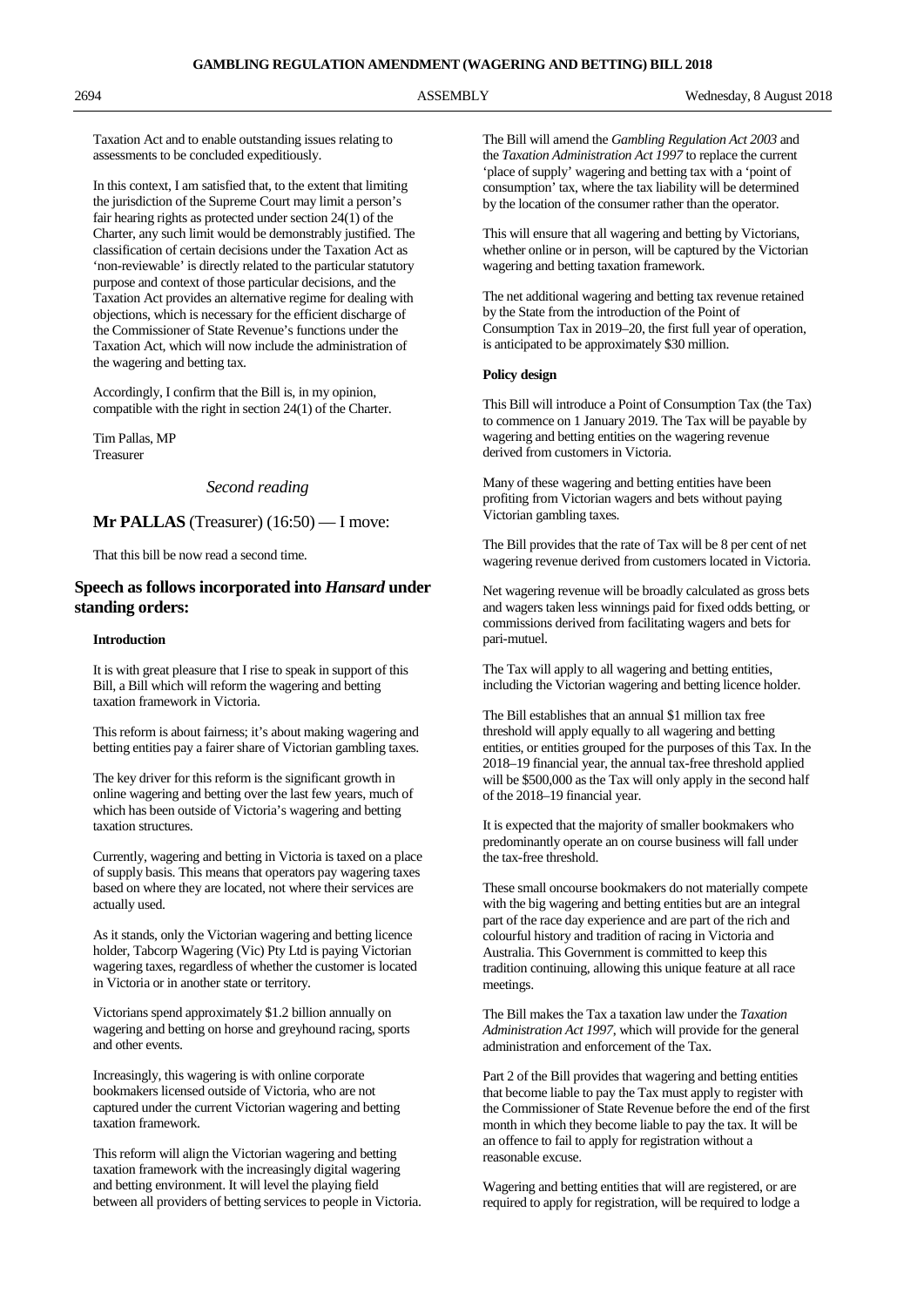Taxation Act and to enable outstanding issues relating to assessments to be concluded expeditiously.

In this context, I am satisfied that, to the extent that limiting the jurisdiction of the Supreme Court may limit a person's fair hearing rights as protected under section 24(1) of the Charter, any such limit would be demonstrably justified. The classification of certain decisions under the Taxation Act as 'non-reviewable' is directly related to the particular statutory purpose and context of those particular decisions, and the Taxation Act provides an alternative regime for dealing with objections, which is necessary for the efficient discharge of the Commissioner of State Revenue's functions under the Taxation Act, which will now include the administration of the wagering and betting tax.

Accordingly, I confirm that the Bill is, in my opinion, compatible with the right in section 24(1) of the Charter.

Tim Pallas, MP
Treasurer

*Second reading*

**Mr PALLAS** (Treasurer) (16:50) — I move:

That this bill be now read a second time.

## Speech as follows incorporated into *Hansard* under standing orders:

### Introduction

It is with great pleasure that I rise to speak in support of this Bill, a Bill which will reform the wagering and betting taxation framework in Victoria.

This reform is about fairness; it's about making wagering and betting entities pay a fairer share of Victorian gambling taxes.

The key driver for this reform is the significant growth in online wagering and betting over the last few years, much of which has been outside of Victoria's wagering and betting taxation structures.

Currently, wagering and betting in Victoria is taxed on a place of supply basis. This means that operators pay wagering taxes based on where they are located, not where their services are actually used.

As it stands, only the Victorian wagering and betting licence holder, Tabcorp Wagering (Vic) Pty Ltd is paying Victorian wagering taxes, regardless of whether the customer is located in Victoria or in another state or territory.

Victorians spend approximately $1.2 billion annually on wagering and betting on horse and greyhound racing, sports and other events.

Increasingly, this wagering is with online corporate bookmakers licensed outside of Victoria, who are not captured under the current Victorian wagering and betting taxation framework.

This reform will align the Victorian wagering and betting taxation framework with the increasingly digital wagering and betting environment. It will level the playing field between all providers of betting services to people in Victoria.

The Bill will amend the *Gambling Regulation Act 2003* and the *Taxation Administration Act 1997* to replace the current 'place of supply' wagering and betting tax with a 'point of consumption' tax, where the tax liability will be determined by the location of the consumer rather than the operator.

This will ensure that all wagering and betting by Victorians, whether online or in person, will be captured by the Victorian wagering and betting taxation framework.

The net additional wagering and betting tax revenue retained by the State from the introduction of the Point of Consumption Tax in 2019–20, the first full year of operation, is anticipated to be approximately $30 million.

### Policy design

This Bill will introduce a Point of Consumption Tax (the Tax) to commence on 1 January 2019. The Tax will be payable by wagering and betting entities on the wagering revenue derived from customers in Victoria.

Many of these wagering and betting entities have been profiting from Victorian wagers and bets without paying Victorian gambling taxes.

The Bill provides that the rate of Tax will be 8 per cent of net wagering revenue derived from customers located in Victoria.

Net wagering revenue will be broadly calculated as gross bets and wagers taken less winnings paid for fixed odds betting, or commissions derived from facilitating wagers and bets for pari-mutuel.

The Tax will apply to all wagering and betting entities, including the Victorian wagering and betting licence holder.

The Bill establishes that an annual $1 million tax free threshold will apply equally to all wagering and betting entities, or entities grouped for the purposes of this Tax. In the 2018–19 financial year, the annual tax-free threshold applied will be $500,000 as the Tax will only apply in the second half of the 2018–19 financial year.

It is expected that the majority of smaller bookmakers who predominantly operate an on course business will fall under the tax-free threshold.

These small oncourse bookmakers do not materially compete with the big wagering and betting entities but are an integral part of the race day experience and are part of the rich and colourful history and tradition of racing in Victoria and Australia. This Government is committed to keep this tradition continuing, allowing this unique feature at all race meetings.

The Bill makes the Tax a taxation law under the *Taxation Administration Act 1997*, which will provide for the general administration and enforcement of the Tax.

Part 2 of the Bill provides that wagering and betting entities that become liable to pay the Tax must apply to register with the Commissioner of State Revenue before the end of the first month in which they become liable to pay the tax. It will be an offence to fail to apply for registration without a reasonable excuse.

Wagering and betting entities that will are registered, or are required to apply for registration, will be required to lodge a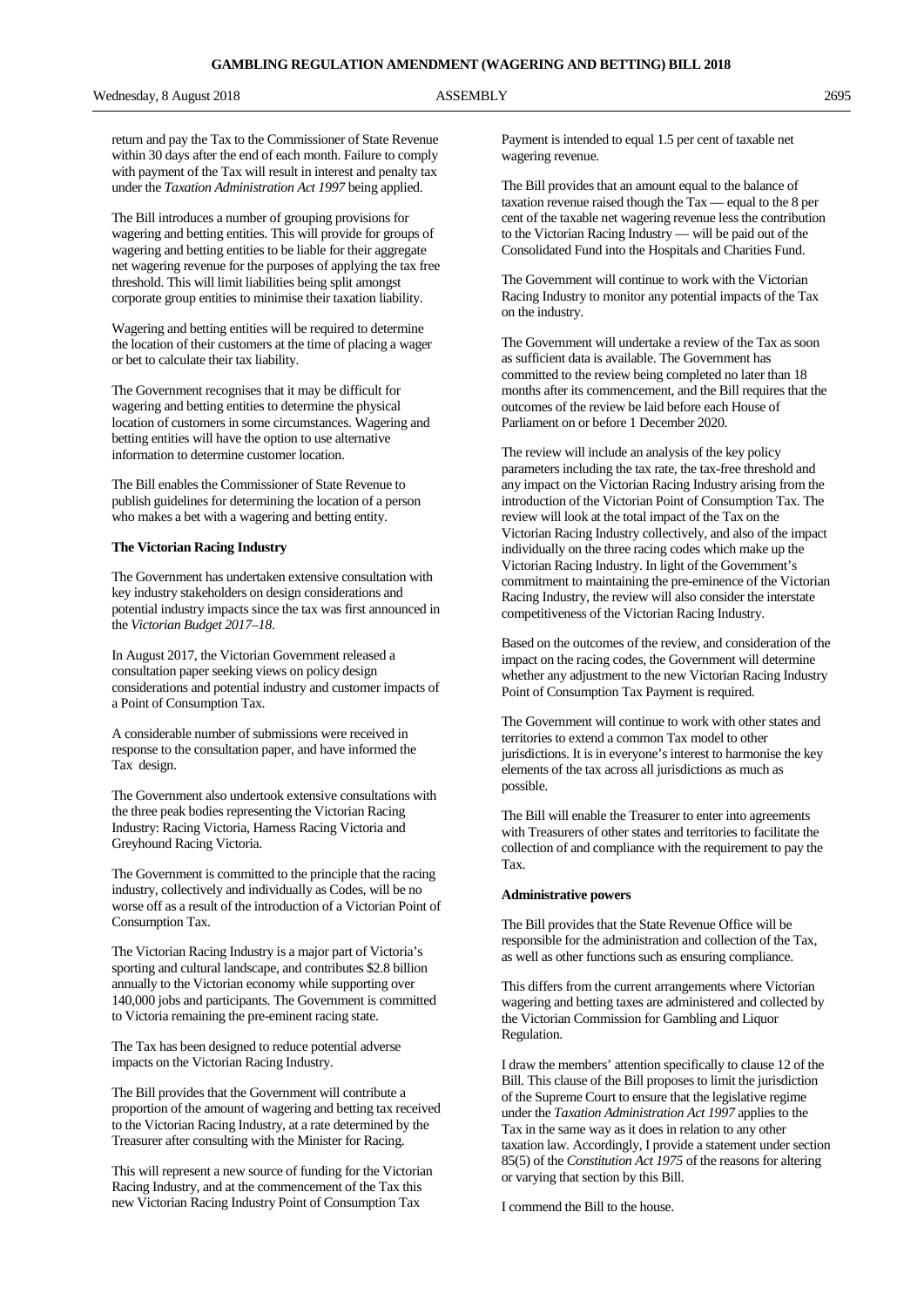return and pay the Tax to the Commissioner of State Revenue within 30 days after the end of each month. Failure to comply with payment of the Tax will result in interest and penalty tax under the *Taxation Administration Act 1997* being applied.

The Bill introduces a number of grouping provisions for wagering and betting entities. This will provide for groups of wagering and betting entities to be liable for their aggregate net wagering revenue for the purposes of applying the tax free threshold. This will limit liabilities being split amongst corporate group entities to minimise their taxation liability.

Wagering and betting entities will be required to determine the location of their customers at the time of placing a wager or bet to calculate their tax liability.

The Government recognises that it may be difficult for wagering and betting entities to determine the physical location of customers in some circumstances. Wagering and betting entities will have the option to use alternative information to determine customer location.

The Bill enables the Commissioner of State Revenue to publish guidelines for determining the location of a person who makes a bet with a wagering and betting entity.

**The Victorian Racing Industry**

The Government has undertaken extensive consultation with key industry stakeholders on design considerations and potential industry impacts since the tax was first announced in the *Victorian Budget 2017–18*.

In August 2017, the Victorian Government released a consultation paper seeking views on policy design considerations and potential industry and customer impacts of a Point of Consumption Tax.

A considerable number of submissions were received in response to the consultation paper, and have informed the Tax design.

The Government also undertook extensive consultations with the three peak bodies representing the Victorian Racing Industry: Racing Victoria, Harness Racing Victoria and Greyhound Racing Victoria.

The Government is committed to the principle that the racing industry, collectively and individually as Codes, will be no worse off as a result of the introduction of a Victorian Point of Consumption Tax.

The Victorian Racing Industry is a major part of Victoria's sporting and cultural landscape, and contributes $2.8 billion annually to the Victorian economy while supporting over 140,000 jobs and participants. The Government is committed to Victoria remaining the pre-eminent racing state.

The Tax has been designed to reduce potential adverse impacts on the Victorian Racing Industry.

The Bill provides that the Government will contribute a proportion of the amount of wagering and betting tax received to the Victorian Racing Industry, at a rate determined by the Treasurer after consulting with the Minister for Racing.

This will represent a new source of funding for the Victorian Racing Industry, and at the commencement of the Tax this new Victorian Racing Industry Point of Consumption Tax Payment is intended to equal 1.5 per cent of taxable net wagering revenue.

The Bill provides that an amount equal to the balance of taxation revenue raised though the Tax — equal to the 8 per cent of the taxable net wagering revenue less the contribution to the Victorian Racing Industry — will be paid out of the Consolidated Fund into the Hospitals and Charities Fund.

The Government will continue to work with the Victorian Racing Industry to monitor any potential impacts of the Tax on the industry.

The Government will undertake a review of the Tax as soon as sufficient data is available. The Government has committed to the review being completed no later than 18 months after its commencement, and the Bill requires that the outcomes of the review be laid before each House of Parliament on or before 1 December 2020.

The review will include an analysis of the key policy parameters including the tax rate, the tax-free threshold and any impact on the Victorian Racing Industry arising from the introduction of the Victorian Point of Consumption Tax. The review will look at the total impact of the Tax on the Victorian Racing Industry collectively, and also of the impact individually on the three racing codes which make up the Victorian Racing Industry. In light of the Government's commitment to maintaining the pre-eminence of the Victorian Racing Industry, the review will also consider the interstate competitiveness of the Victorian Racing Industry.

Based on the outcomes of the review, and consideration of the impact on the racing codes, the Government will determine whether any adjustment to the new Victorian Racing Industry Point of Consumption Tax Payment is required.

The Government will continue to work with other states and territories to extend a common Tax model to other jurisdictions. It is in everyone's interest to harmonise the key elements of the tax across all jurisdictions as much as possible.

The Bill will enable the Treasurer to enter into agreements with Treasurers of other states and territories to facilitate the collection of and compliance with the requirement to pay the Tax.

**Administrative powers**

The Bill provides that the State Revenue Office will be responsible for the administration and collection of the Tax, as well as other functions such as ensuring compliance.

This differs from the current arrangements where Victorian wagering and betting taxes are administered and collected by the Victorian Commission for Gambling and Liquor Regulation.

I draw the members' attention specifically to clause 12 of the Bill. This clause of the Bill proposes to limit the jurisdiction of the Supreme Court to ensure that the legislative regime under the *Taxation Administration Act 1997* applies to the Tax in the same way as it does in relation to any other taxation law. Accordingly, I provide a statement under section 85(5) of the *Constitution Act 1975* of the reasons for altering or varying that section by this Bill.

I commend the Bill to the house.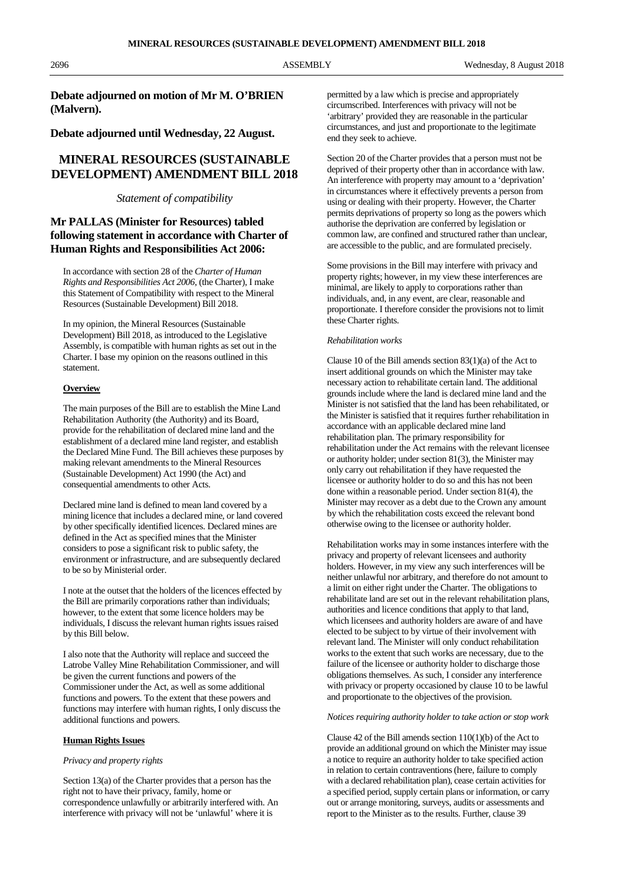**Debate adjourned on motion of Mr M. O'BRIEN (Malvern).**

**Debate adjourned until Wednesday, 22 August.**

## MINERAL RESOURCES (SUSTAINABLE DEVELOPMENT) AMENDMENT BILL 2018

*Statement of compatibility*

### Mr PALLAS (Minister for Resources) tabled following statement in accordance with Charter of Human Rights and Responsibilities Act 2006:

In accordance with section 28 of the *Charter of Human Rights and Responsibilities Act 2006*, (the Charter), I make this Statement of Compatibility with respect to the Mineral Resources (Sustainable Development) Bill 2018.

In my opinion, the Mineral Resources (Sustainable Development) Bill 2018, as introduced to the Legislative Assembly, is compatible with human rights as set out in the Charter. I base my opinion on the reasons outlined in this statement.

**Overview**

The main purposes of the Bill are to establish the Mine Land Rehabilitation Authority (the Authority) and its Board, provide for the rehabilitation of declared mine land and the establishment of a declared mine land register, and establish the Declared Mine Fund. The Bill achieves these purposes by making relevant amendments to the Mineral Resources (Sustainable Development) Act 1990 (the Act) and consequential amendments to other Acts.

Declared mine land is defined to mean land covered by a mining licence that includes a declared mine, or land covered by other specifically identified licences. Declared mines are defined in the Act as specified mines that the Minister considers to pose a significant risk to public safety, the environment or infrastructure, and are subsequently declared to be so by Ministerial order.

I note at the outset that the holders of the licences effected by the Bill are primarily corporations rather than individuals; however, to the extent that some licence holders may be individuals, I discuss the relevant human rights issues raised by this Bill below.

I also note that the Authority will replace and succeed the Latrobe Valley Mine Rehabilitation Commissioner, and will be given the current functions and powers of the Commissioner under the Act, as well as some additional functions and powers. To the extent that these powers and functions may interfere with human rights, I only discuss the additional functions and powers.

**Human Rights Issues**

*Privacy and property rights*

Section 13(a) of the Charter provides that a person has the right not to have their privacy, family, home or correspondence unlawfully or arbitrarily interfered with. An interference with privacy will not be 'unlawful' where it is permitted by a law which is precise and appropriately circumscribed. Interferences with privacy will not be 'arbitrary' provided they are reasonable in the particular circumstances, and just and proportionate to the legitimate end they seek to achieve.

Section 20 of the Charter provides that a person must not be deprived of their property other than in accordance with law. An interference with property may amount to a 'deprivation' in circumstances where it effectively prevents a person from using or dealing with their property. However, the Charter permits deprivations of property so long as the powers which authorise the deprivation are conferred by legislation or common law, are confined and structured rather than unclear, are accessible to the public, and are formulated precisely.

Some provisions in the Bill may interfere with privacy and property rights; however, in my view these interferences are minimal, are likely to apply to corporations rather than individuals, and, in any event, are clear, reasonable and proportionate. I therefore consider the provisions not to limit these Charter rights.

*Rehabilitation works*

Clause 10 of the Bill amends section 83(1)(a) of the Act to insert additional grounds on which the Minister may take necessary action to rehabilitate certain land. The additional grounds include where the land is declared mine land and the Minister is not satisfied that the land has been rehabilitated, or the Minister is satisfied that it requires further rehabilitation in accordance with an applicable declared mine land rehabilitation plan. The primary responsibility for rehabilitation under the Act remains with the relevant licensee or authority holder; under section 81(3), the Minister may only carry out rehabilitation if they have requested the licensee or authority holder to do so and this has not been done within a reasonable period. Under section 81(4), the Minister may recover as a debt due to the Crown any amount by which the rehabilitation costs exceed the relevant bond otherwise owing to the licensee or authority holder.

Rehabilitation works may in some instances interfere with the privacy and property of relevant licensees and authority holders. However, in my view any such interferences will be neither unlawful nor arbitrary, and therefore do not amount to a limit on either right under the Charter. The obligations to rehabilitate land are set out in the relevant rehabilitation plans, authorities and licence conditions that apply to that land, which licensees and authority holders are aware of and have elected to be subject to by virtue of their involvement with relevant land. The Minister will only conduct rehabilitation works to the extent that such works are necessary, due to the failure of the licensee or authority holder to discharge those obligations themselves. As such, I consider any interference with privacy or property occasioned by clause 10 to be lawful and proportionate to the objectives of the provision.

*Notices requiring authority holder to take action or stop work*

Clause 42 of the Bill amends section 110(1)(b) of the Act to provide an additional ground on which the Minister may issue a notice to require an authority holder to take specified action in relation to certain contraventions (here, failure to comply with a declared rehabilitation plan), cease certain activities for a specified period, supply certain plans or information, or carry out or arrange monitoring, surveys, audits or assessments and report to the Minister as to the results. Further, clause 39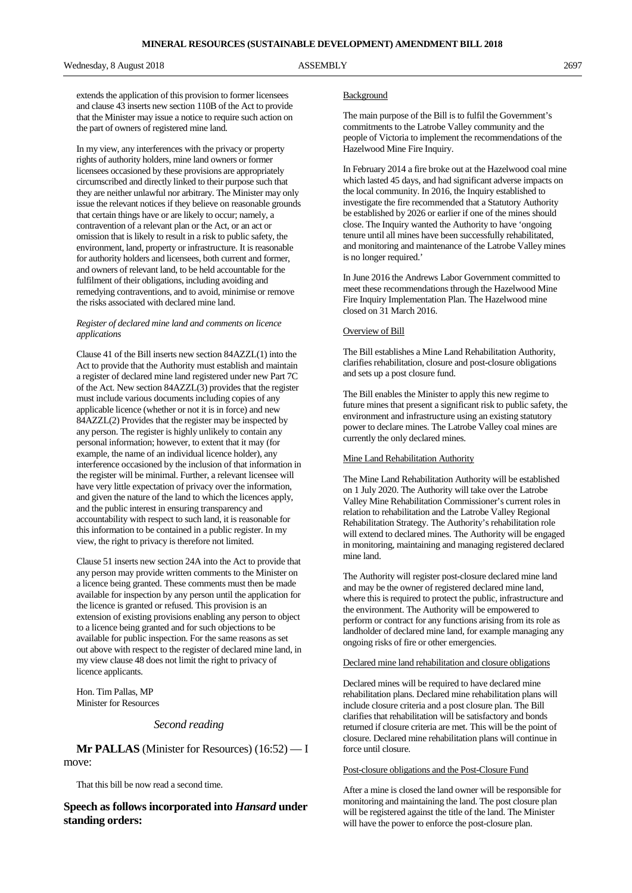extends the application of this provision to former licensees and clause 43 inserts new section 110B of the Act to provide that the Minister may issue a notice to require such action on the part of owners of registered mine land.

In my view, any interferences with the privacy or property rights of authority holders, mine land owners or former licensees occasioned by these provisions are appropriately circumscribed and directly linked to their purpose such that they are neither unlawful nor arbitrary. The Minister may only issue the relevant notices if they believe on reasonable grounds that certain things have or are likely to occur; namely, a contravention of a relevant plan or the Act, or an act or omission that is likely to result in a risk to public safety, the environment, land, property or infrastructure. It is reasonable for authority holders and licensees, both current and former, and owners of relevant land, to be held accountable for the fulfilment of their obligations, including avoiding and remedying contraventions, and to avoid, minimise or remove the risks associated with declared mine land.

*Register of declared mine land and comments on licence applications*

Clause 41 of the Bill inserts new section 84AZZL(1) into the Act to provide that the Authority must establish and maintain a register of declared mine land registered under new Part 7C of the Act. New section 84AZZL(3) provides that the register must include various documents including copies of any applicable licence (whether or not it is in force) and new 84AZZL(2) Provides that the register may be inspected by any person. The register is highly unlikely to contain any personal information; however, to extent that it may (for example, the name of an individual licence holder), any interference occasioned by the inclusion of that information in the register will be minimal. Further, a relevant licensee will have very little expectation of privacy over the information, and given the nature of the land to which the licences apply, and the public interest in ensuring transparency and accountability with respect to such land, it is reasonable for this information to be contained in a public register. In my view, the right to privacy is therefore not limited.

Clause 51 inserts new section 24A into the Act to provide that any person may provide written comments to the Minister on a licence being granted. These comments must then be made available for inspection by any person until the application for the licence is granted or refused. This provision is an extension of existing provisions enabling any person to object to a licence being granted and for such objections to be available for public inspection. For the same reasons as set out above with respect to the register of declared mine land, in my view clause 48 does not limit the right to privacy of licence applicants.

Hon. Tim Pallas, MP
Minister for Resources

## *Second reading*

**Mr PALLAS** (Minister for Resources) (16:52) — I move:

That this bill be now read a second time.

### Speech as follows incorporated into *Hansard* under standing orders:

Background

The main purpose of the Bill is to fulfil the Government's commitments to the Latrobe Valley community and the people of Victoria to implement the recommendations of the Hazelwood Mine Fire Inquiry.

In February 2014 a fire broke out at the Hazelwood coal mine which lasted 45 days, and had significant adverse impacts on the local community. In 2016, the Inquiry established to investigate the fire recommended that a Statutory Authority be established by 2026 or earlier if one of the mines should close. The Inquiry wanted the Authority to have 'ongoing tenure until all mines have been successfully rehabilitated, and monitoring and maintenance of the Latrobe Valley mines is no longer required.'

In June 2016 the Andrews Labor Government committed to meet these recommendations through the Hazelwood Mine Fire Inquiry Implementation Plan. The Hazelwood mine closed on 31 March 2016.

Overview of Bill

The Bill establishes a Mine Land Rehabilitation Authority, clarifies rehabilitation, closure and post-closure obligations and sets up a post closure fund.

The Bill enables the Minister to apply this new regime to future mines that present a significant risk to public safety, the environment and infrastructure using an existing statutory power to declare mines. The Latrobe Valley coal mines are currently the only declared mines.

Mine Land Rehabilitation Authority

The Mine Land Rehabilitation Authority will be established on 1 July 2020. The Authority will take over the Latrobe Valley Mine Rehabilitation Commissioner's current roles in relation to rehabilitation and the Latrobe Valley Regional Rehabilitation Strategy. The Authority's rehabilitation role will extend to declared mines. The Authority will be engaged in monitoring, maintaining and managing registered declared mine land.

The Authority will register post-closure declared mine land and may be the owner of registered declared mine land, where this is required to protect the public, infrastructure and the environment. The Authority will be empowered to perform or contract for any functions arising from its role as landholder of declared mine land, for example managing any ongoing risks of fire or other emergencies.

Declared mine land rehabilitation and closure obligations

Declared mines will be required to have declared mine rehabilitation plans. Declared mine rehabilitation plans will include closure criteria and a post closure plan. The Bill clarifies that rehabilitation will be satisfactory and bonds returned if closure criteria are met. This will be the point of closure. Declared mine rehabilitation plans will continue in force until closure.

Post-closure obligations and the Post-Closure Fund

After a mine is closed the land owner will be responsible for monitoring and maintaining the land. The post closure plan will be registered against the title of the land. The Minister will have the power to enforce the post-closure plan.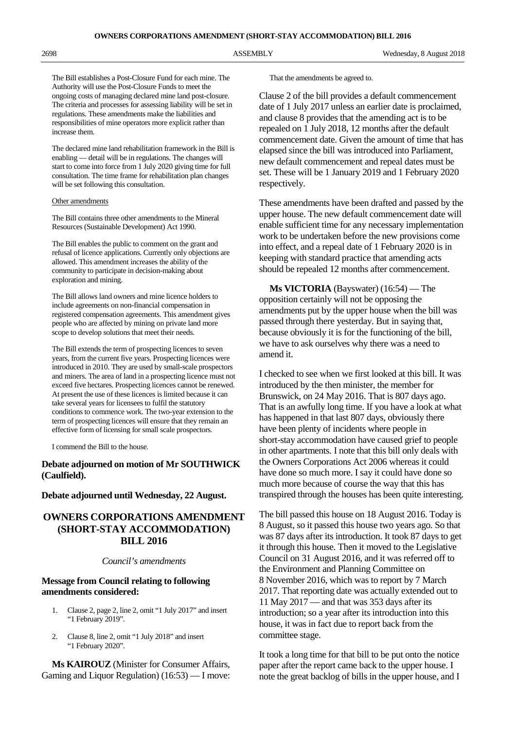The Bill establishes a Post-Closure Fund for each mine. The Authority will use the Post-Closure Funds to meet the ongoing costs of managing declared mine land post-closure. The criteria and processes for assessing liability will be set in regulations. These amendments make the liabilities and responsibilities of mine operators more explicit rather than increase them.

The declared mine land rehabilitation framework in the Bill is enabling — detail will be in regulations. The changes will start to come into force from 1 July 2020 giving time for full consultation. The time frame for rehabilitation plan changes will be set following this consultation.

Other amendments

The Bill contains three other amendments to the Mineral Resources (Sustainable Development) Act 1990.

The Bill enables the public to comment on the grant and refusal of licence applications. Currently only objections are allowed. This amendment increases the ability of the community to participate in decision-making about exploration and mining.

The Bill allows land owners and mine licence holders to include agreements on non-financial compensation in registered compensation agreements. This amendment gives people who are affected by mining on private land more scope to develop solutions that meet their needs.

The Bill extends the term of prospecting licences to seven years, from the current five years. Prospecting licences were introduced in 2010. They are used by small-scale prospectors and miners. The area of land in a prospecting licence must not exceed five hectares. Prospecting licences cannot be renewed. At present the use of these licences is limited because it can take several years for licensees to fulfil the statutory conditions to commence work. The two-year extension to the term of prospecting licences will ensure that they remain an effective form of licensing for small scale prospectors.

I commend the Bill to the house.

**Debate adjourned on motion of Mr SOUTHWICK (Caulfield).**

**Debate adjourned until Wednesday, 22 August.**

## OWNERS CORPORATIONS AMENDMENT (SHORT-STAY ACCOMMODATION) BILL 2016

*Council's amendments*

**Message from Council relating to following amendments considered:**

1. Clause 2, page 2, line 2, omit "1 July 2017" and insert "1 February 2019".
2. Clause 8, line 2, omit "1 July 2018" and insert "1 February 2020".

**Ms KAIROUZ** (Minister for Consumer Affairs, Gaming and Liquor Regulation) (16:53) — I move:

That the amendments be agreed to.

Clause 2 of the bill provides a default commencement date of 1 July 2017 unless an earlier date is proclaimed, and clause 8 provides that the amending act is to be repealed on 1 July 2018, 12 months after the default commencement date. Given the amount of time that has elapsed since the bill was introduced into Parliament, new default commencement and repeal dates must be set. These will be 1 January 2019 and 1 February 2020 respectively.

These amendments have been drafted and passed by the upper house. The new default commencement date will enable sufficient time for any necessary implementation work to be undertaken before the new provisions come into effect, and a repeal date of 1 February 2020 is in keeping with standard practice that amending acts should be repealed 12 months after commencement.

**Ms VICTORIA** (Bayswater) (16:54) — The opposition certainly will not be opposing the amendments put by the upper house when the bill was passed through there yesterday. But in saying that, because obviously it is for the functioning of the bill, we have to ask ourselves why there was a need to amend it.

I checked to see when we first looked at this bill. It was introduced by the then minister, the member for Brunswick, on 24 May 2016. That is 807 days ago. That is an awfully long time. If you have a look at what has happened in that last 807 days, obviously there have been plenty of incidents where people in short-stay accommodation have caused grief to people in other apartments. I note that this bill only deals with the Owners Corporations Act 2006 whereas it could have done so much more. I say it could have done so much more because of course the way that this has transpired through the houses has been quite interesting.

The bill passed this house on 18 August 2016. Today is 8 August, so it passed this house two years ago. So that was 87 days after its introduction. It took 87 days to get it through this house. Then it moved to the Legislative Council on 31 August 2016, and it was referred off to the Environment and Planning Committee on 8 November 2016, which was to report by 7 March 2017. That reporting date was actually extended out to 11 May 2017 — and that was 353 days after its introduction; so a year after its introduction into this house, it was in fact due to report back from the committee stage.

It took a long time for that bill to be put onto the notice paper after the report came back to the upper house. I note the great backlog of bills in the upper house, and I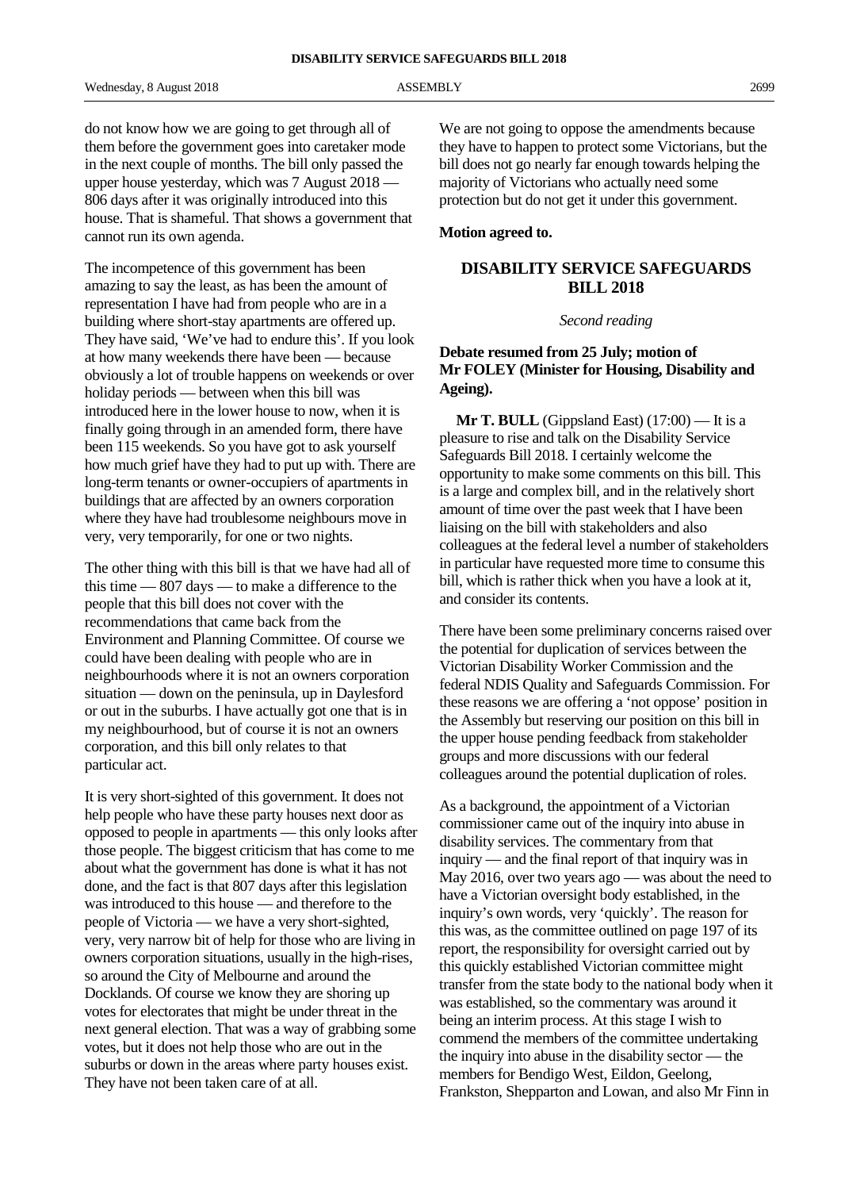do not know how we are going to get through all of them before the government goes into caretaker mode in the next couple of months. The bill only passed the upper house yesterday, which was 7 August 2018 — 806 days after it was originally introduced into this house. That is shameful. That shows a government that cannot run its own agenda.

The incompetence of this government has been amazing to say the least, as has been the amount of representation I have had from people who are in a building where short-stay apartments are offered up. They have said, 'We've had to endure this'. If you look at how many weekends there have been — because obviously a lot of trouble happens on weekends or over holiday periods — between when this bill was introduced here in the lower house to now, when it is finally going through in an amended form, there have been 115 weekends. So you have got to ask yourself how much grief have they had to put up with. There are long-term tenants or owner-occupiers of apartments in buildings that are affected by an owners corporation where they have had troublesome neighbours move in very, very temporarily, for one or two nights.

The other thing with this bill is that we have had all of this time — 807 days — to make a difference to the people that this bill does not cover with the recommendations that came back from the Environment and Planning Committee. Of course we could have been dealing with people who are in neighbourhoods where it is not an owners corporation situation — down on the peninsula, up in Daylesford or out in the suburbs. I have actually got one that is in my neighbourhood, but of course it is not an owners corporation, and this bill only relates to that particular act.

It is very short-sighted of this government. It does not help people who have these party houses next door as opposed to people in apartments — this only looks after those people. The biggest criticism that has come to me about what the government has done is what it has not done, and the fact is that 807 days after this legislation was introduced to this house — and therefore to the people of Victoria — we have a very short-sighted, very, very narrow bit of help for those who are living in owners corporation situations, usually in the high-rises, so around the City of Melbourne and around the Docklands. Of course we know they are shoring up votes for electorates that might be under threat in the next general election. That was a way of grabbing some votes, but it does not help those who are out in the suburbs or down in the areas where party houses exist. They have not been taken care of at all.

We are not going to oppose the amendments because they have to happen to protect some Victorians, but the bill does not go nearly far enough towards helping the majority of Victorians who actually need some protection but do not get it under this government.

**Motion agreed to.**

## DISABILITY SERVICE SAFEGUARDS BILL 2018

*Second reading*

**Debate resumed from 25 July; motion of Mr FOLEY (Minister for Housing, Disability and Ageing).**

**Mr T. BULL** (Gippsland East) (17:00) — It is a pleasure to rise and talk on the Disability Service Safeguards Bill 2018. I certainly welcome the opportunity to make some comments on this bill. This is a large and complex bill, and in the relatively short amount of time over the past week that I have been liaising on the bill with stakeholders and also colleagues at the federal level a number of stakeholders in particular have requested more time to consume this bill, which is rather thick when you have a look at it, and consider its contents.

There have been some preliminary concerns raised over the potential for duplication of services between the Victorian Disability Worker Commission and the federal NDIS Quality and Safeguards Commission. For these reasons we are offering a 'not oppose' position in the Assembly but reserving our position on this bill in the upper house pending feedback from stakeholder groups and more discussions with our federal colleagues around the potential duplication of roles.

As a background, the appointment of a Victorian commissioner came out of the inquiry into abuse in disability services. The commentary from that inquiry — and the final report of that inquiry was in May 2016, over two years ago — was about the need to have a Victorian oversight body established, in the inquiry's own words, very 'quickly'. The reason for this was, as the committee outlined on page 197 of its report, the responsibility for oversight carried out by this quickly established Victorian committee might transfer from the state body to the national body when it was established, so the commentary was around it being an interim process. At this stage I wish to commend the members of the committee undertaking the inquiry into abuse in the disability sector — the members for Bendigo West, Eildon, Geelong, Frankston, Shepparton and Lowan, and also Mr Finn in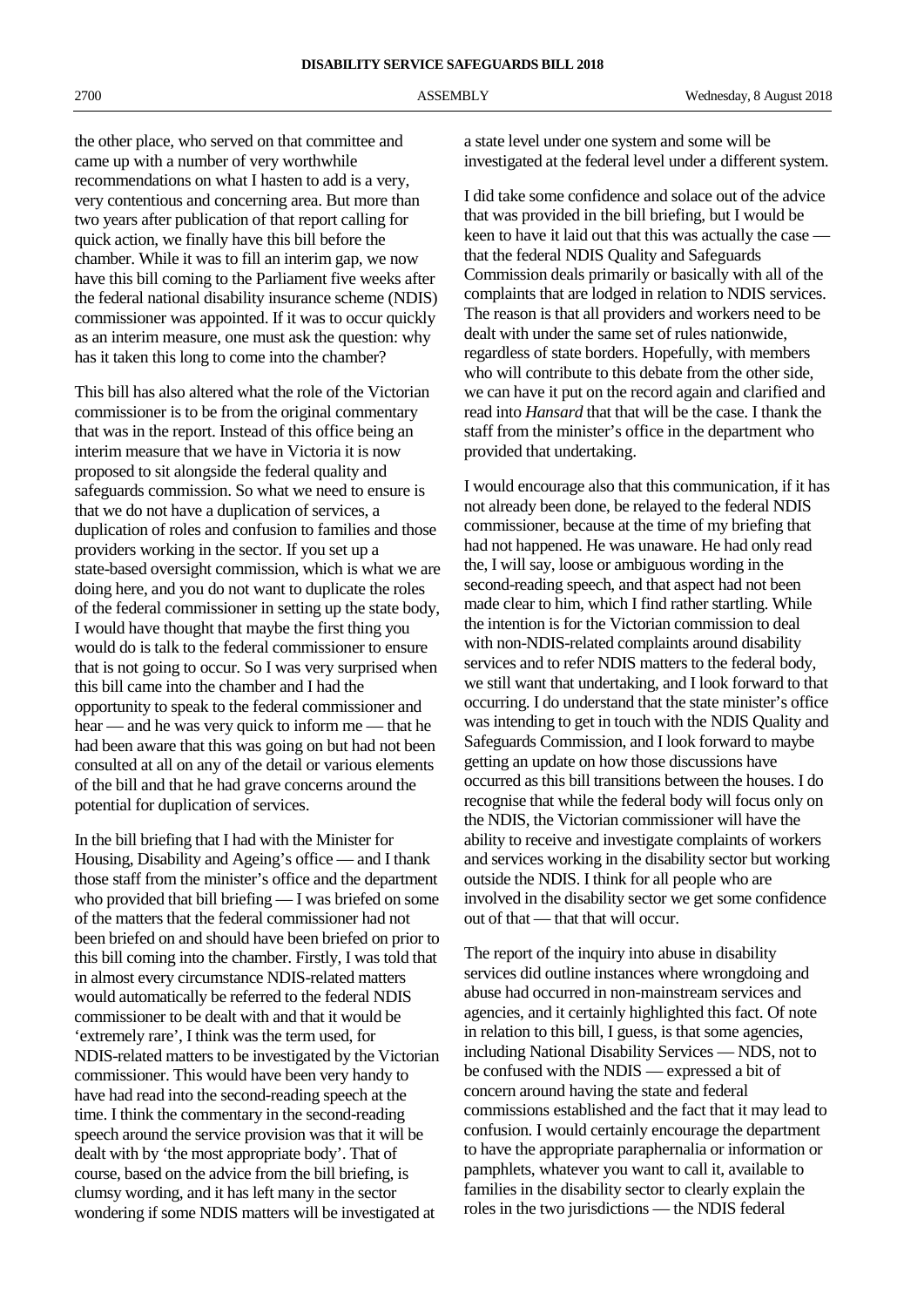the other place, who served on that committee and came up with a number of very worthwhile recommendations on what I hasten to add is a very, very contentious and concerning area. But more than two years after publication of that report calling for quick action, we finally have this bill before the chamber. While it was to fill an interim gap, we now have this bill coming to the Parliament five weeks after the federal national disability insurance scheme (NDIS) commissioner was appointed. If it was to occur quickly as an interim measure, one must ask the question: why has it taken this long to come into the chamber?

This bill has also altered what the role of the Victorian commissioner is to be from the original commentary that was in the report. Instead of this office being an interim measure that we have in Victoria it is now proposed to sit alongside the federal quality and safeguards commission. So what we need to ensure is that we do not have a duplication of services, a duplication of roles and confusion to families and those providers working in the sector. If you set up a state-based oversight commission, which is what we are doing here, and you do not want to duplicate the roles of the federal commissioner in setting up the state body, I would have thought that maybe the first thing you would do is talk to the federal commissioner to ensure that is not going to occur. So I was very surprised when this bill came into the chamber and I had the opportunity to speak to the federal commissioner and hear — and he was very quick to inform me — that he had been aware that this was going on but had not been consulted at all on any of the detail or various elements of the bill and that he had grave concerns around the potential for duplication of services.

In the bill briefing that I had with the Minister for Housing, Disability and Ageing's office — and I thank those staff from the minister's office and the department who provided that bill briefing — I was briefed on some of the matters that the federal commissioner had not been briefed on and should have been briefed on prior to this bill coming into the chamber. Firstly, I was told that in almost every circumstance NDIS-related matters would automatically be referred to the federal NDIS commissioner to be dealt with and that it would be 'extremely rare', I think was the term used, for NDIS-related matters to be investigated by the Victorian commissioner. This would have been very handy to have had read into the second-reading speech at the time. I think the commentary in the second-reading speech around the service provision was that it will be dealt with by 'the most appropriate body'. That of course, based on the advice from the bill briefing, is clumsy wording, and it has left many in the sector wondering if some NDIS matters will be investigated at a state level under one system and some will be investigated at the federal level under a different system.

I did take some confidence and solace out of the advice that was provided in the bill briefing, but I would be keen to have it laid out that this was actually the case — that the federal NDIS Quality and Safeguards Commission deals primarily or basically with all of the complaints that are lodged in relation to NDIS services. The reason is that all providers and workers need to be dealt with under the same set of rules nationwide, regardless of state borders. Hopefully, with members who will contribute to this debate from the other side, we can have it put on the record again and clarified and read into *Hansard* that that will be the case. I thank the staff from the minister's office in the department who provided that undertaking.

I would encourage also that this communication, if it has not already been done, be relayed to the federal NDIS commissioner, because at the time of my briefing that had not happened. He was unaware. He had only read the, I will say, loose or ambiguous wording in the second-reading speech, and that aspect had not been made clear to him, which I find rather startling. While the intention is for the Victorian commission to deal with non-NDIS-related complaints around disability services and to refer NDIS matters to the federal body, we still want that undertaking, and I look forward to that occurring. I do understand that the state minister's office was intending to get in touch with the NDIS Quality and Safeguards Commission, and I look forward to maybe getting an update on how those discussions have occurred as this bill transitions between the houses. I do recognise that while the federal body will focus only on the NDIS, the Victorian commissioner will have the ability to receive and investigate complaints of workers and services working in the disability sector but working outside the NDIS. I think for all people who are involved in the disability sector we get some confidence out of that — that that will occur.

The report of the inquiry into abuse in disability services did outline instances where wrongdoing and abuse had occurred in non-mainstream services and agencies, and it certainly highlighted this fact. Of note in relation to this bill, I guess, is that some agencies, including National Disability Services — NDS, not to be confused with the NDIS — expressed a bit of concern around having the state and federal commissions established and the fact that it may lead to confusion. I would certainly encourage the department to have the appropriate paraphernalia or information or pamphlets, whatever you want to call it, available to families in the disability sector to clearly explain the roles in the two jurisdictions — the NDIS federal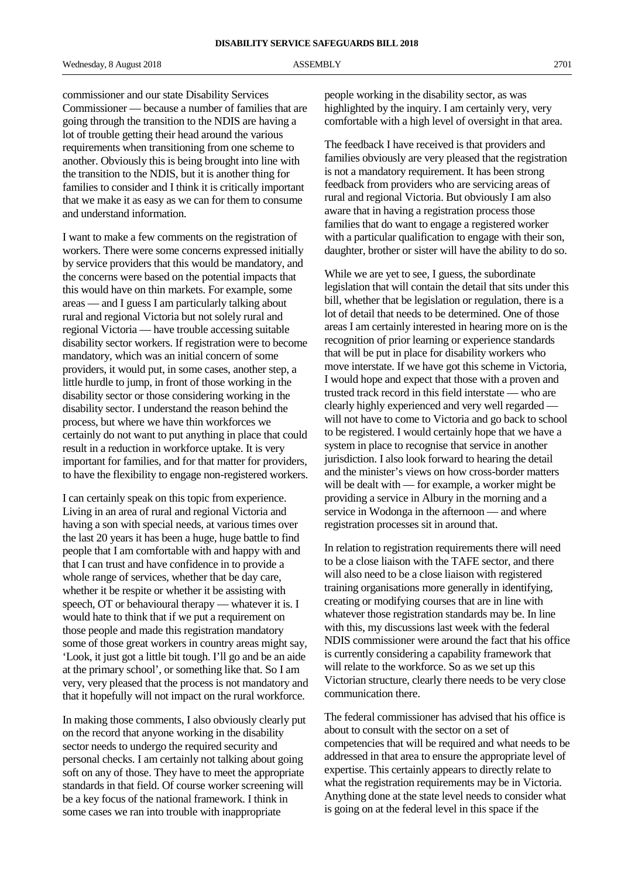commissioner and our state Disability Services Commissioner — because a number of families that are going through the transition to the NDIS are having a lot of trouble getting their head around the various requirements when transitioning from one scheme to another. Obviously this is being brought into line with the transition to the NDIS, but it is another thing for families to consider and I think it is critically important that we make it as easy as we can for them to consume and understand information.

I want to make a few comments on the registration of workers. There were some concerns expressed initially by service providers that this would be mandatory, and the concerns were based on the potential impacts that this would have on thin markets. For example, some areas — and I guess I am particularly talking about rural and regional Victoria but not solely rural and regional Victoria — have trouble accessing suitable disability sector workers. If registration were to become mandatory, which was an initial concern of some providers, it would put, in some cases, another step, a little hurdle to jump, in front of those working in the disability sector or those considering working in the disability sector. I understand the reason behind the process, but where we have thin workforces we certainly do not want to put anything in place that could result in a reduction in workforce uptake. It is very important for families, and for that matter for providers, to have the flexibility to engage non-registered workers.

I can certainly speak on this topic from experience. Living in an area of rural and regional Victoria and having a son with special needs, at various times over the last 20 years it has been a huge, huge battle to find people that I am comfortable with and happy with and that I can trust and have confidence in to provide a whole range of services, whether that be day care, whether it be respite or whether it be assisting with speech, OT or behavioural therapy — whatever it is. I would hate to think that if we put a requirement on those people and made this registration mandatory some of those great workers in country areas might say, 'Look, it just got a little bit tough. I'll go and be an aide at the primary school', or something like that. So I am very, very pleased that the process is not mandatory and that it hopefully will not impact on the rural workforce.

In making those comments, I also obviously clearly put on the record that anyone working in the disability sector needs to undergo the required security and personal checks. I am certainly not talking about going soft on any of those. They have to meet the appropriate standards in that field. Of course worker screening will be a key focus of the national framework. I think in some cases we ran into trouble with inappropriate people working in the disability sector, as was highlighted by the inquiry. I am certainly very, very comfortable with a high level of oversight in that area.

The feedback I have received is that providers and families obviously are very pleased that the registration is not a mandatory requirement. It has been strong feedback from providers who are servicing areas of rural and regional Victoria. But obviously I am also aware that in having a registration process those families that do want to engage a registered worker with a particular qualification to engage with their son, daughter, brother or sister will have the ability to do so.

While we are yet to see, I guess, the subordinate legislation that will contain the detail that sits under this bill, whether that be legislation or regulation, there is a lot of detail that needs to be determined. One of those areas I am certainly interested in hearing more on is the recognition of prior learning or experience standards that will be put in place for disability workers who move interstate. If we have got this scheme in Victoria, I would hope and expect that those with a proven and trusted track record in this field interstate — who are clearly highly experienced and very well regarded — will not have to come to Victoria and go back to school to be registered. I would certainly hope that we have a system in place to recognise that service in another jurisdiction. I also look forward to hearing the detail and the minister's views on how cross-border matters will be dealt with — for example, a worker might be providing a service in Albury in the morning and a service in Wodonga in the afternoon — and where registration processes sit in around that.

In relation to registration requirements there will need to be a close liaison with the TAFE sector, and there will also need to be a close liaison with registered training organisations more generally in identifying, creating or modifying courses that are in line with whatever those registration standards may be. In line with this, my discussions last week with the federal NDIS commissioner were around the fact that his office is currently considering a capability framework that will relate to the workforce. So as we set up this Victorian structure, clearly there needs to be very close communication there.

The federal commissioner has advised that his office is about to consult with the sector on a set of competencies that will be required and what needs to be addressed in that area to ensure the appropriate level of expertise. This certainly appears to directly relate to what the registration requirements may be in Victoria. Anything done at the state level needs to consider what is going on at the federal level in this space if the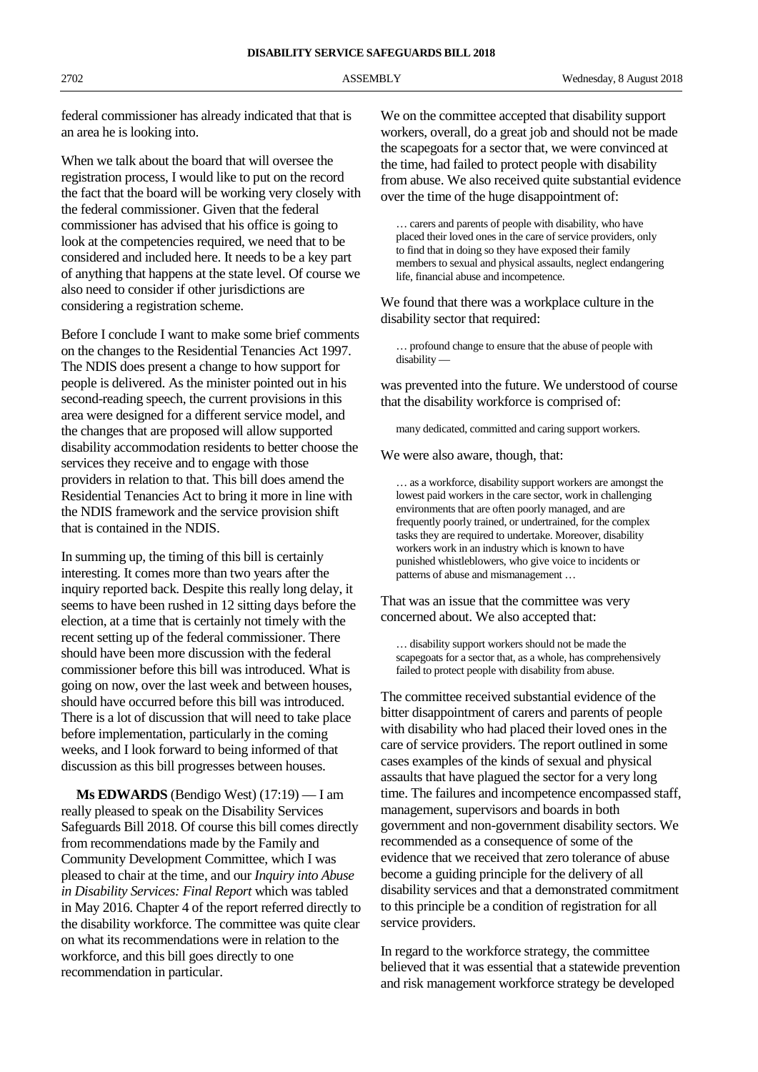federal commissioner has already indicated that that is an area he is looking into.

When we talk about the board that will oversee the registration process, I would like to put on the record the fact that the board will be working very closely with the federal commissioner. Given that the federal commissioner has advised that his office is going to look at the competencies required, we need that to be considered and included here. It needs to be a key part of anything that happens at the state level. Of course we also need to consider if other jurisdictions are considering a registration scheme.

Before I conclude I want to make some brief comments on the changes to the Residential Tenancies Act 1997. The NDIS does present a change to how support for people is delivered. As the minister pointed out in his second-reading speech, the current provisions in this area were designed for a different service model, and the changes that are proposed will allow supported disability accommodation residents to better choose the services they receive and to engage with those providers in relation to that. This bill does amend the Residential Tenancies Act to bring it more in line with the NDIS framework and the service provision shift that is contained in the NDIS.

In summing up, the timing of this bill is certainly interesting. It comes more than two years after the inquiry reported back. Despite this really long delay, it seems to have been rushed in 12 sitting days before the election, at a time that is certainly not timely with the recent setting up of the federal commissioner. There should have been more discussion with the federal commissioner before this bill was introduced. What is going on now, over the last week and between houses, should have occurred before this bill was introduced. There is a lot of discussion that will need to take place before implementation, particularly in the coming weeks, and I look forward to being informed of that discussion as this bill progresses between houses.

**Ms EDWARDS** (Bendigo West) (17:19) — I am really pleased to speak on the Disability Services Safeguards Bill 2018. Of course this bill comes directly from recommendations made by the Family and Community Development Committee, which I was pleased to chair at the time, and our *Inquiry into Abuse in Disability Services: Final Report* which was tabled in May 2016. Chapter 4 of the report referred directly to the disability workforce. The committee was quite clear on what its recommendations were in relation to the workforce, and this bill goes directly to one recommendation in particular.

We on the committee accepted that disability support workers, overall, do a great job and should not be made the scapegoats for a sector that, we were convinced at the time, had failed to protect people with disability from abuse. We also received quite substantial evidence over the time of the huge disappointment of:

> … carers and parents of people with disability, who have placed their loved ones in the care of service providers, only to find that in doing so they have exposed their family members to sexual and physical assaults, neglect endangering life, financial abuse and incompetence.

We found that there was a workplace culture in the disability sector that required:

> … profound change to ensure that the abuse of people with disability —

was prevented into the future. We understood of course that the disability workforce is comprised of:

> many dedicated, committed and caring support workers.

We were also aware, though, that:

> … as a workforce, disability support workers are amongst the lowest paid workers in the care sector, work in challenging environments that are often poorly managed, and are frequently poorly trained, or undertrained, for the complex tasks they are required to undertake. Moreover, disability workers work in an industry which is known to have punished whistleblowers, who give voice to incidents or patterns of abuse and mismanagement …

That was an issue that the committee was very concerned about. We also accepted that:

> … disability support workers should not be made the scapegoats for a sector that, as a whole, has comprehensively failed to protect people with disability from abuse.

The committee received substantial evidence of the bitter disappointment of carers and parents of people with disability who had placed their loved ones in the care of service providers. The report outlined in some cases examples of the kinds of sexual and physical assaults that have plagued the sector for a very long time. The failures and incompetence encompassed staff, management, supervisors and boards in both government and non-government disability sectors. We recommended as a consequence of some of the evidence that we received that zero tolerance of abuse become a guiding principle for the delivery of all disability services and that a demonstrated commitment to this principle be a condition of registration for all service providers.

In regard to the workforce strategy, the committee believed that it was essential that a statewide prevention and risk management workforce strategy be developed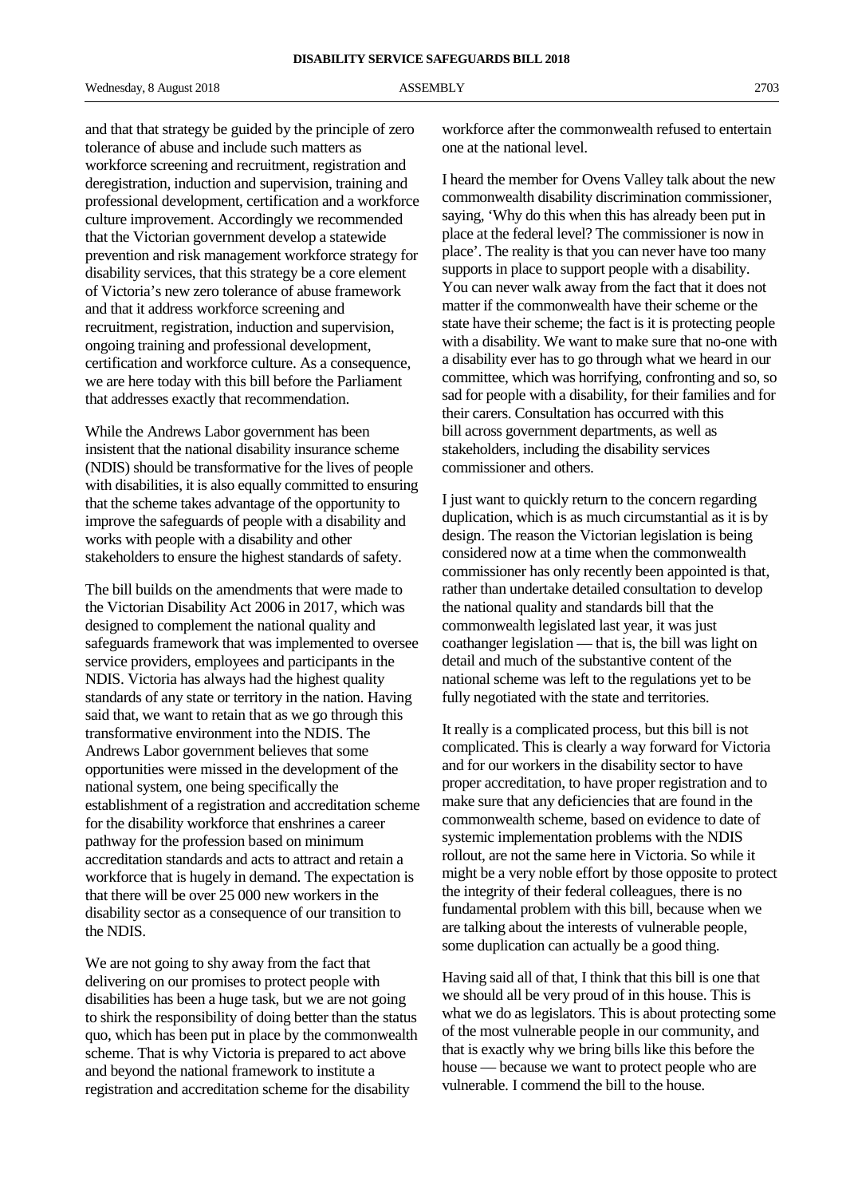and that that strategy be guided by the principle of zero tolerance of abuse and include such matters as workforce screening and recruitment, registration and deregistration, induction and supervision, training and professional development, certification and a workforce culture improvement. Accordingly we recommended that the Victorian government develop a statewide prevention and risk management workforce strategy for disability services, that this strategy be a core element of Victoria's new zero tolerance of abuse framework and that it address workforce screening and recruitment, registration, induction and supervision, ongoing training and professional development, certification and workforce culture. As a consequence, we are here today with this bill before the Parliament that addresses exactly that recommendation.

While the Andrews Labor government has been insistent that the national disability insurance scheme (NDIS) should be transformative for the lives of people with disabilities, it is also equally committed to ensuring that the scheme takes advantage of the opportunity to improve the safeguards of people with a disability and works with people with a disability and other stakeholders to ensure the highest standards of safety.

The bill builds on the amendments that were made to the Victorian Disability Act 2006 in 2017, which was designed to complement the national quality and safeguards framework that was implemented to oversee service providers, employees and participants in the NDIS. Victoria has always had the highest quality standards of any state or territory in the nation. Having said that, we want to retain that as we go through this transformative environment into the NDIS. The Andrews Labor government believes that some opportunities were missed in the development of the national system, one being specifically the establishment of a registration and accreditation scheme for the disability workforce that enshrines a career pathway for the profession based on minimum accreditation standards and acts to attract and retain a workforce that is hugely in demand. The expectation is that there will be over 25 000 new workers in the disability sector as a consequence of our transition to the NDIS.

We are not going to shy away from the fact that delivering on our promises to protect people with disabilities has been a huge task, but we are not going to shirk the responsibility of doing better than the status quo, which has been put in place by the commonwealth scheme. That is why Victoria is prepared to act above and beyond the national framework to institute a registration and accreditation scheme for the disability workforce after the commonwealth refused to entertain one at the national level.

I heard the member for Ovens Valley talk about the new commonwealth disability discrimination commissioner, saying, 'Why do this when this has already been put in place at the federal level? The commissioner is now in place'. The reality is that you can never have too many supports in place to support people with a disability. You can never walk away from the fact that it does not matter if the commonwealth have their scheme or the state have their scheme; the fact is it is protecting people with a disability. We want to make sure that no-one with a disability ever has to go through what we heard in our committee, which was horrifying, confronting and so, so sad for people with a disability, for their families and for their carers. Consultation has occurred with this bill across government departments, as well as stakeholders, including the disability services commissioner and others.

I just want to quickly return to the concern regarding duplication, which is as much circumstantial as it is by design. The reason the Victorian legislation is being considered now at a time when the commonwealth commissioner has only recently been appointed is that, rather than undertake detailed consultation to develop the national quality and standards bill that the commonwealth legislated last year, it was just coathanger legislation — that is, the bill was light on detail and much of the substantive content of the national scheme was left to the regulations yet to be fully negotiated with the state and territories.

It really is a complicated process, but this bill is not complicated. This is clearly a way forward for Victoria and for our workers in the disability sector to have proper accreditation, to have proper registration and to make sure that any deficiencies that are found in the commonwealth scheme, based on evidence to date of systemic implementation problems with the NDIS rollout, are not the same here in Victoria. So while it might be a very noble effort by those opposite to protect the integrity of their federal colleagues, there is no fundamental problem with this bill, because when we are talking about the interests of vulnerable people, some duplication can actually be a good thing.

Having said all of that, I think that this bill is one that we should all be very proud of in this house. This is what we do as legislators. This is about protecting some of the most vulnerable people in our community, and that is exactly why we bring bills like this before the house — because we want to protect people who are vulnerable. I commend the bill to the house.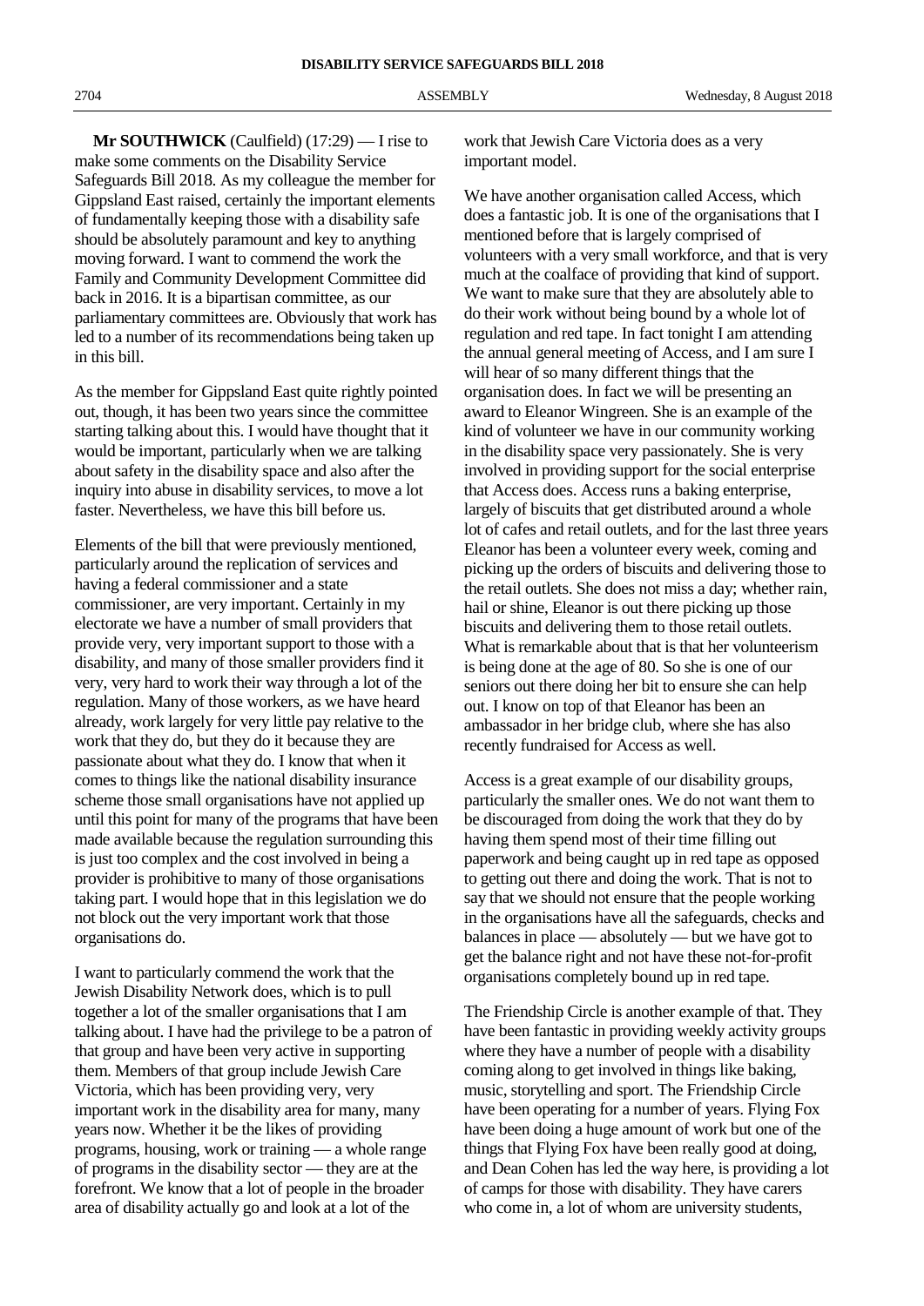**Mr SOUTHWICK** (Caulfield) (17:29) — I rise to make some comments on the Disability Service Safeguards Bill 2018. As my colleague the member for Gippsland East raised, certainly the important elements of fundamentally keeping those with a disability safe should be absolutely paramount and key to anything moving forward. I want to commend the work the Family and Community Development Committee did back in 2016. It is a bipartisan committee, as our parliamentary committees are. Obviously that work has led to a number of its recommendations being taken up in this bill.

As the member for Gippsland East quite rightly pointed out, though, it has been two years since the committee starting talking about this. I would have thought that it would be important, particularly when we are talking about safety in the disability space and also after the inquiry into abuse in disability services, to move a lot faster. Nevertheless, we have this bill before us.

Elements of the bill that were previously mentioned, particularly around the replication of services and having a federal commissioner and a state commissioner, are very important. Certainly in my electorate we have a number of small providers that provide very, very important support to those with a disability, and many of those smaller providers find it very, very hard to work their way through a lot of the regulation. Many of those workers, as we have heard already, work largely for very little pay relative to the work that they do, but they do it because they are passionate about what they do. I know that when it comes to things like the national disability insurance scheme those small organisations have not applied up until this point for many of the programs that have been made available because the regulation surrounding this is just too complex and the cost involved in being a provider is prohibitive to many of those organisations taking part. I would hope that in this legislation we do not block out the very important work that those organisations do.

I want to particularly commend the work that the Jewish Disability Network does, which is to pull together a lot of the smaller organisations that I am talking about. I have had the privilege to be a patron of that group and have been very active in supporting them. Members of that group include Jewish Care Victoria, which has been providing very, very important work in the disability area for many, many years now. Whether it be the likes of providing programs, housing, work or training — a whole range of programs in the disability sector — they are at the forefront. We know that a lot of people in the broader area of disability actually go and look at a lot of the work that Jewish Care Victoria does as a very important model.

We have another organisation called Access, which does a fantastic job. It is one of the organisations that I mentioned before that is largely comprised of volunteers with a very small workforce, and that is very much at the coalface of providing that kind of support. We want to make sure that they are absolutely able to do their work without being bound by a whole lot of regulation and red tape. In fact tonight I am attending the annual general meeting of Access, and I am sure I will hear of so many different things that the organisation does. In fact we will be presenting an award to Eleanor Wingreen. She is an example of the kind of volunteer we have in our community working in the disability space very passionately. She is very involved in providing support for the social enterprise that Access does. Access runs a baking enterprise, largely of biscuits that get distributed around a whole lot of cafes and retail outlets, and for the last three years Eleanor has been a volunteer every week, coming and picking up the orders of biscuits and delivering those to the retail outlets. She does not miss a day; whether rain, hail or shine, Eleanor is out there picking up those biscuits and delivering them to those retail outlets. What is remarkable about that is that her volunteerism is being done at the age of 80. So she is one of our seniors out there doing her bit to ensure she can help out. I know on top of that Eleanor has been an ambassador in her bridge club, where she has also recently fundraised for Access as well.

Access is a great example of our disability groups, particularly the smaller ones. We do not want them to be discouraged from doing the work that they do by having them spend most of their time filling out paperwork and being caught up in red tape as opposed to getting out there and doing the work. That is not to say that we should not ensure that the people working in the organisations have all the safeguards, checks and balances in place — absolutely — but we have got to get the balance right and not have these not-for-profit organisations completely bound up in red tape.

The Friendship Circle is another example of that. They have been fantastic in providing weekly activity groups where they have a number of people with a disability coming along to get involved in things like baking, music, storytelling and sport. The Friendship Circle have been operating for a number of years. Flying Fox have been doing a huge amount of work but one of the things that Flying Fox have been really good at doing, and Dean Cohen has led the way here, is providing a lot of camps for those with disability. They have carers who come in, a lot of whom are university students,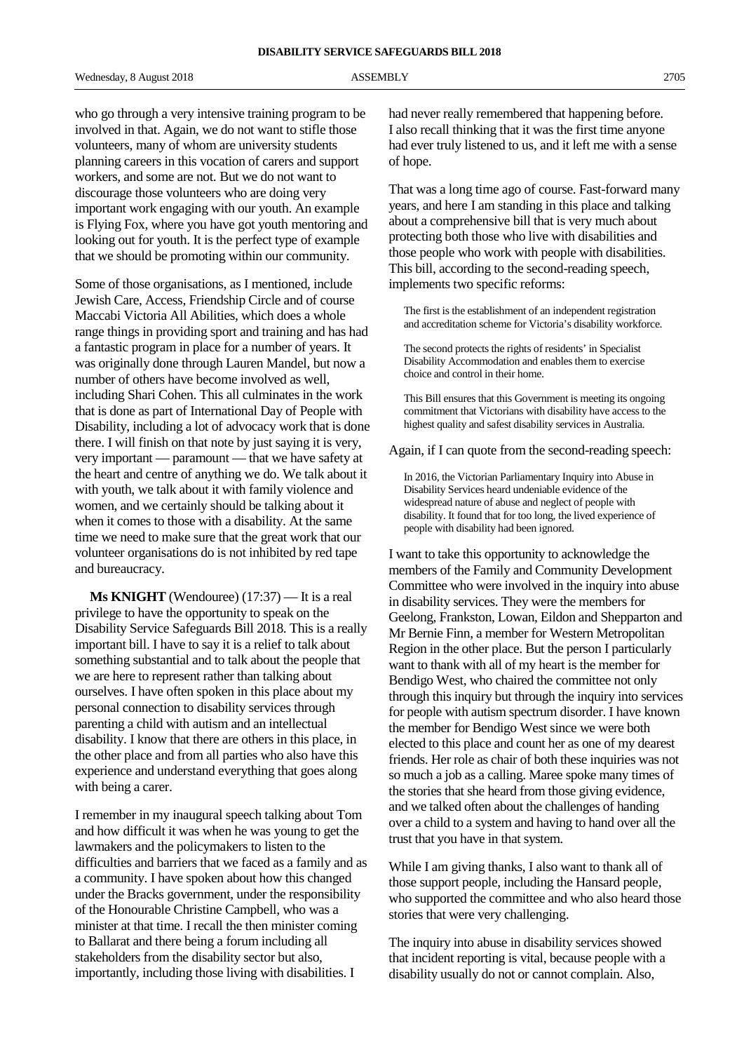who go through a very intensive training program to be involved in that. Again, we do not want to stifle those volunteers, many of whom are university students planning careers in this vocation of carers and support workers, and some are not. But we do not want to discourage those volunteers who are doing very important work engaging with our youth. An example is Flying Fox, where you have got youth mentoring and looking out for youth. It is the perfect type of example that we should be promoting within our community.

Some of those organisations, as I mentioned, include Jewish Care, Access, Friendship Circle and of course Maccabi Victoria All Abilities, which does a whole range things in providing sport and training and has had a fantastic program in place for a number of years. It was originally done through Lauren Mandel, but now a number of others have become involved as well, including Shari Cohen. This all culminates in the work that is done as part of International Day of People with Disability, including a lot of advocacy work that is done there. I will finish on that note by just saying it is very, very important — paramount — that we have safety at the heart and centre of anything we do. We talk about it with youth, we talk about it with family violence and women, and we certainly should be talking about it when it comes to those with a disability. At the same time we need to make sure that the great work that our volunteer organisations do is not inhibited by red tape and bureaucracy.

**Ms KNIGHT** (Wendouree) (17:37) — It is a real privilege to have the opportunity to speak on the Disability Service Safeguards Bill 2018. This is a really important bill. I have to say it is a relief to talk about something substantial and to talk about the people that we are here to represent rather than talking about ourselves. I have often spoken in this place about my personal connection to disability services through parenting a child with autism and an intellectual disability. I know that there are others in this place, in the other place and from all parties who also have this experience and understand everything that goes along with being a carer.

I remember in my inaugural speech talking about Tom and how difficult it was when he was young to get the lawmakers and the policymakers to listen to the difficulties and barriers that we faced as a family and as a community. I have spoken about how this changed under the Bracks government, under the responsibility of the Honourable Christine Campbell, who was a minister at that time. I recall the then minister coming to Ballarat and there being a forum including all stakeholders from the disability sector but also, importantly, including those living with disabilities. I had never really remembered that happening before. I also recall thinking that it was the first time anyone had ever truly listened to us, and it left me with a sense of hope.

That was a long time ago of course. Fast-forward many years, and here I am standing in this place and talking about a comprehensive bill that is very much about protecting both those who live with disabilities and those people who work with people with disabilities. This bill, according to the second-reading speech, implements two specific reforms:

> The first is the establishment of an independent registration and accreditation scheme for Victoria's disability workforce.
>
> The second protects the rights of residents' in Specialist Disability Accommodation and enables them to exercise choice and control in their home.
>
> This Bill ensures that this Government is meeting its ongoing commitment that Victorians with disability have access to the highest quality and safest disability services in Australia.

Again, if I can quote from the second-reading speech:

> In 2016, the Victorian Parliamentary Inquiry into Abuse in Disability Services heard undeniable evidence of the widespread nature of abuse and neglect of people with disability. It found that for too long, the lived experience of people with disability had been ignored.

I want to take this opportunity to acknowledge the members of the Family and Community Development Committee who were involved in the inquiry into abuse in disability services. They were the members for Geelong, Frankston, Lowan, Eildon and Shepparton and Mr Bernie Finn, a member for Western Metropolitan Region in the other place. But the person I particularly want to thank with all of my heart is the member for Bendigo West, who chaired the committee not only through this inquiry but through the inquiry into services for people with autism spectrum disorder. I have known the member for Bendigo West since we were both elected to this place and count her as one of my dearest friends. Her role as chair of both these inquiries was not so much a job as a calling. Maree spoke many times of the stories that she heard from those giving evidence, and we talked often about the challenges of handing over a child to a system and having to hand over all the trust that you have in that system.

While I am giving thanks, I also want to thank all of those support people, including the Hansard people, who supported the committee and who also heard those stories that were very challenging.

The inquiry into abuse in disability services showed that incident reporting is vital, because people with a disability usually do not or cannot complain. Also,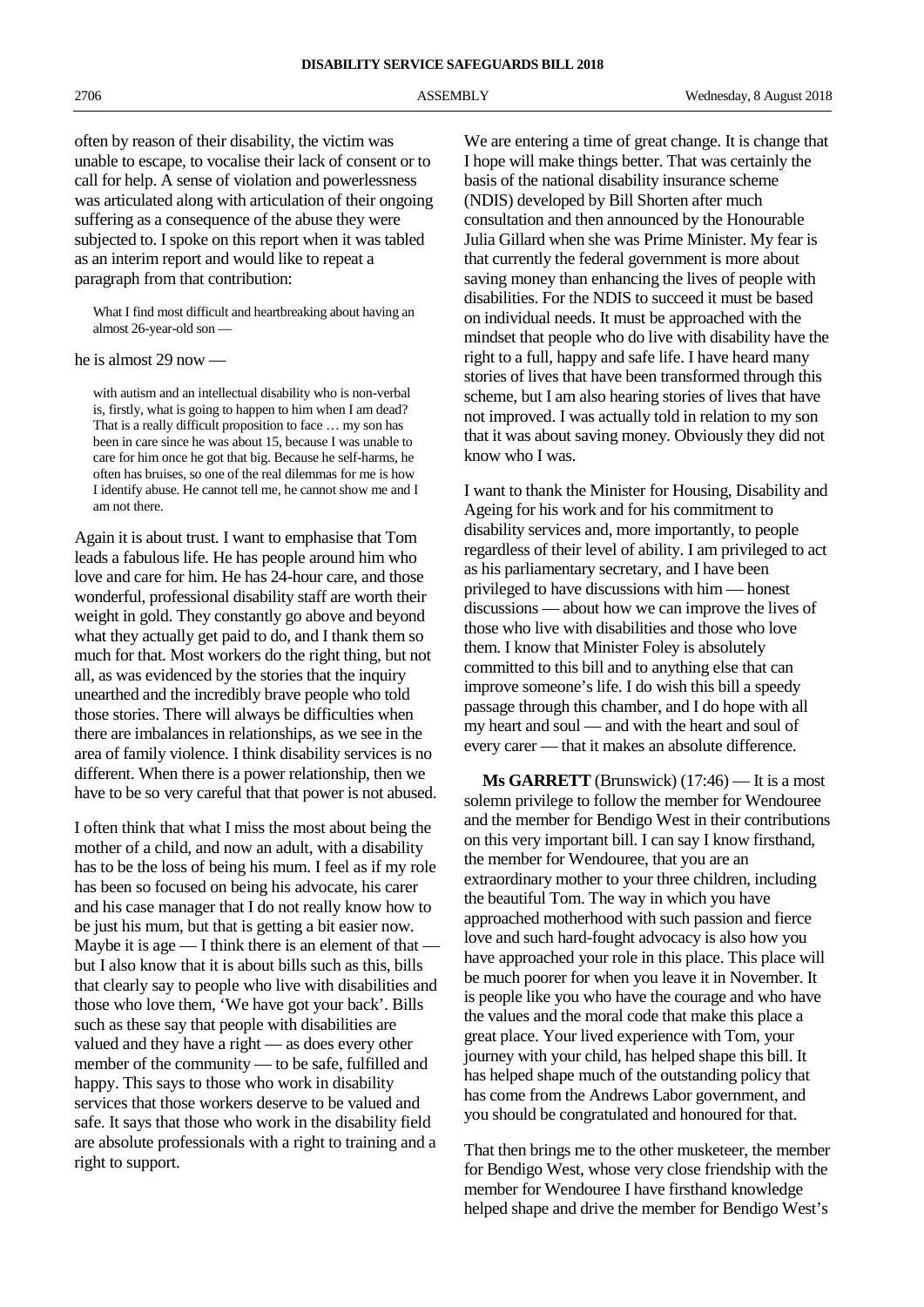often by reason of their disability, the victim was unable to escape, to vocalise their lack of consent or to call for help. A sense of violation and powerlessness was articulated along with articulation of their ongoing suffering as a consequence of the abuse they were subjected to. I spoke on this report when it was tabled as an interim report and would like to repeat a paragraph from that contribution:

> What I find most difficult and heartbreaking about having an almost 26-year-old son —

he is almost 29 now —

> with autism and an intellectual disability who is non-verbal is, firstly, what is going to happen to him when I am dead? That is a really difficult proposition to face … my son has been in care since he was about 15, because I was unable to care for him once he got that big. Because he self-harms, he often has bruises, so one of the real dilemmas for me is how I identify abuse. He cannot tell me, he cannot show me and I am not there.

Again it is about trust. I want to emphasise that Tom leads a fabulous life. He has people around him who love and care for him. He has 24-hour care, and those wonderful, professional disability staff are worth their weight in gold. They constantly go above and beyond what they actually get paid to do, and I thank them so much for that. Most workers do the right thing, but not all, as was evidenced by the stories that the inquiry unearthed and the incredibly brave people who told those stories. There will always be difficulties when there are imbalances in relationships, as we see in the area of family violence. I think disability services is no different. When there is a power relationship, then we have to be so very careful that that power is not abused.

I often think that what I miss the most about being the mother of a child, and now an adult, with a disability has to be the loss of being his mum. I feel as if my role has been so focused on being his advocate, his carer and his case manager that I do not really know how to be just his mum, but that is getting a bit easier now. Maybe it is age — I think there is an element of that — but I also know that it is about bills such as this, bills that clearly say to people who live with disabilities and those who love them, 'We have got your back'. Bills such as these say that people with disabilities are valued and they have a right — as does every other member of the community — to be safe, fulfilled and happy. This says to those who work in disability services that those workers deserve to be valued and safe. It says that those who work in the disability field are absolute professionals with a right to training and a right to support.

We are entering a time of great change. It is change that I hope will make things better. That was certainly the basis of the national disability insurance scheme (NDIS) developed by Bill Shorten after much consultation and then announced by the Honourable Julia Gillard when she was Prime Minister. My fear is that currently the federal government is more about saving money than enhancing the lives of people with disabilities. For the NDIS to succeed it must be based on individual needs. It must be approached with the mindset that people who do live with disability have the right to a full, happy and safe life. I have heard many stories of lives that have been transformed through this scheme, but I am also hearing stories of lives that have not improved. I was actually told in relation to my son that it was about saving money. Obviously they did not know who I was.

I want to thank the Minister for Housing, Disability and Ageing for his work and for his commitment to disability services and, more importantly, to people regardless of their level of ability. I am privileged to act as his parliamentary secretary, and I have been privileged to have discussions with him — honest discussions — about how we can improve the lives of those who live with disabilities and those who love them. I know that Minister Foley is absolutely committed to this bill and to anything else that can improve someone's life. I do wish this bill a speedy passage through this chamber, and I do hope with all my heart and soul — and with the heart and soul of every carer — that it makes an absolute difference.

**Ms GARRETT** (Brunswick) (17:46) — It is a most solemn privilege to follow the member for Wendouree and the member for Bendigo West in their contributions on this very important bill. I can say I know firsthand, the member for Wendouree, that you are an extraordinary mother to your three children, including the beautiful Tom. The way in which you have approached motherhood with such passion and fierce love and such hard-fought advocacy is also how you have approached your role in this place. This place will be much poorer for when you leave it in November. It is people like you who have the courage and who have the values and the moral code that make this place a great place. Your lived experience with Tom, your journey with your child, has helped shape this bill. It has helped shape much of the outstanding policy that has come from the Andrews Labor government, and you should be congratulated and honoured for that.

That then brings me to the other musketeer, the member for Bendigo West, whose very close friendship with the member for Wendouree I have firsthand knowledge helped shape and drive the member for Bendigo West's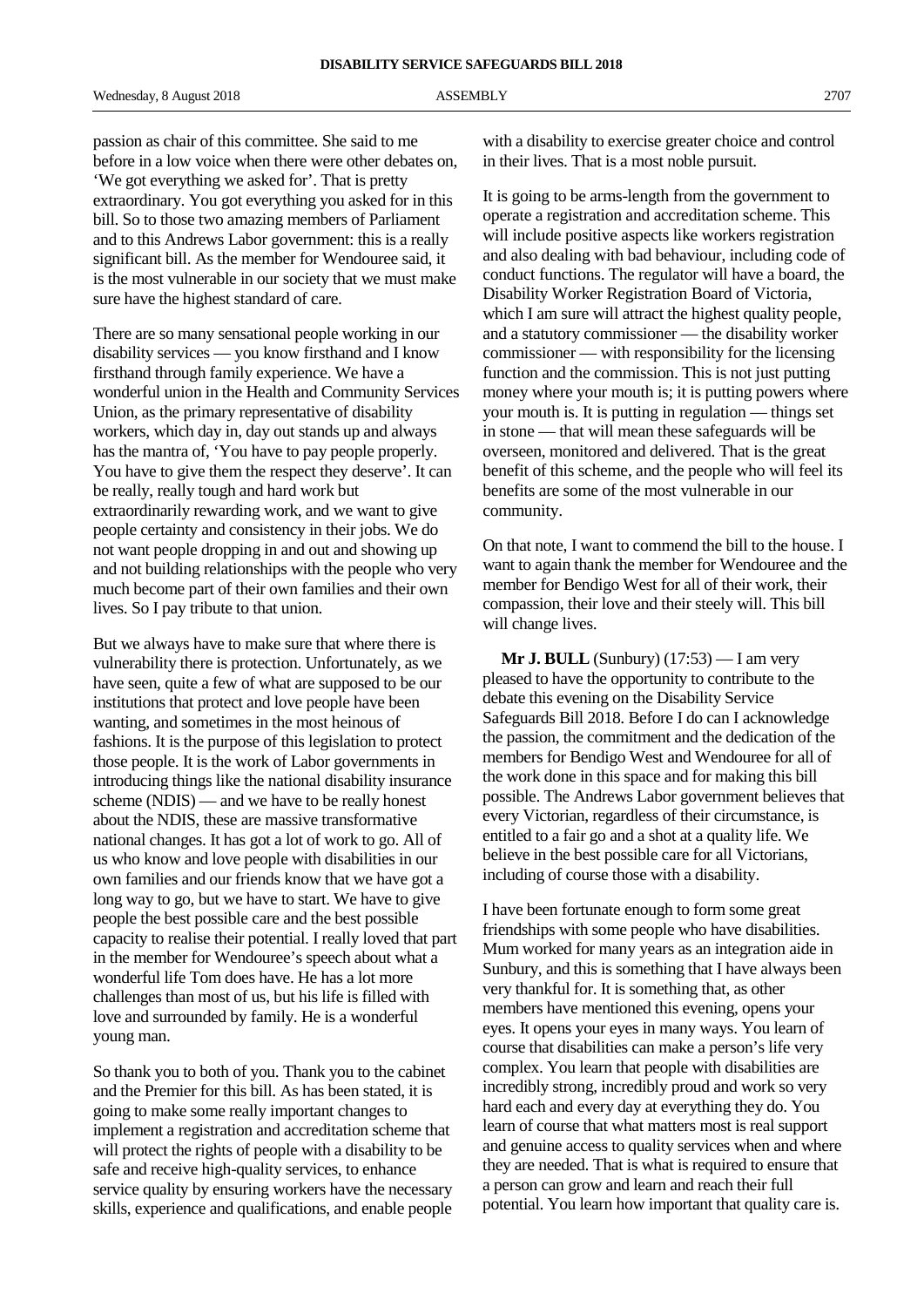passion as chair of this committee. She said to me before in a low voice when there were other debates on, 'We got everything we asked for'. That is pretty extraordinary. You got everything you asked for in this bill. So to those two amazing members of Parliament and to this Andrews Labor government: this is a really significant bill. As the member for Wendouree said, it is the most vulnerable in our society that we must make sure have the highest standard of care.

There are so many sensational people working in our disability services — you know firsthand and I know firsthand through family experience. We have a wonderful union in the Health and Community Services Union, as the primary representative of disability workers, which day in, day out stands up and always has the mantra of, 'You have to pay people properly. You have to give them the respect they deserve'. It can be really, really tough and hard work but extraordinarily rewarding work, and we want to give people certainty and consistency in their jobs. We do not want people dropping in and out and showing up and not building relationships with the people who very much become part of their own families and their own lives. So I pay tribute to that union.

But we always have to make sure that where there is vulnerability there is protection. Unfortunately, as we have seen, quite a few of what are supposed to be our institutions that protect and love people have been wanting, and sometimes in the most heinous of fashions. It is the purpose of this legislation to protect those people. It is the work of Labor governments in introducing things like the national disability insurance scheme (NDIS) — and we have to be really honest about the NDIS, these are massive transformative national changes. It has got a lot of work to go. All of us who know and love people with disabilities in our own families and our friends know that we have got a long way to go, but we have to start. We have to give people the best possible care and the best possible capacity to realise their potential. I really loved that part in the member for Wendouree's speech about what a wonderful life Tom does have. He has a lot more challenges than most of us, but his life is filled with love and surrounded by family. He is a wonderful young man.

So thank you to both of you. Thank you to the cabinet and the Premier for this bill. As has been stated, it is going to make some really important changes to implement a registration and accreditation scheme that will protect the rights of people with a disability to be safe and receive high-quality services, to enhance service quality by ensuring workers have the necessary skills, experience and qualifications, and enable people with a disability to exercise greater choice and control in their lives. That is a most noble pursuit.

It is going to be arms-length from the government to operate a registration and accreditation scheme. This will include positive aspects like workers registration and also dealing with bad behaviour, including code of conduct functions. The regulator will have a board, the Disability Worker Registration Board of Victoria, which I am sure will attract the highest quality people, and a statutory commissioner — the disability worker commissioner — with responsibility for the licensing function and the commission. This is not just putting money where your mouth is; it is putting powers where your mouth is. It is putting in regulation — things set in stone — that will mean these safeguards will be overseen, monitored and delivered. That is the great benefit of this scheme, and the people who will feel its benefits are some of the most vulnerable in our community.

On that note, I want to commend the bill to the house. I want to again thank the member for Wendouree and the member for Bendigo West for all of their work, their compassion, their love and their steely will. This bill will change lives.

**Mr J. BULL** (Sunbury) (17:53) — I am very pleased to have the opportunity to contribute to the debate this evening on the Disability Service Safeguards Bill 2018. Before I do can I acknowledge the passion, the commitment and the dedication of the members for Bendigo West and Wendouree for all of the work done in this space and for making this bill possible. The Andrews Labor government believes that every Victorian, regardless of their circumstance, is entitled to a fair go and a shot at a quality life. We believe in the best possible care for all Victorians, including of course those with a disability.

I have been fortunate enough to form some great friendships with some people who have disabilities. Mum worked for many years as an integration aide in Sunbury, and this is something that I have always been very thankful for. It is something that, as other members have mentioned this evening, opens your eyes. It opens your eyes in many ways. You learn of course that disabilities can make a person's life very complex. You learn that people with disabilities are incredibly strong, incredibly proud and work so very hard each and every day at everything they do. You learn of course that what matters most is real support and genuine access to quality services when and where they are needed. That is what is required to ensure that a person can grow and learn and reach their full potential. You learn how important that quality care is.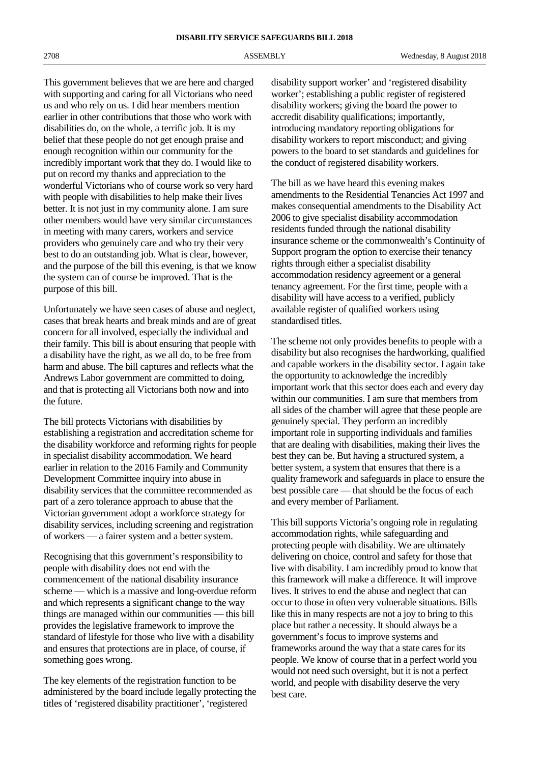This government believes that we are here and charged with supporting and caring for all Victorians who need us and who rely on us. I did hear members mention earlier in other contributions that those who work with disabilities do, on the whole, a terrific job. It is my belief that these people do not get enough praise and enough recognition within our community for the incredibly important work that they do. I would like to put on record my thanks and appreciation to the wonderful Victorians who of course work so very hard with people with disabilities to help make their lives better. It is not just in my community alone. I am sure other members would have very similar circumstances in meeting with many carers, workers and service providers who genuinely care and who try their very best to do an outstanding job. What is clear, however, and the purpose of the bill this evening, is that we know the system can of course be improved. That is the purpose of this bill.

Unfortunately we have seen cases of abuse and neglect, cases that break hearts and break minds and are of great concern for all involved, especially the individual and their family. This bill is about ensuring that people with a disability have the right, as we all do, to be free from harm and abuse. The bill captures and reflects what the Andrews Labor government are committed to doing, and that is protecting all Victorians both now and into the future.

The bill protects Victorians with disabilities by establishing a registration and accreditation scheme for the disability workforce and reforming rights for people in specialist disability accommodation. We heard earlier in relation to the 2016 Family and Community Development Committee inquiry into abuse in disability services that the committee recommended as part of a zero tolerance approach to abuse that the Victorian government adopt a workforce strategy for disability services, including screening and registration of workers — a fairer system and a better system.

Recognising that this government's responsibility to people with disability does not end with the commencement of the national disability insurance scheme — which is a massive and long-overdue reform and which represents a significant change to the way things are managed within our communities — this bill provides the legislative framework to improve the standard of lifestyle for those who live with a disability and ensures that protections are in place, of course, if something goes wrong.

The key elements of the registration function to be administered by the board include legally protecting the titles of 'registered disability practitioner', 'registered disability support worker' and 'registered disability worker'; establishing a public register of registered disability workers; giving the board the power to accredit disability qualifications; importantly, introducing mandatory reporting obligations for disability workers to report misconduct; and giving powers to the board to set standards and guidelines for the conduct of registered disability workers.

The bill as we have heard this evening makes amendments to the Residential Tenancies Act 1997 and makes consequential amendments to the Disability Act 2006 to give specialist disability accommodation residents funded through the national disability insurance scheme or the commonwealth's Continuity of Support program the option to exercise their tenancy rights through either a specialist disability accommodation residency agreement or a general tenancy agreement. For the first time, people with a disability will have access to a verified, publicly available register of qualified workers using standardised titles.

The scheme not only provides benefits to people with a disability but also recognises the hardworking, qualified and capable workers in the disability sector. I again take the opportunity to acknowledge the incredibly important work that this sector does each and every day within our communities. I am sure that members from all sides of the chamber will agree that these people are genuinely special. They perform an incredibly important role in supporting individuals and families that are dealing with disabilities, making their lives the best they can be. But having a structured system, a better system, a system that ensures that there is a quality framework and safeguards in place to ensure the best possible care — that should be the focus of each and every member of Parliament.

This bill supports Victoria's ongoing role in regulating accommodation rights, while safeguarding and protecting people with disability. We are ultimately delivering on choice, control and safety for those that live with disability. I am incredibly proud to know that this framework will make a difference. It will improve lives. It strives to end the abuse and neglect that can occur to those in often very vulnerable situations. Bills like this in many respects are not a joy to bring to this place but rather a necessity. It should always be a government's focus to improve systems and frameworks around the way that a state cares for its people. We know of course that in a perfect world you would not need such oversight, but it is not a perfect world, and people with disability deserve the very best care.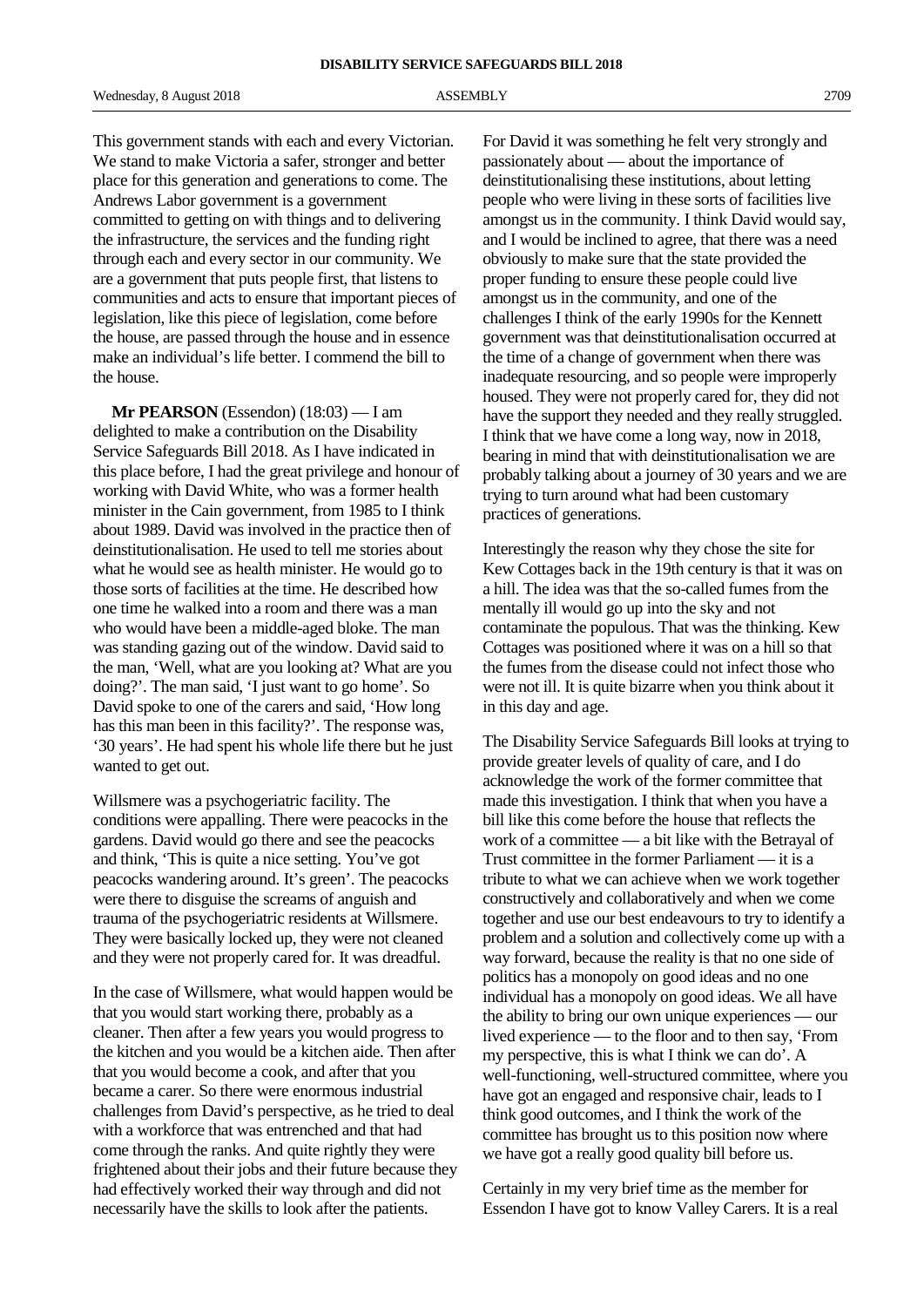This government stands with each and every Victorian. We stand to make Victoria a safer, stronger and better place for this generation and generations to come. The Andrews Labor government is a government committed to getting on with things and to delivering the infrastructure, the services and the funding right through each and every sector in our community. We are a government that puts people first, that listens to communities and acts to ensure that important pieces of legislation, like this piece of legislation, come before the house, are passed through the house and in essence make an individual's life better. I commend the bill to the house.

**Mr PEARSON** (Essendon) (18:03) — I am delighted to make a contribution on the Disability Service Safeguards Bill 2018. As I have indicated in this place before, I had the great privilege and honour of working with David White, who was a former health minister in the Cain government, from 1985 to I think about 1989. David was involved in the practice then of deinstitutionalisation. He used to tell me stories about what he would see as health minister. He would go to those sorts of facilities at the time. He described how one time he walked into a room and there was a man who would have been a middle-aged bloke. The man was standing gazing out of the window. David said to the man, 'Well, what are you looking at? What are you doing?'. The man said, 'I just want to go home'. So David spoke to one of the carers and said, 'How long has this man been in this facility?'. The response was, '30 years'. He had spent his whole life there but he just wanted to get out.

Willsmere was a psychogeriatric facility. The conditions were appalling. There were peacocks in the gardens. David would go there and see the peacocks and think, 'This is quite a nice setting. You've got peacocks wandering around. It's green'. The peacocks were there to disguise the screams of anguish and trauma of the psychogeriatric residents at Willsmere. They were basically locked up, they were not cleaned and they were not properly cared for. It was dreadful.

In the case of Willsmere, what would happen would be that you would start working there, probably as a cleaner. Then after a few years you would progress to the kitchen and you would be a kitchen aide. Then after that you would become a cook, and after that you became a carer. So there were enormous industrial challenges from David's perspective, as he tried to deal with a workforce that was entrenched and that had come through the ranks. And quite rightly they were frightened about their jobs and their future because they had effectively worked their way through and did not necessarily have the skills to look after the patients.

For David it was something he felt very strongly and passionately about — about the importance of deinstitutionalising these institutions, about letting people who were living in these sorts of facilities live amongst us in the community. I think David would say, and I would be inclined to agree, that there was a need obviously to make sure that the state provided the proper funding to ensure these people could live amongst us in the community, and one of the challenges I think of the early 1990s for the Kennett government was that deinstitutionalisation occurred at the time of a change of government when there was inadequate resourcing, and so people were improperly housed. They were not properly cared for, they did not have the support they needed and they really struggled. I think that we have come a long way, now in 2018, bearing in mind that with deinstitutionalisation we are probably talking about a journey of 30 years and we are trying to turn around what had been customary practices of generations.

Interestingly the reason why they chose the site for Kew Cottages back in the 19th century is that it was on a hill. The idea was that the so-called fumes from the mentally ill would go up into the sky and not contaminate the populous. That was the thinking. Kew Cottages was positioned where it was on a hill so that the fumes from the disease could not infect those who were not ill. It is quite bizarre when you think about it in this day and age.

The Disability Service Safeguards Bill looks at trying to provide greater levels of quality of care, and I do acknowledge the work of the former committee that made this investigation. I think that when you have a bill like this come before the house that reflects the work of a committee — a bit like with the Betrayal of Trust committee in the former Parliament — it is a tribute to what we can achieve when we work together constructively and collaboratively and when we come together and use our best endeavours to try to identify a problem and a solution and collectively come up with a way forward, because the reality is that no one side of politics has a monopoly on good ideas and no one individual has a monopoly on good ideas. We all have the ability to bring our own unique experiences — our lived experience — to the floor and to then say, 'From my perspective, this is what I think we can do'. A well-functioning, well-structured committee, where you have got an engaged and responsive chair, leads to I think good outcomes, and I think the work of the committee has brought us to this position now where we have got a really good quality bill before us.

Certainly in my very brief time as the member for Essendon I have got to know Valley Carers. It is a real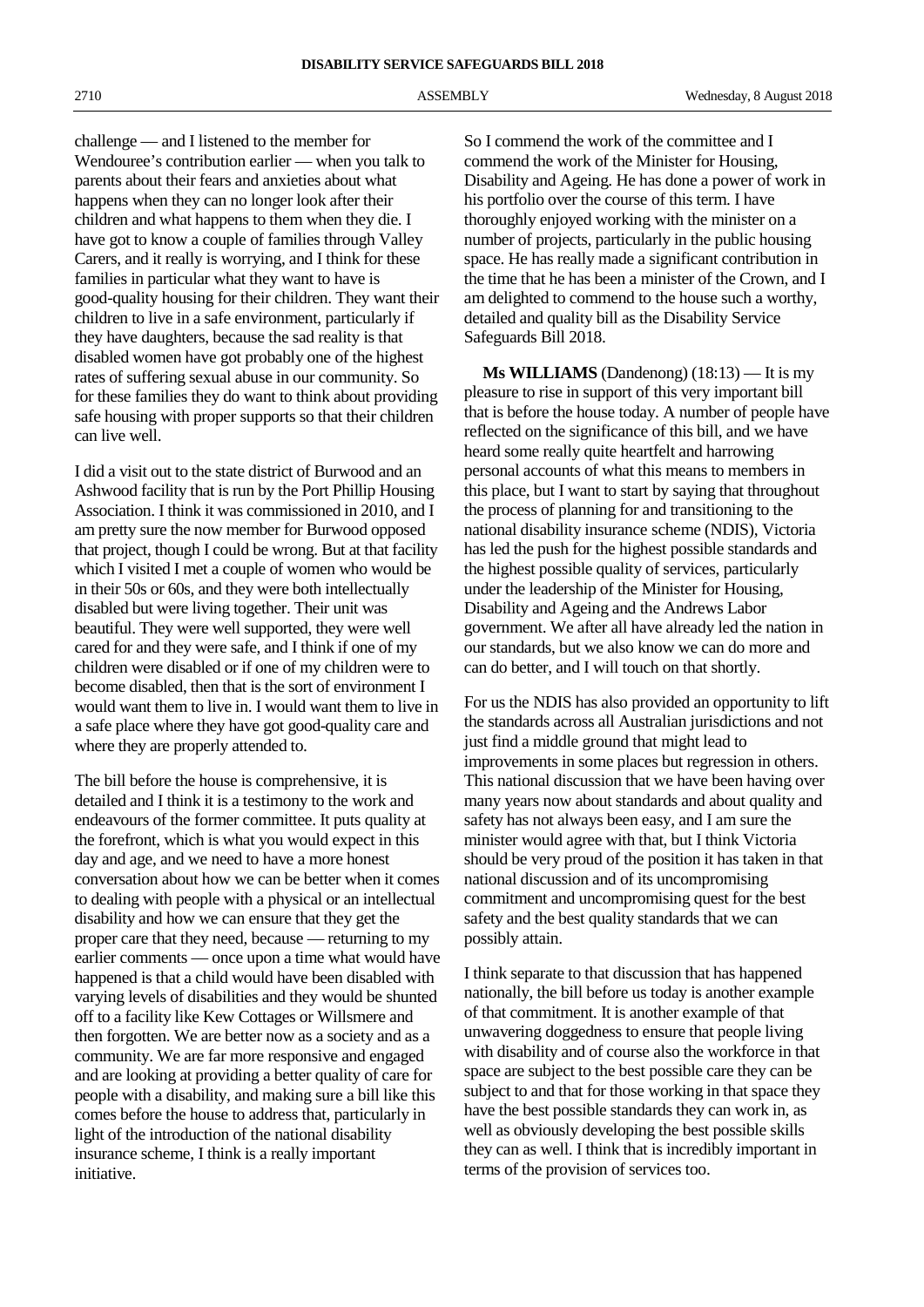challenge — and I listened to the member for Wendouree's contribution earlier — when you talk to parents about their fears and anxieties about what happens when they can no longer look after their children and what happens to them when they die. I have got to know a couple of families through Valley Carers, and it really is worrying, and I think for these families in particular what they want to have is good-quality housing for their children. They want their children to live in a safe environment, particularly if they have daughters, because the sad reality is that disabled women have got probably one of the highest rates of suffering sexual abuse in our community. So for these families they do want to think about providing safe housing with proper supports so that their children can live well.

I did a visit out to the state district of Burwood and an Ashwood facility that is run by the Port Phillip Housing Association. I think it was commissioned in 2010, and I am pretty sure the now member for Burwood opposed that project, though I could be wrong. But at that facility which I visited I met a couple of women who would be in their 50s or 60s, and they were both intellectually disabled but were living together. Their unit was beautiful. They were well supported, they were well cared for and they were safe, and I think if one of my children were disabled or if one of my children were to become disabled, then that is the sort of environment I would want them to live in. I would want them to live in a safe place where they have got good-quality care and where they are properly attended to.

The bill before the house is comprehensive, it is detailed and I think it is a testimony to the work and endeavours of the former committee. It puts quality at the forefront, which is what you would expect in this day and age, and we need to have a more honest conversation about how we can be better when it comes to dealing with people with a physical or an intellectual disability and how we can ensure that they get the proper care that they need, because — returning to my earlier comments — once upon a time what would have happened is that a child would have been disabled with varying levels of disabilities and they would be shunted off to a facility like Kew Cottages or Willsmere and then forgotten. We are better now as a society and as a community. We are far more responsive and engaged and are looking at providing a better quality of care for people with a disability, and making sure a bill like this comes before the house to address that, particularly in light of the introduction of the national disability insurance scheme, I think is a really important initiative.

So I commend the work of the committee and I commend the work of the Minister for Housing, Disability and Ageing. He has done a power of work in his portfolio over the course of this term. I have thoroughly enjoyed working with the minister on a number of projects, particularly in the public housing space. He has really made a significant contribution in the time that he has been a minister of the Crown, and I am delighted to commend to the house such a worthy, detailed and quality bill as the Disability Service Safeguards Bill 2018.

**Ms WILLIAMS** (Dandenong) (18:13) — It is my pleasure to rise in support of this very important bill that is before the house today. A number of people have reflected on the significance of this bill, and we have heard some really quite heartfelt and harrowing personal accounts of what this means to members in this place, but I want to start by saying that throughout the process of planning for and transitioning to the national disability insurance scheme (NDIS), Victoria has led the push for the highest possible standards and the highest possible quality of services, particularly under the leadership of the Minister for Housing, Disability and Ageing and the Andrews Labor government. We after all have already led the nation in our standards, but we also know we can do more and can do better, and I will touch on that shortly.

For us the NDIS has also provided an opportunity to lift the standards across all Australian jurisdictions and not just find a middle ground that might lead to improvements in some places but regression in others. This national discussion that we have been having over many years now about standards and about quality and safety has not always been easy, and I am sure the minister would agree with that, but I think Victoria should be very proud of the position it has taken in that national discussion and of its uncompromising commitment and uncompromising quest for the best safety and the best quality standards that we can possibly attain.

I think separate to that discussion that has happened nationally, the bill before us today is another example of that commitment. It is another example of that unwavering doggedness to ensure that people living with disability and of course also the workforce in that space are subject to the best possible care they can be subject to and that for those working in that space they have the best possible standards they can work in, as well as obviously developing the best possible skills they can as well. I think that is incredibly important in terms of the provision of services too.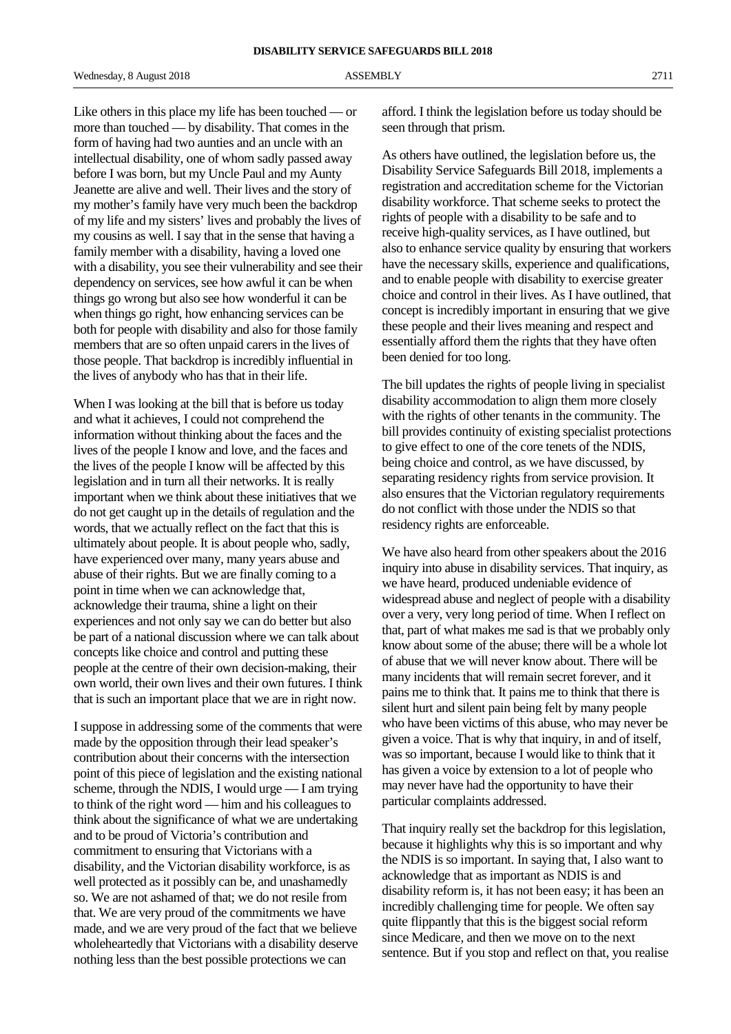Like others in this place my life has been touched — or more than touched — by disability. That comes in the form of having had two aunties and an uncle with an intellectual disability, one of whom sadly passed away before I was born, but my Uncle Paul and my Aunty Jeanette are alive and well. Their lives and the story of my mother's family have very much been the backdrop of my life and my sisters' lives and probably the lives of my cousins as well. I say that in the sense that having a family member with a disability, having a loved one with a disability, you see their vulnerability and see their dependency on services, see how awful it can be when things go wrong but also see how wonderful it can be when things go right, how enhancing services can be both for people with disability and also for those family members that are so often unpaid carers in the lives of those people. That backdrop is incredibly influential in the lives of anybody who has that in their life.

When I was looking at the bill that is before us today and what it achieves, I could not comprehend the information without thinking about the faces and the lives of the people I know and love, and the faces and the lives of the people I know will be affected by this legislation and in turn all their networks. It is really important when we think about these initiatives that we do not get caught up in the details of regulation and the words, that we actually reflect on the fact that this is ultimately about people. It is about people who, sadly, have experienced over many, many years abuse and abuse of their rights. But we are finally coming to a point in time when we can acknowledge that, acknowledge their trauma, shine a light on their experiences and not only say we can do better but also be part of a national discussion where we can talk about concepts like choice and control and putting these people at the centre of their own decision-making, their own world, their own lives and their own futures. I think that is such an important place that we are in right now.

I suppose in addressing some of the comments that were made by the opposition through their lead speaker's contribution about their concerns with the intersection point of this piece of legislation and the existing national scheme, through the NDIS, I would urge — I am trying to think of the right word — him and his colleagues to think about the significance of what we are undertaking and to be proud of Victoria's contribution and commitment to ensuring that Victorians with a disability, and the Victorian disability workforce, is as well protected as it possibly can be, and unashamedly so. We are not ashamed of that; we do not resile from that. We are very proud of the commitments we have made, and we are very proud of the fact that we believe wholeheartedly that Victorians with a disability deserve nothing less than the best possible protections we can afford. I think the legislation before us today should be seen through that prism.

As others have outlined, the legislation before us, the Disability Service Safeguards Bill 2018, implements a registration and accreditation scheme for the Victorian disability workforce. That scheme seeks to protect the rights of people with a disability to be safe and to receive high-quality services, as I have outlined, but also to enhance service quality by ensuring that workers have the necessary skills, experience and qualifications, and to enable people with disability to exercise greater choice and control in their lives. As I have outlined, that concept is incredibly important in ensuring that we give these people and their lives meaning and respect and essentially afford them the rights that they have often been denied for too long.

The bill updates the rights of people living in specialist disability accommodation to align them more closely with the rights of other tenants in the community. The bill provides continuity of existing specialist protections to give effect to one of the core tenets of the NDIS, being choice and control, as we have discussed, by separating residency rights from service provision. It also ensures that the Victorian regulatory requirements do not conflict with those under the NDIS so that residency rights are enforceable.

We have also heard from other speakers about the 2016 inquiry into abuse in disability services. That inquiry, as we have heard, produced undeniable evidence of widespread abuse and neglect of people with a disability over a very, very long period of time. When I reflect on that, part of what makes me sad is that we probably only know about some of the abuse; there will be a whole lot of abuse that we will never know about. There will be many incidents that will remain secret forever, and it pains me to think that. It pains me to think that there is silent hurt and silent pain being felt by many people who have been victims of this abuse, who may never be given a voice. That is why that inquiry, in and of itself, was so important, because I would like to think that it has given a voice by extension to a lot of people who may never have had the opportunity to have their particular complaints addressed.

That inquiry really set the backdrop for this legislation, because it highlights why this is so important and why the NDIS is so important. In saying that, I also want to acknowledge that as important as NDIS is and disability reform is, it has not been easy; it has been an incredibly challenging time for people. We often say quite flippantly that this is the biggest social reform since Medicare, and then we move on to the next sentence. But if you stop and reflect on that, you realise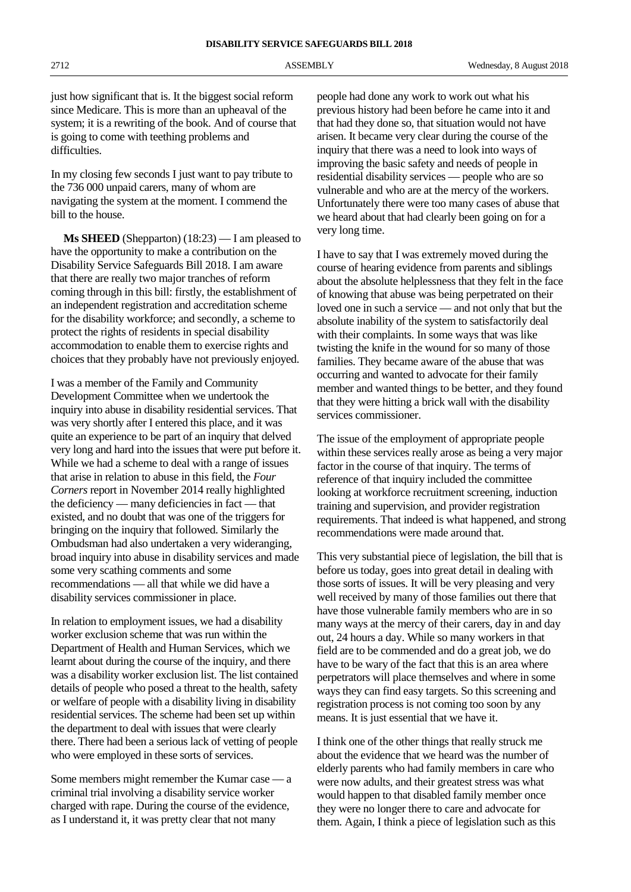just how significant that is. It the biggest social reform since Medicare. This is more than an upheaval of the system; it is a rewriting of the book. And of course that is going to come with teething problems and difficulties.

In my closing few seconds I just want to pay tribute to the 736 000 unpaid carers, many of whom are navigating the system at the moment. I commend the bill to the house.

**Ms SHEED** (Shepparton) (18:23) — I am pleased to have the opportunity to make a contribution on the Disability Service Safeguards Bill 2018. I am aware that there are really two major tranches of reform coming through in this bill: firstly, the establishment of an independent registration and accreditation scheme for the disability workforce; and secondly, a scheme to protect the rights of residents in special disability accommodation to enable them to exercise rights and choices that they probably have not previously enjoyed.

I was a member of the Family and Community Development Committee when we undertook the inquiry into abuse in disability residential services. That was very shortly after I entered this place, and it was quite an experience to be part of an inquiry that delved very long and hard into the issues that were put before it. While we had a scheme to deal with a range of issues that arise in relation to abuse in this field, the *Four Corners* report in November 2014 really highlighted the deficiency — many deficiencies in fact — that existed, and no doubt that was one of the triggers for bringing on the inquiry that followed. Similarly the Ombudsman had also undertaken a very wideranging, broad inquiry into abuse in disability services and made some very scathing comments and some recommendations — all that while we did have a disability services commissioner in place.

In relation to employment issues, we had a disability worker exclusion scheme that was run within the Department of Health and Human Services, which we learnt about during the course of the inquiry, and there was a disability worker exclusion list. The list contained details of people who posed a threat to the health, safety or welfare of people with a disability living in disability residential services. The scheme had been set up within the department to deal with issues that were clearly there. There had been a serious lack of vetting of people who were employed in these sorts of services.

Some members might remember the Kumar case — a criminal trial involving a disability service worker charged with rape. During the course of the evidence, as I understand it, it was pretty clear that not many people had done any work to work out what his previous history had been before he came into it and that had they done so, that situation would not have arisen. It became very clear during the course of the inquiry that there was a need to look into ways of improving the basic safety and needs of people in residential disability services — people who are so vulnerable and who are at the mercy of the workers. Unfortunately there were too many cases of abuse that we heard about that had clearly been going on for a very long time.

I have to say that I was extremely moved during the course of hearing evidence from parents and siblings about the absolute helplessness that they felt in the face of knowing that abuse was being perpetrated on their loved one in such a service — and not only that but the absolute inability of the system to satisfactorily deal with their complaints. In some ways that was like twisting the knife in the wound for so many of those families. They became aware of the abuse that was occurring and wanted to advocate for their family member and wanted things to be better, and they found that they were hitting a brick wall with the disability services commissioner.

The issue of the employment of appropriate people within these services really arose as being a very major factor in the course of that inquiry. The terms of reference of that inquiry included the committee looking at workforce recruitment screening, induction training and supervision, and provider registration requirements. That indeed is what happened, and strong recommendations were made around that.

This very substantial piece of legislation, the bill that is before us today, goes into great detail in dealing with those sorts of issues. It will be very pleasing and very well received by many of those families out there that have those vulnerable family members who are in so many ways at the mercy of their carers, day in and day out, 24 hours a day. While so many workers in that field are to be commended and do a great job, we do have to be wary of the fact that this is an area where perpetrators will place themselves and where in some ways they can find easy targets. So this screening and registration process is not coming too soon by any means. It is just essential that we have it.

I think one of the other things that really struck me about the evidence that we heard was the number of elderly parents who had family members in care who were now adults, and their greatest stress was what would happen to that disabled family member once they were no longer there to care and advocate for them. Again, I think a piece of legislation such as this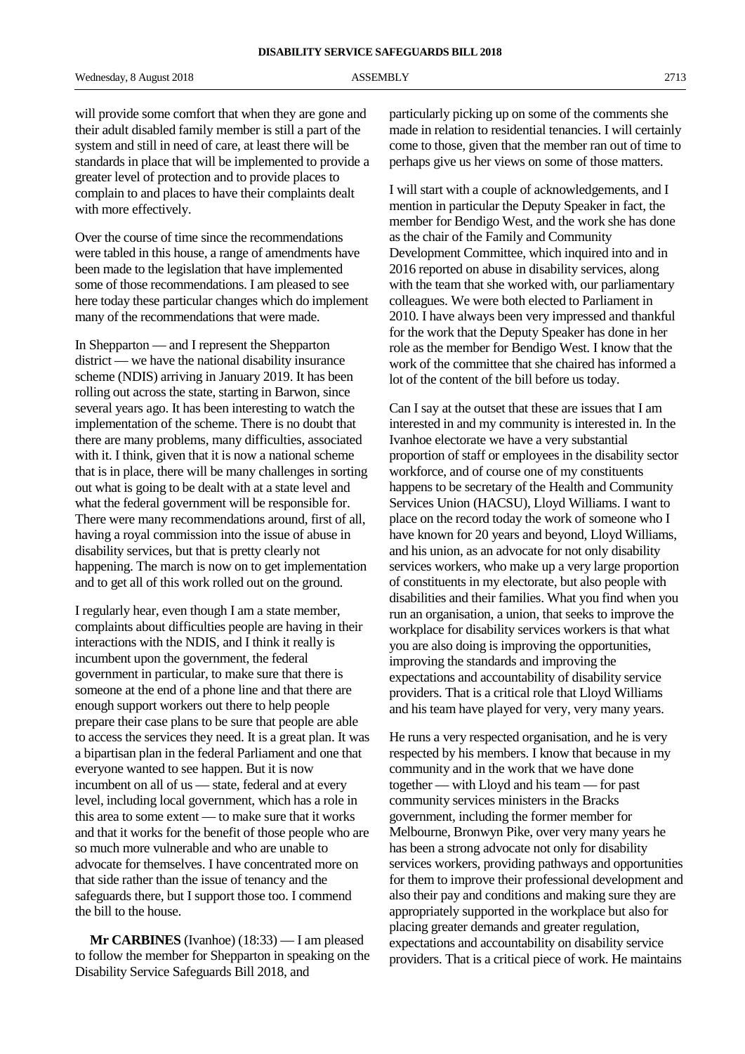will provide some comfort that when they are gone and their adult disabled family member is still a part of the system and still in need of care, at least there will be standards in place that will be implemented to provide a greater level of protection and to provide places to complain to and places to have their complaints dealt with more effectively.

Over the course of time since the recommendations were tabled in this house, a range of amendments have been made to the legislation that have implemented some of those recommendations. I am pleased to see here today these particular changes which do implement many of the recommendations that were made.

In Shepparton — and I represent the Shepparton district — we have the national disability insurance scheme (NDIS) arriving in January 2019. It has been rolling out across the state, starting in Barwon, since several years ago. It has been interesting to watch the implementation of the scheme. There is no doubt that there are many problems, many difficulties, associated with it. I think, given that it is now a national scheme that is in place, there will be many challenges in sorting out what is going to be dealt with at a state level and what the federal government will be responsible for. There were many recommendations around, first of all, having a royal commission into the issue of abuse in disability services, but that is pretty clearly not happening. The march is now on to get implementation and to get all of this work rolled out on the ground.

I regularly hear, even though I am a state member, complaints about difficulties people are having in their interactions with the NDIS, and I think it really is incumbent upon the government, the federal government in particular, to make sure that there is someone at the end of a phone line and that there are enough support workers out there to help people prepare their case plans to be sure that people are able to access the services they need. It is a great plan. It was a bipartisan plan in the federal Parliament and one that everyone wanted to see happen. But it is now incumbent on all of us — state, federal and at every level, including local government, which has a role in this area to some extent — to make sure that it works and that it works for the benefit of those people who are so much more vulnerable and who are unable to advocate for themselves. I have concentrated more on that side rather than the issue of tenancy and the safeguards there, but I support those too. I commend the bill to the house.

**Mr CARBINES** (Ivanhoe) (18:33) — I am pleased to follow the member for Shepparton in speaking on the Disability Service Safeguards Bill 2018, and particularly picking up on some of the comments she made in relation to residential tenancies. I will certainly come to those, given that the member ran out of time to perhaps give us her views on some of those matters.

I will start with a couple of acknowledgements, and I mention in particular the Deputy Speaker in fact, the member for Bendigo West, and the work she has done as the chair of the Family and Community Development Committee, which inquired into and in 2016 reported on abuse in disability services, along with the team that she worked with, our parliamentary colleagues. We were both elected to Parliament in 2010. I have always been very impressed and thankful for the work that the Deputy Speaker has done in her role as the member for Bendigo West. I know that the work of the committee that she chaired has informed a lot of the content of the bill before us today.

Can I say at the outset that these are issues that I am interested in and my community is interested in. In the Ivanhoe electorate we have a very substantial proportion of staff or employees in the disability sector workforce, and of course one of my constituents happens to be secretary of the Health and Community Services Union (HACSU), Lloyd Williams. I want to place on the record today the work of someone who I have known for 20 years and beyond, Lloyd Williams, and his union, as an advocate for not only disability services workers, who make up a very large proportion of constituents in my electorate, but also people with disabilities and their families. What you find when you run an organisation, a union, that seeks to improve the workplace for disability services workers is that what you are also doing is improving the opportunities, improving the standards and improving the expectations and accountability of disability service providers. That is a critical role that Lloyd Williams and his team have played for very, very many years.

He runs a very respected organisation, and he is very respected by his members. I know that because in my community and in the work that we have done together — with Lloyd and his team — for past community services ministers in the Bracks government, including the former member for Melbourne, Bronwyn Pike, over very many years he has been a strong advocate not only for disability services workers, providing pathways and opportunities for them to improve their professional development and also their pay and conditions and making sure they are appropriately supported in the workplace but also for placing greater demands and greater regulation, expectations and accountability on disability service providers. That is a critical piece of work. He maintains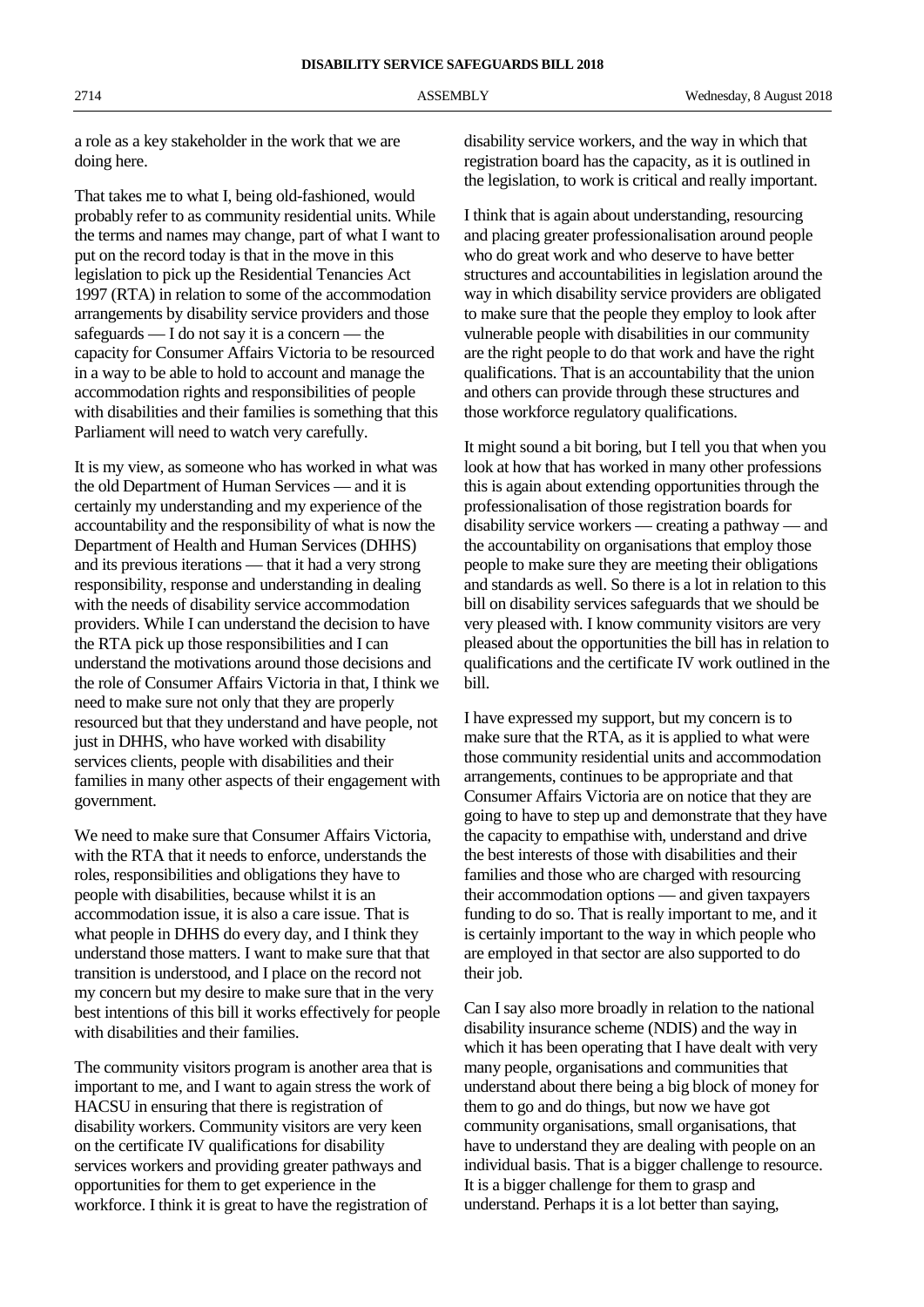a role as a key stakeholder in the work that we are doing here.

That takes me to what I, being old-fashioned, would probably refer to as community residential units. While the terms and names may change, part of what I want to put on the record today is that in the move in this legislation to pick up the Residential Tenancies Act 1997 (RTA) in relation to some of the accommodation arrangements by disability service providers and those safeguards — I do not say it is a concern — the capacity for Consumer Affairs Victoria to be resourced in a way to be able to hold to account and manage the accommodation rights and responsibilities of people with disabilities and their families is something that this Parliament will need to watch very carefully.

It is my view, as someone who has worked in what was the old Department of Human Services — and it is certainly my understanding and my experience of the accountability and the responsibility of what is now the Department of Health and Human Services (DHHS) and its previous iterations — that it had a very strong responsibility, response and understanding in dealing with the needs of disability service accommodation providers. While I can understand the decision to have the RTA pick up those responsibilities and I can understand the motivations around those decisions and the role of Consumer Affairs Victoria in that, I think we need to make sure not only that they are properly resourced but that they understand and have people, not just in DHHS, who have worked with disability services clients, people with disabilities and their families in many other aspects of their engagement with government.

We need to make sure that Consumer Affairs Victoria, with the RTA that it needs to enforce, understands the roles, responsibilities and obligations they have to people with disabilities, because whilst it is an accommodation issue, it is also a care issue. That is what people in DHHS do every day, and I think they understand those matters. I want to make sure that that transition is understood, and I place on the record not my concern but my desire to make sure that in the very best intentions of this bill it works effectively for people with disabilities and their families.

The community visitors program is another area that is important to me, and I want to again stress the work of HACSU in ensuring that there is registration of disability workers. Community visitors are very keen on the certificate IV qualifications for disability services workers and providing greater pathways and opportunities for them to get experience in the workforce. I think it is great to have the registration of disability service workers, and the way in which that registration board has the capacity, as it is outlined in the legislation, to work is critical and really important.

I think that is again about understanding, resourcing and placing greater professionalisation around people who do great work and who deserve to have better structures and accountabilities in legislation around the way in which disability service providers are obligated to make sure that the people they employ to look after vulnerable people with disabilities in our community are the right people to do that work and have the right qualifications. That is an accountability that the union and others can provide through these structures and those workforce regulatory qualifications.

It might sound a bit boring, but I tell you that when you look at how that has worked in many other professions this is again about extending opportunities through the professionalisation of those registration boards for disability service workers — creating a pathway — and the accountability on organisations that employ those people to make sure they are meeting their obligations and standards as well. So there is a lot in relation to this bill on disability services safeguards that we should be very pleased with. I know community visitors are very pleased about the opportunities the bill has in relation to qualifications and the certificate IV work outlined in the bill.

I have expressed my support, but my concern is to make sure that the RTA, as it is applied to what were those community residential units and accommodation arrangements, continues to be appropriate and that Consumer Affairs Victoria are on notice that they are going to have to step up and demonstrate that they have the capacity to empathise with, understand and drive the best interests of those with disabilities and their families and those who are charged with resourcing their accommodation options — and given taxpayers funding to do so. That is really important to me, and it is certainly important to the way in which people who are employed in that sector are also supported to do their job.

Can I say also more broadly in relation to the national disability insurance scheme (NDIS) and the way in which it has been operating that I have dealt with very many people, organisations and communities that understand about there being a big block of money for them to go and do things, but now we have got community organisations, small organisations, that have to understand they are dealing with people on an individual basis. That is a bigger challenge to resource. It is a bigger challenge for them to grasp and understand. Perhaps it is a lot better than saying,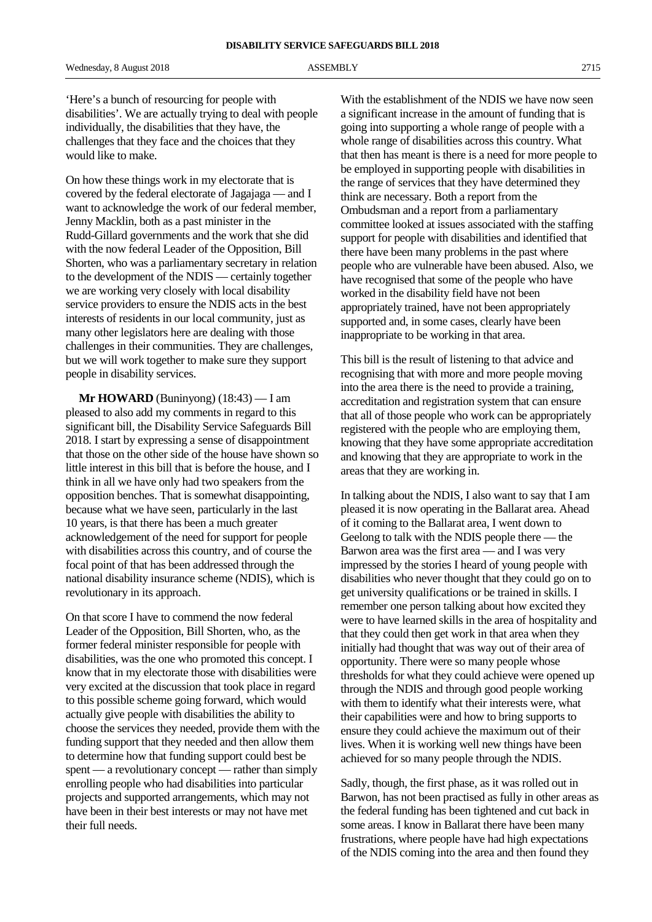'Here's a bunch of resourcing for people with disabilities'. We are actually trying to deal with people individually, the disabilities that they have, the challenges that they face and the choices that they would like to make.

On how these things work in my electorate that is covered by the federal electorate of Jagajaga — and I want to acknowledge the work of our federal member, Jenny Macklin, both as a past minister in the Rudd-Gillard governments and the work that she did with the now federal Leader of the Opposition, Bill Shorten, who was a parliamentary secretary in relation to the development of the NDIS — certainly together we are working very closely with local disability service providers to ensure the NDIS acts in the best interests of residents in our local community, just as many other legislators here are dealing with those challenges in their communities. They are challenges, but we will work together to make sure they support people in disability services.

**Mr HOWARD** (Buninyong) (18:43) — I am pleased to also add my comments in regard to this significant bill, the Disability Service Safeguards Bill 2018. I start by expressing a sense of disappointment that those on the other side of the house have shown so little interest in this bill that is before the house, and I think in all we have only had two speakers from the opposition benches. That is somewhat disappointing, because what we have seen, particularly in the last 10 years, is that there has been a much greater acknowledgement of the need for support for people with disabilities across this country, and of course the focal point of that has been addressed through the national disability insurance scheme (NDIS), which is revolutionary in its approach.

On that score I have to commend the now federal Leader of the Opposition, Bill Shorten, who, as the former federal minister responsible for people with disabilities, was the one who promoted this concept. I know that in my electorate those with disabilities were very excited at the discussion that took place in regard to this possible scheme going forward, which would actually give people with disabilities the ability to choose the services they needed, provide them with the funding support that they needed and then allow them to determine how that funding support could best be spent — a revolutionary concept — rather than simply enrolling people who had disabilities into particular projects and supported arrangements, which may not have been in their best interests or may not have met their full needs.

With the establishment of the NDIS we have now seen a significant increase in the amount of funding that is going into supporting a whole range of people with a whole range of disabilities across this country. What that then has meant is there is a need for more people to be employed in supporting people with disabilities in the range of services that they have determined they think are necessary. Both a report from the Ombudsman and a report from a parliamentary committee looked at issues associated with the staffing support for people with disabilities and identified that there have been many problems in the past where people who are vulnerable have been abused. Also, we have recognised that some of the people who have worked in the disability field have not been appropriately trained, have not been appropriately supported and, in some cases, clearly have been inappropriate to be working in that area.

This bill is the result of listening to that advice and recognising that with more and more people moving into the area there is the need to provide a training, accreditation and registration system that can ensure that all of those people who work can be appropriately registered with the people who are employing them, knowing that they have some appropriate accreditation and knowing that they are appropriate to work in the areas that they are working in.

In talking about the NDIS, I also want to say that I am pleased it is now operating in the Ballarat area. Ahead of it coming to the Ballarat area, I went down to Geelong to talk with the NDIS people there — the Barwon area was the first area — and I was very impressed by the stories I heard of young people with disabilities who never thought that they could go on to get university qualifications or be trained in skills. I remember one person talking about how excited they were to have learned skills in the area of hospitality and that they could then get work in that area when they initially had thought that was way out of their area of opportunity. There were so many people whose thresholds for what they could achieve were opened up through the NDIS and through good people working with them to identify what their interests were, what their capabilities were and how to bring supports to ensure they could achieve the maximum out of their lives. When it is working well new things have been achieved for so many people through the NDIS.

Sadly, though, the first phase, as it was rolled out in Barwon, has not been practised as fully in other areas as the federal funding has been tightened and cut back in some areas. I know in Ballarat there have been many frustrations, where people have had high expectations of the NDIS coming into the area and then found they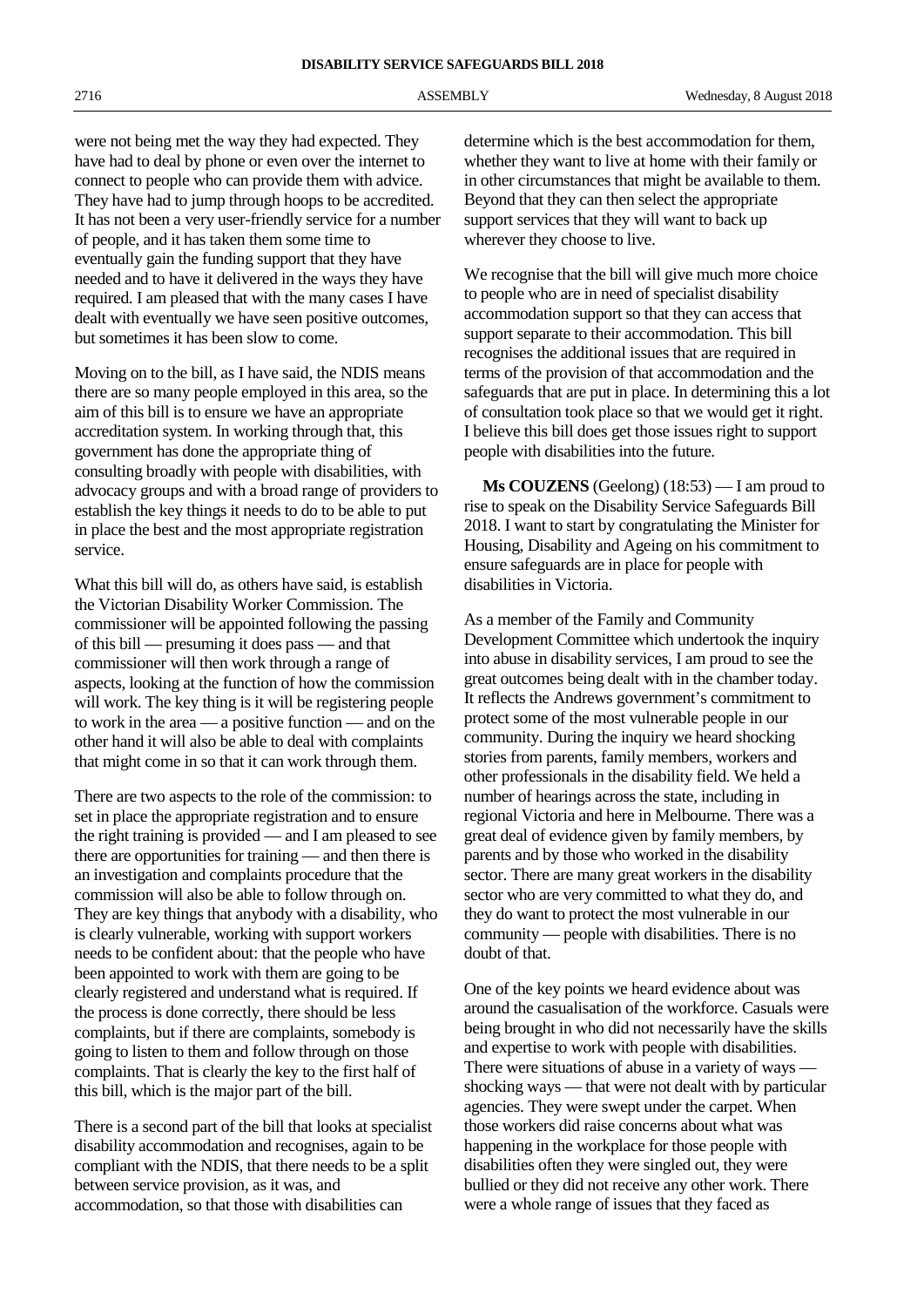were not being met the way they had expected. They have had to deal by phone or even over the internet to connect to people who can provide them with advice. They have had to jump through hoops to be accredited. It has not been a very user-friendly service for a number of people, and it has taken them some time to eventually gain the funding support that they have needed and to have it delivered in the ways they have required. I am pleased that with the many cases I have dealt with eventually we have seen positive outcomes, but sometimes it has been slow to come.

Moving on to the bill, as I have said, the NDIS means there are so many people employed in this area, so the aim of this bill is to ensure we have an appropriate accreditation system. In working through that, this government has done the appropriate thing of consulting broadly with people with disabilities, with advocacy groups and with a broad range of providers to establish the key things it needs to do to be able to put in place the best and the most appropriate registration service.

What this bill will do, as others have said, is establish the Victorian Disability Worker Commission. The commissioner will be appointed following the passing of this bill — presuming it does pass — and that commissioner will then work through a range of aspects, looking at the function of how the commission will work. The key thing is it will be registering people to work in the area — a positive function — and on the other hand it will also be able to deal with complaints that might come in so that it can work through them.

There are two aspects to the role of the commission: to set in place the appropriate registration and to ensure the right training is provided — and I am pleased to see there are opportunities for training — and then there is an investigation and complaints procedure that the commission will also be able to follow through on. They are key things that anybody with a disability, who is clearly vulnerable, working with support workers needs to be confident about: that the people who have been appointed to work with them are going to be clearly registered and understand what is required. If the process is done correctly, there should be less complaints, but if there are complaints, somebody is going to listen to them and follow through on those complaints. That is clearly the key to the first half of this bill, which is the major part of the bill.

There is a second part of the bill that looks at specialist disability accommodation and recognises, again to be compliant with the NDIS, that there needs to be a split between service provision, as it was, and accommodation, so that those with disabilities can determine which is the best accommodation for them, whether they want to live at home with their family or in other circumstances that might be available to them. Beyond that they can then select the appropriate support services that they will want to back up wherever they choose to live.

We recognise that the bill will give much more choice to people who are in need of specialist disability accommodation support so that they can access that support separate to their accommodation. This bill recognises the additional issues that are required in terms of the provision of that accommodation and the safeguards that are put in place. In determining this a lot of consultation took place so that we would get it right. I believe this bill does get those issues right to support people with disabilities into the future.

**Ms COUZENS** (Geelong) (18:53) — I am proud to rise to speak on the Disability Service Safeguards Bill 2018. I want to start by congratulating the Minister for Housing, Disability and Ageing on his commitment to ensure safeguards are in place for people with disabilities in Victoria.

As a member of the Family and Community Development Committee which undertook the inquiry into abuse in disability services, I am proud to see the great outcomes being dealt with in the chamber today. It reflects the Andrews government's commitment to protect some of the most vulnerable people in our community. During the inquiry we heard shocking stories from parents, family members, workers and other professionals in the disability field. We held a number of hearings across the state, including in regional Victoria and here in Melbourne. There was a great deal of evidence given by family members, by parents and by those who worked in the disability sector. There are many great workers in the disability sector who are very committed to what they do, and they do want to protect the most vulnerable in our community — people with disabilities. There is no doubt of that.

One of the key points we heard evidence about was around the casualisation of the workforce. Casuals were being brought in who did not necessarily have the skills and expertise to work with people with disabilities. There were situations of abuse in a variety of ways — shocking ways — that were not dealt with by particular agencies. They were swept under the carpet. When those workers did raise concerns about what was happening in the workplace for those people with disabilities often they were singled out, they were bullied or they did not receive any other work. There were a whole range of issues that they faced as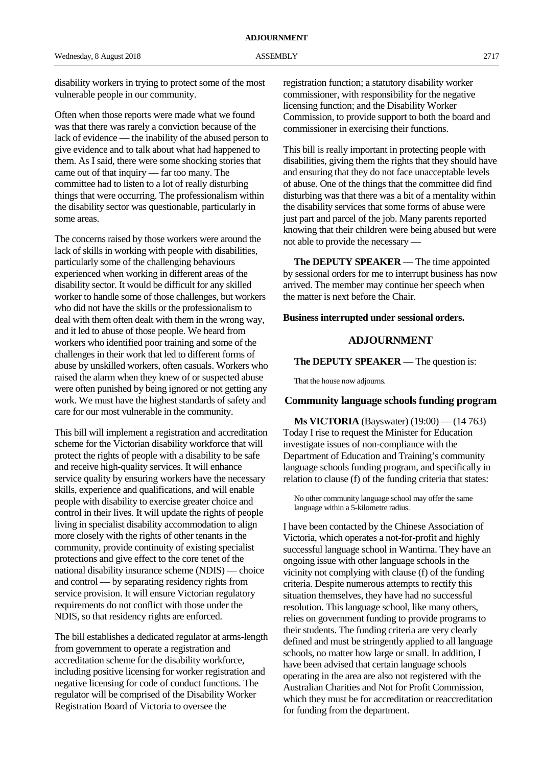disability workers in trying to protect some of the most vulnerable people in our community.

Often when those reports were made what we found was that there was rarely a conviction because of the lack of evidence — the inability of the abused person to give evidence and to talk about what had happened to them. As I said, there were some shocking stories that came out of that inquiry — far too many. The committee had to listen to a lot of really disturbing things that were occurring. The professionalism within the disability sector was questionable, particularly in some areas.

The concerns raised by those workers were around the lack of skills in working with people with disabilities, particularly some of the challenging behaviours experienced when working in different areas of the disability sector. It would be difficult for any skilled worker to handle some of those challenges, but workers who did not have the skills or the professionalism to deal with them often dealt with them in the wrong way, and it led to abuse of those people. We heard from workers who identified poor training and some of the challenges in their work that led to different forms of abuse by unskilled workers, often casuals. Workers who raised the alarm when they knew of or suspected abuse were often punished by being ignored or not getting any work. We must have the highest standards of safety and care for our most vulnerable in the community.

This bill will implement a registration and accreditation scheme for the Victorian disability workforce that will protect the rights of people with a disability to be safe and receive high-quality services. It will enhance service quality by ensuring workers have the necessary skills, experience and qualifications, and will enable people with disability to exercise greater choice and control in their lives. It will update the rights of people living in specialist disability accommodation to align more closely with the rights of other tenants in the community, provide continuity of existing specialist protections and give effect to the core tenet of the national disability insurance scheme (NDIS) — choice and control — by separating residency rights from service provision. It will ensure Victorian regulatory requirements do not conflict with those under the NDIS, so that residency rights are enforced.

The bill establishes a dedicated regulator at arms-length from government to operate a registration and accreditation scheme for the disability workforce, including positive licensing for worker registration and negative licensing for code of conduct functions. The regulator will be comprised of the Disability Worker Registration Board of Victoria to oversee the registration function; a statutory disability worker commissioner, with responsibility for the negative licensing function; and the Disability Worker Commission, to provide support to both the board and commissioner in exercising their functions.

This bill is really important in protecting people with disabilities, giving them the rights that they should have and ensuring that they do not face unacceptable levels of abuse. One of the things that the committee did find disturbing was that there was a bit of a mentality within the disability services that some forms of abuse were just part and parcel of the job. Many parents reported knowing that their children were being abused but were not able to provide the necessary —

**The DEPUTY SPEAKER** — The time appointed by sessional orders for me to interrupt business has now arrived. The member may continue her speech when the matter is next before the Chair.

**Business interrupted under sessional orders.**

## ADJOURNMENT

**The DEPUTY SPEAKER** — The question is:

> That the house now adjourns.

### Community language schools funding program

**Ms VICTORIA** (Bayswater) (19:00) — (14 763) Today I rise to request the Minister for Education investigate issues of non-compliance with the Department of Education and Training's community language schools funding program, and specifically in relation to clause (f) of the funding criteria that states:

> No other community language school may offer the same language within a 5-kilometre radius.

I have been contacted by the Chinese Association of Victoria, which operates a not-for-profit and highly successful language school in Wantirna. They have an ongoing issue with other language schools in the vicinity not complying with clause (f) of the funding criteria. Despite numerous attempts to rectify this situation themselves, they have had no successful resolution. This language school, like many others, relies on government funding to provide programs to their students. The funding criteria are very clearly defined and must be stringently applied to all language schools, no matter how large or small. In addition, I have been advised that certain language schools operating in the area are also not registered with the Australian Charities and Not for Profit Commission, which they must be for accreditation or reaccreditation for funding from the department.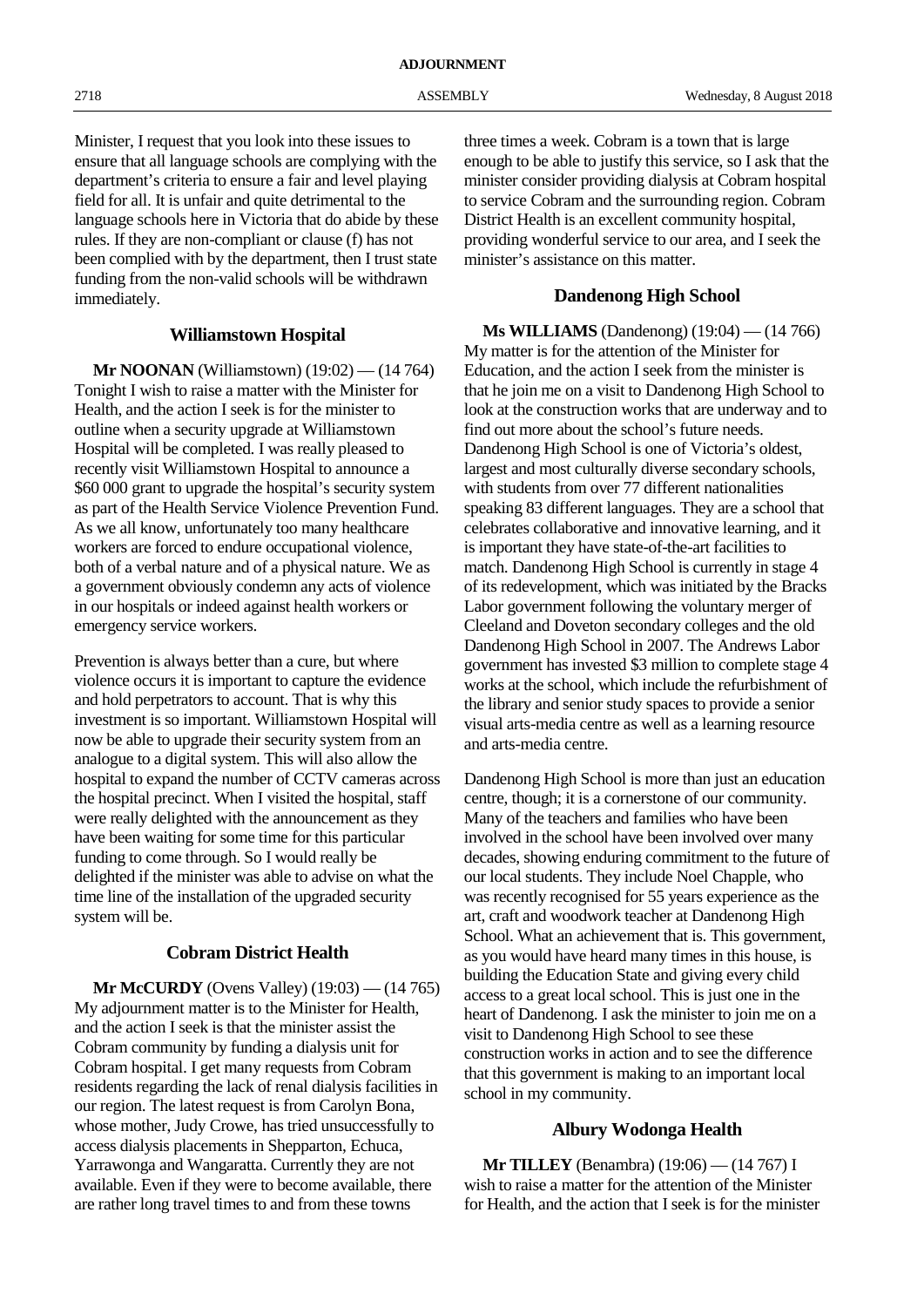Minister, I request that you look into these issues to ensure that all language schools are complying with the department's criteria to ensure a fair and level playing field for all. It is unfair and quite detrimental to the language schools here in Victoria that do abide by these rules. If they are non-compliant or clause (f) has not been complied with by the department, then I trust state funding from the non-valid schools will be withdrawn immediately.

## Williamstown Hospital

**Mr NOONAN** (Williamstown) (19:02) — (14 764) Tonight I wish to raise a matter with the Minister for Health, and the action I seek is for the minister to outline when a security upgrade at Williamstown Hospital will be completed. I was really pleased to recently visit Williamstown Hospital to announce a $60 000 grant to upgrade the hospital's security system as part of the Health Service Violence Prevention Fund. As we all know, unfortunately too many healthcare workers are forced to endure occupational violence, both of a verbal nature and of a physical nature. We as a government obviously condemn any acts of violence in our hospitals or indeed against health workers or emergency service workers.

Prevention is always better than a cure, but where violence occurs it is important to capture the evidence and hold perpetrators to account. That is why this investment is so important. Williamstown Hospital will now be able to upgrade their security system from an analogue to a digital system. This will also allow the hospital to expand the number of CCTV cameras across the hospital precinct. When I visited the hospital, staff were really delighted with the announcement as they have been waiting for some time for this particular funding to come through. So I would really be delighted if the minister was able to advise on what the time line of the installation of the upgraded security system will be.

## Cobram District Health

**Mr McCURDY** (Ovens Valley) (19:03) — (14 765) My adjournment matter is to the Minister for Health, and the action I seek is that the minister assist the Cobram community by funding a dialysis unit for Cobram hospital. I get many requests from Cobram residents regarding the lack of renal dialysis facilities in our region. The latest request is from Carolyn Bona, whose mother, Judy Crowe, has tried unsuccessfully to access dialysis placements in Shepparton, Echuca, Yarrawonga and Wangaratta. Currently they are not available. Even if they were to become available, there are rather long travel times to and from these towns three times a week. Cobram is a town that is large enough to be able to justify this service, so I ask that the minister consider providing dialysis at Cobram hospital to service Cobram and the surrounding region. Cobram District Health is an excellent community hospital, providing wonderful service to our area, and I seek the minister's assistance on this matter.

## Dandenong High School

**Ms WILLIAMS** (Dandenong) (19:04) — (14 766) My matter is for the attention of the Minister for Education, and the action I seek from the minister is that he join me on a visit to Dandenong High School to look at the construction works that are underway and to find out more about the school's future needs. Dandenong High School is one of Victoria's oldest, largest and most culturally diverse secondary schools, with students from over 77 different nationalities speaking 83 different languages. They are a school that celebrates collaborative and innovative learning, and it is important they have state-of-the-art facilities to match. Dandenong High School is currently in stage 4 of its redevelopment, which was initiated by the Bracks Labor government following the voluntary merger of Cleeland and Doveton secondary colleges and the old Dandenong High School in 2007. The Andrews Labor government has invested $3 million to complete stage 4 works at the school, which include the refurbishment of the library and senior study spaces to provide a senior visual arts-media centre as well as a learning resource and arts-media centre.

Dandenong High School is more than just an education centre, though; it is a cornerstone of our community. Many of the teachers and families who have been involved in the school have been involved over many decades, showing enduring commitment to the future of our local students. They include Noel Chapple, who was recently recognised for 55 years experience as the art, craft and woodwork teacher at Dandenong High School. What an achievement that is. This government, as you would have heard many times in this house, is building the Education State and giving every child access to a great local school. This is just one in the heart of Dandenong. I ask the minister to join me on a visit to Dandenong High School to see these construction works in action and to see the difference that this government is making to an important local school in my community.

## Albury Wodonga Health

**Mr TILLEY** (Benambra) (19:06) — (14 767) I wish to raise a matter for the attention of the Minister for Health, and the action that I seek is for the minister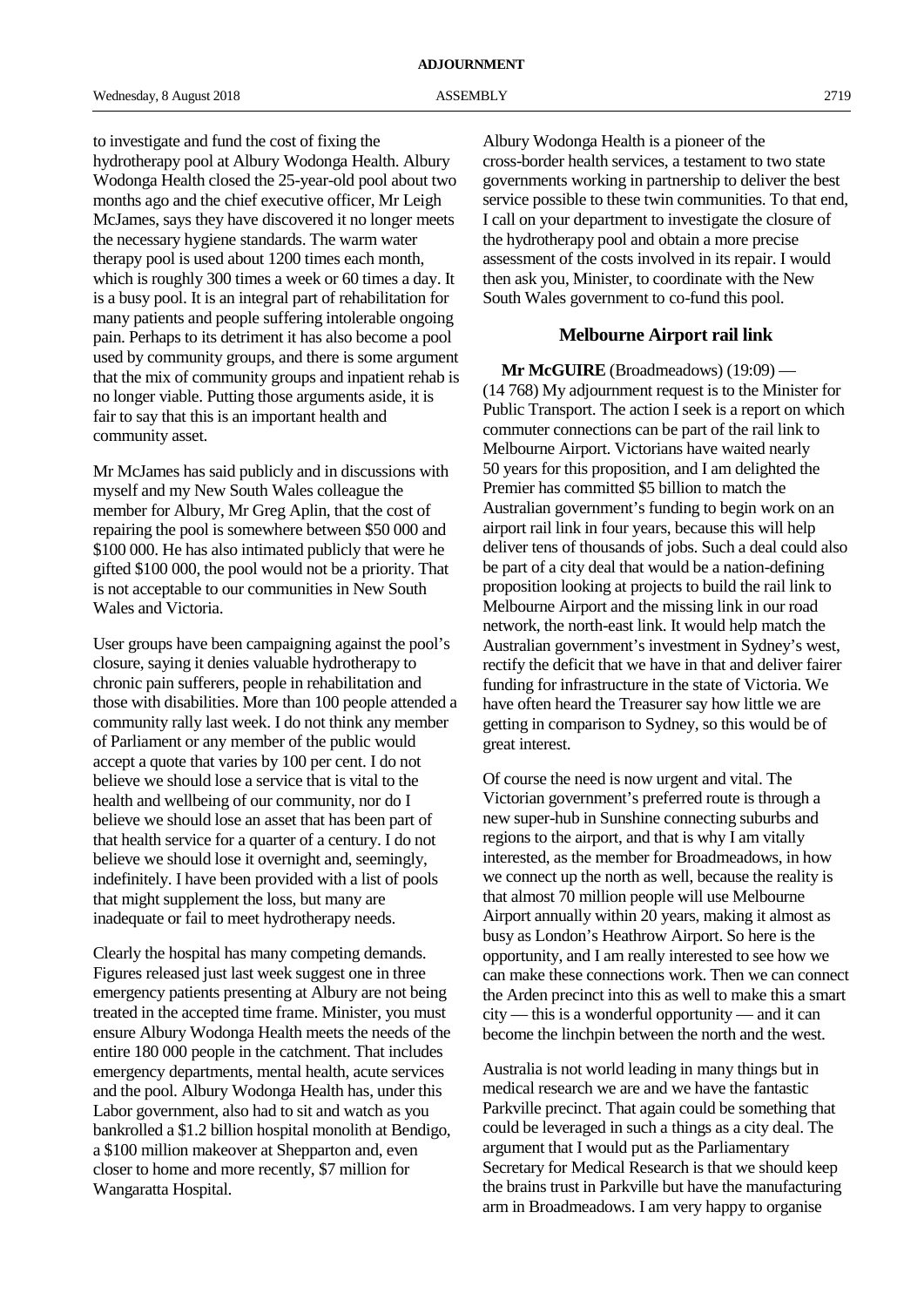to investigate and fund the cost of fixing the hydrotherapy pool at Albury Wodonga Health. Albury Wodonga Health closed the 25-year-old pool about two months ago and the chief executive officer, Mr Leigh McJames, says they have discovered it no longer meets the necessary hygiene standards. The warm water therapy pool is used about 1200 times each month, which is roughly 300 times a week or 60 times a day. It is a busy pool. It is an integral part of rehabilitation for many patients and people suffering intolerable ongoing pain. Perhaps to its detriment it has also become a pool used by community groups, and there is some argument that the mix of community groups and inpatient rehab is no longer viable. Putting those arguments aside, it is fair to say that this is an important health and community asset.

Mr McJames has said publicly and in discussions with myself and my New South Wales colleague the member for Albury, Mr Greg Aplin, that the cost of repairing the pool is somewhere between $50 000 and $100 000. He has also intimated publicly that were he gifted $100 000, the pool would not be a priority. That is not acceptable to our communities in New South Wales and Victoria.

User groups have been campaigning against the pool's closure, saying it denies valuable hydrotherapy to chronic pain sufferers, people in rehabilitation and those with disabilities. More than 100 people attended a community rally last week. I do not think any member of Parliament or any member of the public would accept a quote that varies by 100 per cent. I do not believe we should lose a service that is vital to the health and wellbeing of our community, nor do I believe we should lose an asset that has been part of that health service for a quarter of a century. I do not believe we should lose it overnight and, seemingly, indefinitely. I have been provided with a list of pools that might supplement the loss, but many are inadequate or fail to meet hydrotherapy needs.

Clearly the hospital has many competing demands. Figures released just last week suggest one in three emergency patients presenting at Albury are not being treated in the accepted time frame. Minister, you must ensure Albury Wodonga Health meets the needs of the entire 180 000 people in the catchment. That includes emergency departments, mental health, acute services and the pool. Albury Wodonga Health has, under this Labor government, also had to sit and watch as you bankrolled a $1.2 billion hospital monolith at Bendigo, a $100 million makeover at Shepparton and, even closer to home and more recently, $7 million for Wangaratta Hospital.

Albury Wodonga Health is a pioneer of the cross-border health services, a testament to two state governments working in partnership to deliver the best service possible to these twin communities. To that end, I call on your department to investigate the closure of the hydrotherapy pool and obtain a more precise assessment of the costs involved in its repair. I would then ask you, Minister, to coordinate with the New South Wales government to co-fund this pool.

## Melbourne Airport rail link

**Mr McGUIRE** (Broadmeadows) (19:09) — (14 768) My adjournment request is to the Minister for Public Transport. The action I seek is a report on which commuter connections can be part of the rail link to Melbourne Airport. Victorians have waited nearly 50 years for this proposition, and I am delighted the Premier has committed $5 billion to match the Australian government's funding to begin work on an airport rail link in four years, because this will help deliver tens of thousands of jobs. Such a deal could also be part of a city deal that would be a nation-defining proposition looking at projects to build the rail link to Melbourne Airport and the missing link in our road network, the north-east link. It would help match the Australian government's investment in Sydney's west, rectify the deficit that we have in that and deliver fairer funding for infrastructure in the state of Victoria. We have often heard the Treasurer say how little we are getting in comparison to Sydney, so this would be of great interest.

Of course the need is now urgent and vital. The Victorian government's preferred route is through a new super-hub in Sunshine connecting suburbs and regions to the airport, and that is why I am vitally interested, as the member for Broadmeadows, in how we connect up the north as well, because the reality is that almost 70 million people will use Melbourne Airport annually within 20 years, making it almost as busy as London's Heathrow Airport. So here is the opportunity, and I am really interested to see how we can make these connections work. Then we can connect the Arden precinct into this as well to make this a smart city — this is a wonderful opportunity — and it can become the linchpin between the north and the west.

Australia is not world leading in many things but in medical research we are and we have the fantastic Parkville precinct. That again could be something that could be leveraged in such a things as a city deal. The argument that I would put as the Parliamentary Secretary for Medical Research is that we should keep the brains trust in Parkville but have the manufacturing arm in Broadmeadows. I am very happy to organise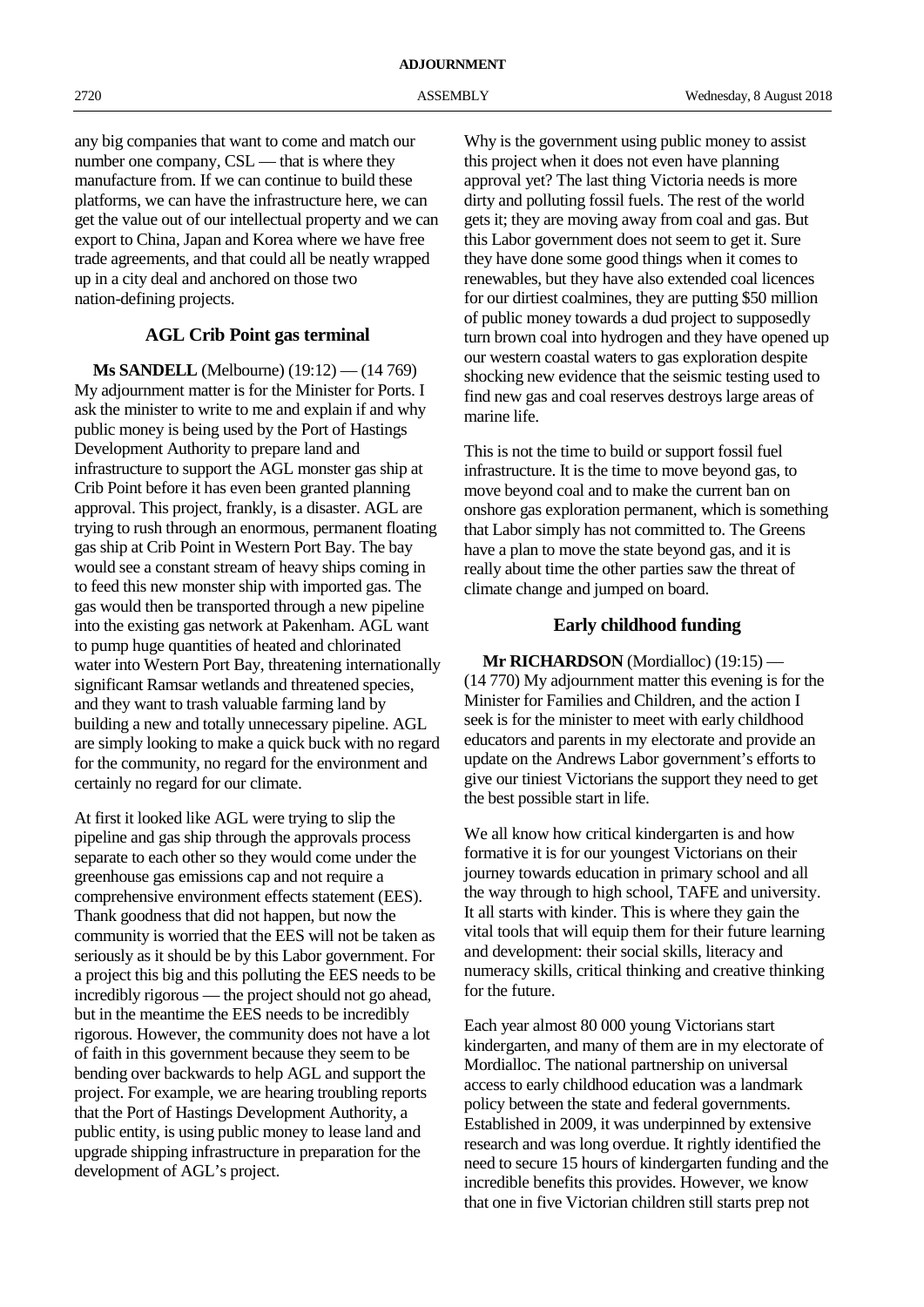any big companies that want to come and match our number one company, CSL — that is where they manufacture from. If we can continue to build these platforms, we can have the infrastructure here, we can get the value out of our intellectual property and we can export to China, Japan and Korea where we have free trade agreements, and that could all be neatly wrapped up in a city deal and anchored on those two nation-defining projects.

## AGL Crib Point gas terminal

**Ms SANDELL** (Melbourne) (19:12) — (14 769) My adjournment matter is for the Minister for Ports. I ask the minister to write to me and explain if and why public money is being used by the Port of Hastings Development Authority to prepare land and infrastructure to support the AGL monster gas ship at Crib Point before it has even been granted planning approval. This project, frankly, is a disaster. AGL are trying to rush through an enormous, permanent floating gas ship at Crib Point in Western Port Bay. The bay would see a constant stream of heavy ships coming in to feed this new monster ship with imported gas. The gas would then be transported through a new pipeline into the existing gas network at Pakenham. AGL want to pump huge quantities of heated and chlorinated water into Western Port Bay, threatening internationally significant Ramsar wetlands and threatened species, and they want to trash valuable farming land by building a new and totally unnecessary pipeline. AGL are simply looking to make a quick buck with no regard for the community, no regard for the environment and certainly no regard for our climate.

At first it looked like AGL were trying to slip the pipeline and gas ship through the approvals process separate to each other so they would come under the greenhouse gas emissions cap and not require a comprehensive environment effects statement (EES). Thank goodness that did not happen, but now the community is worried that the EES will not be taken as seriously as it should be by this Labor government. For a project this big and this polluting the EES needs to be incredibly rigorous — the project should not go ahead, but in the meantime the EES needs to be incredibly rigorous. However, the community does not have a lot of faith in this government because they seem to be bending over backwards to help AGL and support the project. For example, we are hearing troubling reports that the Port of Hastings Development Authority, a public entity, is using public money to lease land and upgrade shipping infrastructure in preparation for the development of AGL's project.

Why is the government using public money to assist this project when it does not even have planning approval yet? The last thing Victoria needs is more dirty and polluting fossil fuels. The rest of the world gets it; they are moving away from coal and gas. But this Labor government does not seem to get it. Sure they have done some good things when it comes to renewables, but they have also extended coal licences for our dirtiest coalmines, they are putting $50 million of public money towards a dud project to supposedly turn brown coal into hydrogen and they have opened up our western coastal waters to gas exploration despite shocking new evidence that the seismic testing used to find new gas and coal reserves destroys large areas of marine life.

This is not the time to build or support fossil fuel infrastructure. It is the time to move beyond gas, to move beyond coal and to make the current ban on onshore gas exploration permanent, which is something that Labor simply has not committed to. The Greens have a plan to move the state beyond gas, and it is really about time the other parties saw the threat of climate change and jumped on board.

## Early childhood funding

**Mr RICHARDSON** (Mordialloc) (19:15) — (14 770) My adjournment matter this evening is for the Minister for Families and Children, and the action I seek is for the minister to meet with early childhood educators and parents in my electorate and provide an update on the Andrews Labor government's efforts to give our tiniest Victorians the support they need to get the best possible start in life.

We all know how critical kindergarten is and how formative it is for our youngest Victorians on their journey towards education in primary school and all the way through to high school, TAFE and university. It all starts with kinder. This is where they gain the vital tools that will equip them for their future learning and development: their social skills, literacy and numeracy skills, critical thinking and creative thinking for the future.

Each year almost 80 000 young Victorians start kindergarten, and many of them are in my electorate of Mordialloc. The national partnership on universal access to early childhood education was a landmark policy between the state and federal governments. Established in 2009, it was underpinned by extensive research and was long overdue. It rightly identified the need to secure 15 hours of kindergarten funding and the incredible benefits this provides. However, we know that one in five Victorian children still starts prep not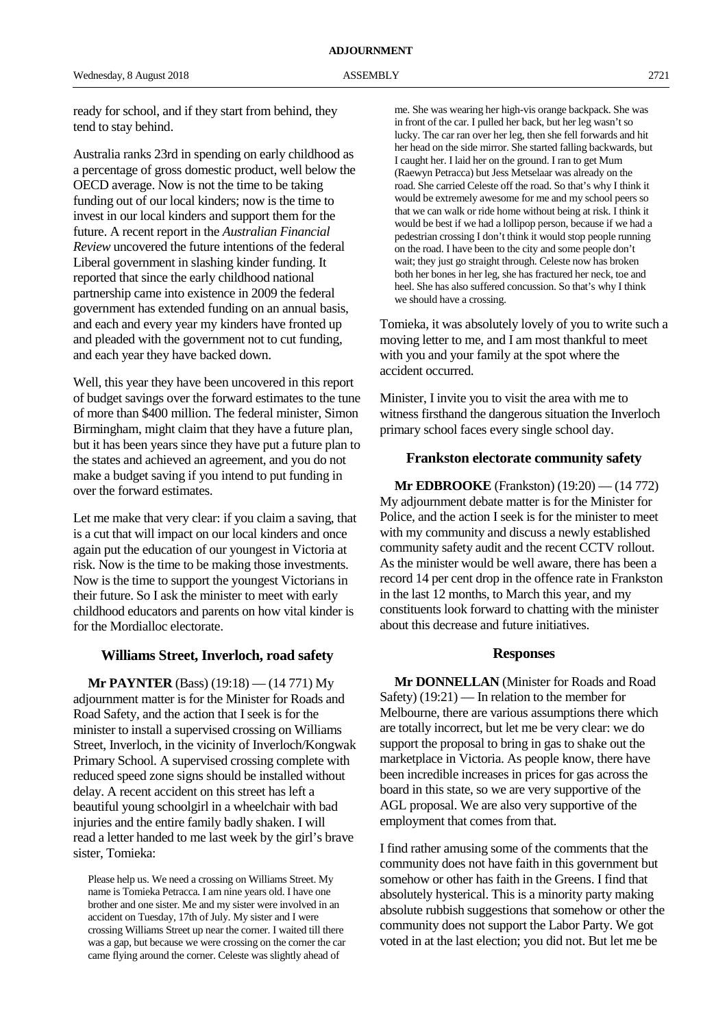ready for school, and if they start from behind, they tend to stay behind.

Australia ranks 23rd in spending on early childhood as a percentage of gross domestic product, well below the OECD average. Now is not the time to be taking funding out of our local kinders; now is the time to invest in our local kinders and support them for the future. A recent report in the *Australian Financial Review* uncovered the future intentions of the federal Liberal government in slashing kinder funding. It reported that since the early childhood national partnership came into existence in 2009 the federal government has extended funding on an annual basis, and each and every year my kinders have fronted up and pleaded with the government not to cut funding, and each year they have backed down.

Well, this year they have been uncovered in this report of budget savings over the forward estimates to the tune of more than $400 million. The federal minister, Simon Birmingham, might claim that they have a future plan, but it has been years since they have put a future plan to the states and achieved an agreement, and you do not make a budget saving if you intend to put funding in over the forward estimates.

Let me make that very clear: if you claim a saving, that is a cut that will impact on our local kinders and once again put the education of our youngest in Victoria at risk. Now is the time to be making those investments. Now is the time to support the youngest Victorians in their future. So I ask the minister to meet with early childhood educators and parents on how vital kinder is for the Mordialloc electorate.

## Williams Street, Inverloch, road safety

**Mr PAYNTER** (Bass) (19:18) — (14 771) My adjournment matter is for the Minister for Roads and Road Safety, and the action that I seek is for the minister to install a supervised crossing on Williams Street, Inverloch, in the vicinity of Inverloch/Kongwak Primary School. A supervised crossing complete with reduced speed zone signs should be installed without delay. A recent accident on this street has left a beautiful young schoolgirl in a wheelchair with bad injuries and the entire family badly shaken. I will read a letter handed to me last week by the girl's brave sister, Tomieka:

> Please help us. We need a crossing on Williams Street. My name is Tomieka Petracca. I am nine years old. I have one brother and one sister. Me and my sister were involved in an accident on Tuesday, 17th of July. My sister and I were crossing Williams Street up near the corner. I waited till there was a gap, but because we were crossing on the corner the car came flying around the corner. Celeste was slightly ahead of me. She was wearing her high-vis orange backpack. She was in front of the car. I pulled her back, but her leg wasn't so lucky. The car ran over her leg, then she fell forwards and hit her head on the side mirror. She started falling backwards, but I caught her. I laid her on the ground. I ran to get Mum (Raewyn Petracca) but Jess Metselaar was already on the road. She carried Celeste off the road. So that's why I think it would be extremely awesome for me and my school peers so that we can walk or ride home without being at risk. I think it would be best if we had a lollipop person, because if we had a pedestrian crossing I don't think it would stop people running on the road. I have been to the city and some people don't wait; they just go straight through. Celeste now has broken both her bones in her leg, she has fractured her neck, toe and heel. She has also suffered concussion. So that's why I think we should have a crossing.

Tomieka, it was absolutely lovely of you to write such a moving letter to me, and I am most thankful to meet with you and your family at the spot where the accident occurred.

Minister, I invite you to visit the area with me to witness firsthand the dangerous situation the Inverloch primary school faces every single school day.

## Frankston electorate community safety

**Mr EDBROOKE** (Frankston) (19:20) — (14 772) My adjournment debate matter is for the Minister for Police, and the action I seek is for the minister to meet with my community and discuss a newly established community safety audit and the recent CCTV rollout. As the minister would be well aware, there has been a record 14 per cent drop in the offence rate in Frankston in the last 12 months, to March this year, and my constituents look forward to chatting with the minister about this decrease and future initiatives.

## Responses

**Mr DONNELLAN** (Minister for Roads and Road Safety) (19:21) — In relation to the member for Melbourne, there are various assumptions there which are totally incorrect, but let me be very clear: we do support the proposal to bring in gas to shake out the marketplace in Victoria. As people know, there have been incredible increases in prices for gas across the board in this state, so we are very supportive of the AGL proposal. We are also very supportive of the employment that comes from that.

I find rather amusing some of the comments that the community does not have faith in this government but somehow or other has faith in the Greens. I find that absolutely hysterical. This is a minority party making absolute rubbish suggestions that somehow or other the community does not support the Labor Party. We got voted in at the last election; you did not. But let me be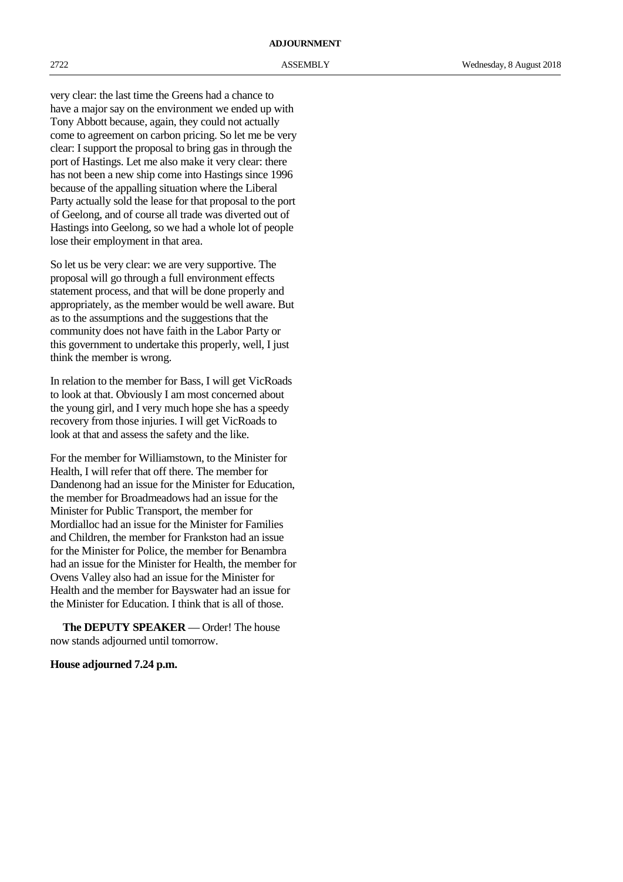very clear: the last time the Greens had a chance to have a major say on the environment we ended up with Tony Abbott because, again, they could not actually come to agreement on carbon pricing. So let me be very clear: I support the proposal to bring gas in through the port of Hastings. Let me also make it very clear: there has not been a new ship come into Hastings since 1996 because of the appalling situation where the Liberal Party actually sold the lease for that proposal to the port of Geelong, and of course all trade was diverted out of Hastings into Geelong, so we had a whole lot of people lose their employment in that area.

So let us be very clear: we are very supportive. The proposal will go through a full environment effects statement process, and that will be done properly and appropriately, as the member would be well aware. But as to the assumptions and the suggestions that the community does not have faith in the Labor Party or this government to undertake this properly, well, I just think the member is wrong.

In relation to the member for Bass, I will get VicRoads to look at that. Obviously I am most concerned about the young girl, and I very much hope she has a speedy recovery from those injuries. I will get VicRoads to look at that and assess the safety and the like.

For the member for Williamstown, to the Minister for Health, I will refer that off there. The member for Dandenong had an issue for the Minister for Education, the member for Broadmeadows had an issue for the Minister for Public Transport, the member for Mordialloc had an issue for the Minister for Families and Children, the member for Frankston had an issue for the Minister for Police, the member for Benambra had an issue for the Minister for Health, the member for Ovens Valley also had an issue for the Minister for Health and the member for Bayswater had an issue for the Minister for Education. I think that is all of those.

**The DEPUTY SPEAKER** — Order! The house now stands adjourned until tomorrow.

**House adjourned 7.24 p.m.**